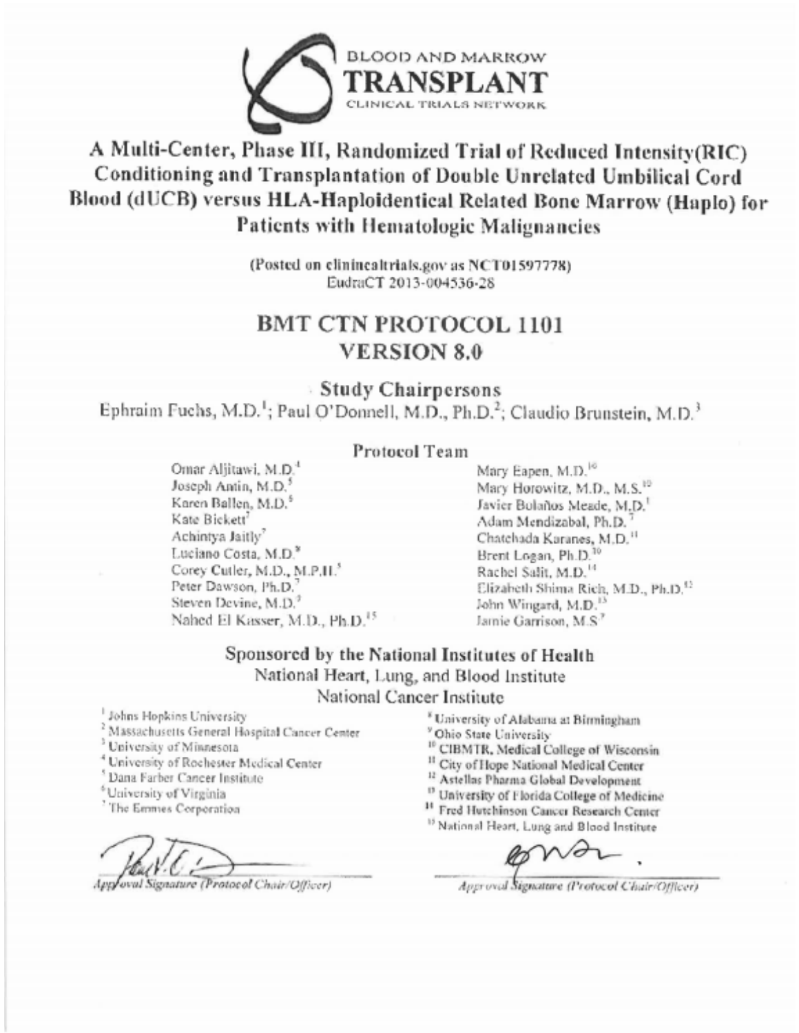BLOOD AND MARROW
TRANSPLANT
CLINICAL TRIALS NETWORK

# A Multi-Center, Phase III, Randomized Trial of Reduced Intensity(RIC) Conditioning and Transplantation of Double Unrelated Umbilical Cord Blood (dUCB) versus HLA-Haploidentical Related Bone Marrow (Haplo) for Patients with Hematologic Malignancies

(Posted on clinincaltrials.gov as NCT01597778)
EudraCT 2013-004536-28

## BMT CTN PROTOCOL 1101
## VERSION 8.0

### Study Chairpersons

Ephraim Fuchs, M.D.[1]; Paul O'Donnell, M.D., Ph.D.[2]; Claudio Brunstein, M.D.[3]

### Protocol Team

Omar Aljitawi, M.D.[4]
Joseph Antin, M.D.[5]
Karen Ballen, M.D.[6]
Kate Bickett[7]
Achintya Jaitly[7]
Luciano Costa, M.D.[8]
Corey Cutler, M.D., M.P.H.[5]
Peter Dawson, Ph.D.[7]
Steven Devine, M.D.[9]
Nahed El Kasser, M.D., Ph.D.[15]
Mary Eapen, M.D.[10]
Mary Horowitz, M.D., M.S.[10]
Javier Bolaños Meade, M.D.[1]
Adam Mendizabal, Ph.D.[7]
Chatchada Karanes, M.D.[11]
Brent Logan, Ph.D.[10]
Rachel Salit, M.D.[14]
Elizabeth Shima Rich, M.D., Ph.D.[12]
John Wingard, M.D.[13]
Jamie Garrison, M.S.[7]

### Sponsored by the National Institutes of Health
National Heart, Lung, and Blood Institute
National Cancer Institute

[1] Johns Hopkins University
[2] Massachusetts General Hospital Cancer Center
[3] University of Minnesota
[4] University of Rochester Medical Center
[5] Dana Farber Cancer Institute
[6] University of Virginia
[7] The Emmes Corporation
[8] University of Alabama at Birmingham
[9] Ohio State University
[10] CIBMTR, Medical College of Wisconsin
[11] City of Hope National Medical Center
[12] Astellas Pharma Global Development
[13] University of Florida College of Medicine
[14] Fred Hutchinson Cancer Research Center
[15] National Heart, Lung and Blood Institute

Approval Signature (Protocol Chair/Officer)

Approval Signature (Protocol Chair/Officer)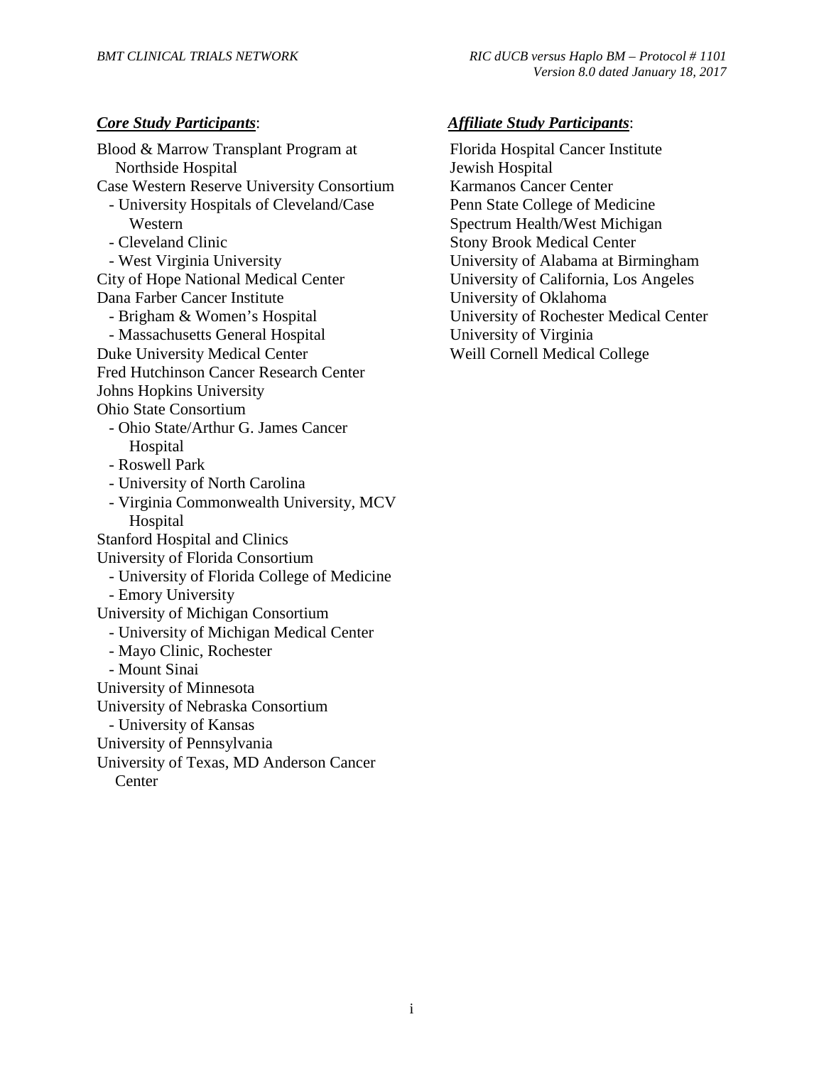***Core Study Participants***:

Blood & Marrow Transplant Program at Northside Hospital
Case Western Reserve University Consortium
- University Hospitals of Cleveland/Case Western
- Cleveland Clinic
- West Virginia University

City of Hope National Medical Center
Dana Farber Cancer Institute
- Brigham & Women's Hospital
- Massachusetts General Hospital

Duke University Medical Center
Fred Hutchinson Cancer Research Center
Johns Hopkins University
Ohio State Consortium
- Ohio State/Arthur G. James Cancer Hospital
- Roswell Park
- University of North Carolina
- Virginia Commonwealth University, MCV Hospital

Stanford Hospital and Clinics
University of Florida Consortium
- University of Florida College of Medicine
- Emory University

University of Michigan Consortium
- University of Michigan Medical Center
- Mayo Clinic, Rochester
- Mount Sinai

University of Minnesota
University of Nebraska Consortium
- University of Kansas

University of Pennsylvania
University of Texas, MD Anderson Cancer Center

***Affiliate Study Participants***:

Florida Hospital Cancer Institute
Jewish Hospital
Karmanos Cancer Center
Penn State College of Medicine
Spectrum Health/West Michigan
Stony Brook Medical Center
University of Alabama at Birmingham
University of California, Los Angeles
University of Oklahoma
University of Rochester Medical Center
University of Virginia
Weill Cornell Medical College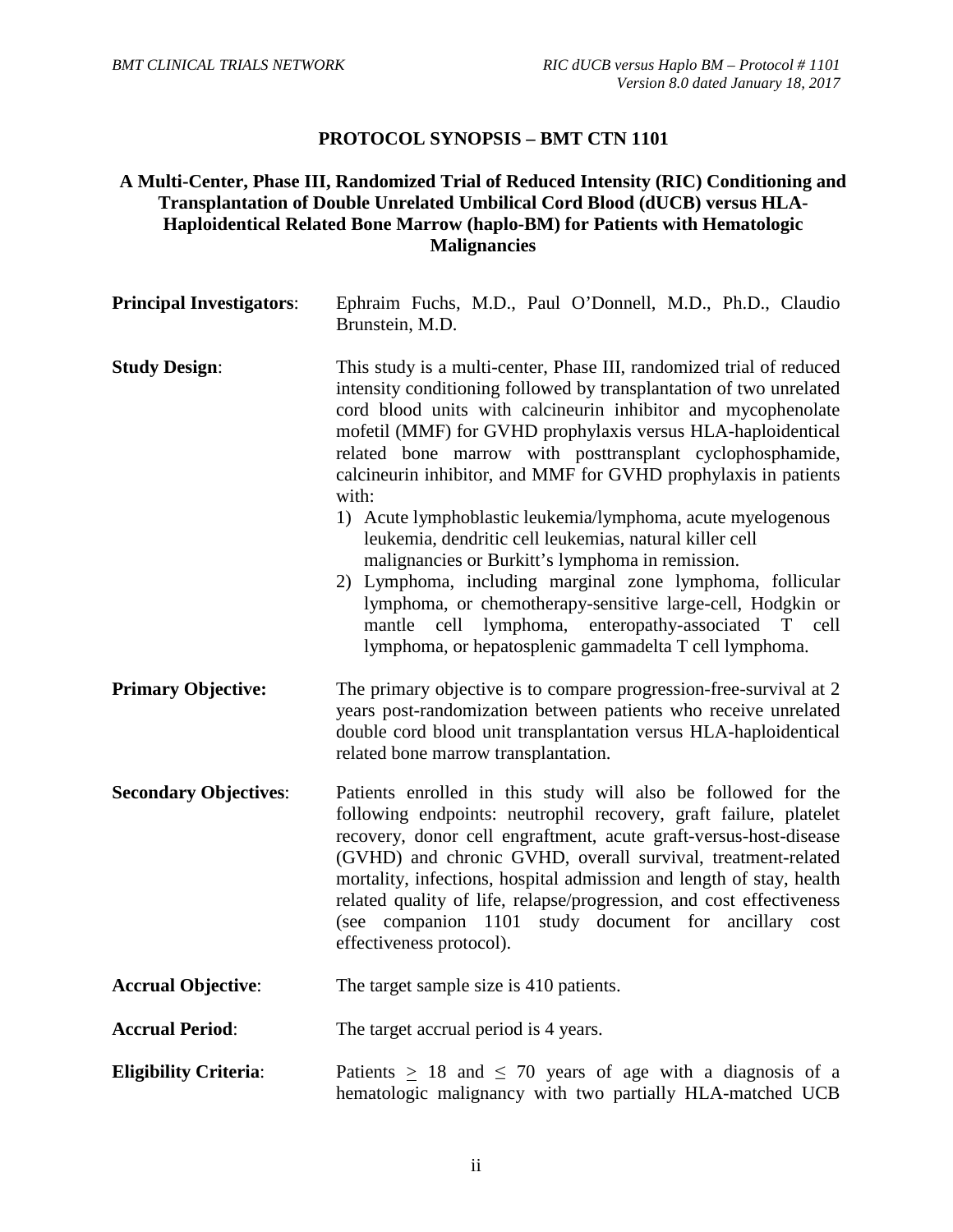## PROTOCOL SYNOPSIS – BMT CTN 1101

### A Multi-Center, Phase III, Randomized Trial of Reduced Intensity (RIC) Conditioning and Transplantation of Double Unrelated Umbilical Cord Blood (dUCB) versus HLA-Haploidentical Related Bone Marrow (haplo-BM) for Patients with Hematologic Malignancies

**Principal Investigators**: Ephraim Fuchs, M.D., Paul O'Donnell, M.D., Ph.D., Claudio Brunstein, M.D.

**Study Design**: This study is a multi-center, Phase III, randomized trial of reduced intensity conditioning followed by transplantation of two unrelated cord blood units with calcineurin inhibitor and mycophenolate mofetil (MMF) for GVHD prophylaxis versus HLA-haploidentical related bone marrow with posttransplant cyclophosphamide, calcineurin inhibitor, and MMF for GVHD prophylaxis in patients with:

1) Acute lymphoblastic leukemia/lymphoma, acute myelogenous leukemia, dendritic cell leukemias, natural killer cell malignancies or Burkitt's lymphoma in remission.
2) Lymphoma, including marginal zone lymphoma, follicular lymphoma, or chemotherapy-sensitive large-cell, Hodgkin or mantle cell lymphoma, enteropathy-associated T cell lymphoma, or hepatosplenic gammadelta T cell lymphoma.

**Primary Objective:** The primary objective is to compare progression-free-survival at 2 years post-randomization between patients who receive unrelated double cord blood unit transplantation versus HLA-haploidentical related bone marrow transplantation.

**Secondary Objectives**: Patients enrolled in this study will also be followed for the following endpoints: neutrophil recovery, graft failure, platelet recovery, donor cell engraftment, acute graft-versus-host-disease (GVHD) and chronic GVHD, overall survival, treatment-related mortality, infections, hospital admission and length of stay, health related quality of life, relapse/progression, and cost effectiveness (see companion 1101 study document for ancillary cost effectiveness protocol).

**Accrual Objective**: The target sample size is 410 patients.

**Accrual Period**: The target accrual period is 4 years.

**Eligibility Criteria**: Patients $\geq$ 18 and $\leq$ 70 years of age with a diagnosis of a hematologic malignancy with two partially HLA-matched UCB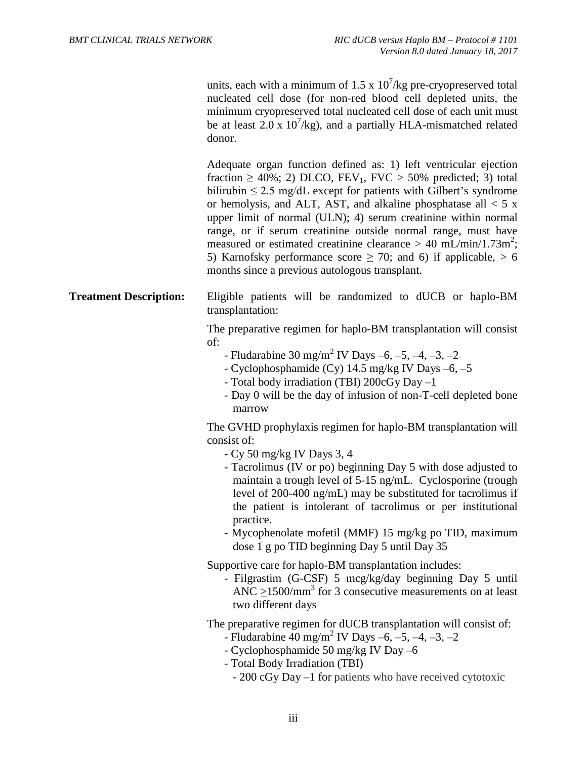units, each with a minimum of 1.5 x $10^7$/kg pre-cryopreserved total nucleated cell dose (for non-red blood cell depleted units, the minimum cryopreserved total nucleated cell dose of each unit must be at least 2.0 x $10^7$/kg), and a partially HLA-mismatched related donor.

Adequate organ function defined as: 1) left ventricular ejection fraction ≥ 40%; 2) DLCO, $FEV_1$, FVC > 50% predicted; 3) total bilirubin ≤ 2.5 mg/dL except for patients with Gilbert's syndrome or hemolysis, and ALT, AST, and alkaline phosphatase all < 5 x upper limit of normal (ULN); 4) serum creatinine within normal range, or if serum creatinine outside normal range, must have measured or estimated creatinine clearance > 40 mL/min/1.73m$^2$; 5) Karnofsky performance score ≥ 70; and 6) if applicable, > 6 months since a previous autologous transplant.

**Treatment Description:** Eligible patients will be randomized to dUCB or haplo-BM transplantation:

The preparative regimen for haplo-BM transplantation will consist of:

- Fludarabine 30 mg/m$^2$ IV Days –6, –5, –4, –3, –2
- Cyclophosphamide (Cy) 14.5 mg/kg IV Days –6, –5
- Total body irradiation (TBI) 200cGy Day –1
- Day 0 will be the day of infusion of non-T-cell depleted bone marrow

The GVHD prophylaxis regimen for haplo-BM transplantation will consist of:

- Cy 50 mg/kg IV Days 3, 4
- Tacrolimus (IV or po) beginning Day 5 with dose adjusted to maintain a trough level of 5-15 ng/mL. Cyclosporine (trough level of 200-400 ng/mL) may be substituted for tacrolimus if the patient is intolerant of tacrolimus or per institutional practice.
- Mycophenolate mofetil (MMF) 15 mg/kg po TID, maximum dose 1 g po TID beginning Day 5 until Day 35

Supportive care for haplo-BM transplantation includes:

- Filgrastim (G-CSF) 5 mcg/kg/day beginning Day 5 until ANC ≥1500/mm$^3$ for 3 consecutive measurements on at least two different days

The preparative regimen for dUCB transplantation will consist of:

- Fludarabine 40 mg/m$^2$ IV Days –6, –5, –4, –3, –2
- Cyclophosphamide 50 mg/kg IV Day –6
- Total Body Irradiation (TBI)
  - 200 cGy Day –1 for patients who have received cytotoxic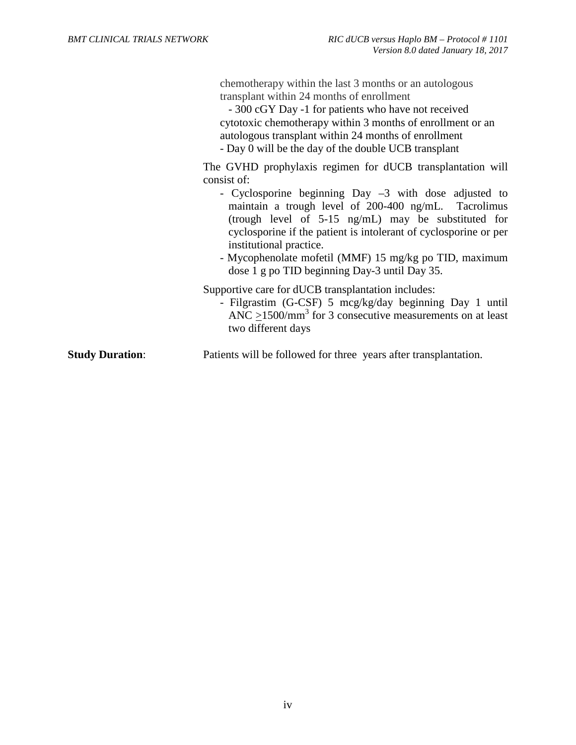chemotherapy within the last 3 months or an autologous transplant within 24 months of enrollment

- 300 cGY Day -1 for patients who have not received cytotoxic chemotherapy within 3 months of enrollment or an autologous transplant within 24 months of enrollment
- Day 0 will be the day of the double UCB transplant

The GVHD prophylaxis regimen for dUCB transplantation will consist of:

- Cyclosporine beginning Day –3 with dose adjusted to maintain a trough level of 200-400 ng/mL. Tacrolimus (trough level of 5-15 ng/mL) may be substituted for cyclosporine if the patient is intolerant of cyclosporine or per institutional practice.
- Mycophenolate mofetil (MMF) 15 mg/kg po TID, maximum dose 1 g po TID beginning Day-3 until Day 35.

Supportive care for dUCB transplantation includes:

- Filgrastim (G-CSF) 5 mcg/kg/day beginning Day 1 until ANC $\geq$1500/$mm^3$ for 3 consecutive measurements on at least two different days

**Study Duration**: Patients will be followed for three years after transplantation.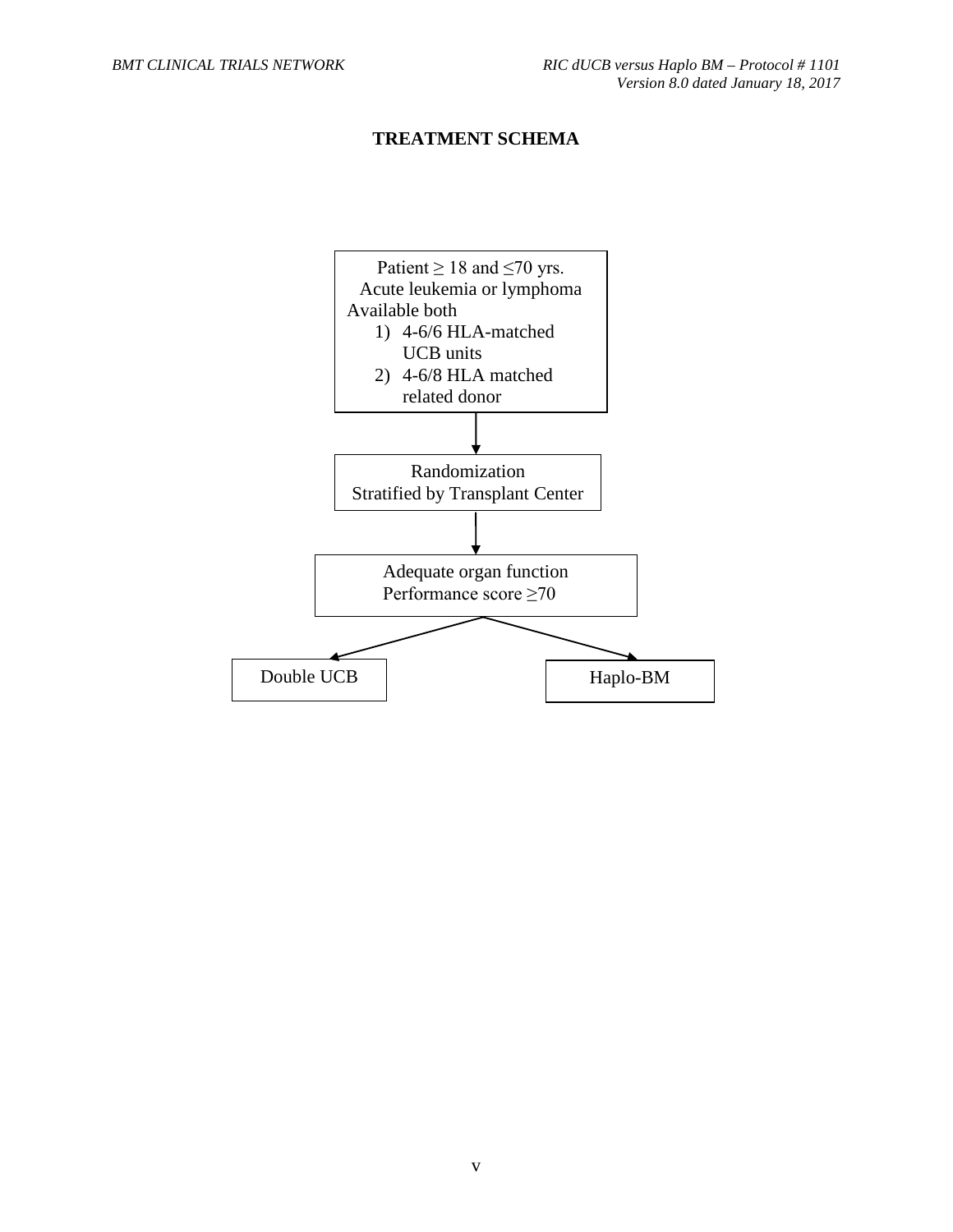# TREATMENT SCHEMA

Patient ≥ 18 and ≤70 yrs.
Acute leukemia or lymphoma
Available both
1) 4-6/6 HLA-matched UCB units
2) 4-6/8 HLA matched related donor

↓

Randomization
Stratified by Transplant Center

↓

Adequate organ function
Performance score ≥70

↓

Double UCB | Haplo-BM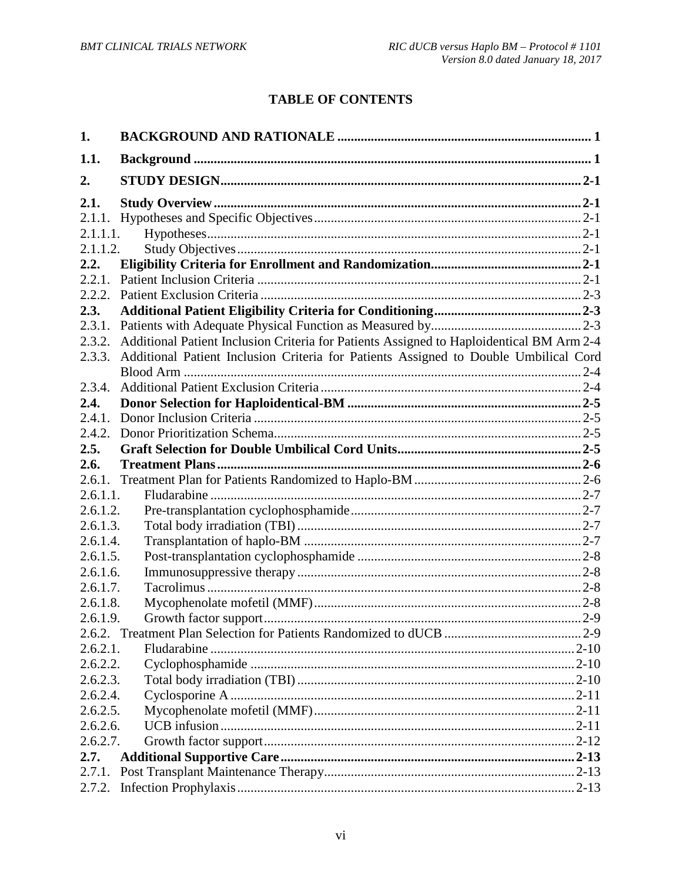# TABLE OF CONTENTS

| | | |
|---|---|---|
| **1.** | **BACKGROUND AND RATIONALE** | **1** |
| **1.1.** | **Background** | **1** |
| **2.** | **STUDY DESIGN** | **2-1** |
| **2.1.** | **Study Overview** | **2-1** |
| 2.1.1. | Hypotheses and Specific Objectives | 2-1 |
| 2.1.1.1. | Hypotheses | 2-1 |
| 2.1.1.2. | Study Objectives | 2-1 |
| **2.2.** | **Eligibility Criteria for Enrollment and Randomization** | **2-1** |
| 2.2.1. | Patient Inclusion Criteria | 2-1 |
| 2.2.2. | Patient Exclusion Criteria | 2-3 |
| **2.3.** | **Additional Patient Eligibility Criteria for Conditioning** | **2-3** |
| 2.3.1. | Patients with Adequate Physical Function as Measured by | 2-3 |
| 2.3.2. | Additional Patient Inclusion Criteria for Patients Assigned to Haploidentical BM Arm | 2-4 |
| 2.3.3. | Additional Patient Inclusion Criteria for Patients Assigned to Double Umbilical Cord Blood Arm | 2-4 |
| 2.3.4. | Additional Patient Exclusion Criteria | 2-4 |
| **2.4.** | **Donor Selection for Haploidentical-BM** | **2-5** |
| 2.4.1. | Donor Inclusion Criteria | 2-5 |
| 2.4.2. | Donor Prioritization Schema | 2-5 |
| **2.5.** | **Graft Selection for Double Umbilical Cord Units** | **2-5** |
| **2.6.** | **Treatment Plans** | **2-6** |
| 2.6.1. | Treatment Plan for Patients Randomized to Haplo-BM | 2-6 |
| 2.6.1.1. | Fludarabine | 2-7 |
| 2.6.1.2. | Pre-transplantation cyclophosphamide | 2-7 |
| 2.6.1.3. | Total body irradiation (TBI) | 2-7 |
| 2.6.1.4. | Transplantation of haplo-BM | 2-7 |
| 2.6.1.5. | Post-transplantation cyclophosphamide | 2-8 |
| 2.6.1.6. | Immunosuppressive therapy | 2-8 |
| 2.6.1.7. | Tacrolimus | 2-8 |
| 2.6.1.8. | Mycophenolate mofetil (MMF) | 2-8 |
| 2.6.1.9. | Growth factor support | 2-9 |
| 2.6.2. | Treatment Plan Selection for Patients Randomized to dUCB | 2-9 |
| 2.6.2.1. | Fludarabine | 2-10 |
| 2.6.2.2. | Cyclophosphamide | 2-10 |
| 2.6.2.3. | Total body irradiation (TBI) | 2-10 |
| 2.6.2.4. | Cyclosporine A | 2-11 |
| 2.6.2.5. | Mycophenolate mofetil (MMF) | 2-11 |
| 2.6.2.6. | UCB infusion | 2-11 |
| 2.6.2.7. | Growth factor support | 2-12 |
| **2.7.** | **Additional Supportive Care** | **2-13** |
| 2.7.1. | Post Transplant Maintenance Therapy | 2-13 |
| 2.7.2. | Infection Prophylaxis | 2-13 |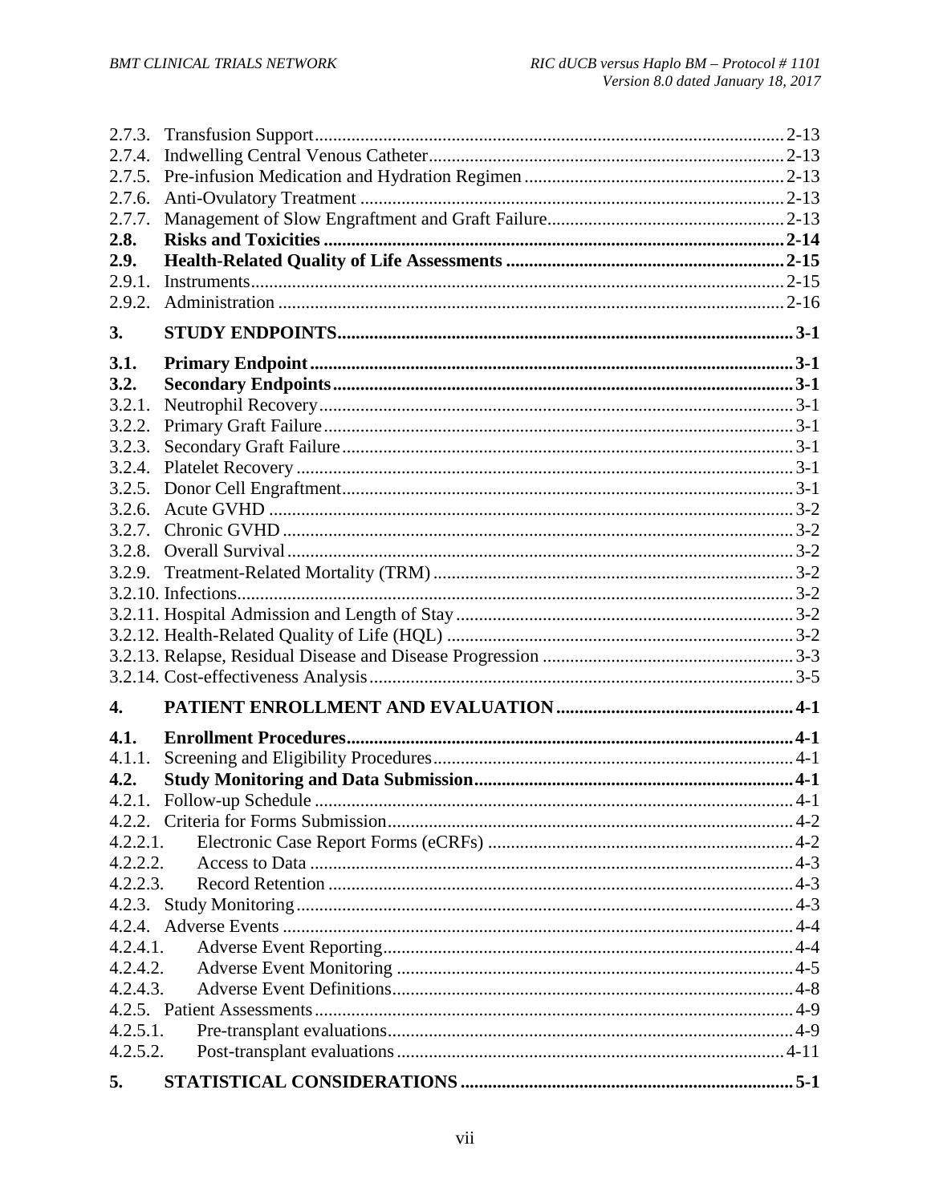2.7.3. Transfusion Support ... 2-13
2.7.4. Indwelling Central Venous Catheter ... 2-13
2.7.5. Pre-infusion Medication and Hydration Regimen ... 2-13
2.7.6. Anti-Ovulatory Treatment ... 2-13
2.7.7. Management of Slow Engraftment and Graft Failure ... 2-13
**2.8. Risks and Toxicities ... 2-14**
**2.9. Health-Related Quality of Life Assessments ... 2-15**
2.9.1. Instruments ... 2-15
2.9.2. Administration ... 2-16

**3. STUDY ENDPOINTS ... 3-1**

**3.1. Primary Endpoint ... 3-1**
**3.2. Secondary Endpoints ... 3-1**
3.2.1. Neutrophil Recovery ... 3-1
3.2.2. Primary Graft Failure ... 3-1
3.2.3. Secondary Graft Failure ... 3-1
3.2.4. Platelet Recovery ... 3-1
3.2.5. Donor Cell Engraftment ... 3-1
3.2.6. Acute GVHD ... 3-2
3.2.7. Chronic GVHD ... 3-2
3.2.8. Overall Survival ... 3-2
3.2.9. Treatment-Related Mortality (TRM) ... 3-2
3.2.10. Infections ... 3-2
3.2.11. Hospital Admission and Length of Stay ... 3-2
3.2.12. Health-Related Quality of Life (HQL) ... 3-2
3.2.13. Relapse, Residual Disease and Disease Progression ... 3-3
3.2.14. Cost-effectiveness Analysis ... 3-5

**4. PATIENT ENROLLMENT AND EVALUATION ... 4-1**

**4.1. Enrollment Procedures ... 4-1**
4.1.1. Screening and Eligibility Procedures ... 4-1
**4.2. Study Monitoring and Data Submission ... 4-1**
4.2.1. Follow-up Schedule ... 4-1
4.2.2. Criteria for Forms Submission ... 4-2
4.2.2.1. Electronic Case Report Forms (eCRFs) ... 4-2
4.2.2.2. Access to Data ... 4-3
4.2.2.3. Record Retention ... 4-3
4.2.3. Study Monitoring ... 4-3
4.2.4. Adverse Events ... 4-4
4.2.4.1. Adverse Event Reporting ... 4-4
4.2.4.2. Adverse Event Monitoring ... 4-5
4.2.4.3. Adverse Event Definitions ... 4-8
4.2.5. Patient Assessments ... 4-9
4.2.5.1. Pre-transplant evaluations ... 4-9
4.2.5.2. Post-transplant evaluations ... 4-11

**5. STATISTICAL CONSIDERATIONS ... 5-1**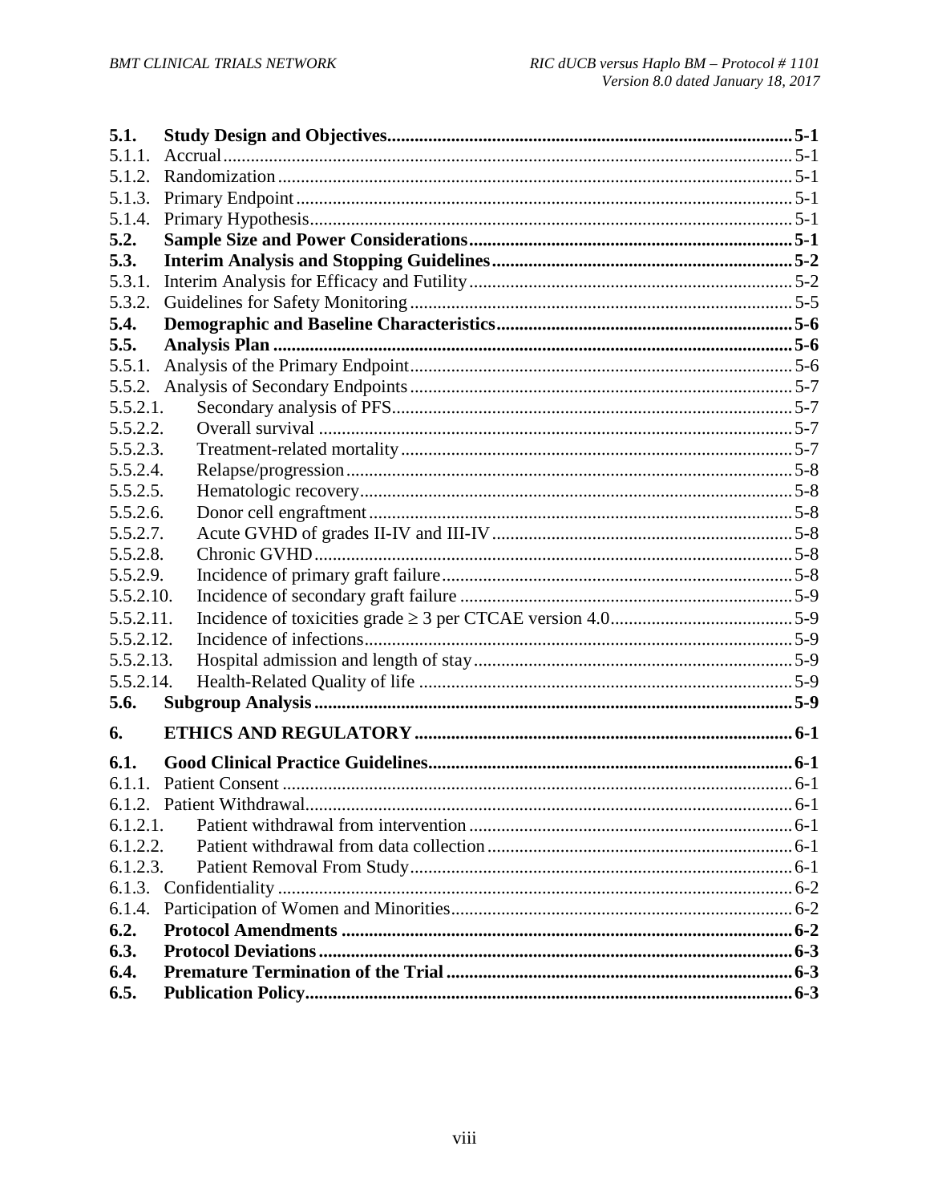**5.1. Study Design and Objectives....................5-1**
5.1.1. Accrual....................5-1
5.1.2. Randomization....................5-1
5.1.3. Primary Endpoint....................5-1
5.1.4. Primary Hypothesis....................5-1
**5.2. Sample Size and Power Considerations....................5-1**
**5.3. Interim Analysis and Stopping Guidelines....................5-2**
5.3.1. Interim Analysis for Efficacy and Futility....................5-2
5.3.2. Guidelines for Safety Monitoring....................5-5
**5.4. Demographic and Baseline Characteristics....................5-6**
**5.5. Analysis Plan....................5-6**
5.5.1. Analysis of the Primary Endpoint....................5-6
5.5.2. Analysis of Secondary Endpoints....................5-7
5.5.2.1. Secondary analysis of PFS....................5-7
5.5.2.2. Overall survival....................5-7
5.5.2.3. Treatment-related mortality....................5-7
5.5.2.4. Relapse/progression....................5-8
5.5.2.5. Hematologic recovery....................5-8
5.5.2.6. Donor cell engraftment....................5-8
5.5.2.7. Acute GVHD of grades II-IV and III-IV....................5-8
5.5.2.8. Chronic GVHD....................5-8
5.5.2.9. Incidence of primary graft failure....................5-8
5.5.2.10. Incidence of secondary graft failure....................5-9
5.5.2.11. Incidence of toxicities grade $\geq$ 3 per CTCAE version 4.0....................5-9
5.5.2.12. Incidence of infections....................5-9
5.5.2.13. Hospital admission and length of stay....................5-9
5.5.2.14. Health-Related Quality of life....................5-9
**5.6. Subgroup Analysis....................5-9**

**6. ETHICS AND REGULATORY....................6-1**

**6.1. Good Clinical Practice Guidelines....................6-1**
6.1.1. Patient Consent....................6-1
6.1.2. Patient Withdrawal....................6-1
6.1.2.1. Patient withdrawal from intervention....................6-1
6.1.2.2. Patient withdrawal from data collection....................6-1
6.1.2.3. Patient Removal From Study....................6-1
6.1.3. Confidentiality....................6-2
6.1.4. Participation of Women and Minorities....................6-2
**6.2. Protocol Amendments....................6-2**
**6.3. Protocol Deviations....................6-3**
**6.4. Premature Termination of the Trial....................6-3**
**6.5. Publication Policy....................6-3**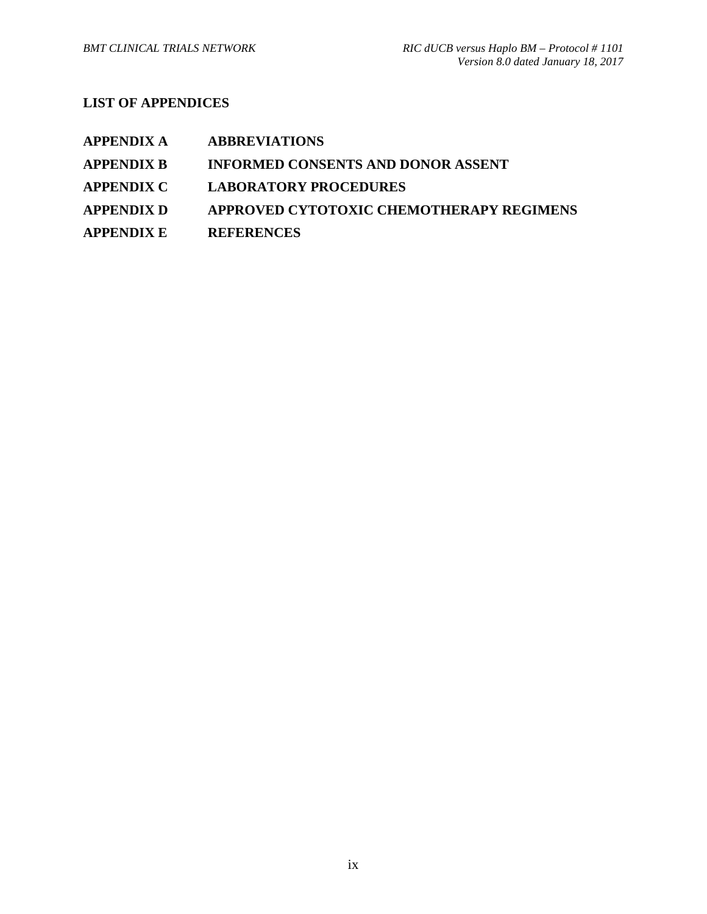## LIST OF APPENDICES

| | |
|---|---|
| **APPENDIX A** | **ABBREVIATIONS** |
| **APPENDIX B** | **INFORMED CONSENTS AND DONOR ASSENT** |
| **APPENDIX C** | **LABORATORY PROCEDURES** |
| **APPENDIX D** | **APPROVED CYTOTOXIC CHEMOTHERAPY REGIMENS** |
| **APPENDIX E** | **REFERENCES** |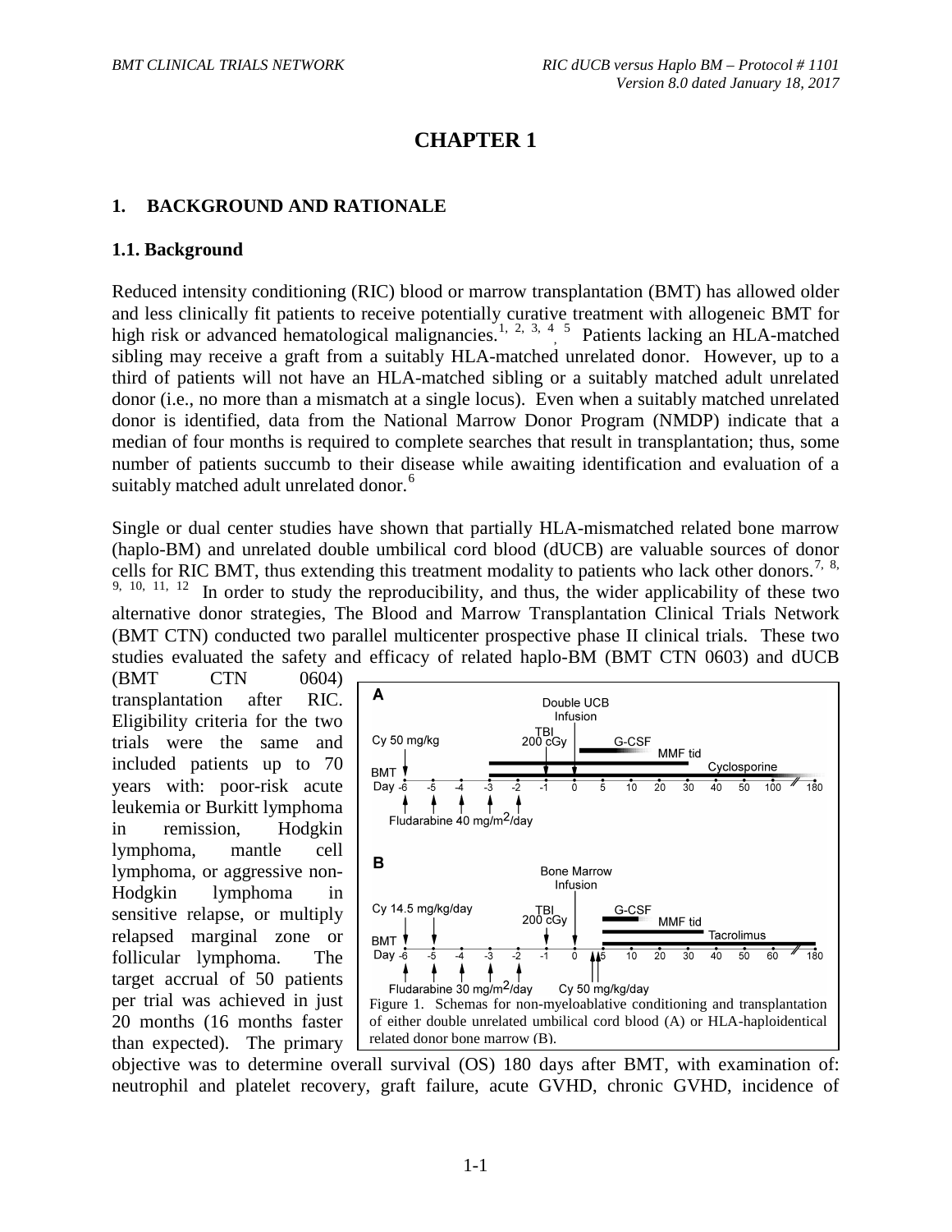# CHAPTER 1

## 1. BACKGROUND AND RATIONALE

### 1.1. Background

Reduced intensity conditioning (RIC) blood or marrow transplantation (BMT) has allowed older and less clinically fit patients to receive potentially curative treatment with allogeneic BMT for high risk or advanced hematological malignancies.[1, 2, 3, 4, 5] Patients lacking an HLA-matched sibling may receive a graft from a suitably HLA-matched unrelated donor. However, up to a third of patients will not have an HLA-matched sibling or a suitably matched adult unrelated donor (i.e., no more than a mismatch at a single locus). Even when a suitably matched unrelated donor is identified, data from the National Marrow Donor Program (NMDP) indicate that a median of four months is required to complete searches that result in transplantation; thus, some number of patients succumb to their disease while awaiting identification and evaluation of a suitably matched adult unrelated donor.[6]

Single or dual center studies have shown that partially HLA-mismatched related bone marrow (haplo-BM) and unrelated double umbilical cord blood (dUCB) are valuable sources of donor cells for RIC BMT, thus extending this treatment modality to patients who lack other donors.[7, 8, 9, 10, 11, 12] In order to study the reproducibility, and thus, the wider applicability of these two alternative donor strategies, The Blood and Marrow Transplantation Clinical Trials Network (BMT CTN) conducted two parallel multicenter prospective phase II clinical trials. These two studies evaluated the safety and efficacy of related haplo-BM (BMT CTN 0603) and dUCB (BMT CTN 0604) transplantation after RIC. Eligibility criteria for the two trials were the same and included patients up to 70 years with: poor-risk acute leukemia or Burkitt lymphoma in remission, Hodgkin lymphoma, mantle cell lymphoma, or aggressive non-Hodgkin lymphoma in sensitive relapse, or multiply relapsed marginal zone or follicular lymphoma. The target accrual of 50 patients per trial was achieved in just 20 months (16 months faster than expected). The primary objective was to determine overall survival (OS) 180 days after BMT, with examination of: neutrophil and platelet recovery, graft failure, acute GVHD, chronic GVHD, incidence of

A

Double UCB Infusion

Cy 50 mg/kg

TBI 200 cGy

G-CSF

MMF tid

Cyclosporine

BMT Day -6 -5 -4 -3 -2 -1 0 5 10 20 30 40 50 100 180

Fludarabine 40 mg/m²/day

B

Bone Marrow Infusion

Cy 14.5 mg/kg/day

TBI 200 cGy

G-CSF

MMF tid

Tacrolimus

BMT Day -6 -5 -4 -3 -2 -1 0 5 10 20 30 40 50 60 180

Fludarabine 30 mg/m²/day

Cy 50 mg/kg/day

Figure 1. Schemas for non-myeloablative conditioning and transplantation of either double unrelated umbilical cord blood (A) or HLA-haploidentical related donor bone marrow (B).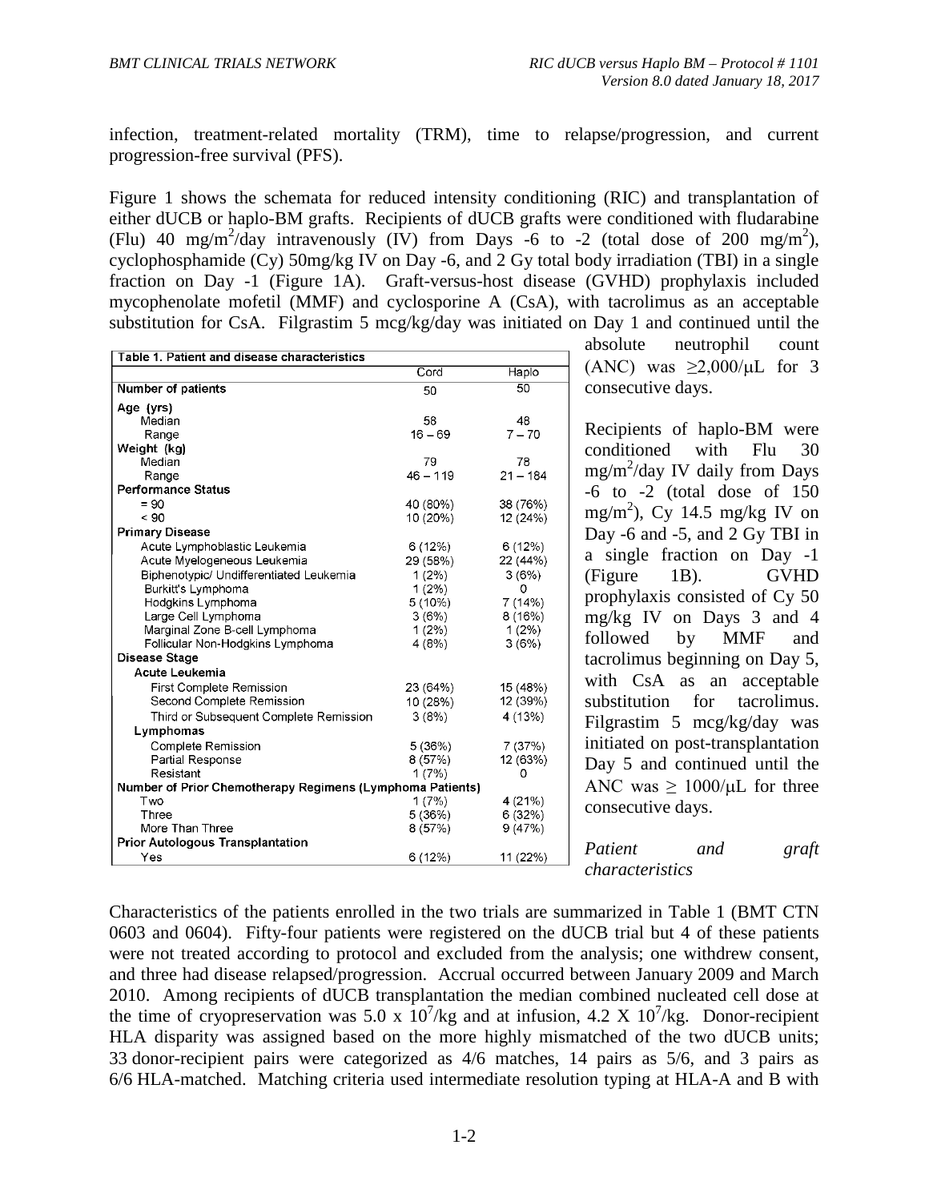infection, treatment-related mortality (TRM), time to relapse/progression, and current progression-free survival (PFS).

Figure 1 shows the schemata for reduced intensity conditioning (RIC) and transplantation of either dUCB or haplo-BM grafts. Recipients of dUCB grafts were conditioned with fludarabine (Flu) 40 $mg/m^2$/day intravenously (IV) from Days -6 to -2 (total dose of 200 $mg/m^2$), cyclophosphamide (Cy) 50mg/kg IV on Day -6, and 2 Gy total body irradiation (TBI) in a single fraction on Day -1 (Figure 1A). Graft-versus-host disease (GVHD) prophylaxis included mycophenolate mofetil (MMF) and cyclosporine A (CsA), with tacrolimus as an acceptable substitution for CsA. Filgrastim 5 mcg/kg/day was initiated on Day 1 and continued until the absolute neutrophil count (ANC) was ≥2,000/μL for 3 consecutive days.

| Table 1. Patient and disease characteristics | Cord | Haplo |
|---|---|---|
| **Number of patients** | 50 | 50 |
| **Age (yrs)** | | |
| Median | 58 | 48 |
| Range | 16 – 69 | 7 – 70 |
| **Weight (kg)** | | |
| Median | 79 | 78 |
| Range | 46 – 119 | 21 – 184 |
| **Performance Status** | | |
| = 90 | 40 (80%) | 38 (76%) |
| < 90 | 10 (20%) | 12 (24%) |
| **Primary Disease** | | |
| Acute Lymphoblastic Leukemia | 6 (12%) | 6 (12%) |
| Acute Myelogeneous Leukemia | 29 (58%) | 22 (44%) |
| Biphenotypic/ Undifferentiated Leukemia | 1 (2%) | 3 (6%) |
| Burkitt's Lymphoma | 1 (2%) | 0 |
| Hodgkins Lymphoma | 5 (10%) | 7 (14%) |
| Large Cell Lymphoma | 3 (6%) | 8 (16%) |
| Marginal Zone B-cell Lymphoma | 1 (2%) | 1 (2%) |
| Follicular Non-Hodgkins Lymphoma | 4 (8%) | 3 (6%) |
| **Disease Stage** | | |
| **Acute Leukemia** | | |
| First Complete Remission | 23 (64%) | 15 (48%) |
| Second Complete Remission | 10 (28%) | 12 (39%) |
| Third or Subsequent Complete Remission | 3 (8%) | 4 (13%) |
| **Lymphomas** | | |
| Complete Remission | 5 (36%) | 7 (37%) |
| Partial Response | 8 (57%) | 12 (63%) |
| Resistant | 1 (7%) | 0 |
| **Number of Prior Chemotherapy Regimens (Lymphoma Patients)** | | |
| Two | 1 (7%) | 4 (21%) |
| Three | 5 (36%) | 6 (32%) |
| More Than Three | 8 (57%) | 9 (47%) |
| **Prior Autologous Transplantation** | | |
| Yes | 6 (12%) | 11 (22%) |

Recipients of haplo-BM were conditioned with Flu 30 $mg/m^2$/day IV daily from Days -6 to -2 (total dose of 150 $mg/m^2$), Cy 14.5 mg/kg IV on Day -6 and -5, and 2 Gy TBI in a single fraction on Day -1 (Figure 1B). GVHD prophylaxis consisted of Cy 50 mg/kg IV on Days 3 and 4 followed by MMF and tacrolimus beginning on Day 5, with CsA as an acceptable substitution for tacrolimus. Filgrastim 5 mcg/kg/day was initiated on post-transplantation Day 5 and continued until the ANC was ≥ 1000/μL for three consecutive days.

*Patient and graft characteristics*

Characteristics of the patients enrolled in the two trials are summarized in Table 1 (BMT CTN 0603 and 0604). Fifty-four patients were registered on the dUCB trial but 4 of these patients were not treated according to protocol and excluded from the analysis; one withdrew consent, and three had disease relapsed/progression. Accrual occurred between January 2009 and March 2010. Among recipients of dUCB transplantation the median combined nucleated cell dose at the time of cryopreservation was 5.0 x $10^7$/kg and at infusion, 4.2 X $10^7$/kg. Donor-recipient HLA disparity was assigned based on the more highly mismatched of the two dUCB units; 33 donor-recipient pairs were categorized as 4/6 matches, 14 pairs as 5/6, and 3 pairs as 6/6 HLA-matched. Matching criteria used intermediate resolution typing at HLA-A and B with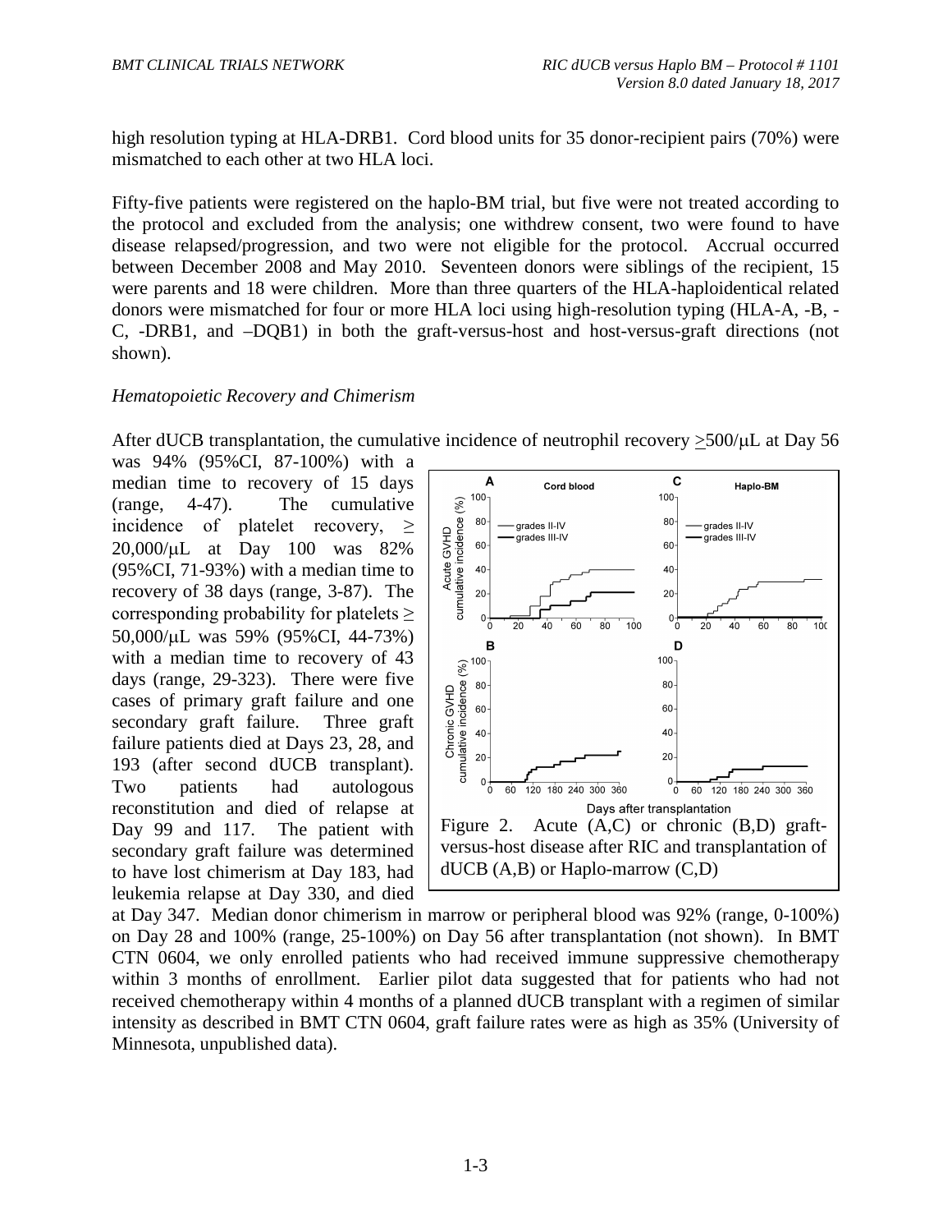high resolution typing at HLA-DRB1. Cord blood units for 35 donor-recipient pairs (70%) were mismatched to each other at two HLA loci.

Fifty-five patients were registered on the haplo-BM trial, but five were not treated according to the protocol and excluded from the analysis; one withdrew consent, two were found to have disease relapsed/progression, and two were not eligible for the protocol. Accrual occurred between December 2008 and May 2010. Seventeen donors were siblings of the recipient, 15 were parents and 18 were children. More than three quarters of the HLA-haploidentical related donors were mismatched for four or more HLA loci using high-resolution typing (HLA-A, -B, -C, -DRB1, and –DQB1) in both the graft-versus-host and host-versus-graft directions (not shown).

*Hematopoietic Recovery and Chimerism*

After dUCB transplantation, the cumulative incidence of neutrophil recovery $\geq$500/μL at Day 56 was 94% (95%CI, 87-100%) with a median time to recovery of 15 days (range, 4-47). The cumulative incidence of platelet recovery, $\geq$ 20,000/μL at Day 100 was 82% (95%CI, 71-93%) with a median time to recovery of 38 days (range, 3-87). The corresponding probability for platelets $\geq$ 50,000/μL was 59% (95%CI, 44-73%) with a median time to recovery of 43 days (range, 29-323). There were five cases of primary graft failure and one secondary graft failure. Three graft failure patients died at Days 23, 28, and 193 (after second dUCB transplant). Two patients had autologous reconstitution and died of relapse at Day 99 and 117. The patient with secondary graft failure was determined to have lost chimerism at Day 183, had leukemia relapse at Day 330, and died at Day 347. Median donor chimerism in marrow or peripheral blood was 92% (range, 0-100%) on Day 28 and 100% (range, 25-100%) on Day 56 after transplantation (not shown). In BMT CTN 0604, we only enrolled patients who had received immune suppressive chemotherapy within 3 months of enrollment. Earlier pilot data suggested that for patients who had not received chemotherapy within 4 months of a planned dUCB transplant with a regimen of similar intensity as described in BMT CTN 0604, graft failure rates were as high as 35% (University of Minnesota, unpublished data).

A Cord blood
C Haplo-BM
Acute GVHD cumulative incidence (%)
grades II-IV
grades III-IV
B
D
Chronic GVHD cumulative incidence (%)
Days after transplantation

Figure 2. Acute (A,C) or chronic (B,D) graft-versus-host disease after RIC and transplantation of dUCB (A,B) or Haplo-marrow (C,D)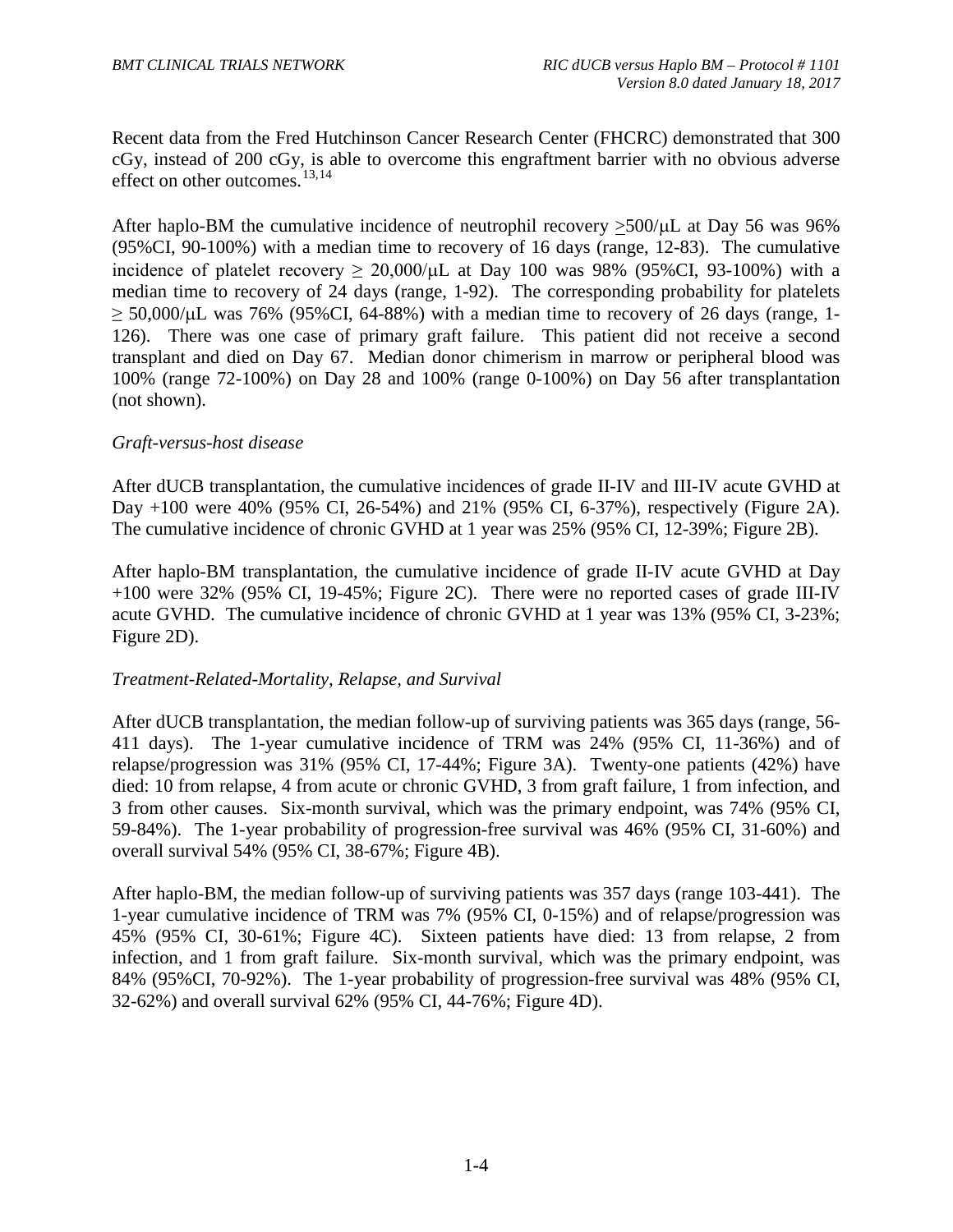Recent data from the Fred Hutchinson Cancer Research Center (FHCRC) demonstrated that 300 cGy, instead of 200 cGy, is able to overcome this engraftment barrier with no obvious adverse effect on other outcomes.[13,14]

After haplo-BM the cumulative incidence of neutrophil recovery $\geq$500/μL at Day 56 was 96% (95%CI, 90-100%) with a median time to recovery of 16 days (range, 12-83). The cumulative incidence of platelet recovery $\geq$ 20,000/μL at Day 100 was 98% (95%CI, 93-100%) with a median time to recovery of 24 days (range, 1-92). The corresponding probability for platelets $\geq$ 50,000/μL was 76% (95%CI, 64-88%) with a median time to recovery of 26 days (range, 1-126). There was one case of primary graft failure. This patient did not receive a second transplant and died on Day 67. Median donor chimerism in marrow or peripheral blood was 100% (range 72-100%) on Day 28 and 100% (range 0-100%) on Day 56 after transplantation (not shown).

*Graft-versus-host disease*

After dUCB transplantation, the cumulative incidences of grade II-IV and III-IV acute GVHD at Day +100 were 40% (95% CI, 26-54%) and 21% (95% CI, 6-37%), respectively (Figure 2A). The cumulative incidence of chronic GVHD at 1 year was 25% (95% CI, 12-39%; Figure 2B).

After haplo-BM transplantation, the cumulative incidence of grade II-IV acute GVHD at Day +100 were 32% (95% CI, 19-45%; Figure 2C). There were no reported cases of grade III-IV acute GVHD. The cumulative incidence of chronic GVHD at 1 year was 13% (95% CI, 3-23%; Figure 2D).

*Treatment-Related-Mortality, Relapse, and Survival*

After dUCB transplantation, the median follow-up of surviving patients was 365 days (range, 56-411 days). The 1-year cumulative incidence of TRM was 24% (95% CI, 11-36%) and of relapse/progression was 31% (95% CI, 17-44%; Figure 3A). Twenty-one patients (42%) have died: 10 from relapse, 4 from acute or chronic GVHD, 3 from graft failure, 1 from infection, and 3 from other causes. Six-month survival, which was the primary endpoint, was 74% (95% CI, 59-84%). The 1-year probability of progression-free survival was 46% (95% CI, 31-60%) and overall survival 54% (95% CI, 38-67%; Figure 4B).

After haplo-BM, the median follow-up of surviving patients was 357 days (range 103-441). The 1-year cumulative incidence of TRM was 7% (95% CI, 0-15%) and of relapse/progression was 45% (95% CI, 30-61%; Figure 4C). Sixteen patients have died: 13 from relapse, 2 from infection, and 1 from graft failure. Six-month survival, which was the primary endpoint, was 84% (95%CI, 70-92%). The 1-year probability of progression-free survival was 48% (95% CI, 32-62%) and overall survival 62% (95% CI, 44-76%; Figure 4D).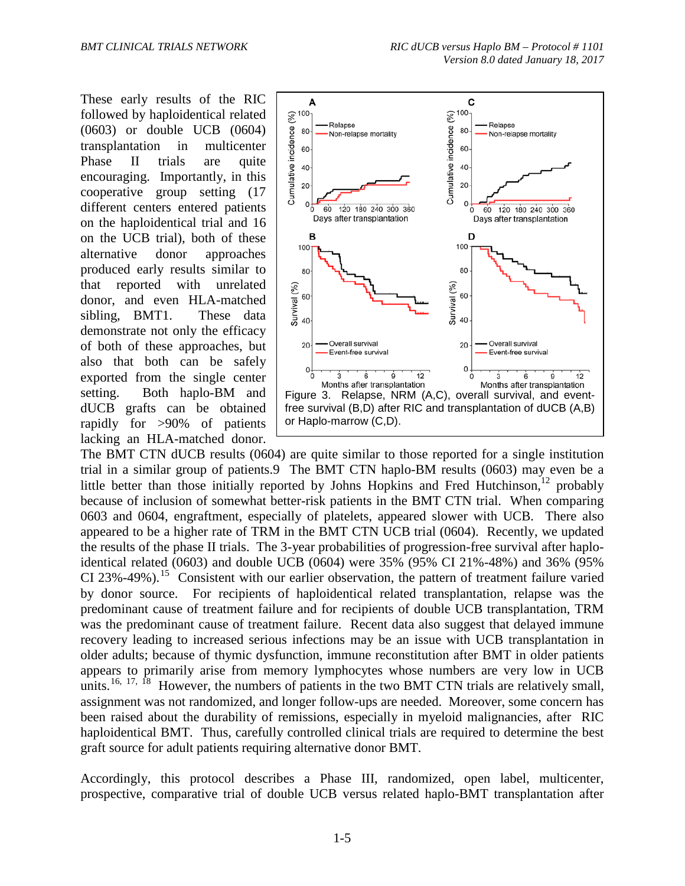These early results of the RIC followed by haploidentical related (0603) or double UCB (0604) transplantation in multicenter Phase II trials are quite encouraging. Importantly, in this cooperative group setting (17 different centers entered patients on the haploidentical trial and 16 on the UCB trial), both of these alternative donor approaches produced early results similar to that reported with unrelated donor, and even HLA-matched sibling, BMT1. These data demonstrate not only the efficacy of both of these approaches, but also that both can be safely exported from the single center setting. Both haplo-BM and dUCB grafts can be obtained rapidly for >90% of patients lacking an HLA-matched donor.

A
Cumulative incidence (%)
100
80
60
40
20
0
0 60 120 180 240 300 360
Days after transplantation
Relapse
Non-relapse mortality

C
Cumulative incidence (%)
100
80
60
40
20
0
0 60 120 180 240 300 360
Days after transplantation
Relapse
Non-relapse mortality

B
Survival (%)
100
80
60
40
20
0
0 3 6 9 12
Months after transplantation
Overall survival
Event-free survival

D
Survival (%)
100
80
60
40
20
0
0 3 6 9 12
Months after transplantation
Overall survival
Event-free survival

Figure 3. Relapse, NRM (A,C), overall survival, and event-free survival (B,D) after RIC and transplantation of dUCB (A,B) or Haplo-marrow (C,D).

The BMT CTN dUCB results (0604) are quite similar to those reported for a single institution trial in a similar group of patients.9 The BMT CTN haplo-BM results (0603) may even be a little better than those initially reported by Johns Hopkins and Fred Hutchinson,[12] probably because of inclusion of somewhat better-risk patients in the BMT CTN trial. When comparing 0603 and 0604, engraftment, especially of platelets, appeared slower with UCB. There also appeared to be a higher rate of TRM in the BMT CTN UCB trial (0604). Recently, we updated the results of the phase II trials. The 3-year probabilities of progression-free survival after haplo-identical related (0603) and double UCB (0604) were 35% (95% CI 21%-48%) and 36% (95% CI 23%-49%).[15] Consistent with our earlier observation, the pattern of treatment failure varied by donor source. For recipients of haploidentical related transplantation, relapse was the predominant cause of treatment failure and for recipients of double UCB transplantation, TRM was the predominant cause of treatment failure. Recent data also suggest that delayed immune recovery leading to increased serious infections may be an issue with UCB transplantation in older adults; because of thymic dysfunction, immune reconstitution after BMT in older patients appears to primarily arise from memory lymphocytes whose numbers are very low in UCB units.[16, 17, 18] However, the numbers of patients in the two BMT CTN trials are relatively small, assignment was not randomized, and longer follow-ups are needed. Moreover, some concern has been raised about the durability of remissions, especially in myeloid malignancies, after RIC haploidentical BMT. Thus, carefully controlled clinical trials are required to determine the best graft source for adult patients requiring alternative donor BMT.

Accordingly, this protocol describes a Phase III, randomized, open label, multicenter, prospective, comparative trial of double UCB versus related haplo-BMT transplantation after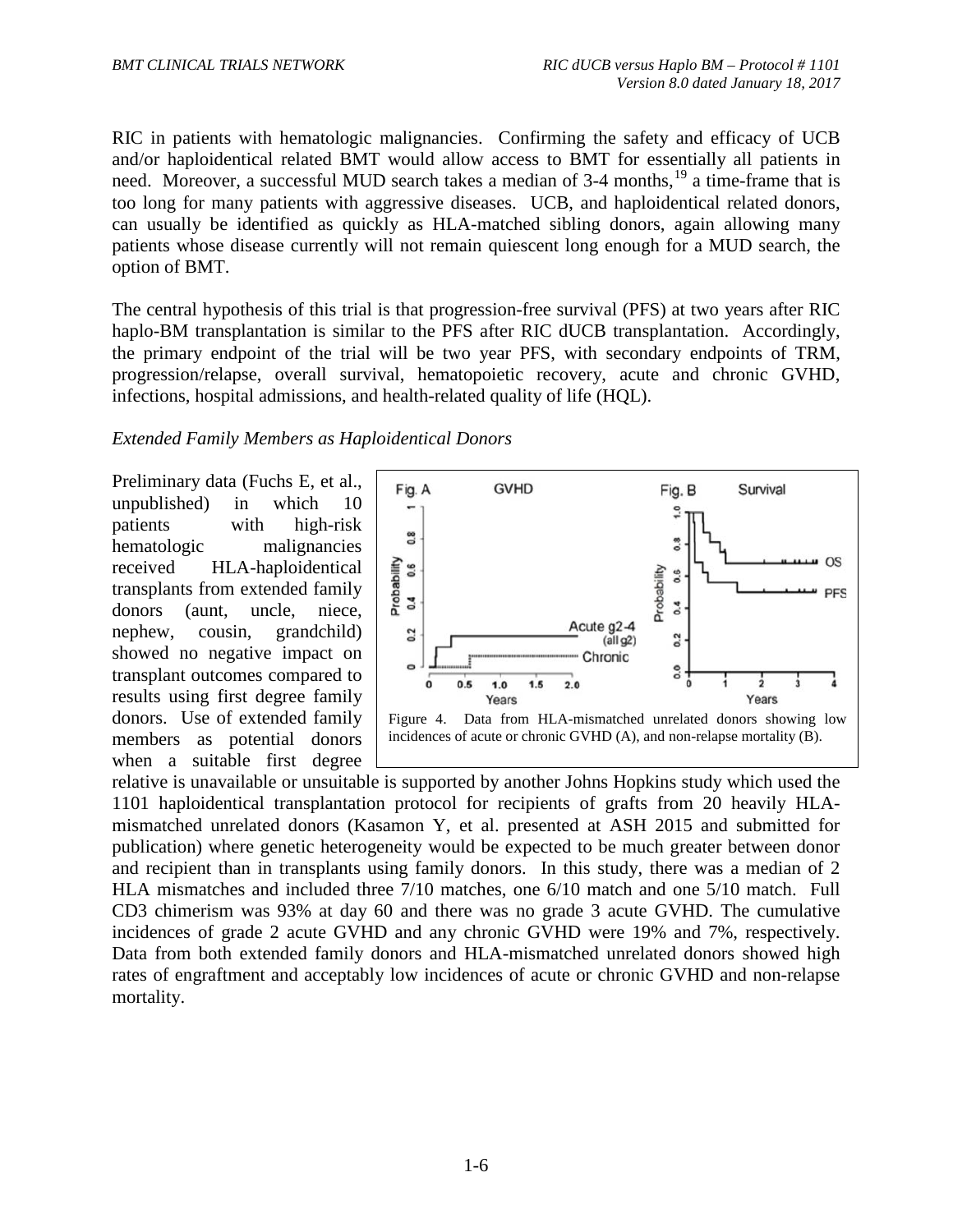RIC in patients with hematologic malignancies. Confirming the safety and efficacy of UCB and/or haploidentical related BMT would allow access to BMT for essentially all patients in need. Moreover, a successful MUD search takes a median of 3-4 months,[19] a time-frame that is too long for many patients with aggressive diseases. UCB, and haploidentical related donors, can usually be identified as quickly as HLA-matched sibling donors, again allowing many patients whose disease currently will not remain quiescent long enough for a MUD search, the option of BMT.

The central hypothesis of this trial is that progression-free survival (PFS) at two years after RIC haplo-BM transplantation is similar to the PFS after RIC dUCB transplantation. Accordingly, the primary endpoint of the trial will be two year PFS, with secondary endpoints of TRM, progression/relapse, overall survival, hematopoietic recovery, acute and chronic GVHD, infections, hospital admissions, and health-related quality of life (HQL).

*Extended Family Members as Haploidentical Donors*

Preliminary data (Fuchs E, et al., unpublished) in which 10 patients with high-risk hematologic malignancies received HLA-haploidentical transplants from extended family donors (aunt, uncle, niece, nephew, cousin, grandchild) showed no negative impact on transplant outcomes compared to results using first degree family donors. Use of extended family members as potential donors when a suitable first degree relative is unavailable or unsuitable is supported by another Johns Hopkins study which used the 1101 haploidentical transplantation protocol for recipients of grafts from 20 heavily HLA-mismatched unrelated donors (Kasamon Y, et al. presented at ASH 2015 and submitted for publication) where genetic heterogeneity would be expected to be much greater between donor and recipient than in transplants using family donors. In this study, there was a median of 2 HLA mismatches and included three 7/10 matches, one 6/10 match and one 5/10 match. Full CD3 chimerism was 93% at day 60 and there was no grade 3 acute GVHD. The cumulative incidences of grade 2 acute GVHD and any chronic GVHD were 19% and 7%, respectively. Data from both extended family donors and HLA-mismatched unrelated donors showed high rates of engraftment and acceptably low incidences of acute or chronic GVHD and non-relapse mortality.

Fig. A GVHD

Probability

Acute g2-4 (all g2)

Chronic

Years

Fig. B Survival

Probability

OS

PFS

Years

Figure 4. Data from HLA-mismatched unrelated donors showing low incidences of acute or chronic GVHD (A), and non-relapse mortality (B).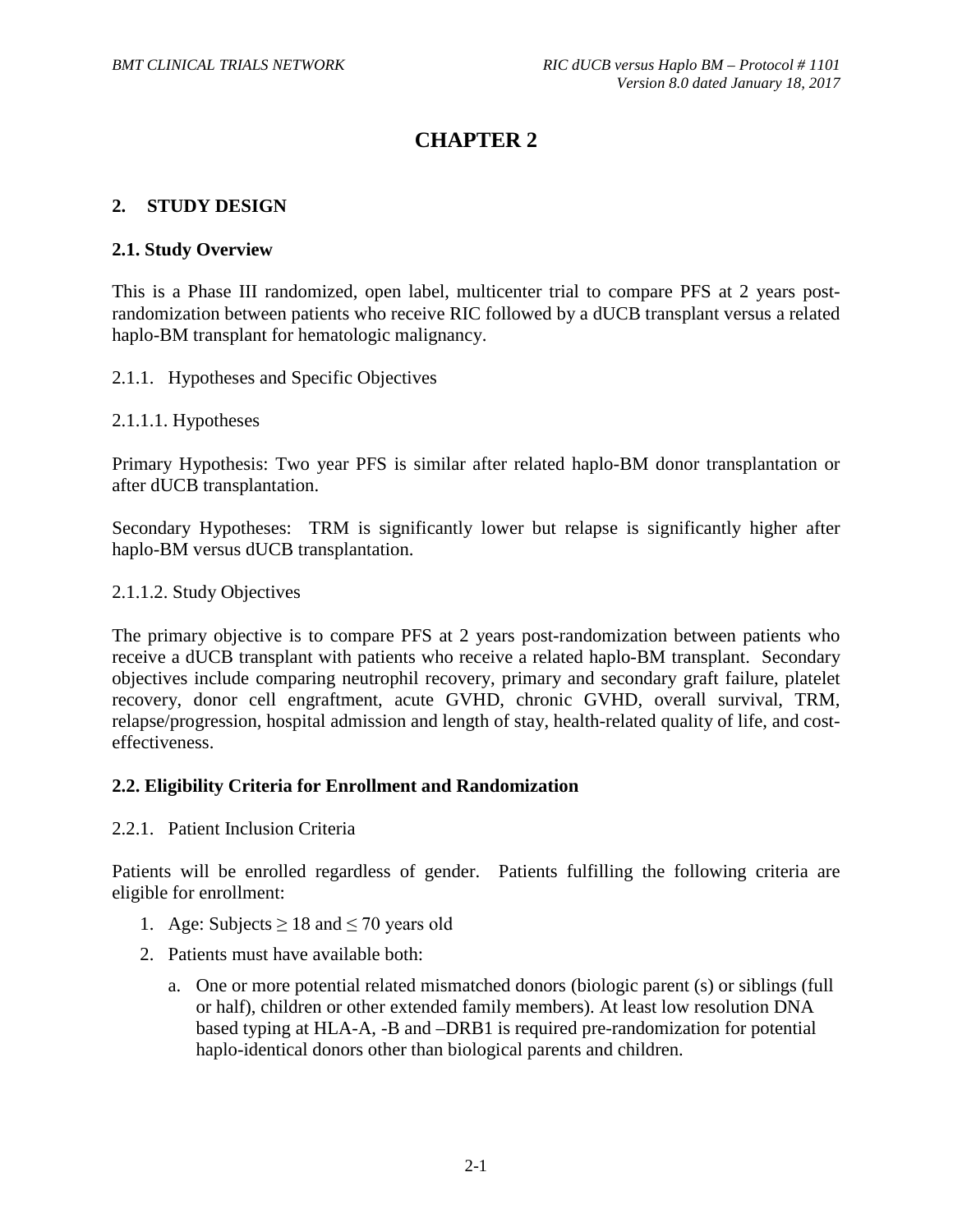# CHAPTER 2

## 2. STUDY DESIGN

### 2.1. Study Overview

This is a Phase III randomized, open label, multicenter trial to compare PFS at 2 years post-randomization between patients who receive RIC followed by a dUCB transplant versus a related haplo-BM transplant for hematologic malignancy.

2.1.1. Hypotheses and Specific Objectives

2.1.1.1. Hypotheses

Primary Hypothesis: Two year PFS is similar after related haplo-BM donor transplantation or after dUCB transplantation.

Secondary Hypotheses: TRM is significantly lower but relapse is significantly higher after haplo-BM versus dUCB transplantation.

2.1.1.2. Study Objectives

The primary objective is to compare PFS at 2 years post-randomization between patients who receive a dUCB transplant with patients who receive a related haplo-BM transplant. Secondary objectives include comparing neutrophil recovery, primary and secondary graft failure, platelet recovery, donor cell engraftment, acute GVHD, chronic GVHD, overall survival, TRM, relapse/progression, hospital admission and length of stay, health-related quality of life, and cost-effectiveness.

### 2.2. Eligibility Criteria for Enrollment and Randomization

2.2.1. Patient Inclusion Criteria

Patients will be enrolled regardless of gender. Patients fulfilling the following criteria are eligible for enrollment:

1. Age: Subjects $\geq 18$ and $\leq 70$ years old
2. Patients must have available both:
   a. One or more potential related mismatched donors (biologic parent (s) or siblings (full or half), children or other extended family members). At least low resolution DNA based typing at HLA-A, -B and –DRB1 is required pre-randomization for potential haplo-identical donors other than biological parents and children.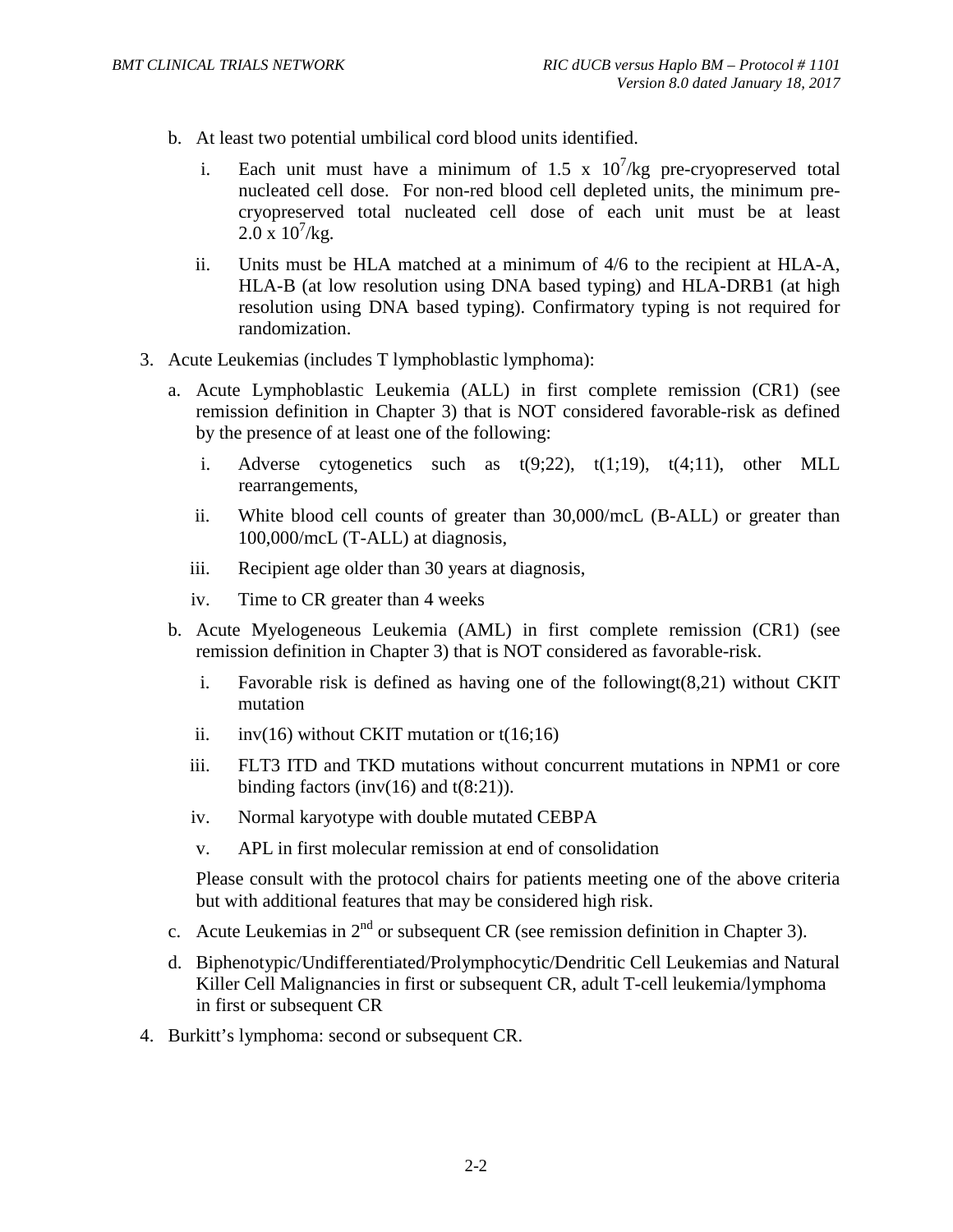b. At least two potential umbilical cord blood units identified.

   i. Each unit must have a minimum of 1.5 x $10^7$/kg pre-cryopreserved total nucleated cell dose. For non-red blood cell depleted units, the minimum pre-cryopreserved total nucleated cell dose of each unit must be at least 2.0 x $10^7$/kg.

   ii. Units must be HLA matched at a minimum of 4/6 to the recipient at HLA-A, HLA-B (at low resolution using DNA based typing) and HLA-DRB1 (at high resolution using DNA based typing). Confirmatory typing is not required for randomization.

3. Acute Leukemias (includes T lymphoblastic lymphoma):

   a. Acute Lymphoblastic Leukemia (ALL) in first complete remission (CR1) (see remission definition in Chapter 3) that is NOT considered favorable-risk as defined by the presence of at least one of the following:

      i. Adverse cytogenetics such as t(9;22), t(1;19), t(4;11), other MLL rearrangements,

      ii. White blood cell counts of greater than 30,000/mcL (B-ALL) or greater than 100,000/mcL (T-ALL) at diagnosis,

      iii. Recipient age older than 30 years at diagnosis,

      iv. Time to CR greater than 4 weeks

   b. Acute Myelogeneous Leukemia (AML) in first complete remission (CR1) (see remission definition in Chapter 3) that is NOT considered as favorable-risk.

      i. Favorable risk is defined as having one of the followingt(8,21) without CKIT mutation

      ii. inv(16) without CKIT mutation or t(16;16)

      iii. FLT3 ITD and TKD mutations without concurrent mutations in NPM1 or core binding factors (inv(16) and t(8:21)).

      iv. Normal karyotype with double mutated CEBPA

      v. APL in first molecular remission at end of consolidation

      Please consult with the protocol chairs for patients meeting one of the above criteria but with additional features that may be considered high risk.

   c. Acute Leukemias in 2[nd] or subsequent CR (see remission definition in Chapter 3).

   d. Biphenotypic/Undifferentiated/Prolymphocytic/Dendritic Cell Leukemias and Natural Killer Cell Malignancies in first or subsequent CR, adult T-cell leukemia/lymphoma in first or subsequent CR

4. Burkitt's lymphoma: second or subsequent CR.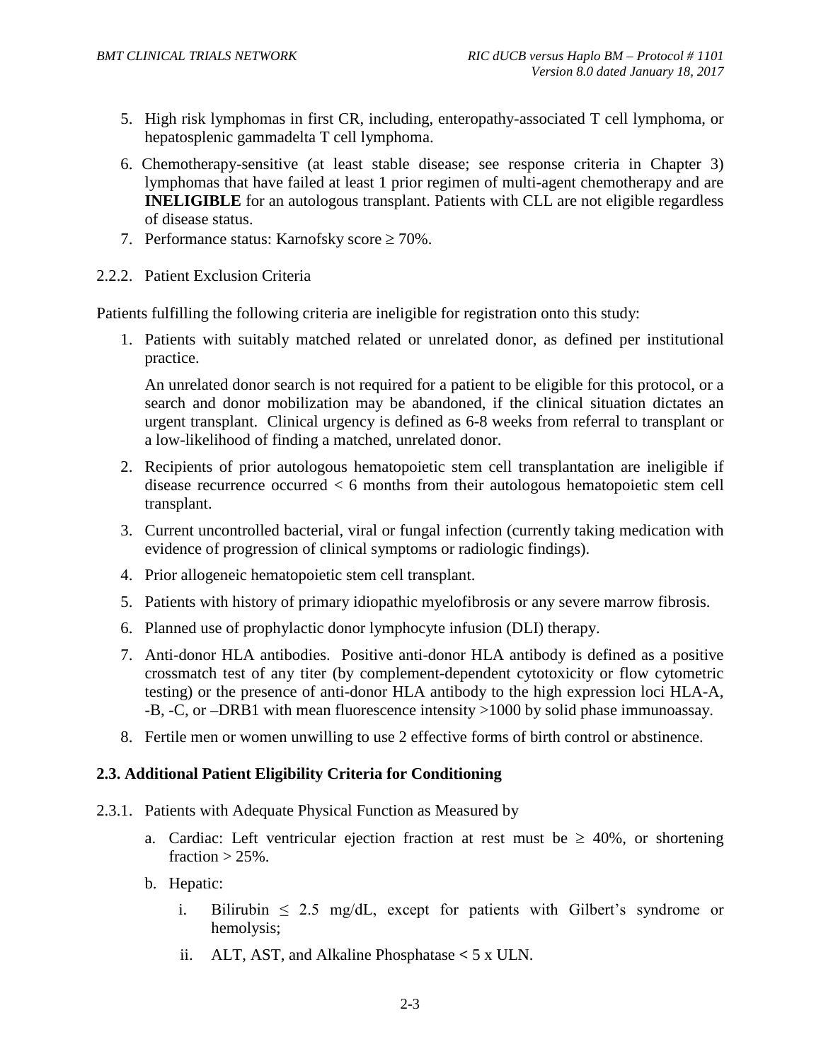5. High risk lymphomas in first CR, including, enteropathy-associated T cell lymphoma, or hepatosplenic gammadelta T cell lymphoma.
6. Chemotherapy-sensitive (at least stable disease; see response criteria in Chapter 3) lymphomas that have failed at least 1 prior regimen of multi-agent chemotherapy and are **INELIGIBLE** for an autologous transplant. Patients with CLL are not eligible regardless of disease status.
7. Performance status: Karnofsky score ≥ 70%.

2.2.2. Patient Exclusion Criteria

Patients fulfilling the following criteria are ineligible for registration onto this study:

1. Patients with suitably matched related or unrelated donor, as defined per institutional practice.

   An unrelated donor search is not required for a patient to be eligible for this protocol, or a search and donor mobilization may be abandoned, if the clinical situation dictates an urgent transplant. Clinical urgency is defined as 6-8 weeks from referral to transplant or a low-likelihood of finding a matched, unrelated donor.

2. Recipients of prior autologous hematopoietic stem cell transplantation are ineligible if disease recurrence occurred < 6 months from their autologous hematopoietic stem cell transplant.
3. Current uncontrolled bacterial, viral or fungal infection (currently taking medication with evidence of progression of clinical symptoms or radiologic findings).
4. Prior allogeneic hematopoietic stem cell transplant.
5. Patients with history of primary idiopathic myelofibrosis or any severe marrow fibrosis.
6. Planned use of prophylactic donor lymphocyte infusion (DLI) therapy.
7. Anti-donor HLA antibodies. Positive anti-donor HLA antibody is defined as a positive crossmatch test of any titer (by complement-dependent cytotoxicity or flow cytometric testing) or the presence of anti-donor HLA antibody to the high expression loci HLA-A, -B, -C, or –DRB1 with mean fluorescence intensity >1000 by solid phase immunoassay.
8. Fertile men or women unwilling to use 2 effective forms of birth control or abstinence.

### 2.3. Additional Patient Eligibility Criteria for Conditioning

2.3.1. Patients with Adequate Physical Function as Measured by

a. Cardiac: Left ventricular ejection fraction at rest must be ≥ 40%, or shortening fraction > 25%.

b. Hepatic:

   i. Bilirubin ≤ 2.5 mg/dL, except for patients with Gilbert's syndrome or hemolysis;

   ii. ALT, AST, and Alkaline Phosphatase < 5 x ULN.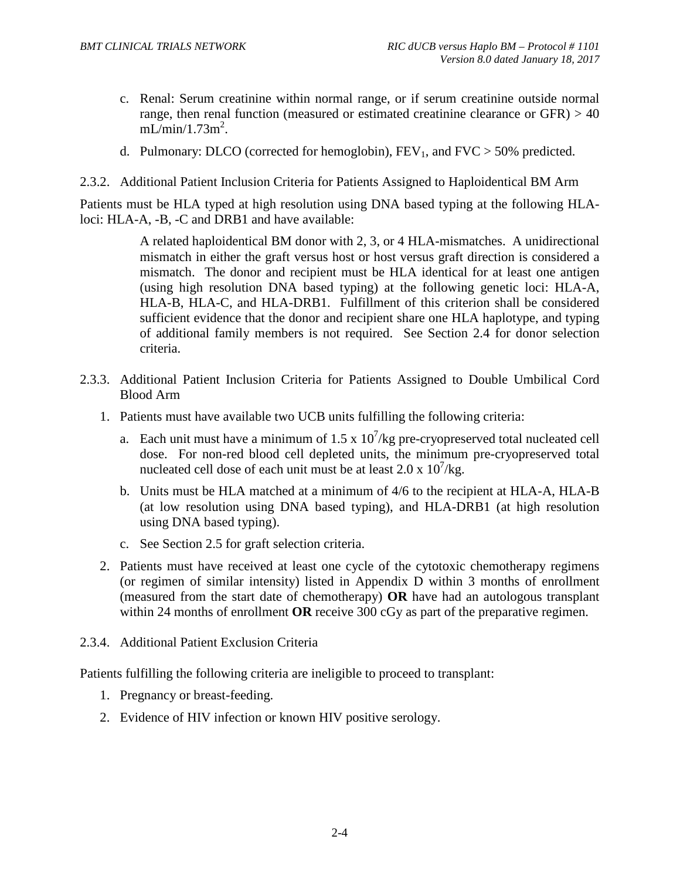c. Renal: Serum creatinine within normal range, or if serum creatinine outside normal range, then renal function (measured or estimated creatinine clearance or GFR) > 40 $mL/min/1.73m^2$.

d. Pulmonary: DLCO (corrected for hemoglobin), $FEV_1$, and FVC > 50% predicted.

2.3.2. Additional Patient Inclusion Criteria for Patients Assigned to Haploidentical BM Arm

Patients must be HLA typed at high resolution using DNA based typing at the following HLA-loci: HLA-A, -B, -C and DRB1 and have available:

> A related haploidentical BM donor with 2, 3, or 4 HLA-mismatches. A unidirectional mismatch in either the graft versus host or host versus graft direction is considered a mismatch. The donor and recipient must be HLA identical for at least one antigen (using high resolution DNA based typing) at the following genetic loci: HLA-A, HLA-B, HLA-C, and HLA-DRB1. Fulfillment of this criterion shall be considered sufficient evidence that the donor and recipient share one HLA haplotype, and typing of additional family members is not required. See Section 2.4 for donor selection criteria.

2.3.3. Additional Patient Inclusion Criteria for Patients Assigned to Double Umbilical Cord Blood Arm

1. Patients must have available two UCB units fulfilling the following criteria:
   a. Each unit must have a minimum of $1.5 \times 10^7$/kg pre-cryopreserved total nucleated cell dose. For non-red blood cell depleted units, the minimum pre-cryopreserved total nucleated cell dose of each unit must be at least $2.0 \times 10^7$/kg.
   b. Units must be HLA matched at a minimum of 4/6 to the recipient at HLA-A, HLA-B (at low resolution using DNA based typing), and HLA-DRB1 (at high resolution using DNA based typing).
   c. See Section 2.5 for graft selection criteria.
2. Patients must have received at least one cycle of the cytotoxic chemotherapy regimens (or regimen of similar intensity) listed in Appendix D within 3 months of enrollment (measured from the start date of chemotherapy) **OR** have had an autologous transplant within 24 months of enrollment **OR** receive 300 cGy as part of the preparative regimen.

2.3.4. Additional Patient Exclusion Criteria

Patients fulfilling the following criteria are ineligible to proceed to transplant:

1. Pregnancy or breast-feeding.
2. Evidence of HIV infection or known HIV positive serology.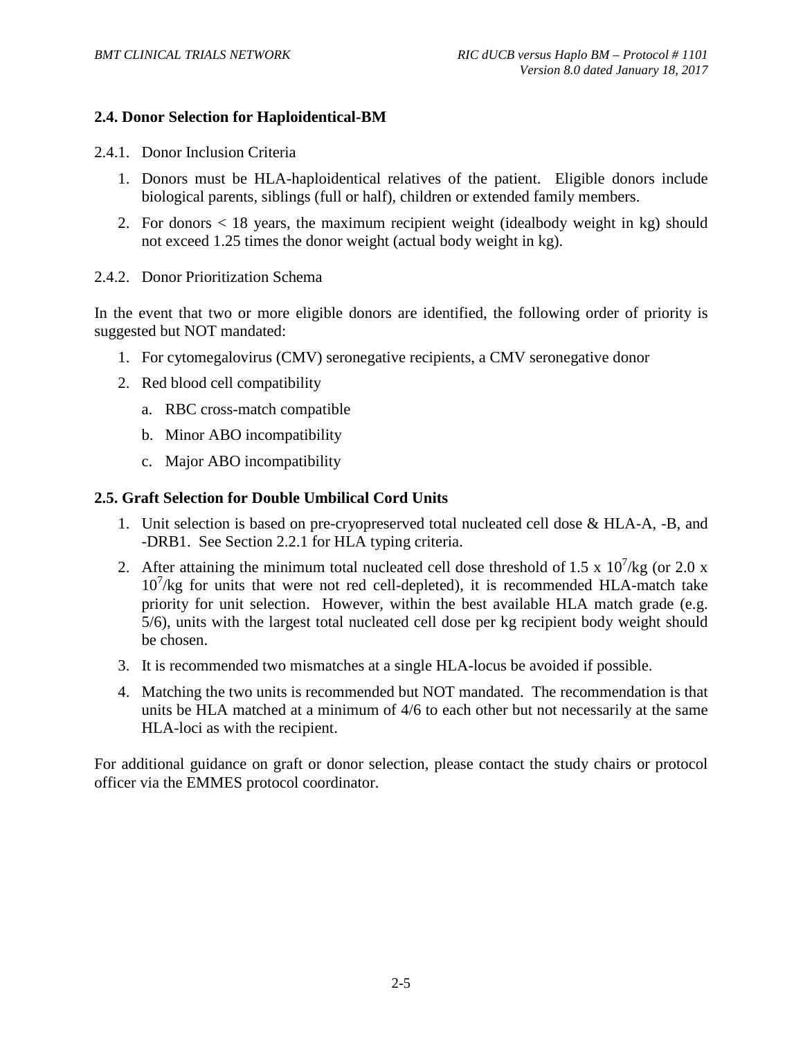## 2.4. Donor Selection for Haploidentical-BM

2.4.1. Donor Inclusion Criteria

1. Donors must be HLA-haploidentical relatives of the patient. Eligible donors include biological parents, siblings (full or half), children or extended family members.
2. For donors < 18 years, the maximum recipient weight (idealbody weight in kg) should not exceed 1.25 times the donor weight (actual body weight in kg).

2.4.2. Donor Prioritization Schema

In the event that two or more eligible donors are identified, the following order of priority is suggested but NOT mandated:

1. For cytomegalovirus (CMV) seronegative recipients, a CMV seronegative donor
2. Red blood cell compatibility
   a. RBC cross-match compatible
   b. Minor ABO incompatibility
   c. Major ABO incompatibility

## 2.5. Graft Selection for Double Umbilical Cord Units

1. Unit selection is based on pre-cryopreserved total nucleated cell dose & HLA-A, -B, and -DRB1. See Section 2.2.1 for HLA typing criteria.
2. After attaining the minimum total nucleated cell dose threshold of $1.5 \times 10^7$/kg (or $2.0 \times 10^7$/kg for units that were not red cell-depleted), it is recommended HLA-match take priority for unit selection. However, within the best available HLA match grade (e.g. 5/6), units with the largest total nucleated cell dose per kg recipient body weight should be chosen.
3. It is recommended two mismatches at a single HLA-locus be avoided if possible.
4. Matching the two units is recommended but NOT mandated. The recommendation is that units be HLA matched at a minimum of 4/6 to each other but not necessarily at the same HLA-loci as with the recipient.

For additional guidance on graft or donor selection, please contact the study chairs or protocol officer via the EMMES protocol coordinator.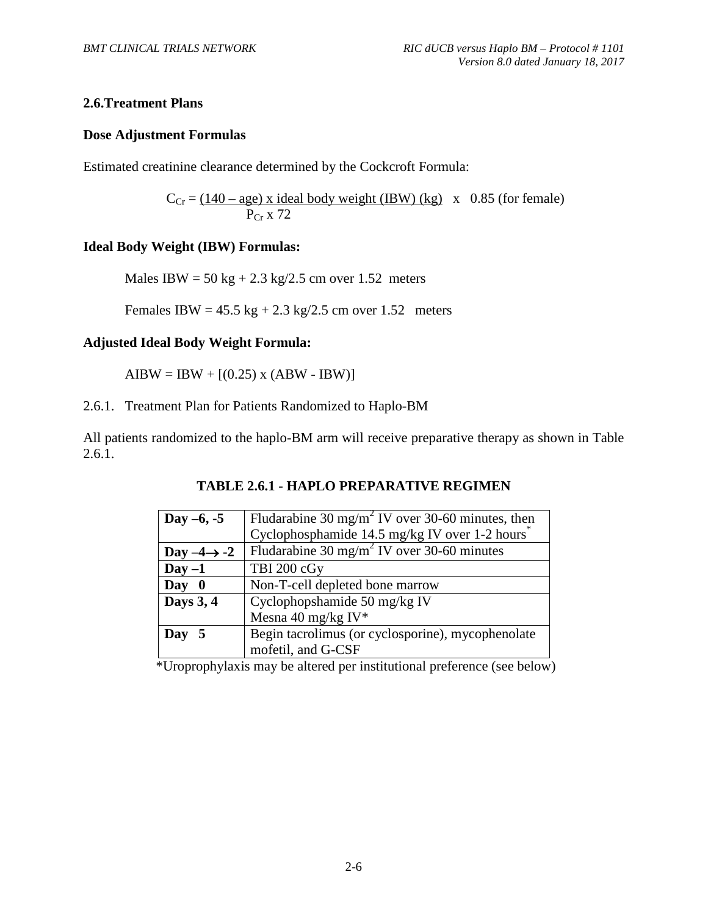## 2.6. Treatment Plans

### Dose Adjustment Formulas

Estimated creatinine clearance determined by the Cockcroft Formula:

$$C_{Cr} = \frac{(140 - \text{age}) \times \text{ideal body weight (IBW) (kg)}}{P_{Cr} \times 72} \times 0.85 \text{ (for female)}$$

### Ideal Body Weight (IBW) Formulas:

Males IBW = 50 kg + 2.3 kg/2.5 cm over 1.52 meters

Females IBW = 45.5 kg + 2.3 kg/2.5 cm over 1.52 meters

### Adjusted Ideal Body Weight Formula:

AIBW = IBW + [(0.25) x (ABW - IBW)]

2.6.1. Treatment Plan for Patients Randomized to Haplo-BM

All patients randomized to the haplo-BM arm will receive preparative therapy as shown in Table 2.6.1.

**TABLE 2.6.1 - HAPLO PREPARATIVE REGIMEN**

| | |
|---|---|
| **Day –6, -5** | Fludarabine 30 mg/$m^2$ IV over 30-60 minutes, then Cyclophosphamide 14.5 mg/kg IV over 1-2 hours* |
| **Day –4→ -2** | Fludarabine 30 mg/$m^2$ IV over 30-60 minutes |
| **Day –1** | TBI 200 cGy |
| **Day 0** | Non-T-cell depleted bone marrow |
| **Days 3, 4** | Cyclophopshamide 50 mg/kg IV<br>Mesna 40 mg/kg IV* |
| **Day 5** | Begin tacrolimus (or cyclosporine), mycophenolate mofetil, and G-CSF |

*Uroprophylaxis may be altered per institutional preference (see below)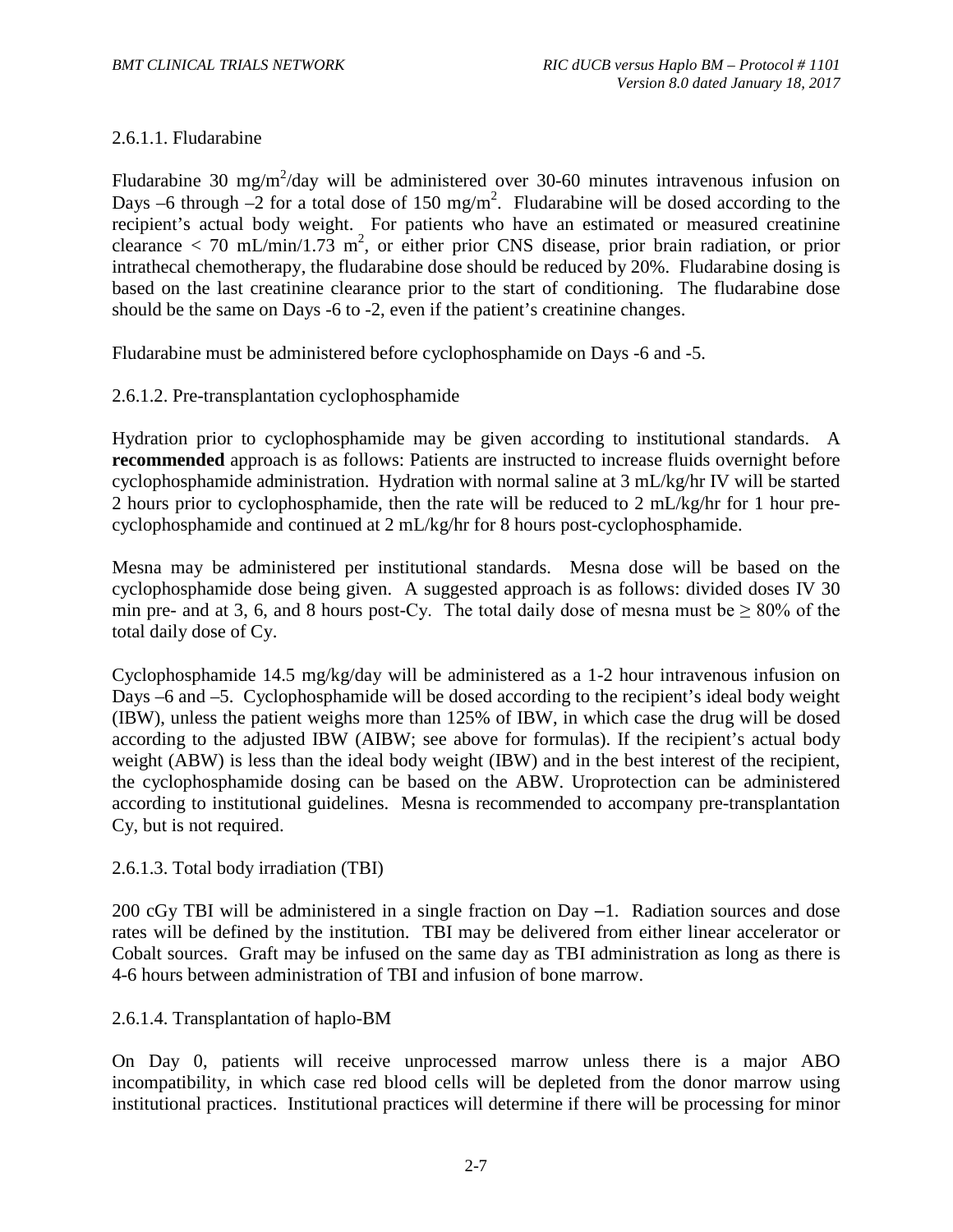#### 2.6.1.1. Fludarabine

Fludarabine 30 mg/m$^2$/day will be administered over 30-60 minutes intravenous infusion on Days –6 through –2 for a total dose of 150 mg/m$^2$. Fludarabine will be dosed according to the recipient's actual body weight. For patients who have an estimated or measured creatinine clearance < 70 mL/min/1.73 m$^2$, or either prior CNS disease, prior brain radiation, or prior intrathecal chemotherapy, the fludarabine dose should be reduced by 20%. Fludarabine dosing is based on the last creatinine clearance prior to the start of conditioning. The fludarabine dose should be the same on Days -6 to -2, even if the patient's creatinine changes.

Fludarabine must be administered before cyclophosphamide on Days -6 and -5.

#### 2.6.1.2. Pre-transplantation cyclophosphamide

Hydration prior to cyclophosphamide may be given according to institutional standards. A **recommended** approach is as follows: Patients are instructed to increase fluids overnight before cyclophosphamide administration. Hydration with normal saline at 3 mL/kg/hr IV will be started 2 hours prior to cyclophosphamide, then the rate will be reduced to 2 mL/kg/hr for 1 hour pre-cyclophosphamide and continued at 2 mL/kg/hr for 8 hours post-cyclophosphamide.

Mesna may be administered per institutional standards. Mesna dose will be based on the cyclophosphamide dose being given. A suggested approach is as follows: divided doses IV 30 min pre- and at 3, 6, and 8 hours post-Cy. The total daily dose of mesna must be ≥ 80% of the total daily dose of Cy.

Cyclophosphamide 14.5 mg/kg/day will be administered as a 1-2 hour intravenous infusion on Days –6 and –5. Cyclophosphamide will be dosed according to the recipient's ideal body weight (IBW), unless the patient weighs more than 125% of IBW, in which case the drug will be dosed according to the adjusted IBW (AIBW; see above for formulas). If the recipient's actual body weight (ABW) is less than the ideal body weight (IBW) and in the best interest of the recipient, the cyclophosphamide dosing can be based on the ABW. Uroprotection can be administered according to institutional guidelines. Mesna is recommended to accompany pre-transplantation Cy, but is not required.

#### 2.6.1.3. Total body irradiation (TBI)

200 cGy TBI will be administered in a single fraction on Day –1. Radiation sources and dose rates will be defined by the institution. TBI may be delivered from either linear accelerator or Cobalt sources. Graft may be infused on the same day as TBI administration as long as there is 4-6 hours between administration of TBI and infusion of bone marrow.

#### 2.6.1.4. Transplantation of haplo-BM

On Day 0, patients will receive unprocessed marrow unless there is a major ABO incompatibility, in which case red blood cells will be depleted from the donor marrow using institutional practices. Institutional practices will determine if there will be processing for minor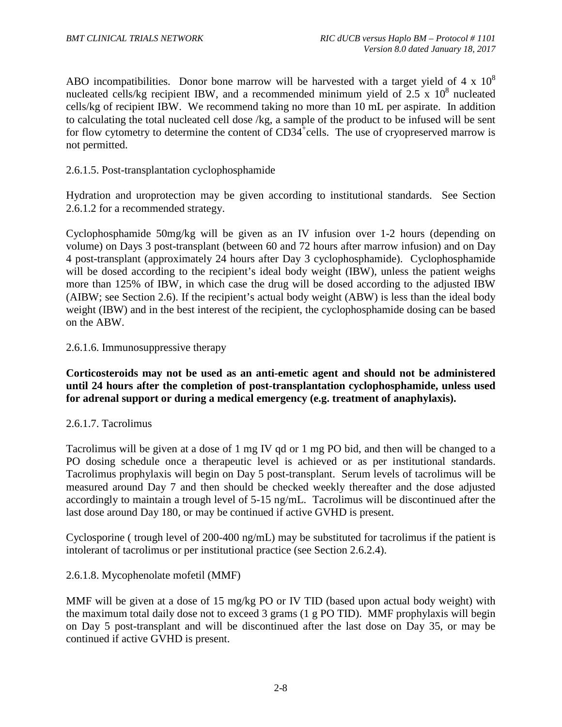ABO incompatibilities. Donor bone marrow will be harvested with a target yield of 4 x $10^8$ nucleated cells/kg recipient IBW, and a recommended minimum yield of 2.5 x $10^8$ nucleated cells/kg of recipient IBW. We recommend taking no more than 10 mL per aspirate. In addition to calculating the total nucleated cell dose /kg, a sample of the product to be infused will be sent for flow cytometry to determine the content of $CD34^+$ cells. The use of cryopreserved marrow is not permitted.

2.6.1.5. Post-transplantation cyclophosphamide

Hydration and uroprotection may be given according to institutional standards. See Section 2.6.1.2 for a recommended strategy.

Cyclophosphamide 50mg/kg will be given as an IV infusion over 1-2 hours (depending on volume) on Days 3 post-transplant (between 60 and 72 hours after marrow infusion) and on Day 4 post-transplant (approximately 24 hours after Day 3 cyclophosphamide). Cyclophosphamide will be dosed according to the recipient's ideal body weight (IBW), unless the patient weighs more than 125% of IBW, in which case the drug will be dosed according to the adjusted IBW (AIBW; see Section 2.6). If the recipient's actual body weight (ABW) is less than the ideal body weight (IBW) and in the best interest of the recipient, the cyclophosphamide dosing can be based on the ABW.

2.6.1.6. Immunosuppressive therapy

**Corticosteroids may not be used as an anti-emetic agent and should not be administered until 24 hours after the completion of post-transplantation cyclophosphamide, unless used for adrenal support or during a medical emergency (e.g. treatment of anaphylaxis).**

2.6.1.7. Tacrolimus

Tacrolimus will be given at a dose of 1 mg IV qd or 1 mg PO bid, and then will be changed to a PO dosing schedule once a therapeutic level is achieved or as per institutional standards. Tacrolimus prophylaxis will begin on Day 5 post-transplant. Serum levels of tacrolimus will be measured around Day 7 and then should be checked weekly thereafter and the dose adjusted accordingly to maintain a trough level of 5-15 ng/mL. Tacrolimus will be discontinued after the last dose around Day 180, or may be continued if active GVHD is present.

Cyclosporine ( trough level of 200-400 ng/mL) may be substituted for tacrolimus if the patient is intolerant of tacrolimus or per institutional practice (see Section 2.6.2.4).

2.6.1.8. Mycophenolate mofetil (MMF)

MMF will be given at a dose of 15 mg/kg PO or IV TID (based upon actual body weight) with the maximum total daily dose not to exceed 3 grams (1 g PO TID). MMF prophylaxis will begin on Day 5 post-transplant and will be discontinued after the last dose on Day 35, or may be continued if active GVHD is present.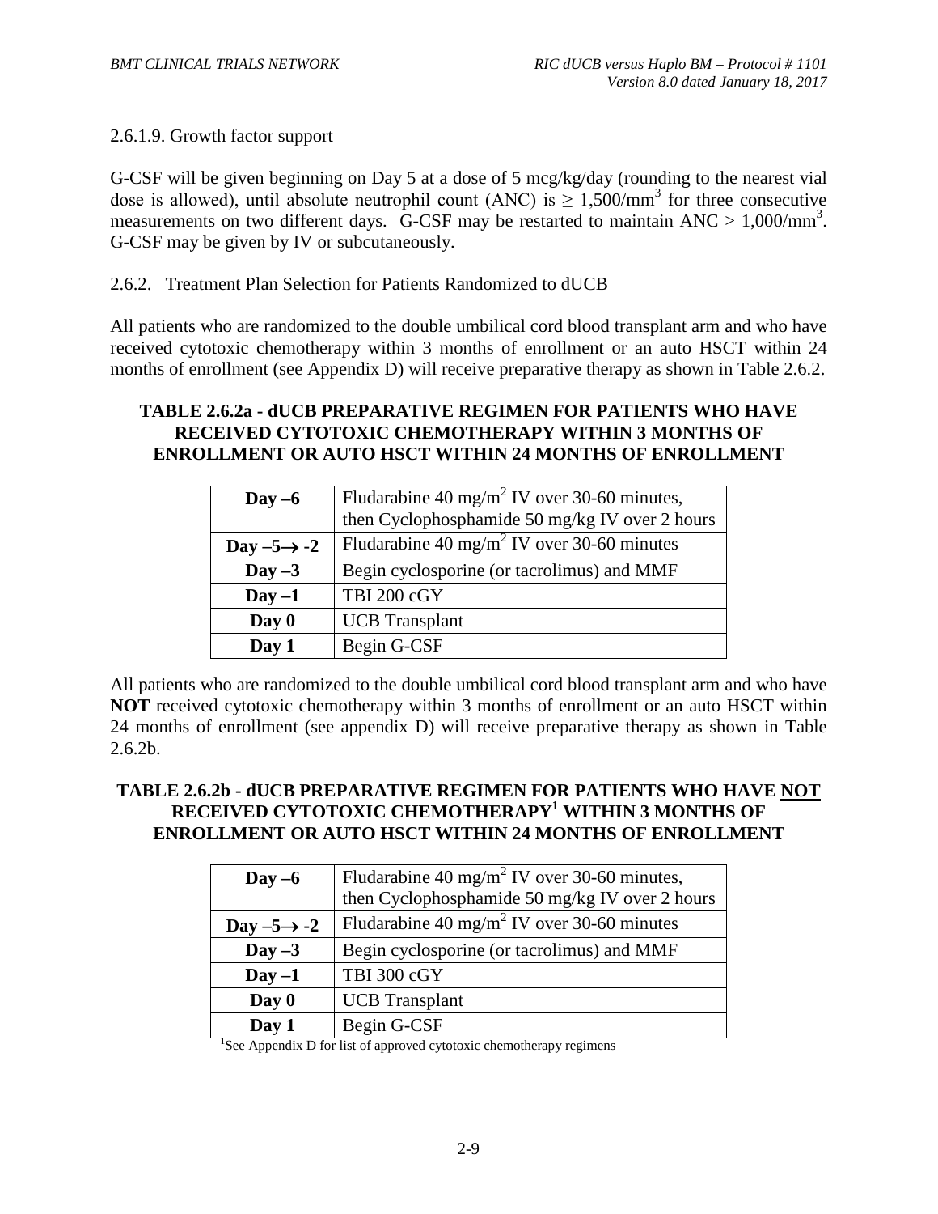2.6.1.9. Growth factor support

G-CSF will be given beginning on Day 5 at a dose of 5 mcg/kg/day (rounding to the nearest vial dose is allowed), until absolute neutrophil count (ANC) is $\geq$ 1,500/mm$^3$ for three consecutive measurements on two different days. G-CSF may be restarted to maintain ANC > 1,000/mm$^3$. G-CSF may be given by IV or subcutaneously.

2.6.2. Treatment Plan Selection for Patients Randomized to dUCB

All patients who are randomized to the double umbilical cord blood transplant arm and who have received cytotoxic chemotherapy within 3 months of enrollment or an auto HSCT within 24 months of enrollment (see Appendix D) will receive preparative therapy as shown in Table 2.6.2.

**TABLE 2.6.2a - dUCB PREPARATIVE REGIMEN FOR PATIENTS WHO HAVE RECEIVED CYTOTOXIC CHEMOTHERAPY WITHIN 3 MONTHS OF ENROLLMENT OR AUTO HSCT WITHIN 24 MONTHS OF ENROLLMENT**

| | |
|---|---|
| **Day –6** | Fludarabine 40 mg/m$^2$ IV over 30-60 minutes, then Cyclophosphamide 50 mg/kg IV over 2 hours |
| **Day –5→ -2** | Fludarabine 40 mg/m$^2$ IV over 30-60 minutes |
| **Day –3** | Begin cyclosporine (or tacrolimus) and MMF |
| **Day –1** | TBI 200 cGY |
| **Day 0** | UCB Transplant |
| **Day 1** | Begin G-CSF |

All patients who are randomized to the double umbilical cord blood transplant arm and who have **NOT** received cytotoxic chemotherapy within 3 months of enrollment or an auto HSCT within 24 months of enrollment (see appendix D) will receive preparative therapy as shown in Table 2.6.2b.

**TABLE 2.6.2b - dUCB PREPARATIVE REGIMEN FOR PATIENTS WHO HAVE NOT RECEIVED CYTOTOXIC CHEMOTHERAPY[1] WITHIN 3 MONTHS OF ENROLLMENT OR AUTO HSCT WITHIN 24 MONTHS OF ENROLLMENT**

| | |
|---|---|
| **Day –6** | Fludarabine 40 mg/m$^2$ IV over 30-60 minutes, then Cyclophosphamide 50 mg/kg IV over 2 hours |
| **Day –5→ -2** | Fludarabine 40 mg/m$^2$ IV over 30-60 minutes |
| **Day –3** | Begin cyclosporine (or tacrolimus) and MMF |
| **Day –1** | TBI 300 cGY |
| **Day 0** | UCB Transplant |
| **Day 1** | Begin G-CSF |

[1]See Appendix D for list of approved cytotoxic chemotherapy regimens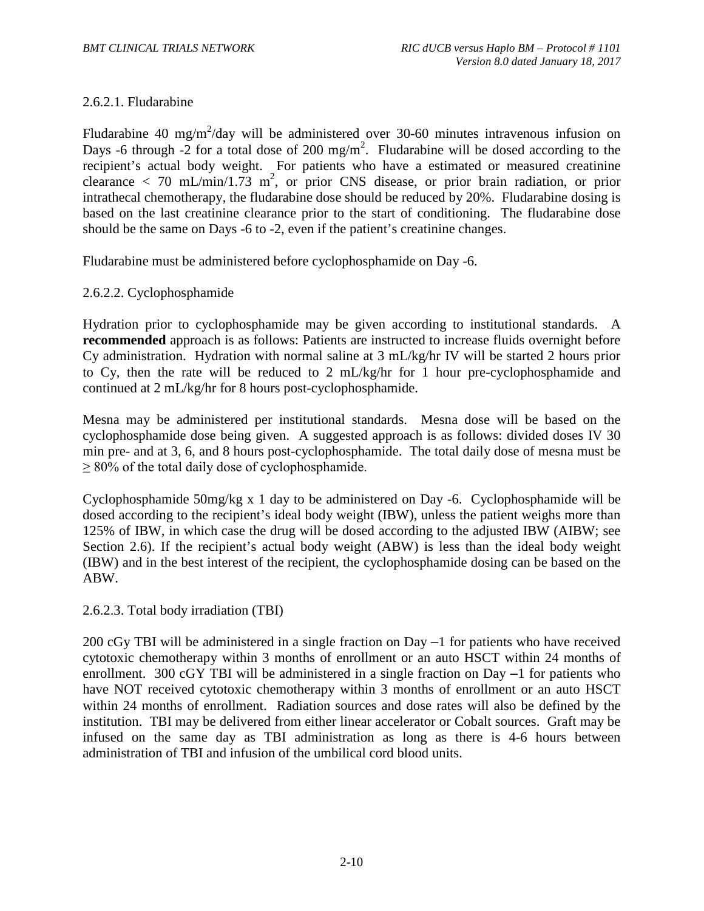2.6.2.1. Fludarabine

Fludarabine 40 mg/m$^2$/day will be administered over 30-60 minutes intravenous infusion on Days -6 through -2 for a total dose of 200 mg/m$^2$. Fludarabine will be dosed according to the recipient's actual body weight. For patients who have a estimated or measured creatinine clearance < 70 mL/min/1.73 m$^2$, or prior CNS disease, or prior brain radiation, or prior intrathecal chemotherapy, the fludarabine dose should be reduced by 20%. Fludarabine dosing is based on the last creatinine clearance prior to the start of conditioning. The fludarabine dose should be the same on Days -6 to -2, even if the patient's creatinine changes.

Fludarabine must be administered before cyclophosphamide on Day -6.

2.6.2.2. Cyclophosphamide

Hydration prior to cyclophosphamide may be given according to institutional standards. A **recommended** approach is as follows: Patients are instructed to increase fluids overnight before Cy administration. Hydration with normal saline at 3 mL/kg/hr IV will be started 2 hours prior to Cy, then the rate will be reduced to 2 mL/kg/hr for 1 hour pre-cyclophosphamide and continued at 2 mL/kg/hr for 8 hours post-cyclophosphamide.

Mesna may be administered per institutional standards. Mesna dose will be based on the cyclophosphamide dose being given. A suggested approach is as follows: divided doses IV 30 min pre- and at 3, 6, and 8 hours post-cyclophosphamide. The total daily dose of mesna must be ≥ 80% of the total daily dose of cyclophosphamide.

Cyclophosphamide 50mg/kg x 1 day to be administered on Day -6. Cyclophosphamide will be dosed according to the recipient's ideal body weight (IBW), unless the patient weighs more than 125% of IBW, in which case the drug will be dosed according to the adjusted IBW (AIBW; see Section 2.6). If the recipient's actual body weight (ABW) is less than the ideal body weight (IBW) and in the best interest of the recipient, the cyclophosphamide dosing can be based on the ABW.

2.6.2.3. Total body irradiation (TBI)

200 cGy TBI will be administered in a single fraction on Day –1 for patients who have received cytotoxic chemotherapy within 3 months of enrollment or an auto HSCT within 24 months of enrollment. 300 cGY TBI will be administered in a single fraction on Day –1 for patients who have NOT received cytotoxic chemotherapy within 3 months of enrollment or an auto HSCT within 24 months of enrollment. Radiation sources and dose rates will also be defined by the institution. TBI may be delivered from either linear accelerator or Cobalt sources. Graft may be infused on the same day as TBI administration as long as there is 4-6 hours between administration of TBI and infusion of the umbilical cord blood units.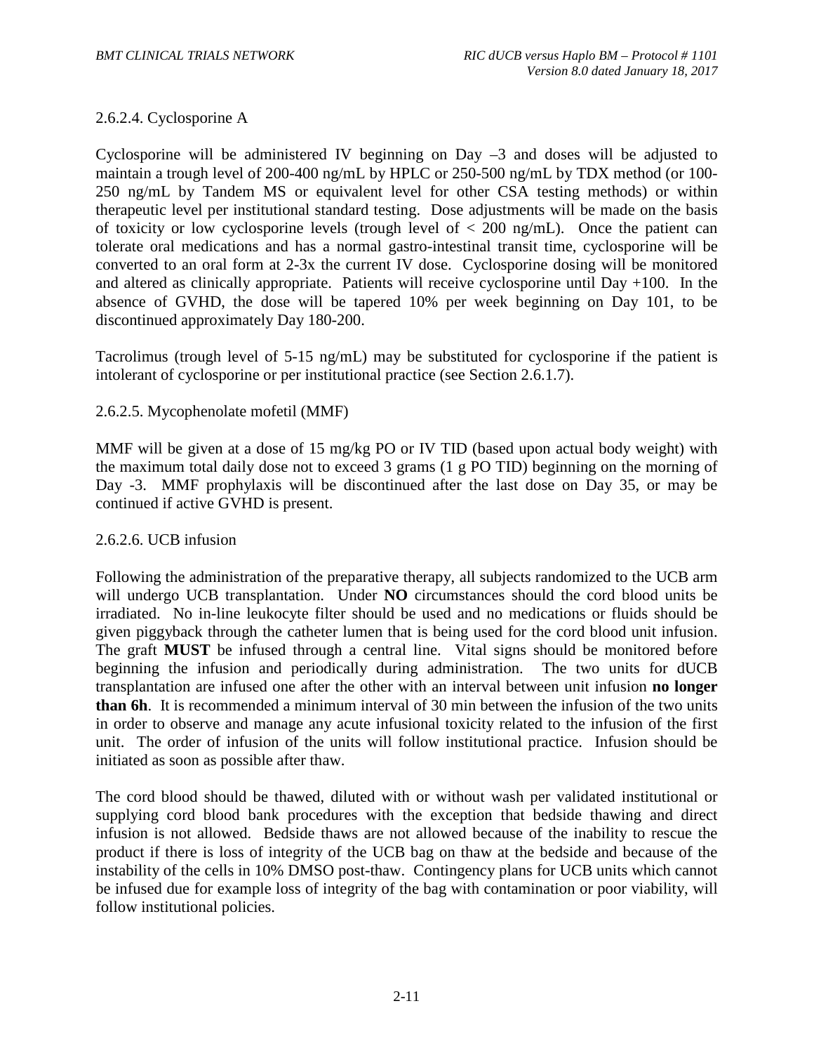#### 2.6.2.4. Cyclosporine A

Cyclosporine will be administered IV beginning on Day –3 and doses will be adjusted to maintain a trough level of 200-400 ng/mL by HPLC or 250-500 ng/mL by TDX method (or 100-250 ng/mL by Tandem MS or equivalent level for other CSA testing methods) or within therapeutic level per institutional standard testing. Dose adjustments will be made on the basis of toxicity or low cyclosporine levels (trough level of < 200 ng/mL). Once the patient can tolerate oral medications and has a normal gastro-intestinal transit time, cyclosporine will be converted to an oral form at 2-3x the current IV dose. Cyclosporine dosing will be monitored and altered as clinically appropriate. Patients will receive cyclosporine until Day +100. In the absence of GVHD, the dose will be tapered 10% per week beginning on Day 101, to be discontinued approximately Day 180-200.

Tacrolimus (trough level of 5-15 ng/mL) may be substituted for cyclosporine if the patient is intolerant of cyclosporine or per institutional practice (see Section 2.6.1.7).

#### 2.6.2.5. Mycophenolate mofetil (MMF)

MMF will be given at a dose of 15 mg/kg PO or IV TID (based upon actual body weight) with the maximum total daily dose not to exceed 3 grams (1 g PO TID) beginning on the morning of Day -3. MMF prophylaxis will be discontinued after the last dose on Day 35, or may be continued if active GVHD is present.

#### 2.6.2.6. UCB infusion

Following the administration of the preparative therapy, all subjects randomized to the UCB arm will undergo UCB transplantation. Under **NO** circumstances should the cord blood units be irradiated. No in-line leukocyte filter should be used and no medications or fluids should be given piggyback through the catheter lumen that is being used for the cord blood unit infusion. The graft **MUST** be infused through a central line. Vital signs should be monitored before beginning the infusion and periodically during administration. The two units for dUCB transplantation are infused one after the other with an interval between unit infusion **no longer than 6h**. It is recommended a minimum interval of 30 min between the infusion of the two units in order to observe and manage any acute infusional toxicity related to the infusion of the first unit. The order of infusion of the units will follow institutional practice. Infusion should be initiated as soon as possible after thaw.

The cord blood should be thawed, diluted with or without wash per validated institutional or supplying cord blood bank procedures with the exception that bedside thawing and direct infusion is not allowed. Bedside thaws are not allowed because of the inability to rescue the product if there is loss of integrity of the UCB bag on thaw at the bedside and because of the instability of the cells in 10% DMSO post-thaw. Contingency plans for UCB units which cannot be infused due for example loss of integrity of the bag with contamination or poor viability, will follow institutional policies.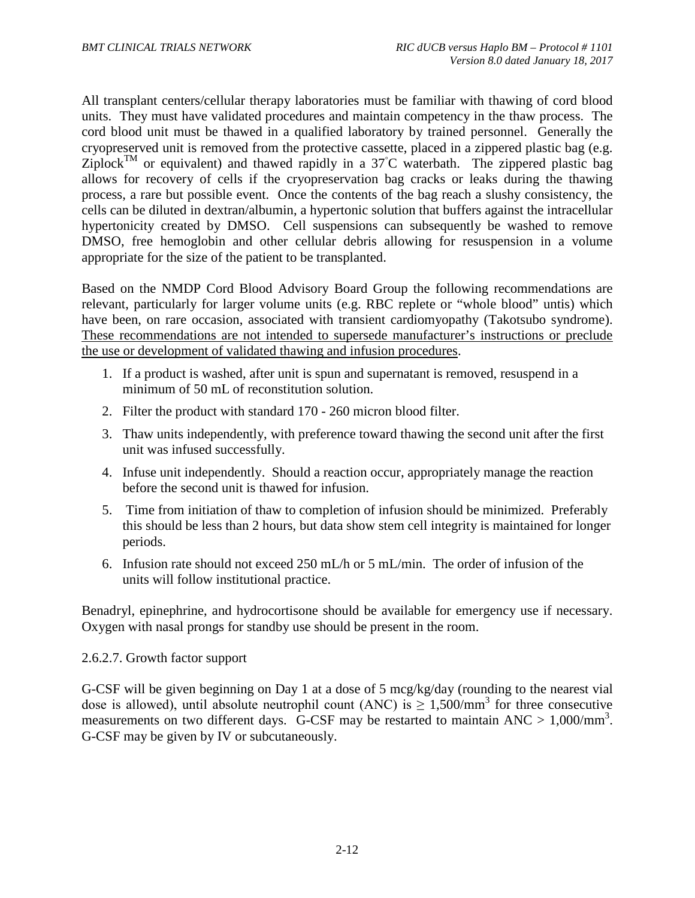All transplant centers/cellular therapy laboratories must be familiar with thawing of cord blood units. They must have validated procedures and maintain competency in the thaw process. The cord blood unit must be thawed in a qualified laboratory by trained personnel. Generally the cryopreserved unit is removed from the protective cassette, placed in a zippered plastic bag (e.g. Ziplock™ or equivalent) and thawed rapidly in a 37°C waterbath. The zippered plastic bag allows for recovery of cells if the cryopreservation bag cracks or leaks during the thawing process, a rare but possible event. Once the contents of the bag reach a slushy consistency, the cells can be diluted in dextran/albumin, a hypertonic solution that buffers against the intracellular hypertonicity created by DMSO. Cell suspensions can subsequently be washed to remove DMSO, free hemoglobin and other cellular debris allowing for resuspension in a volume appropriate for the size of the patient to be transplanted.

Based on the NMDP Cord Blood Advisory Board Group the following recommendations are relevant, particularly for larger volume units (e.g. RBC replete or "whole blood" untis) which have been, on rare occasion, associated with transient cardiomyopathy (Takotsubo syndrome). <u>These recommendations are not intended to supersede manufacturer's instructions or preclude the use or development of validated thawing and infusion procedures</u>.

1. If a product is washed, after unit is spun and supernatant is removed, resuspend in a minimum of 50 mL of reconstitution solution.
2. Filter the product with standard 170 - 260 micron blood filter.
3. Thaw units independently, with preference toward thawing the second unit after the first unit was infused successfully.
4. Infuse unit independently. Should a reaction occur, appropriately manage the reaction before the second unit is thawed for infusion.
5. Time from initiation of thaw to completion of infusion should be minimized. Preferably this should be less than 2 hours, but data show stem cell integrity is maintained for longer periods.
6. Infusion rate should not exceed 250 mL/h or 5 mL/min. The order of infusion of the units will follow institutional practice.

Benadryl, epinephrine, and hydrocortisone should be available for emergency use if necessary. Oxygen with nasal prongs for standby use should be present in the room.

2.6.2.7. Growth factor support

G-CSF will be given beginning on Day 1 at a dose of 5 mcg/kg/day (rounding to the nearest vial dose is allowed), until absolute neutrophil count (ANC) is $\geq 1{,}500/\text{mm}^3$ for three consecutive measurements on two different days. G-CSF may be restarted to maintain ANC $> 1{,}000/\text{mm}^3$. G-CSF may be given by IV or subcutaneously.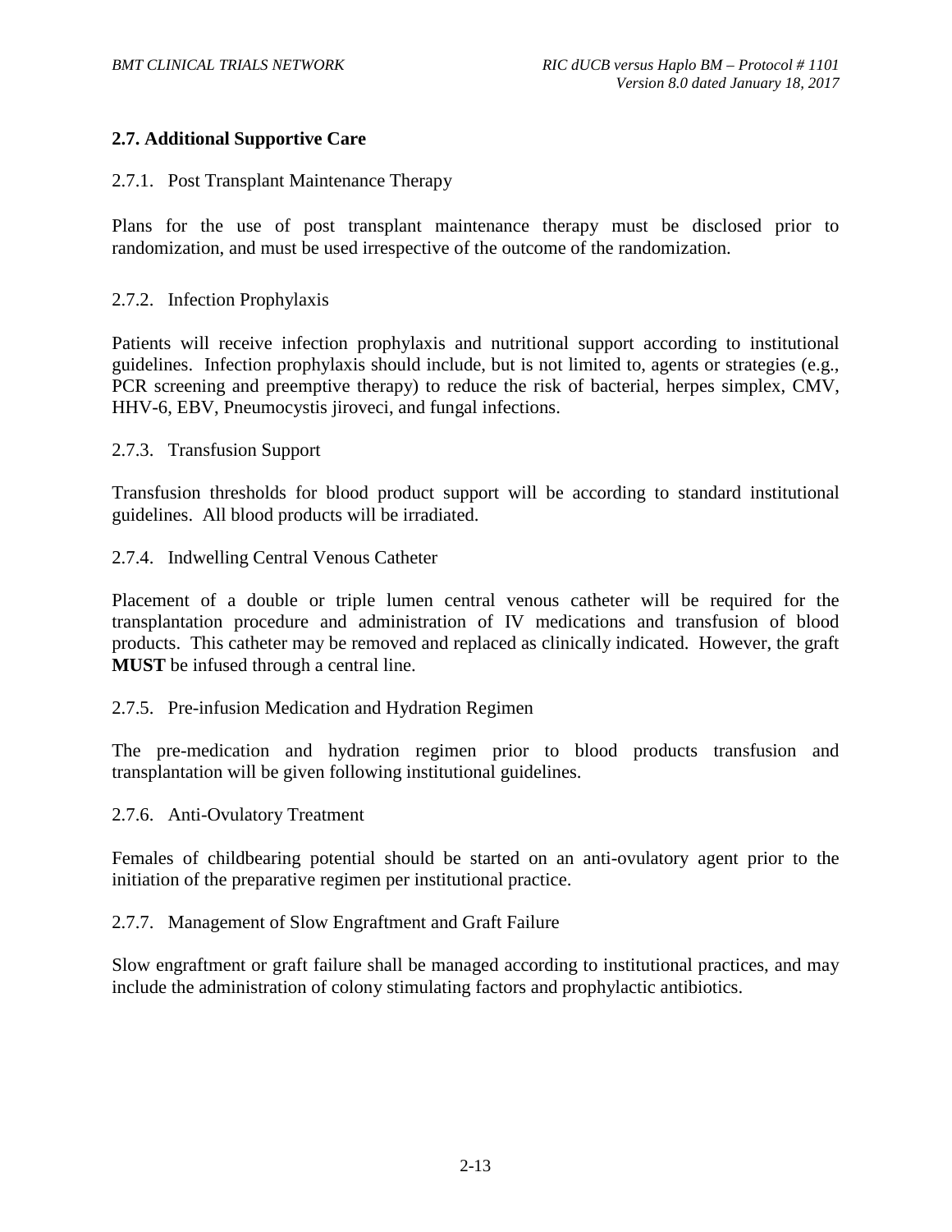## 2.7. Additional Supportive Care

### 2.7.1. Post Transplant Maintenance Therapy

Plans for the use of post transplant maintenance therapy must be disclosed prior to randomization, and must be used irrespective of the outcome of the randomization.

### 2.7.2. Infection Prophylaxis

Patients will receive infection prophylaxis and nutritional support according to institutional guidelines. Infection prophylaxis should include, but is not limited to, agents or strategies (e.g., PCR screening and preemptive therapy) to reduce the risk of bacterial, herpes simplex, CMV, HHV-6, EBV, Pneumocystis jiroveci, and fungal infections.

### 2.7.3. Transfusion Support

Transfusion thresholds for blood product support will be according to standard institutional guidelines. All blood products will be irradiated.

### 2.7.4. Indwelling Central Venous Catheter

Placement of a double or triple lumen central venous catheter will be required for the transplantation procedure and administration of IV medications and transfusion of blood products. This catheter may be removed and replaced as clinically indicated. However, the graft **MUST** be infused through a central line.

### 2.7.5. Pre-infusion Medication and Hydration Regimen

The pre-medication and hydration regimen prior to blood products transfusion and transplantation will be given following institutional guidelines.

### 2.7.6. Anti-Ovulatory Treatment

Females of childbearing potential should be started on an anti-ovulatory agent prior to the initiation of the preparative regimen per institutional practice.

### 2.7.7. Management of Slow Engraftment and Graft Failure

Slow engraftment or graft failure shall be managed according to institutional practices, and may include the administration of colony stimulating factors and prophylactic antibiotics.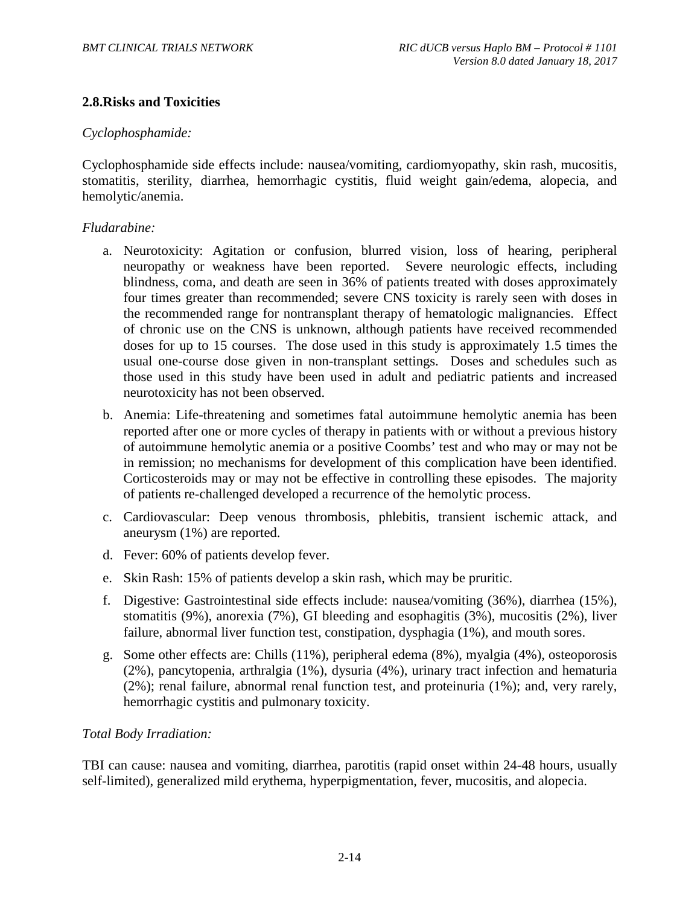### 2.8. Risks and Toxicities

*Cyclophosphamide:*

Cyclophosphamide side effects include: nausea/vomiting, cardiomyopathy, skin rash, mucositis, stomatitis, sterility, diarrhea, hemorrhagic cystitis, fluid weight gain/edema, alopecia, and hemolytic/anemia.

*Fludarabine:*

a. Neurotoxicity: Agitation or confusion, blurred vision, loss of hearing, peripheral neuropathy or weakness have been reported. Severe neurologic effects, including blindness, coma, and death are seen in 36% of patients treated with doses approximately four times greater than recommended; severe CNS toxicity is rarely seen with doses in the recommended range for nontransplant therapy of hematologic malignancies. Effect of chronic use on the CNS is unknown, although patients have received recommended doses for up to 15 courses. The dose used in this study is approximately 1.5 times the usual one-course dose given in non-transplant settings. Doses and schedules such as those used in this study have been used in adult and pediatric patients and increased neurotoxicity has not been observed.

b. Anemia: Life-threatening and sometimes fatal autoimmune hemolytic anemia has been reported after one or more cycles of therapy in patients with or without a previous history of autoimmune hemolytic anemia or a positive Coombs' test and who may or may not be in remission; no mechanisms for development of this complication have been identified. Corticosteroids may or may not be effective in controlling these episodes. The majority of patients re-challenged developed a recurrence of the hemolytic process.

c. Cardiovascular: Deep venous thrombosis, phlebitis, transient ischemic attack, and aneurysm (1%) are reported.

d. Fever: 60% of patients develop fever.

e. Skin Rash: 15% of patients develop a skin rash, which may be pruritic.

f. Digestive: Gastrointestinal side effects include: nausea/vomiting (36%), diarrhea (15%), stomatitis (9%), anorexia (7%), GI bleeding and esophagitis (3%), mucositis (2%), liver failure, abnormal liver function test, constipation, dysphagia (1%), and mouth sores.

g. Some other effects are: Chills (11%), peripheral edema (8%), myalgia (4%), osteoporosis (2%), pancytopenia, arthralgia (1%), dysuria (4%), urinary tract infection and hematuria (2%); renal failure, abnormal renal function test, and proteinuria (1%); and, very rarely, hemorrhagic cystitis and pulmonary toxicity.

*Total Body Irradiation:*

TBI can cause: nausea and vomiting, diarrhea, parotitis (rapid onset within 24-48 hours, usually self-limited), generalized mild erythema, hyperpigmentation, fever, mucositis, and alopecia.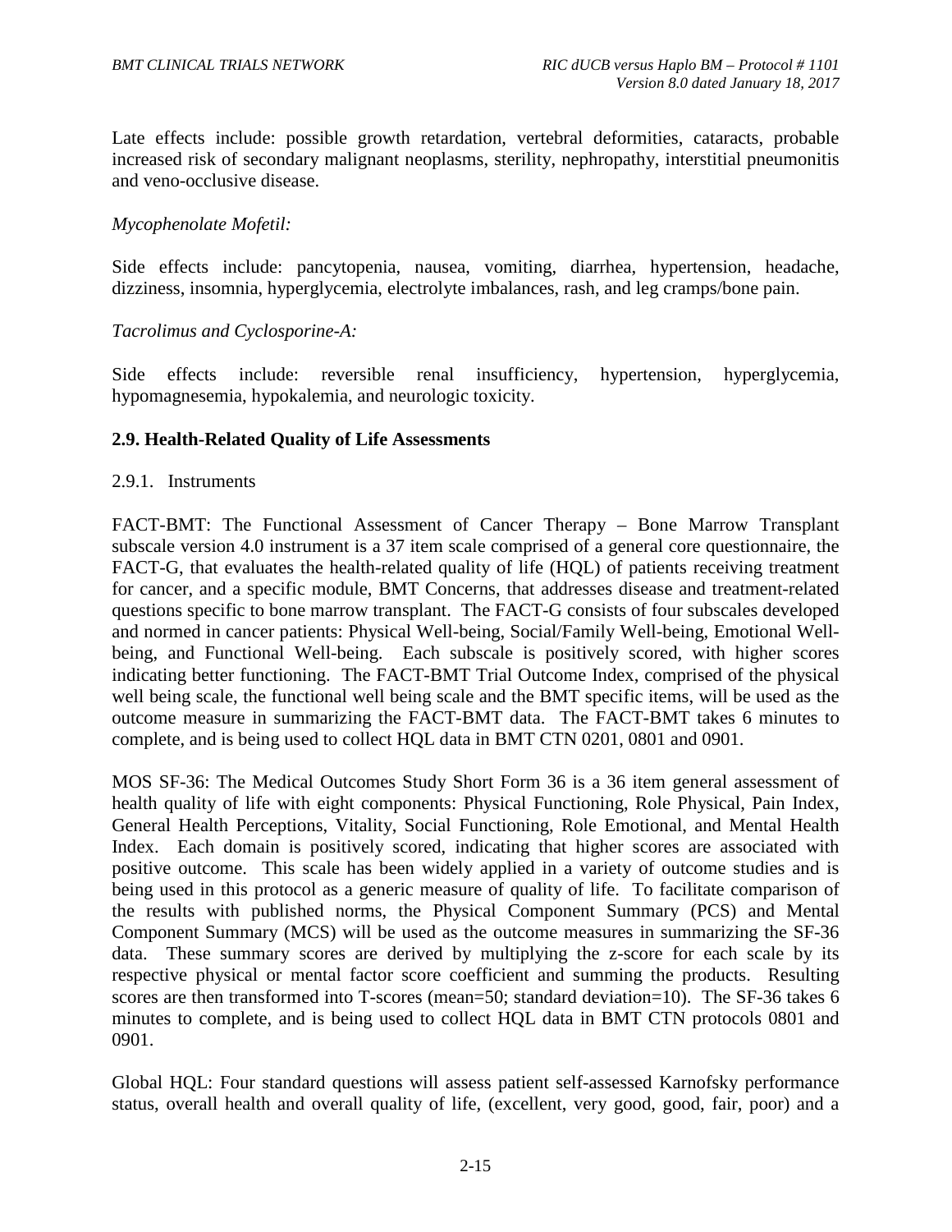Late effects include: possible growth retardation, vertebral deformities, cataracts, probable increased risk of secondary malignant neoplasms, sterility, nephropathy, interstitial pneumonitis and veno-occlusive disease.

*Mycophenolate Mofetil:*

Side effects include: pancytopenia, nausea, vomiting, diarrhea, hypertension, headache, dizziness, insomnia, hyperglycemia, electrolyte imbalances, rash, and leg cramps/bone pain.

*Tacrolimus and Cyclosporine-A:*

Side effects include: reversible renal insufficiency, hypertension, hyperglycemia, hypomagnesemia, hypokalemia, and neurologic toxicity.

## 2.9. Health-Related Quality of Life Assessments

### 2.9.1. Instruments

FACT-BMT: The Functional Assessment of Cancer Therapy – Bone Marrow Transplant subscale version 4.0 instrument is a 37 item scale comprised of a general core questionnaire, the FACT-G, that evaluates the health-related quality of life (HQL) of patients receiving treatment for cancer, and a specific module, BMT Concerns, that addresses disease and treatment-related questions specific to bone marrow transplant. The FACT-G consists of four subscales developed and normed in cancer patients: Physical Well-being, Social/Family Well-being, Emotional Well-being, and Functional Well-being. Each subscale is positively scored, with higher scores indicating better functioning. The FACT-BMT Trial Outcome Index, comprised of the physical well being scale, the functional well being scale and the BMT specific items, will be used as the outcome measure in summarizing the FACT-BMT data. The FACT-BMT takes 6 minutes to complete, and is being used to collect HQL data in BMT CTN 0201, 0801 and 0901.

MOS SF-36: The Medical Outcomes Study Short Form 36 is a 36 item general assessment of health quality of life with eight components: Physical Functioning, Role Physical, Pain Index, General Health Perceptions, Vitality, Social Functioning, Role Emotional, and Mental Health Index. Each domain is positively scored, indicating that higher scores are associated with positive outcome. This scale has been widely applied in a variety of outcome studies and is being used in this protocol as a generic measure of quality of life. To facilitate comparison of the results with published norms, the Physical Component Summary (PCS) and Mental Component Summary (MCS) will be used as the outcome measures in summarizing the SF-36 data. These summary scores are derived by multiplying the z-score for each scale by its respective physical or mental factor score coefficient and summing the products. Resulting scores are then transformed into T-scores (mean=50; standard deviation=10). The SF-36 takes 6 minutes to complete, and is being used to collect HQL data in BMT CTN protocols 0801 and 0901.

Global HQL: Four standard questions will assess patient self-assessed Karnofsky performance status, overall health and overall quality of life, (excellent, very good, good, fair, poor) and a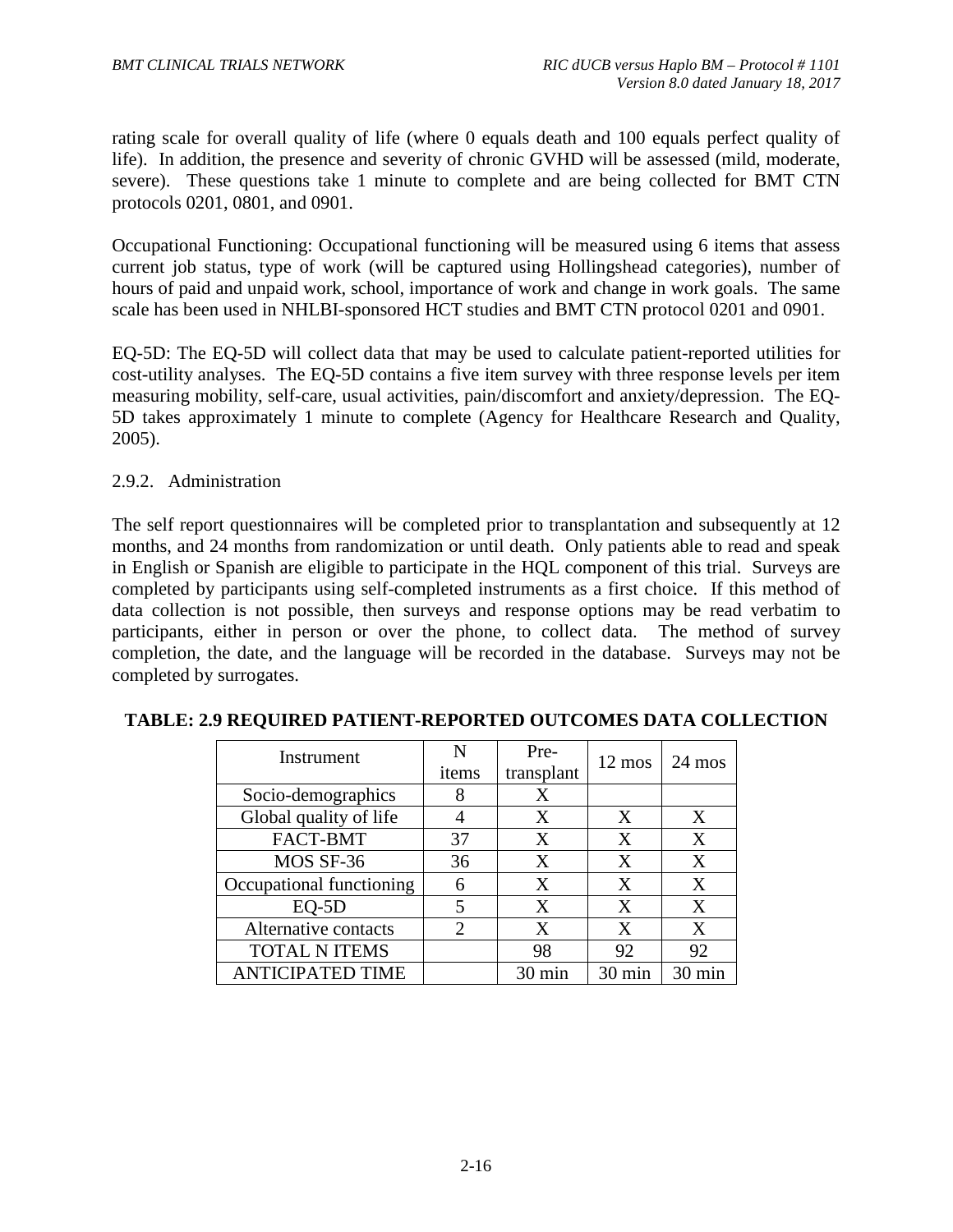rating scale for overall quality of life (where 0 equals death and 100 equals perfect quality of life). In addition, the presence and severity of chronic GVHD will be assessed (mild, moderate, severe). These questions take 1 minute to complete and are being collected for BMT CTN protocols 0201, 0801, and 0901.

Occupational Functioning: Occupational functioning will be measured using 6 items that assess current job status, type of work (will be captured using Hollingshead categories), number of hours of paid and unpaid work, school, importance of work and change in work goals. The same scale has been used in NHLBI-sponsored HCT studies and BMT CTN protocol 0201 and 0901.

EQ-5D: The EQ-5D will collect data that may be used to calculate patient-reported utilities for cost-utility analyses. The EQ-5D contains a five item survey with three response levels per item measuring mobility, self-care, usual activities, pain/discomfort and anxiety/depression. The EQ-5D takes approximately 1 minute to complete (Agency for Healthcare Research and Quality, 2005).

### 2.9.2. Administration

The self report questionnaires will be completed prior to transplantation and subsequently at 12 months, and 24 months from randomization or until death. Only patients able to read and speak in English or Spanish are eligible to participate in the HQL component of this trial. Surveys are completed by participants using self-completed instruments as a first choice. If this method of data collection is not possible, then surveys and response options may be read verbatim to participants, either in person or over the phone, to collect data. The method of survey completion, the date, and the language will be recorded in the database. Surveys may not be completed by surrogates.

**TABLE: 2.9 REQUIRED PATIENT-REPORTED OUTCOMES DATA COLLECTION**

| Instrument | N items | Pre-transplant | 12 mos | 24 mos |
|---|---|---|---|---|
| Socio-demographics | 8 | X | | |
| Global quality of life | 4 | X | X | X |
| FACT-BMT | 37 | X | X | X |
| MOS SF-36 | 36 | X | X | X |
| Occupational functioning | 6 | X | X | X |
| EQ-5D | 5 | X | X | X |
| Alternative contacts | 2 | X | X | X |
| TOTAL N ITEMS | | 98 | 92 | 92 |
| ANTICIPATED TIME | | 30 min | 30 min | 30 min |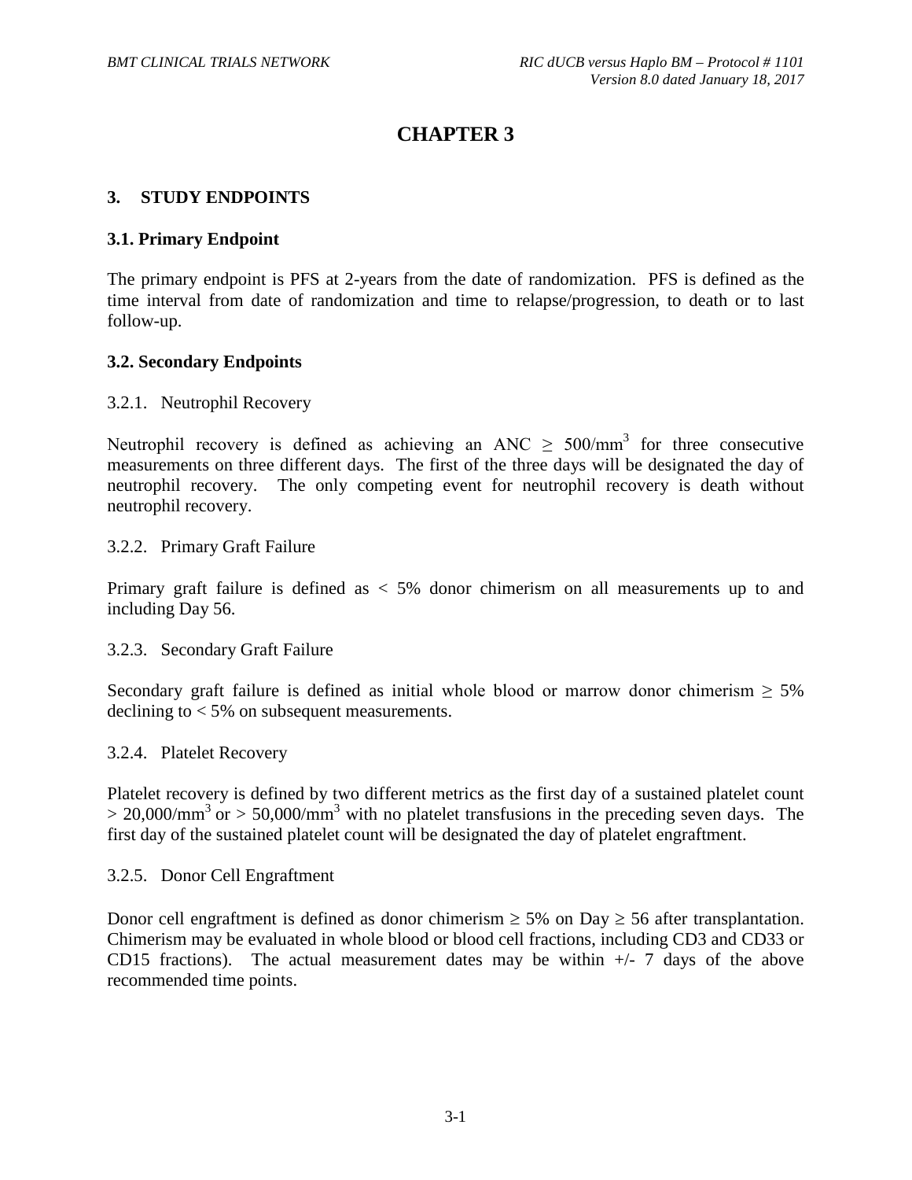# CHAPTER 3

## 3. STUDY ENDPOINTS

### 3.1. Primary Endpoint

The primary endpoint is PFS at 2-years from the date of randomization. PFS is defined as the time interval from date of randomization and time to relapse/progression, to death or to last follow-up.

### 3.2. Secondary Endpoints

3.2.1. Neutrophil Recovery

Neutrophil recovery is defined as achieving an ANC $\geq$ 500/mm$^3$ for three consecutive measurements on three different days. The first of the three days will be designated the day of neutrophil recovery. The only competing event for neutrophil recovery is death without neutrophil recovery.

3.2.2. Primary Graft Failure

Primary graft failure is defined as < 5% donor chimerism on all measurements up to and including Day 56.

3.2.3. Secondary Graft Failure

Secondary graft failure is defined as initial whole blood or marrow donor chimerism $\geq$ 5% declining to < 5% on subsequent measurements.

3.2.4. Platelet Recovery

Platelet recovery is defined by two different metrics as the first day of a sustained platelet count > 20,000/mm$^3$ or > 50,000/mm$^3$ with no platelet transfusions in the preceding seven days. The first day of the sustained platelet count will be designated the day of platelet engraftment.

3.2.5. Donor Cell Engraftment

Donor cell engraftment is defined as donor chimerism $\geq$ 5% on Day $\geq$ 56 after transplantation. Chimerism may be evaluated in whole blood or blood cell fractions, including CD3 and CD33 or CD15 fractions). The actual measurement dates may be within +/- 7 days of the above recommended time points.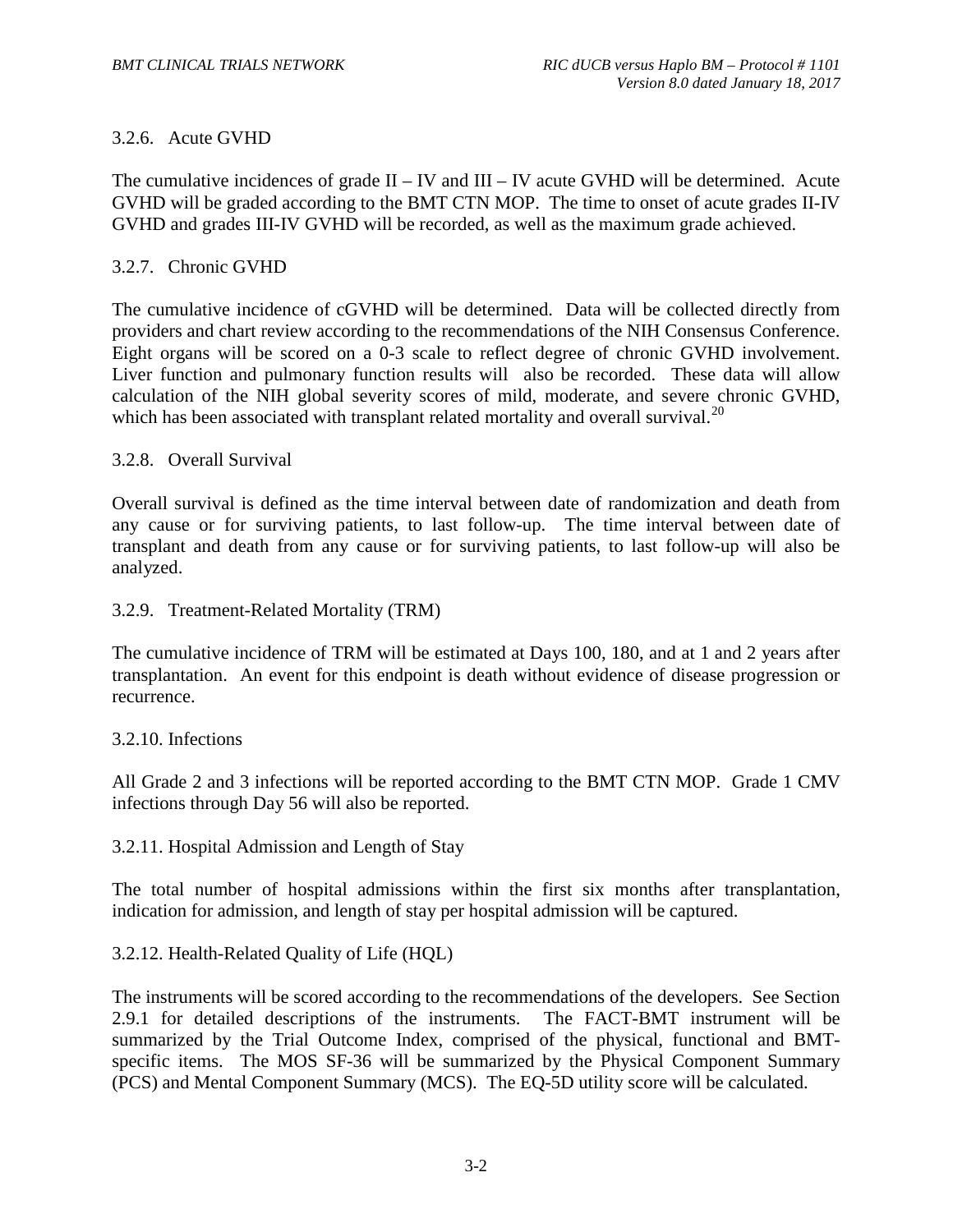### 3.2.6. Acute GVHD

The cumulative incidences of grade II – IV and III – IV acute GVHD will be determined. Acute GVHD will be graded according to the BMT CTN MOP. The time to onset of acute grades II-IV GVHD and grades III-IV GVHD will be recorded, as well as the maximum grade achieved.

### 3.2.7. Chronic GVHD

The cumulative incidence of cGVHD will be determined. Data will be collected directly from providers and chart review according to the recommendations of the NIH Consensus Conference. Eight organs will be scored on a 0-3 scale to reflect degree of chronic GVHD involvement. Liver function and pulmonary function results will also be recorded. These data will allow calculation of the NIH global severity scores of mild, moderate, and severe chronic GVHD, which has been associated with transplant related mortality and overall survival.[20]

### 3.2.8. Overall Survival

Overall survival is defined as the time interval between date of randomization and death from any cause or for surviving patients, to last follow-up. The time interval between date of transplant and death from any cause or for surviving patients, to last follow-up will also be analyzed.

### 3.2.9. Treatment-Related Mortality (TRM)

The cumulative incidence of TRM will be estimated at Days 100, 180, and at 1 and 2 years after transplantation. An event for this endpoint is death without evidence of disease progression or recurrence.

### 3.2.10. Infections

All Grade 2 and 3 infections will be reported according to the BMT CTN MOP. Grade 1 CMV infections through Day 56 will also be reported.

### 3.2.11. Hospital Admission and Length of Stay

The total number of hospital admissions within the first six months after transplantation, indication for admission, and length of stay per hospital admission will be captured.

### 3.2.12. Health-Related Quality of Life (HQL)

The instruments will be scored according to the recommendations of the developers. See Section 2.9.1 for detailed descriptions of the instruments. The FACT-BMT instrument will be summarized by the Trial Outcome Index, comprised of the physical, functional and BMT-specific items. The MOS SF-36 will be summarized by the Physical Component Summary (PCS) and Mental Component Summary (MCS). The EQ-5D utility score will be calculated.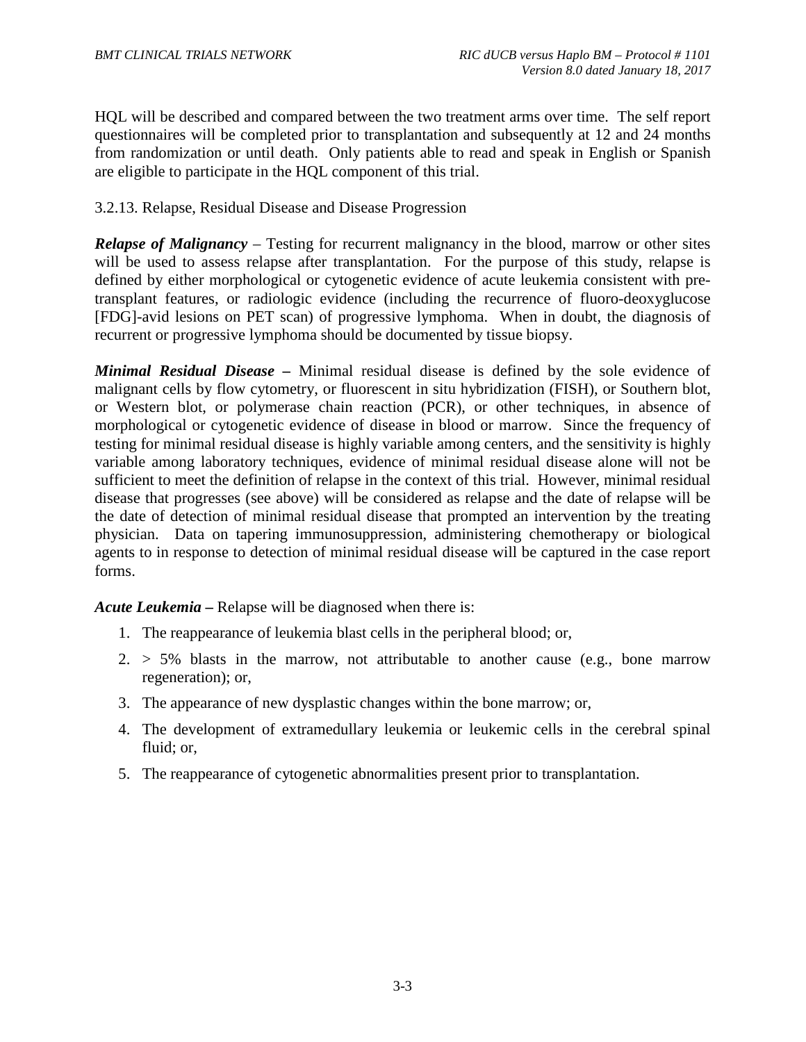HQL will be described and compared between the two treatment arms over time. The self report questionnaires will be completed prior to transplantation and subsequently at 12 and 24 months from randomization or until death. Only patients able to read and speak in English or Spanish are eligible to participate in the HQL component of this trial.

3.2.13. Relapse, Residual Disease and Disease Progression

***Relapse of Malignancy*** – Testing for recurrent malignancy in the blood, marrow or other sites will be used to assess relapse after transplantation. For the purpose of this study, relapse is defined by either morphological or cytogenetic evidence of acute leukemia consistent with pre-transplant features, or radiologic evidence (including the recurrence of fluoro-deoxyglucose [FDG]-avid lesions on PET scan) of progressive lymphoma. When in doubt, the diagnosis of recurrent or progressive lymphoma should be documented by tissue biopsy.

***Minimal Residual Disease*** **–** Minimal residual disease is defined by the sole evidence of malignant cells by flow cytometry, or fluorescent in situ hybridization (FISH), or Southern blot, or Western blot, or polymerase chain reaction (PCR), or other techniques, in absence of morphological or cytogenetic evidence of disease in blood or marrow. Since the frequency of testing for minimal residual disease is highly variable among centers, and the sensitivity is highly variable among laboratory techniques, evidence of minimal residual disease alone will not be sufficient to meet the definition of relapse in the context of this trial. However, minimal residual disease that progresses (see above) will be considered as relapse and the date of relapse will be the date of detection of minimal residual disease that prompted an intervention by the treating physician. Data on tapering immunosuppression, administering chemotherapy or biological agents to in response to detection of minimal residual disease will be captured in the case report forms.

***Acute Leukemia*** **–** Relapse will be diagnosed when there is:

1. The reappearance of leukemia blast cells in the peripheral blood; or,
2. > 5% blasts in the marrow, not attributable to another cause (e.g., bone marrow regeneration); or,
3. The appearance of new dysplastic changes within the bone marrow; or,
4. The development of extramedullary leukemia or leukemic cells in the cerebral spinal fluid; or,
5. The reappearance of cytogenetic abnormalities present prior to transplantation.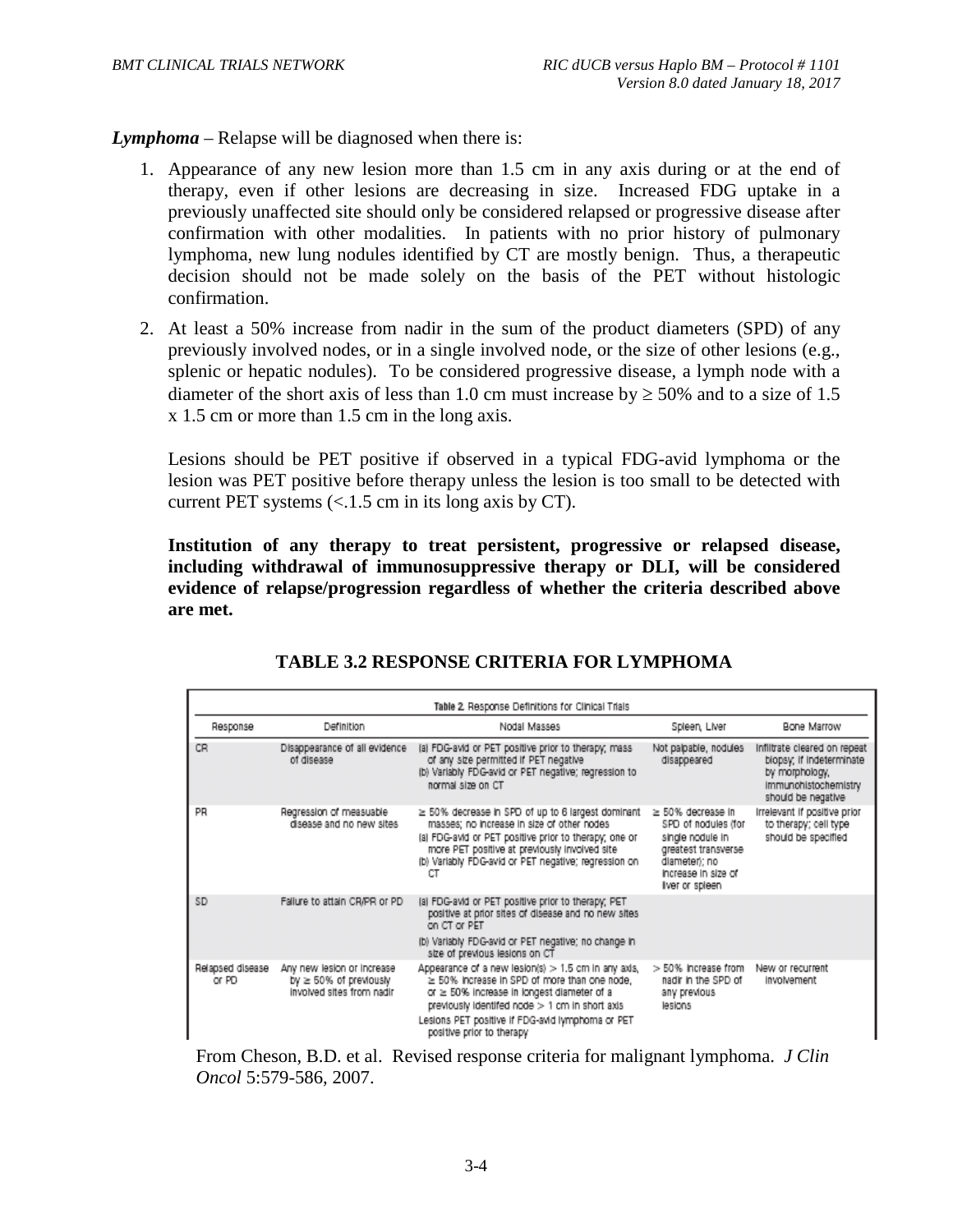***Lymphoma*** – Relapse will be diagnosed when there is:

1. Appearance of any new lesion more than 1.5 cm in any axis during or at the end of therapy, even if other lesions are decreasing in size. Increased FDG uptake in a previously unaffected site should only be considered relapsed or progressive disease after confirmation with other modalities. In patients with no prior history of pulmonary lymphoma, new lung nodules identified by CT are mostly benign. Thus, a therapeutic decision should not be made solely on the basis of the PET without histologic confirmation.
2. At least a 50% increase from nadir in the sum of the product diameters (SPD) of any previously involved nodes, or in a single involved node, or the size of other lesions (e.g., splenic or hepatic nodules). To be considered progressive disease, a lymph node with a diameter of the short axis of less than 1.0 cm must increase by ≥ 50% and to a size of 1.5 x 1.5 cm or more than 1.5 cm in the long axis.

   Lesions should be PET positive if observed in a typical FDG-avid lymphoma or the lesion was PET positive before therapy unless the lesion is too small to be detected with current PET systems (<.1.5 cm in its long axis by CT).

   **Institution of any therapy to treat persistent, progressive or relapsed disease, including withdrawal of immunosuppressive therapy or DLI, will be considered evidence of relapse/progression regardless of whether the criteria described above are met.**

**TABLE 3.2 RESPONSE CRITERIA FOR LYMPHOMA**

Table 2. Response Definitions for Clinical Trials

| Response | Definition | Nodal Masses | Spleen, Liver | Bone Marrow |
|---|---|---|---|---|
| CR | Disappearance of all evidence of disease | (a) FDG-avid or PET positive prior to therapy; mass of any size permitted if PET negative (b) Variably FDG-avid or PET negative; regression to normal size on CT | Not palpable, nodules disappeared | Infiltrate cleared on repeat biopsy; if indeterminate by morphology, immunohistochemistry should be negative |
| PR | Regression of measuable disease and no new sites | ≥ 50% decrease in SPD of up to 6 largest dominant masses; no increase in size of other nodes (a) FDG-avid or PET positive prior to therapy; one or more PET positive at previously involved site (b) Variably FDG-avid or PET negative; regression on CT | ≥ 50% decrease in SPD of nodules (for single nodule in greatest transverse diameter); no increase in size of liver or spleen | Irrelevant if positive prior to therapy; cell type should be specified |
| SD | Failure to attain CR/PR or PD | (a) FDG-avid or PET positive prior to therapy; PET positive at prior sites of disease and no new sites on CT or PET (b) Variably FDG-avid or PET negative; no change in size of previous lesions on CT | | |
| Relapsed disease or PD | Any new lesion or increase by ≥ 50% of previously involved sites from nadir | Appearance of a new lesion(s) > 1.5 cm in any axis, ≥ 50% increase in SPD of more than one node, or ≥ 50% increase in longest diameter of a previously identifed node > 1 cm in short axis Lesions PET positive if FDG-avid lymphoma or PET positive prior to therapy | > 50% increase from nadir in the SPD of any previous lesions | New or recurrent involvement |

From Cheson, B.D. et al. Revised response criteria for malignant lymphoma. *J Clin Oncol* 5:579-586, 2007.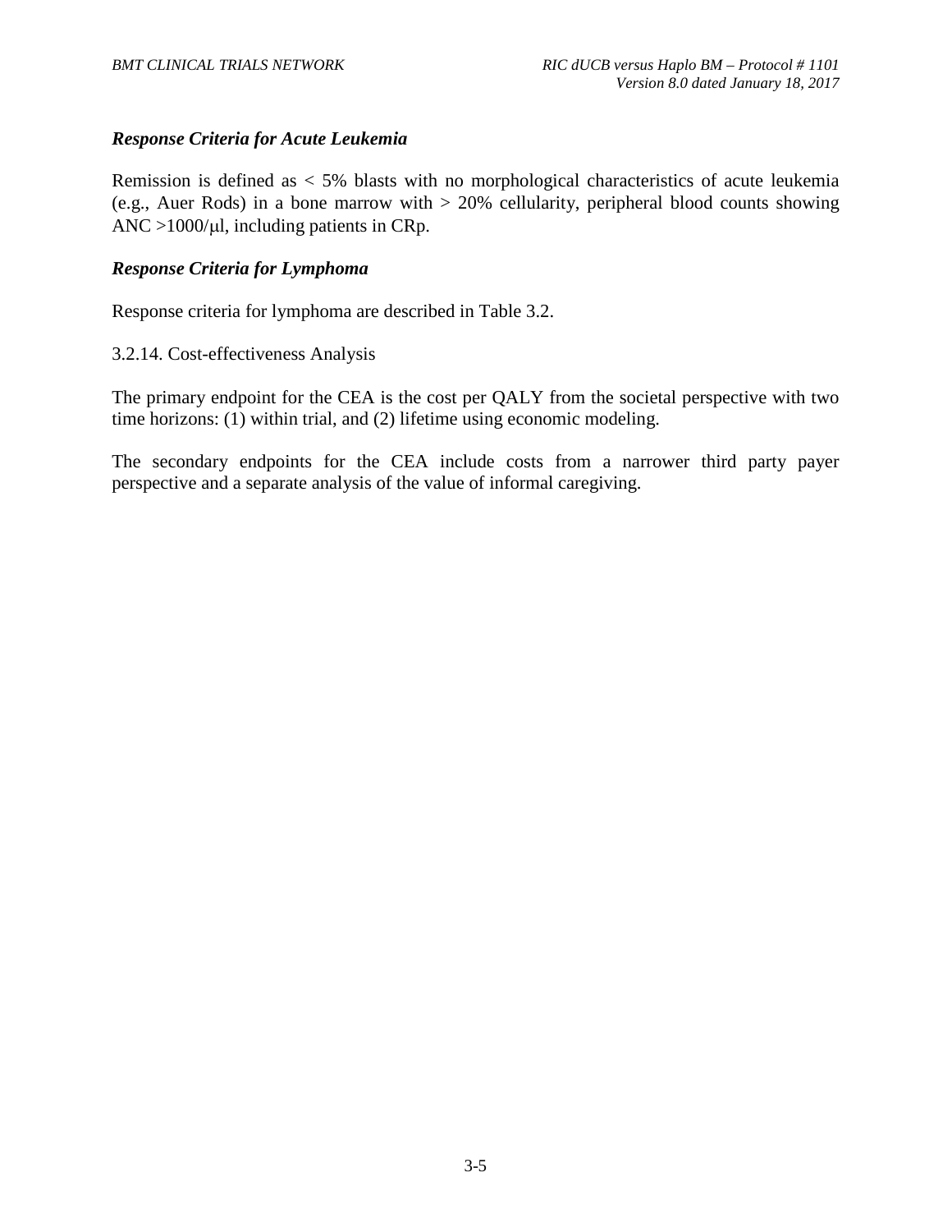*Response Criteria for Acute Leukemia*

Remission is defined as < 5% blasts with no morphological characteristics of acute leukemia (e.g., Auer Rods) in a bone marrow with > 20% cellularity, peripheral blood counts showing ANC >1000/µl, including patients in CRp.

*Response Criteria for Lymphoma*

Response criteria for lymphoma are described in Table 3.2.

3.2.14. Cost-effectiveness Analysis

The primary endpoint for the CEA is the cost per QALY from the societal perspective with two time horizons: (1) within trial, and (2) lifetime using economic modeling.

The secondary endpoints for the CEA include costs from a narrower third party payer perspective and a separate analysis of the value of informal caregiving.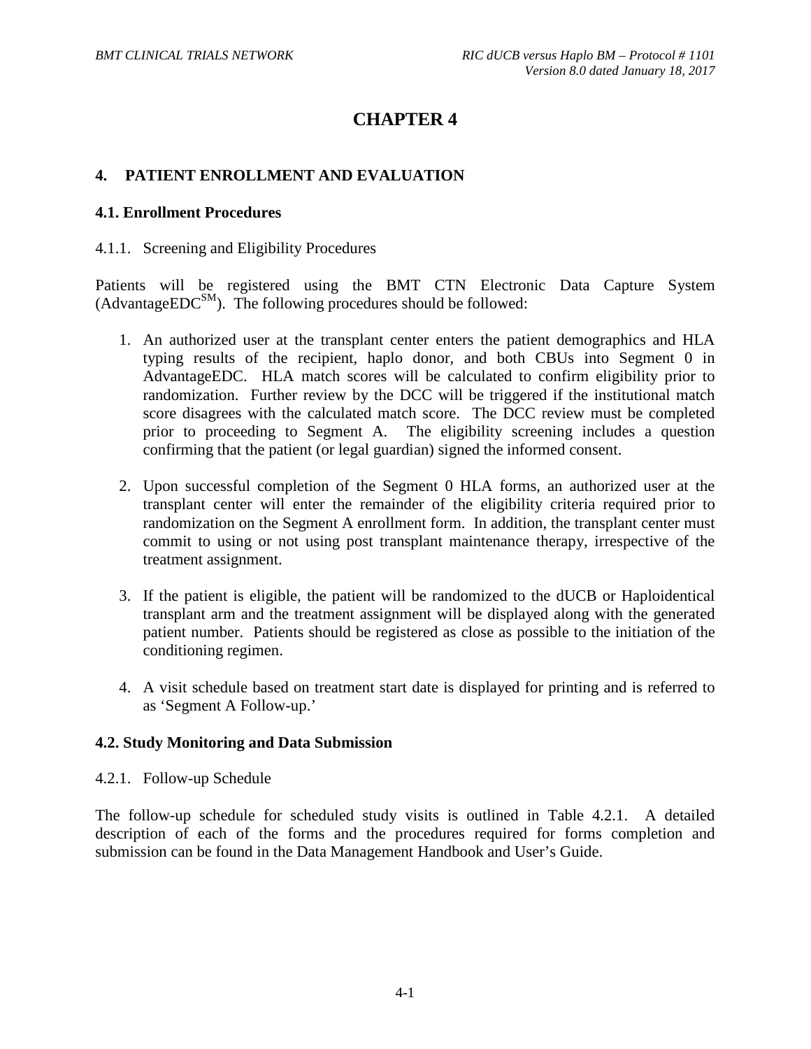# CHAPTER 4

## 4. PATIENT ENROLLMENT AND EVALUATION

### 4.1. Enrollment Procedures

4.1.1. Screening and Eligibility Procedures

Patients will be registered using the BMT CTN Electronic Data Capture System (AdvantageEDC[SM]). The following procedures should be followed:

1. An authorized user at the transplant center enters the patient demographics and HLA typing results of the recipient, haplo donor, and both CBUs into Segment 0 in AdvantageEDC. HLA match scores will be calculated to confirm eligibility prior to randomization. Further review by the DCC will be triggered if the institutional match score disagrees with the calculated match score. The DCC review must be completed prior to proceeding to Segment A. The eligibility screening includes a question confirming that the patient (or legal guardian) signed the informed consent.

2. Upon successful completion of the Segment 0 HLA forms, an authorized user at the transplant center will enter the remainder of the eligibility criteria required prior to randomization on the Segment A enrollment form. In addition, the transplant center must commit to using or not using post transplant maintenance therapy, irrespective of the treatment assignment.

3. If the patient is eligible, the patient will be randomized to the dUCB or Haploidentical transplant arm and the treatment assignment will be displayed along with the generated patient number. Patients should be registered as close as possible to the initiation of the conditioning regimen.

4. A visit schedule based on treatment start date is displayed for printing and is referred to as 'Segment A Follow-up.'

### 4.2. Study Monitoring and Data Submission

4.2.1. Follow-up Schedule

The follow-up schedule for scheduled study visits is outlined in Table 4.2.1. A detailed description of each of the forms and the procedures required for forms completion and submission can be found in the Data Management Handbook and User's Guide.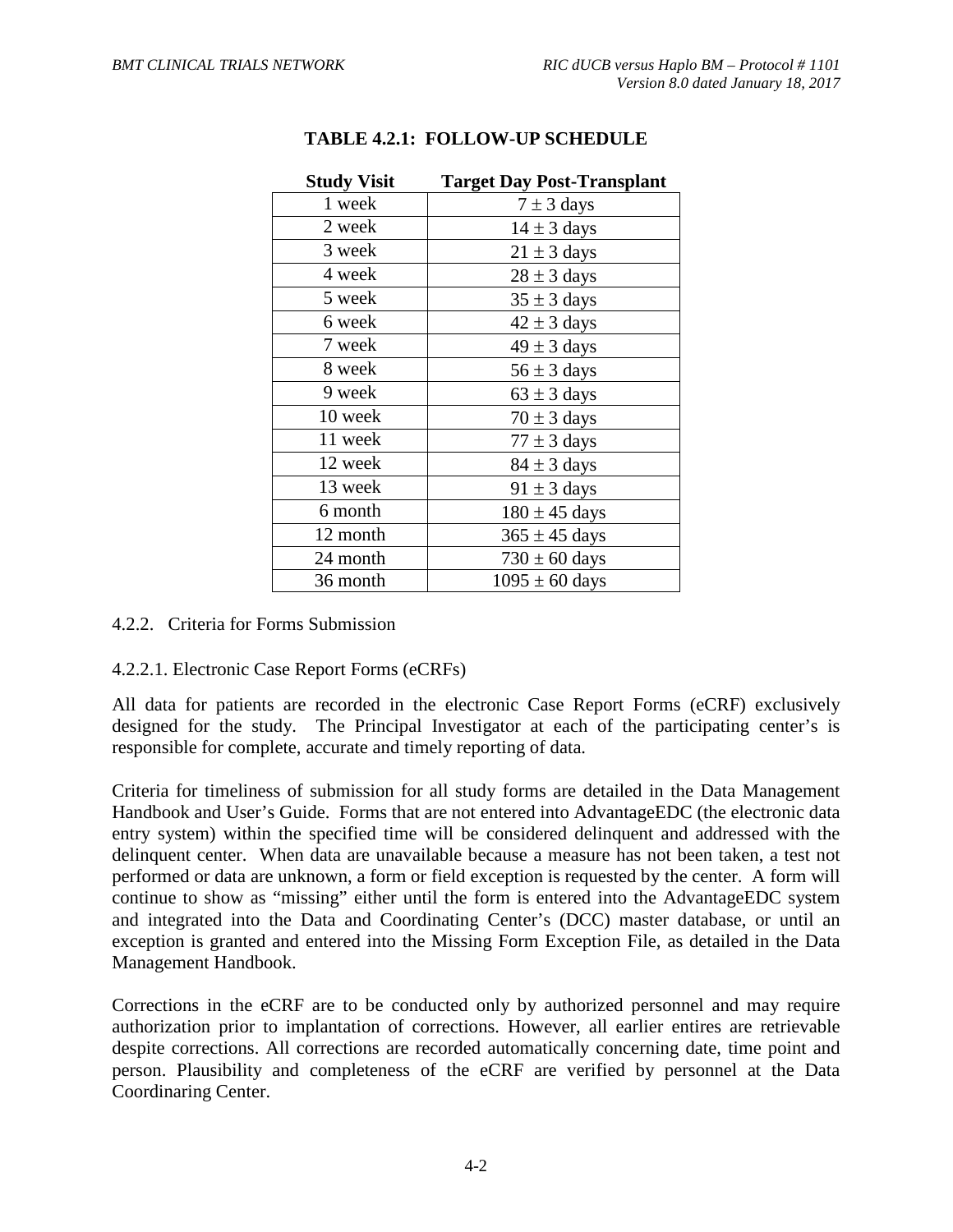**TABLE 4.2.1: FOLLOW-UP SCHEDULE**

| Study Visit | Target Day Post-Transplant |
|---|---|
| 1 week | $7 \pm 3$ days |
| 2 week | $14 \pm 3$ days |
| 3 week | $21 \pm 3$ days |
| 4 week | $28 \pm 3$ days |
| 5 week | $35 \pm 3$ days |
| 6 week | $42 \pm 3$ days |
| 7 week | $49 \pm 3$ days |
| 8 week | $56 \pm 3$ days |
| 9 week | $63 \pm 3$ days |
| 10 week | $70 \pm 3$ days |
| 11 week | $77 \pm 3$ days |
| 12 week | $84 \pm 3$ days |
| 13 week | $91 \pm 3$ days |
| 6 month | $180 \pm 45$ days |
| 12 month | $365 \pm 45$ days |
| 24 month | $730 \pm 60$ days |
| 36 month | $1095 \pm 60$ days |

### 4.2.2. Criteria for Forms Submission

#### 4.2.2.1. Electronic Case Report Forms (eCRFs)

All data for patients are recorded in the electronic Case Report Forms (eCRF) exclusively designed for the study. The Principal Investigator at each of the participating center's is responsible for complete, accurate and timely reporting of data.

Criteria for timeliness of submission for all study forms are detailed in the Data Management Handbook and User's Guide. Forms that are not entered into AdvantageEDC (the electronic data entry system) within the specified time will be considered delinquent and addressed with the delinquent center. When data are unavailable because a measure has not been taken, a test not performed or data are unknown, a form or field exception is requested by the center. A form will continue to show as "missing" either until the form is entered into the AdvantageEDC system and integrated into the Data and Coordinating Center's (DCC) master database, or until an exception is granted and entered into the Missing Form Exception File, as detailed in the Data Management Handbook.

Corrections in the eCRF are to be conducted only by authorized personnel and may require authorization prior to implantation of corrections. However, all earlier entires are retrievable despite corrections. All corrections are recorded automatically concerning date, time point and person. Plausibility and completeness of the eCRF are verified by personnel at the Data Coordinaring Center.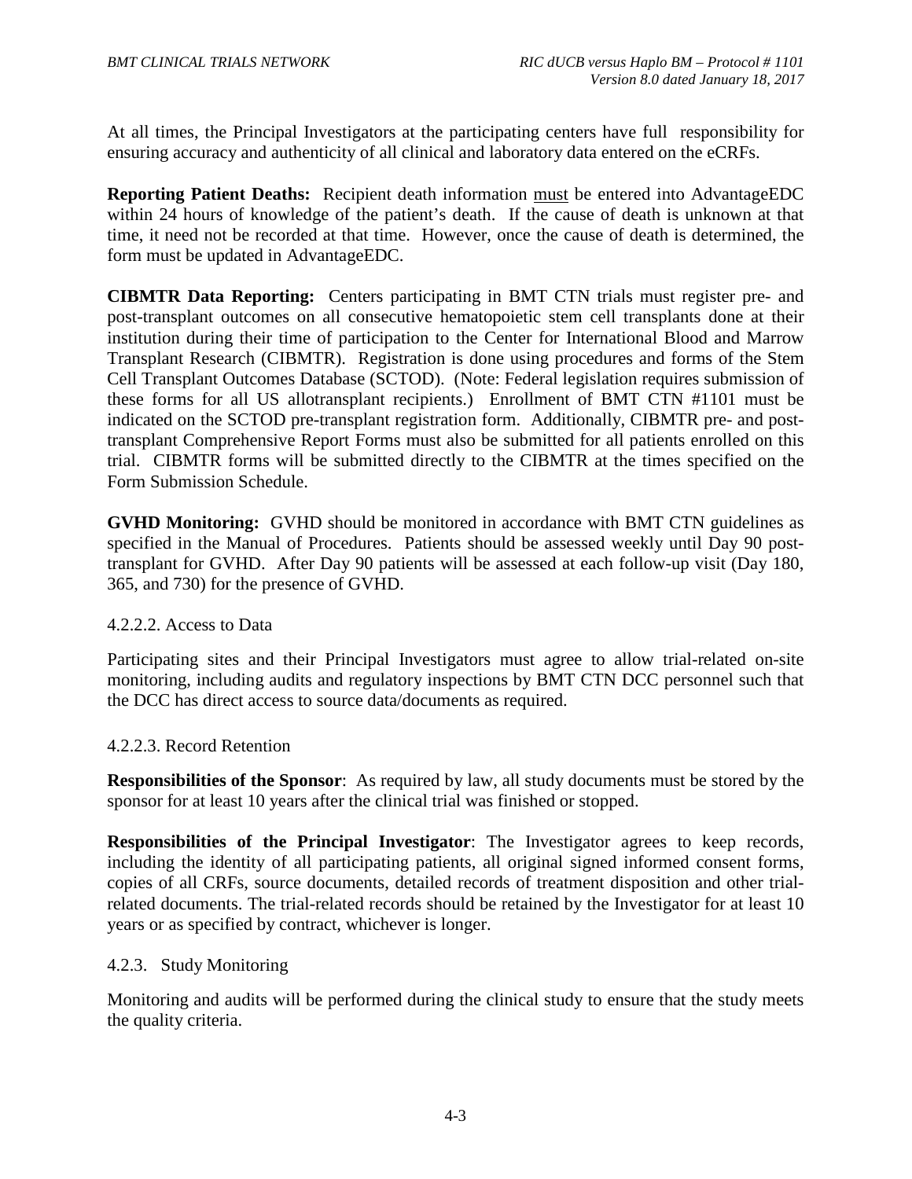At all times, the Principal Investigators at the participating centers have full responsibility for ensuring accuracy and authenticity of all clinical and laboratory data entered on the eCRFs.

**Reporting Patient Deaths:** Recipient death information must be entered into AdvantageEDC within 24 hours of knowledge of the patient's death. If the cause of death is unknown at that time, it need not be recorded at that time. However, once the cause of death is determined, the form must be updated in AdvantageEDC.

**CIBMTR Data Reporting:** Centers participating in BMT CTN trials must register pre- and post-transplant outcomes on all consecutive hematopoietic stem cell transplants done at their institution during their time of participation to the Center for International Blood and Marrow Transplant Research (CIBMTR). Registration is done using procedures and forms of the Stem Cell Transplant Outcomes Database (SCTOD). (Note: Federal legislation requires submission of these forms for all US allotransplant recipients.) Enrollment of BMT CTN #1101 must be indicated on the SCTOD pre-transplant registration form. Additionally, CIBMTR pre- and post-transplant Comprehensive Report Forms must also be submitted for all patients enrolled on this trial. CIBMTR forms will be submitted directly to the CIBMTR at the times specified on the Form Submission Schedule.

**GVHD Monitoring:** GVHD should be monitored in accordance with BMT CTN guidelines as specified in the Manual of Procedures. Patients should be assessed weekly until Day 90 post-transplant for GVHD. After Day 90 patients will be assessed at each follow-up visit (Day 180, 365, and 730) for the presence of GVHD.

#### 4.2.2.2. Access to Data

Participating sites and their Principal Investigators must agree to allow trial-related on-site monitoring, including audits and regulatory inspections by BMT CTN DCC personnel such that the DCC has direct access to source data/documents as required.

#### 4.2.2.3. Record Retention

**Responsibilities of the Sponsor**: As required by law, all study documents must be stored by the sponsor for at least 10 years after the clinical trial was finished or stopped.

**Responsibilities of the Principal Investigator**: The Investigator agrees to keep records, including the identity of all participating patients, all original signed informed consent forms, copies of all CRFs, source documents, detailed records of treatment disposition and other trial-related documents. The trial-related records should be retained by the Investigator for at least 10 years or as specified by contract, whichever is longer.

### 4.2.3. Study Monitoring

Monitoring and audits will be performed during the clinical study to ensure that the study meets the quality criteria.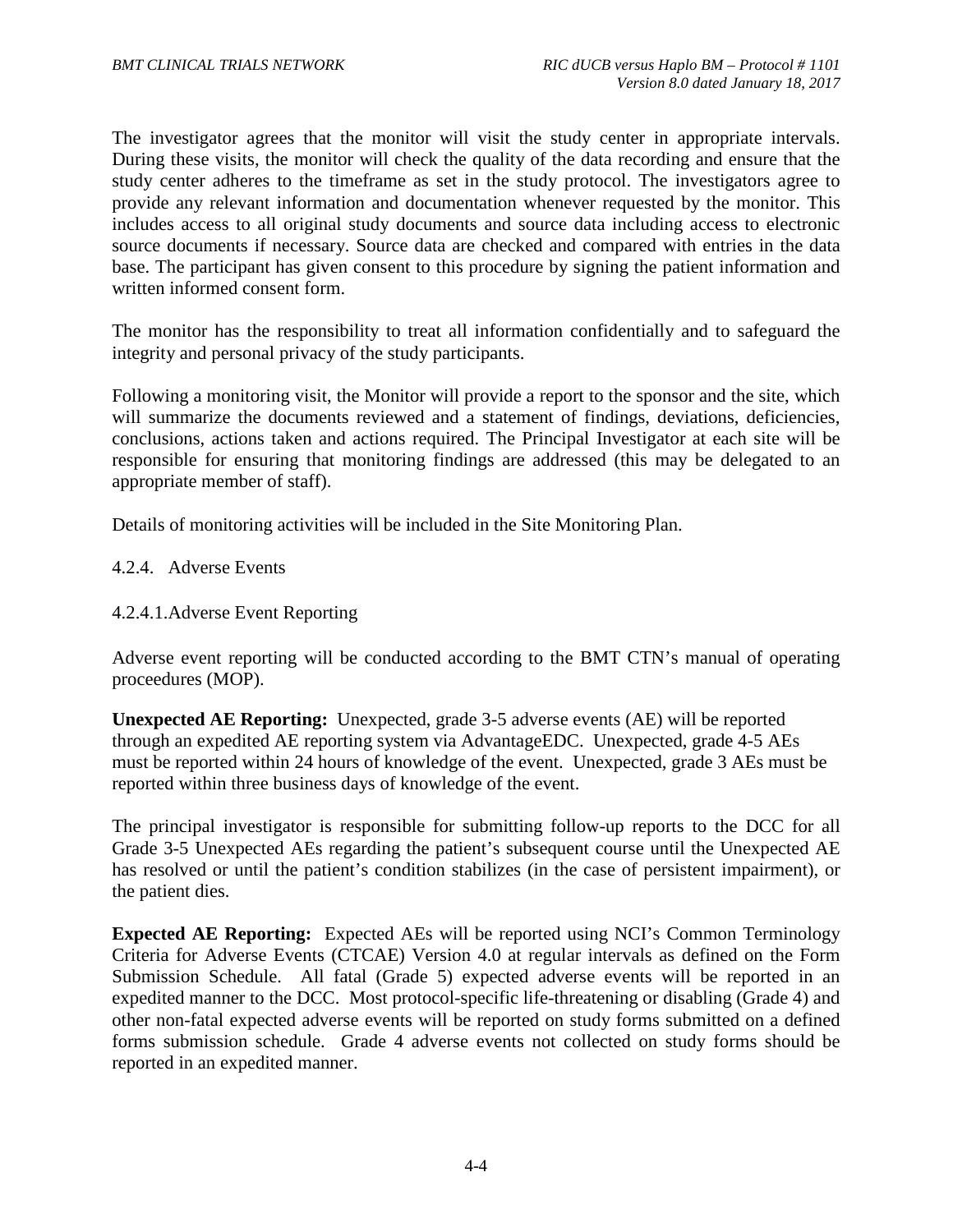The investigator agrees that the monitor will visit the study center in appropriate intervals. During these visits, the monitor will check the quality of the data recording and ensure that the study center adheres to the timeframe as set in the study protocol. The investigators agree to provide any relevant information and documentation whenever requested by the monitor. This includes access to all original study documents and source data including access to electronic source documents if necessary. Source data are checked and compared with entries in the data base. The participant has given consent to this procedure by signing the patient information and written informed consent form.

The monitor has the responsibility to treat all information confidentially and to safeguard the integrity and personal privacy of the study participants.

Following a monitoring visit, the Monitor will provide a report to the sponsor and the site, which will summarize the documents reviewed and a statement of findings, deviations, deficiencies, conclusions, actions taken and actions required. The Principal Investigator at each site will be responsible for ensuring that monitoring findings are addressed (this may be delegated to an appropriate member of staff).

Details of monitoring activities will be included in the Site Monitoring Plan.

### 4.2.4. Adverse Events

#### 4.2.4.1. Adverse Event Reporting

Adverse event reporting will be conducted according to the BMT CTN's manual of operating proceedures (MOP).

**Unexpected AE Reporting:** Unexpected, grade 3-5 adverse events (AE) will be reported through an expedited AE reporting system via AdvantageEDC. Unexpected, grade 4-5 AEs must be reported within 24 hours of knowledge of the event. Unexpected, grade 3 AEs must be reported within three business days of knowledge of the event.

The principal investigator is responsible for submitting follow-up reports to the DCC for all Grade 3-5 Unexpected AEs regarding the patient's subsequent course until the Unexpected AE has resolved or until the patient's condition stabilizes (in the case of persistent impairment), or the patient dies.

**Expected AE Reporting:** Expected AEs will be reported using NCI's Common Terminology Criteria for Adverse Events (CTCAE) Version 4.0 at regular intervals as defined on the Form Submission Schedule. All fatal (Grade 5) expected adverse events will be reported in an expedited manner to the DCC. Most protocol-specific life-threatening or disabling (Grade 4) and other non-fatal expected adverse events will be reported on study forms submitted on a defined forms submission schedule. Grade 4 adverse events not collected on study forms should be reported in an expedited manner.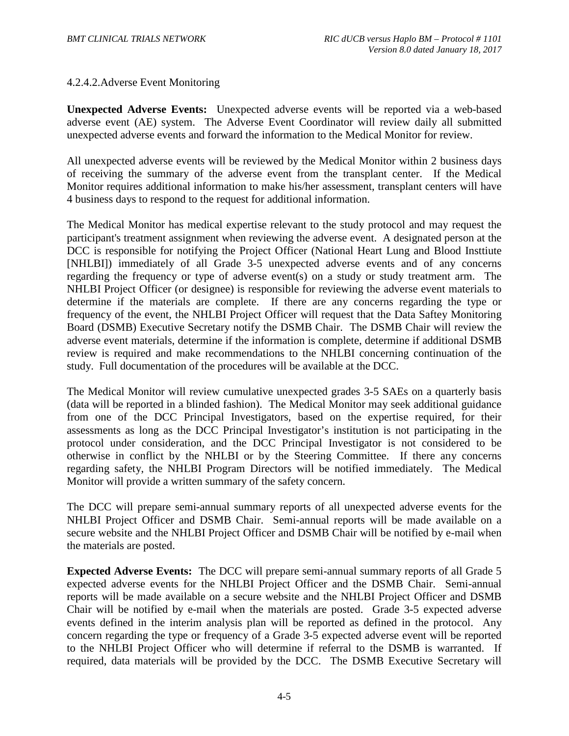#### 4.2.4.2.Adverse Event Monitoring

**Unexpected Adverse Events:** Unexpected adverse events will be reported via a web-based adverse event (AE) system. The Adverse Event Coordinator will review daily all submitted unexpected adverse events and forward the information to the Medical Monitor for review.

All unexpected adverse events will be reviewed by the Medical Monitor within 2 business days of receiving the summary of the adverse event from the transplant center. If the Medical Monitor requires additional information to make his/her assessment, transplant centers will have 4 business days to respond to the request for additional information.

The Medical Monitor has medical expertise relevant to the study protocol and may request the participant's treatment assignment when reviewing the adverse event. A designated person at the DCC is responsible for notifying the Project Officer (National Heart Lung and Blood Insttiute [NHLBI]) immediately of all Grade 3-5 unexpected adverse events and of any concerns regarding the frequency or type of adverse event(s) on a study or study treatment arm. The NHLBI Project Officer (or designee) is responsible for reviewing the adverse event materials to determine if the materials are complete. If there are any concerns regarding the type or frequency of the event, the NHLBI Project Officer will request that the Data Saftey Monitoring Board (DSMB) Executive Secretary notify the DSMB Chair. The DSMB Chair will review the adverse event materials, determine if the information is complete, determine if additional DSMB review is required and make recommendations to the NHLBI concerning continuation of the study. Full documentation of the procedures will be available at the DCC.

The Medical Monitor will review cumulative unexpected grades 3-5 SAEs on a quarterly basis (data will be reported in a blinded fashion). The Medical Monitor may seek additional guidance from one of the DCC Principal Investigators, based on the expertise required, for their assessments as long as the DCC Principal Investigator's institution is not participating in the protocol under consideration, and the DCC Principal Investigator is not considered to be otherwise in conflict by the NHLBI or by the Steering Committee. If there any concerns regarding safety, the NHLBI Program Directors will be notified immediately. The Medical Monitor will provide a written summary of the safety concern.

The DCC will prepare semi-annual summary reports of all unexpected adverse events for the NHLBI Project Officer and DSMB Chair. Semi-annual reports will be made available on a secure website and the NHLBI Project Officer and DSMB Chair will be notified by e-mail when the materials are posted.

**Expected Adverse Events:** The DCC will prepare semi-annual summary reports of all Grade 5 expected adverse events for the NHLBI Project Officer and the DSMB Chair. Semi-annual reports will be made available on a secure website and the NHLBI Project Officer and DSMB Chair will be notified by e-mail when the materials are posted. Grade 3-5 expected adverse events defined in the interim analysis plan will be reported as defined in the protocol. Any concern regarding the type or frequency of a Grade 3-5 expected adverse event will be reported to the NHLBI Project Officer who will determine if referral to the DSMB is warranted. If required, data materials will be provided by the DCC. The DSMB Executive Secretary will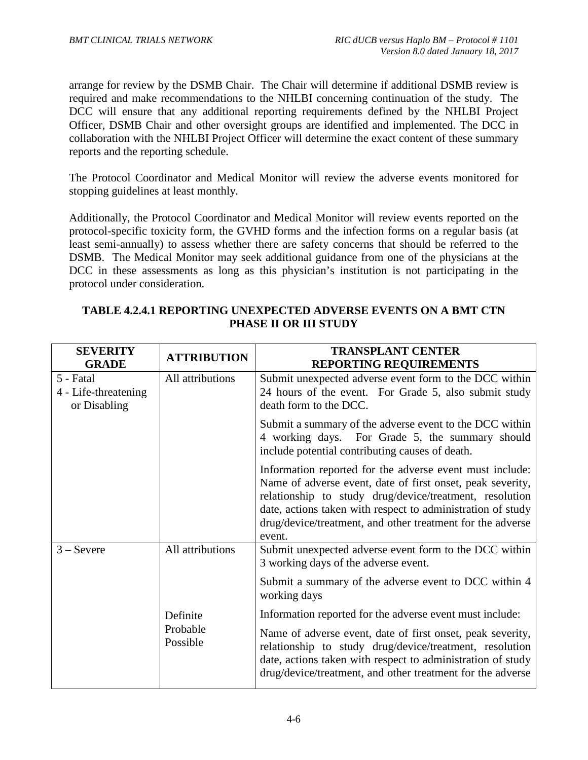arrange for review by the DSMB Chair. The Chair will determine if additional DSMB review is required and make recommendations to the NHLBI concerning continuation of the study. The DCC will ensure that any additional reporting requirements defined by the NHLBI Project Officer, DSMB Chair and other oversight groups are identified and implemented. The DCC in collaboration with the NHLBI Project Officer will determine the exact content of these summary reports and the reporting schedule.

The Protocol Coordinator and Medical Monitor will review the adverse events monitored for stopping guidelines at least monthly.

Additionally, the Protocol Coordinator and Medical Monitor will review events reported on the protocol-specific toxicity form, the GVHD forms and the infection forms on a regular basis (at least semi-annually) to assess whether there are safety concerns that should be referred to the DSMB. The Medical Monitor may seek additional guidance from one of the physicians at the DCC in these assessments as long as this physician's institution is not participating in the protocol under consideration.

**TABLE 4.2.4.1 REPORTING UNEXPECTED ADVERSE EVENTS ON A BMT CTN PHASE II OR III STUDY**

| SEVERITY GRADE | ATTRIBUTION | TRANSPLANT CENTER REPORTING REQUIREMENTS |
|---|---|---|
| 5 - Fatal<br>4 - Life-threatening or Disabling | All attributions | Submit unexpected adverse event form to the DCC within 24 hours of the event. For Grade 5, also submit study death form to the DCC. |
| | | Submit a summary of the adverse event to the DCC within 4 working days. For Grade 5, the summary should include potential contributing causes of death. |
| | | Information reported for the adverse event must include: Name of adverse event, date of first onset, peak severity, relationship to study drug/device/treatment, resolution date, actions taken with respect to administration of study drug/device/treatment, and other treatment for the adverse event. |
| 3 – Severe | All attributions | Submit unexpected adverse event form to the DCC within 3 working days of the adverse event. |
| | | Submit a summary of the adverse event to DCC within 4 working days |
| | Definite<br>Probable<br>Possible | Information reported for the adverse event must include: |
| | | Name of adverse event, date of first onset, peak severity, relationship to study drug/device/treatment, resolution date, actions taken with respect to administration of study drug/device/treatment, and other treatment for the adverse |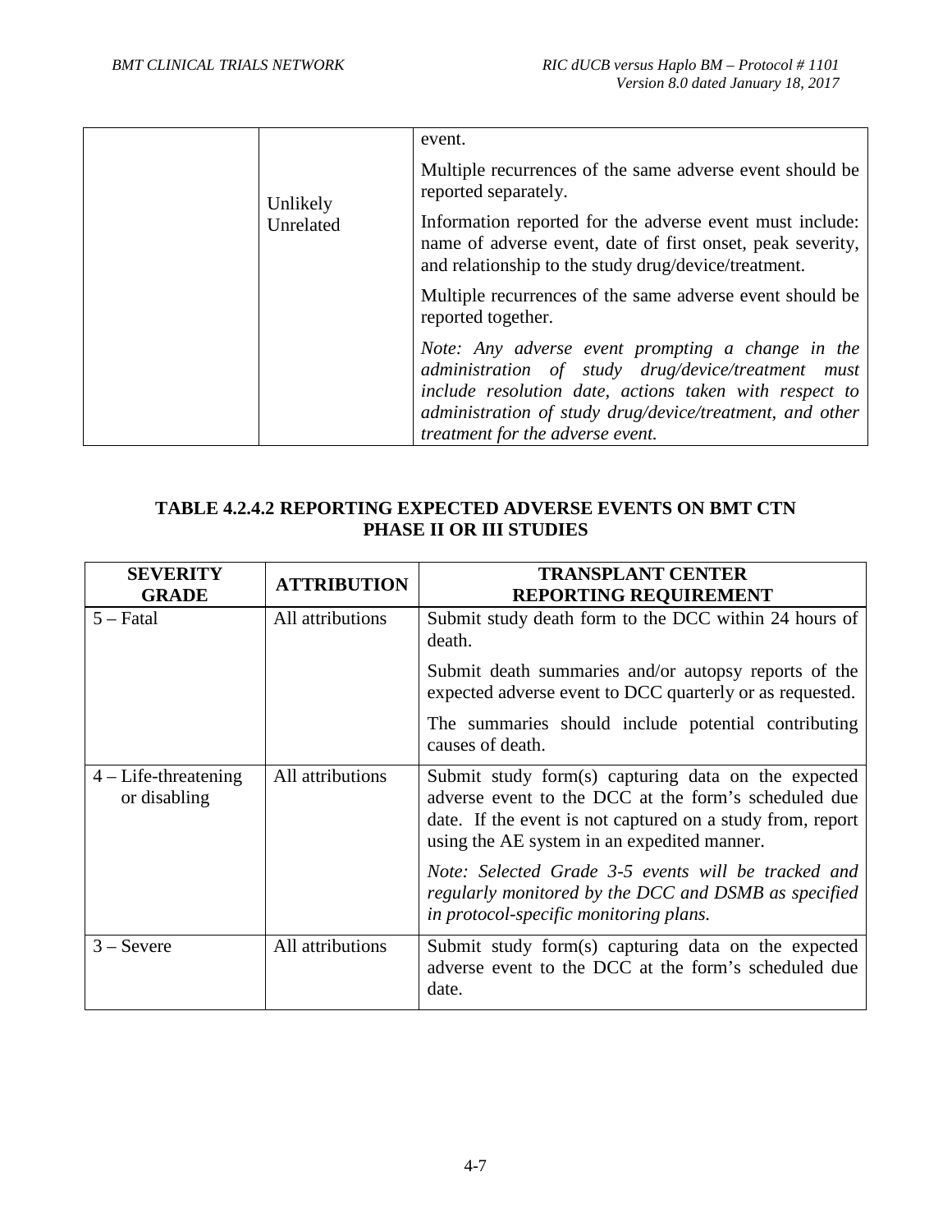| | | |
|---|---|---|
| | Unlikely<br>Unrelated | event.<br><br>Multiple recurrences of the same adverse event should be reported separately.<br><br>Information reported for the adverse event must include: name of adverse event, date of first onset, peak severity, and relationship to the study drug/device/treatment.<br><br>Multiple recurrences of the same adverse event should be reported together.<br><br>*Note: Any adverse event prompting a change in the administration of study drug/device/treatment must include resolution date, actions taken with respect to administration of study drug/device/treatment, and other treatment for the adverse event.* |

**TABLE 4.2.4.2 REPORTING EXPECTED ADVERSE EVENTS ON BMT CTN PHASE II OR III STUDIES**

| SEVERITY GRADE | ATTRIBUTION | TRANSPLANT CENTER REPORTING REQUIREMENT |
|---|---|---|
| 5 – Fatal | All attributions | Submit study death form to the DCC within 24 hours of death.<br><br>Submit death summaries and/or autopsy reports of the expected adverse event to DCC quarterly or as requested.<br><br>The summaries should include potential contributing causes of death. |
| 4 – Life-threatening or disabling | All attributions | Submit study form(s) capturing data on the expected adverse event to the DCC at the form's scheduled due date. If the event is not captured on a study from, report using the AE system in an expedited manner.<br><br>*Note: Selected Grade 3-5 events will be tracked and regularly monitored by the DCC and DSMB as specified in protocol-specific monitoring plans.* |
| 3 – Severe | All attributions | Submit study form(s) capturing data on the expected adverse event to the DCC at the form's scheduled due date. |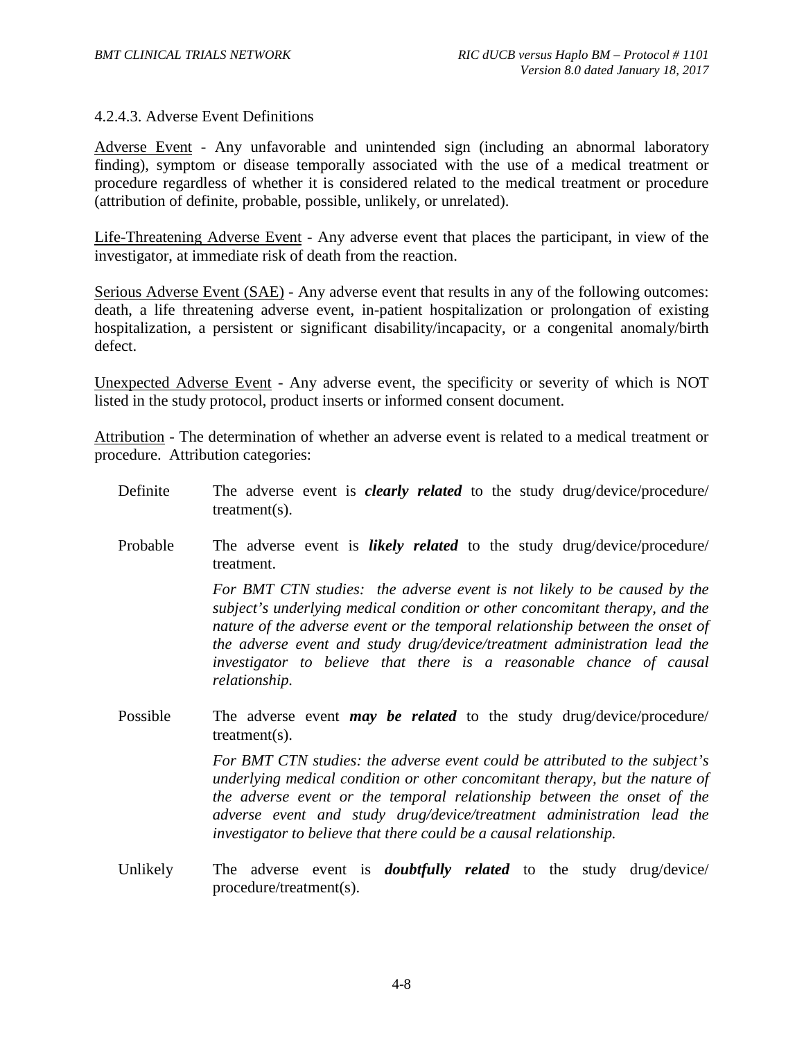#### 4.2.4.3. Adverse Event Definitions

Adverse Event - Any unfavorable and unintended sign (including an abnormal laboratory finding), symptom or disease temporally associated with the use of a medical treatment or procedure regardless of whether it is considered related to the medical treatment or procedure (attribution of definite, probable, possible, unlikely, or unrelated).

Life-Threatening Adverse Event - Any adverse event that places the participant, in view of the investigator, at immediate risk of death from the reaction.

Serious Adverse Event (SAE) - Any adverse event that results in any of the following outcomes: death, a life threatening adverse event, in-patient hospitalization or prolongation of existing hospitalization, a persistent or significant disability/incapacity, or a congenital anomaly/birth defect.

Unexpected Adverse Event - Any adverse event, the specificity or severity of which is NOT listed in the study protocol, product inserts or informed consent document.

Attribution - The determination of whether an adverse event is related to a medical treatment or procedure. Attribution categories:

Definite — The adverse event is ***clearly related*** to the study drug/device/procedure/ treatment(s).

Probable — The adverse event is ***likely related*** to the study drug/device/procedure/ treatment.

*For BMT CTN studies: the adverse event is not likely to be caused by the subject's underlying medical condition or other concomitant therapy, and the nature of the adverse event or the temporal relationship between the onset of the adverse event and study drug/device/treatment administration lead the investigator to believe that there is a reasonable chance of causal relationship.*

Possible — The adverse event ***may be related*** to the study drug/device/procedure/ treatment(s).

*For BMT CTN studies: the adverse event could be attributed to the subject's underlying medical condition or other concomitant therapy, but the nature of the adverse event or the temporal relationship between the onset of the adverse event and study drug/device/treatment administration lead the investigator to believe that there could be a causal relationship.*

Unlikely — The adverse event is ***doubtfully related*** to the study drug/device/ procedure/treatment(s).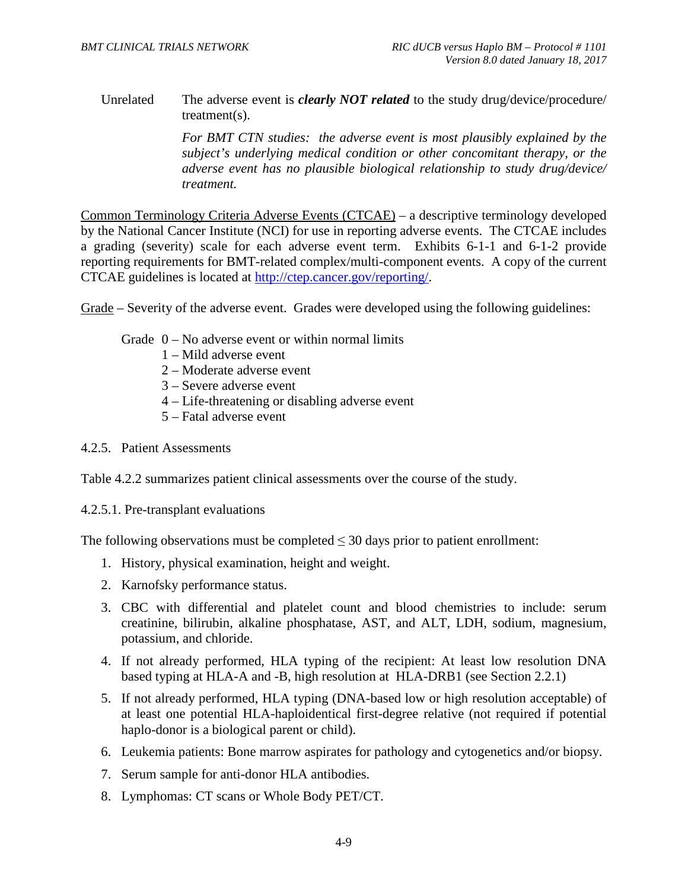Unrelated The adverse event is ***clearly NOT related*** to the study drug/device/procedure/ treatment(s).

*For BMT CTN studies: the adverse event is most plausibly explained by the subject's underlying medical condition or other concomitant therapy, or the adverse event has no plausible biological relationship to study drug/device/ treatment.*

Common Terminology Criteria Adverse Events (CTCAE) – a descriptive terminology developed by the National Cancer Institute (NCI) for use in reporting adverse events. The CTCAE includes a grading (severity) scale for each adverse event term. Exhibits 6-1-1 and 6-1-2 provide reporting requirements for BMT-related complex/multi-component events. A copy of the current CTCAE guidelines is located at http://ctep.cancer.gov/reporting/.

Grade – Severity of the adverse event. Grades were developed using the following guidelines:

Grade 0 – No adverse event or within normal limits
1 – Mild adverse event
2 – Moderate adverse event
3 – Severe adverse event
4 – Life-threatening or disabling adverse event
5 – Fatal adverse event

#### 4.2.5. Patient Assessments

Table 4.2.2 summarizes patient clinical assessments over the course of the study.

##### 4.2.5.1. Pre-transplant evaluations

The following observations must be completed ≤ 30 days prior to patient enrollment:

1. History, physical examination, height and weight.
2. Karnofsky performance status.
3. CBC with differential and platelet count and blood chemistries to include: serum creatinine, bilirubin, alkaline phosphatase, AST, and ALT, LDH, sodium, magnesium, potassium, and chloride.
4. If not already performed, HLA typing of the recipient: At least low resolution DNA based typing at HLA-A and -B, high resolution at HLA-DRB1 (see Section 2.2.1)
5. If not already performed, HLA typing (DNA-based low or high resolution acceptable) of at least one potential HLA-haploidentical first-degree relative (not required if potential haplo-donor is a biological parent or child).
6. Leukemia patients: Bone marrow aspirates for pathology and cytogenetics and/or biopsy.
7. Serum sample for anti-donor HLA antibodies.
8. Lymphomas: CT scans or Whole Body PET/CT.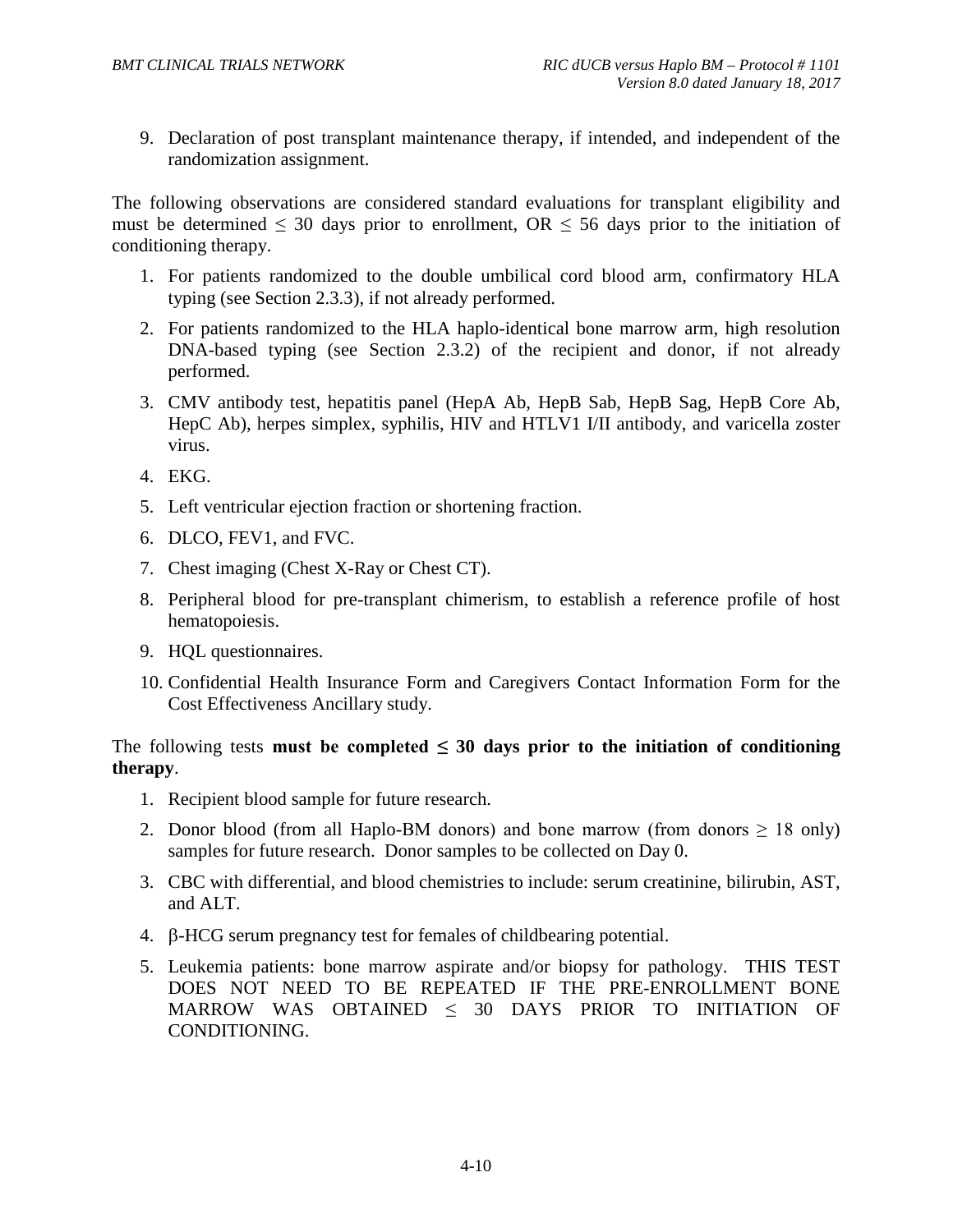9. Declaration of post transplant maintenance therapy, if intended, and independent of the randomization assignment.

The following observations are considered standard evaluations for transplant eligibility and must be determined $\leq$ 30 days prior to enrollment, OR $\leq$ 56 days prior to the initiation of conditioning therapy.

1. For patients randomized to the double umbilical cord blood arm, confirmatory HLA typing (see Section 2.3.3), if not already performed.
2. For patients randomized to the HLA haplo-identical bone marrow arm, high resolution DNA-based typing (see Section 2.3.2) of the recipient and donor, if not already performed.
3. CMV antibody test, hepatitis panel (HepA Ab, HepB Sab, HepB Sag, HepB Core Ab, HepC Ab), herpes simplex, syphilis, HIV and HTLV1 I/II antibody, and varicella zoster virus.
4. EKG.
5. Left ventricular ejection fraction or shortening fraction.
6. DLCO, FEV1, and FVC.
7. Chest imaging (Chest X-Ray or Chest CT).
8. Peripheral blood for pre-transplant chimerism, to establish a reference profile of host hematopoiesis.
9. HQL questionnaires.
10. Confidential Health Insurance Form and Caregivers Contact Information Form for the Cost Effectiveness Ancillary study.

The following tests **must be completed $\leq$ 30 days prior to the initiation of conditioning therapy**.

1. Recipient blood sample for future research.
2. Donor blood (from all Haplo-BM donors) and bone marrow (from donors $\geq$ 18 only) samples for future research. Donor samples to be collected on Day 0.
3. CBC with differential, and blood chemistries to include: serum creatinine, bilirubin, AST, and ALT.
4. β-HCG serum pregnancy test for females of childbearing potential.
5. Leukemia patients: bone marrow aspirate and/or biopsy for pathology. THIS TEST DOES NOT NEED TO BE REPEATED IF THE PRE-ENROLLMENT BONE MARROW WAS OBTAINED $\leq$ 30 DAYS PRIOR TO INITIATION OF CONDITIONING.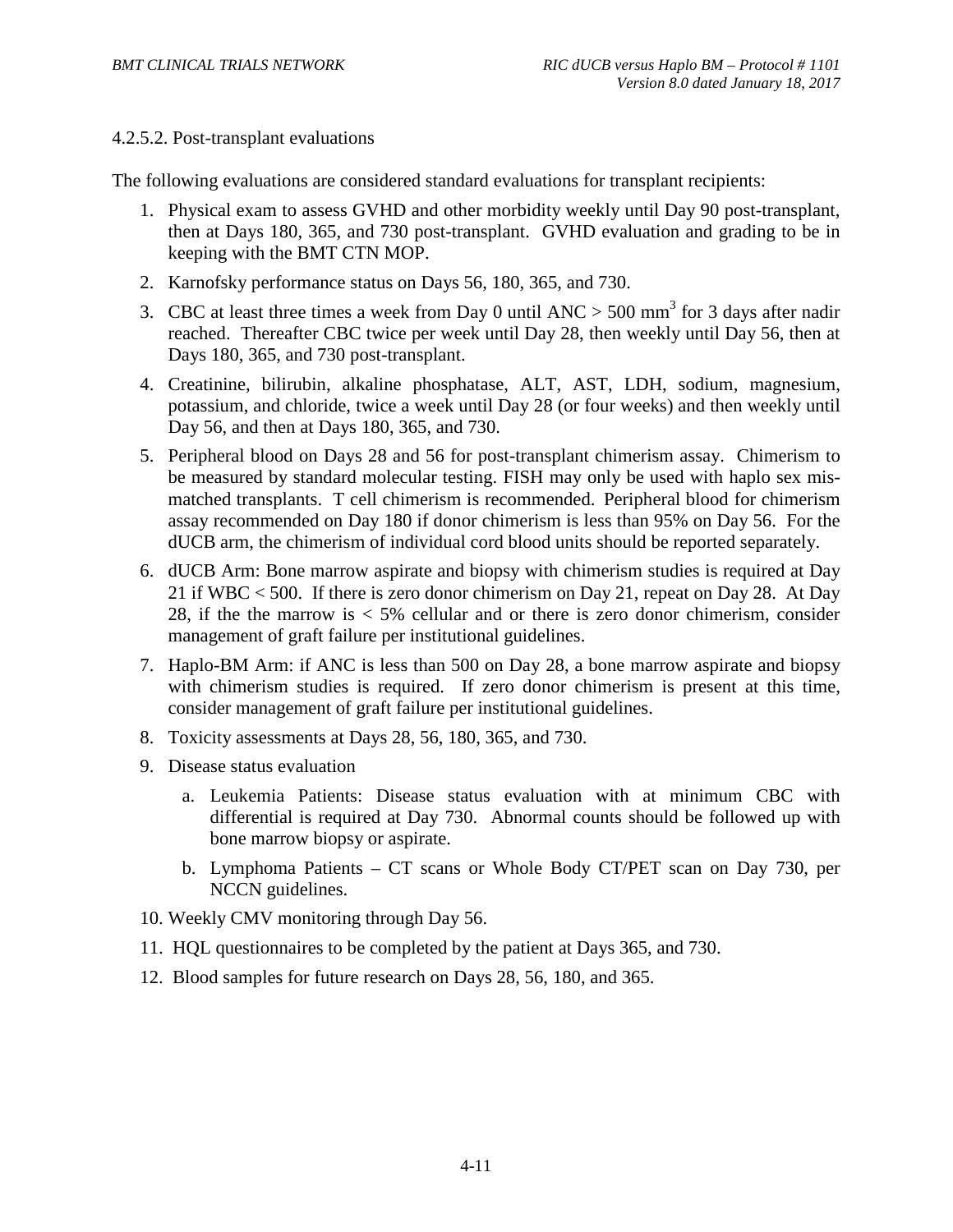#### 4.2.5.2. Post-transplant evaluations

The following evaluations are considered standard evaluations for transplant recipients:

1. Physical exam to assess GVHD and other morbidity weekly until Day 90 post-transplant, then at Days 180, 365, and 730 post-transplant. GVHD evaluation and grading to be in keeping with the BMT CTN MOP.
2. Karnofsky performance status on Days 56, 180, 365, and 730.
3. CBC at least three times a week from Day 0 until ANC > 500 mm$^3$ for 3 days after nadir reached. Thereafter CBC twice per week until Day 28, then weekly until Day 56, then at Days 180, 365, and 730 post-transplant.
4. Creatinine, bilirubin, alkaline phosphatase, ALT, AST, LDH, sodium, magnesium, potassium, and chloride, twice a week until Day 28 (or four weeks) and then weekly until Day 56, and then at Days 180, 365, and 730.
5. Peripheral blood on Days 28 and 56 for post-transplant chimerism assay. Chimerism to be measured by standard molecular testing. FISH may only be used with haplo sex mis-matched transplants. T cell chimerism is recommended. Peripheral blood for chimerism assay recommended on Day 180 if donor chimerism is less than 95% on Day 56. For the dUCB arm, the chimerism of individual cord blood units should be reported separately.
6. dUCB Arm: Bone marrow aspirate and biopsy with chimerism studies is required at Day 21 if WBC < 500. If there is zero donor chimerism on Day 21, repeat on Day 28. At Day 28, if the the marrow is < 5% cellular and or there is zero donor chimerism, consider management of graft failure per institutional guidelines.
7. Haplo-BM Arm: if ANC is less than 500 on Day 28, a bone marrow aspirate and biopsy with chimerism studies is required. If zero donor chimerism is present at this time, consider management of graft failure per institutional guidelines.
8. Toxicity assessments at Days 28, 56, 180, 365, and 730.
9. Disease status evaluation
    a. Leukemia Patients: Disease status evaluation with at minimum CBC with differential is required at Day 730. Abnormal counts should be followed up with bone marrow biopsy or aspirate.
    b. Lymphoma Patients – CT scans or Whole Body CT/PET scan on Day 730, per NCCN guidelines.
10. Weekly CMV monitoring through Day 56.
11. HQL questionnaires to be completed by the patient at Days 365, and 730.
12. Blood samples for future research on Days 28, 56, 180, and 365.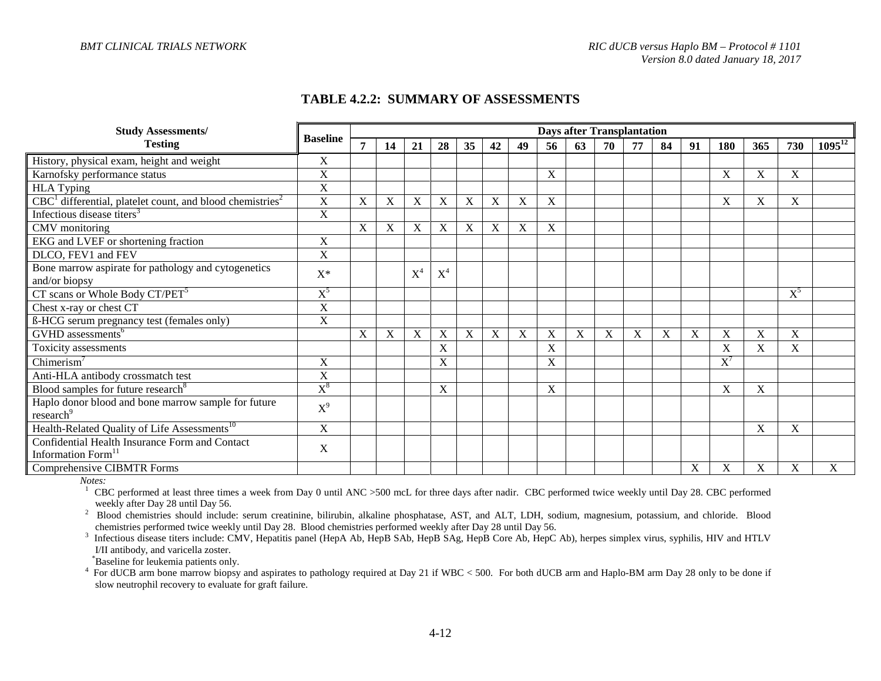## TABLE 4.2.2: SUMMARY OF ASSESSMENTS

| Study Assessments/ Testing | Baseline | Days after Transplantation | | | | | | | | | | | | | | | | |
|---|---|---|---|---|---|---|---|---|---|---|---|---|---|---|---|---|---|---|
| | | 7 | 14 | 21 | 28 | 35 | 42 | 49 | 56 | 63 | 70 | 77 | 84 | 91 | 180 | 365 | 730 | 1095[12] |
| History, physical exam, height and weight | X | | | | | | | | | | | | | | | | | |
| Karnofsky performance status | X | | | | | | | | X | | | | | | X | X | X | |
| HLA Typing | X | | | | | | | | | | | | | | | | | |
| CBC[1] differential, platelet count, and blood chemistries[2] | X | X | X | X | X | X | X | X | X | | | | | | X | X | X | |
| Infectious disease titers[3] | X | | | | | | | | | | | | | | | | | |
| CMV monitoring | | X | X | X | X | X | X | X | X | | | | | | | | | |
| EKG and LVEF or shortening fraction | X | | | | | | | | | | | | | | | | | |
| DLCO, FEV1 and FEV | X | | | | | | | | | | | | | | | | | |
| Bone marrow aspirate for pathology and cytogenetics and/or biopsy | X* | | | X[4] | X[4] | | | | | | | | | | | | | |
| CT scans or Whole Body CT/PET[5] | X[5] | | | | | | | | | | | | | | | | X[5] | |
| Chest x-ray or chest CT | X | | | | | | | | | | | | | | | | | |
| ß-HCG serum pregnancy test (females only) | X | | | | | | | | | | | | | | | | | |
| GVHD assessments[6] | | X | X | X | X | X | X | X | X | X | X | X | X | X | X | X | X | |
| Toxicity assessments | | | | | X | | | | X | | | | | | X | X | X | |
| Chimerism[7] | X | | | | X | | | | X | | | | | | X[7] | | | |
| Anti-HLA antibody crossmatch test | X | | | | | | | | | | | | | | | | | |
| Blood samples for future research[8] | X[8] | | | | X | | | | X | | | | | | X | X | | |
| Haplo donor blood and bone marrow sample for future research[9] | X[9] | | | | | | | | | | | | | | | | | |
| Health-Related Quality of Life Assessments[10] | X | | | | | | | | | | | | | | | X | X | |
| Confidential Health Insurance Form and Contact Information Form[11] | X | | | | | | | | | | | | | | | | | |
| Comprehensive CIBMTR Forms | | | | | | | | | | | | | | X | X | X | X | X |

*Notes:*

[1] CBC performed at least three times a week from Day 0 until ANC >500 mcL for three days after nadir. CBC performed twice weekly until Day 28. CBC performed weekly after Day 28 until Day 56.

[2] Blood chemistries should include: serum creatinine, bilirubin, alkaline phosphatase, AST, and ALT, LDH, sodium, magnesium, potassium, and chloride. Blood chemistries performed twice weekly until Day 28. Blood chemistries performed weekly after Day 28 until Day 56.

[3] Infectious disease titers include: CMV, Hepatitis panel (HepA Ab, HepB SAb, HepB SAg, HepB Core Ab, HepC Ab), herpes simplex virus, syphilis, HIV and HTLV I/II antibody, and varicella zoster.

*Baseline for leukemia patients only.

[4] For dUCB arm bone marrow biopsy and aspirates to pathology required at Day 21 if WBC < 500. For both dUCB arm and Haplo-BM arm Day 28 only to be done if slow neutrophil recovery to evaluate for graft failure.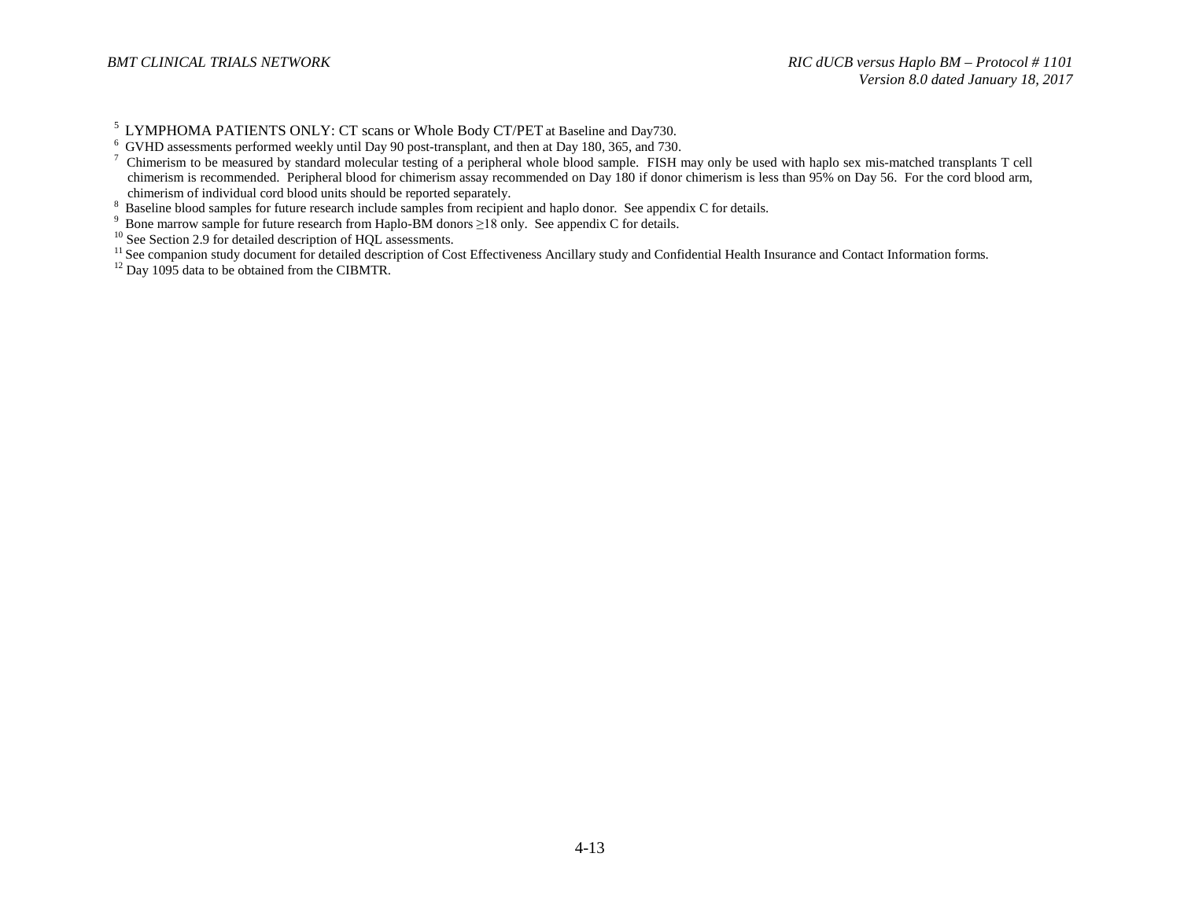[5] LYMPHOMA PATIENTS ONLY: CT scans or Whole Body CT/PET at Baseline and Day730.

[6] GVHD assessments performed weekly until Day 90 post-transplant, and then at Day 180, 365, and 730.

[7] Chimerism to be measured by standard molecular testing of a peripheral whole blood sample. FISH may only be used with haplo sex mis-matched transplants T cell chimerism is recommended. Peripheral blood for chimerism assay recommended on Day 180 if donor chimerism is less than 95% on Day 56. For the cord blood arm, chimerism of individual cord blood units should be reported separately.

[8] Baseline blood samples for future research include samples from recipient and haplo donor. See appendix C for details.

[9] Bone marrow sample for future research from Haplo-BM donors ≥18 only. See appendix C for details.

[10] See Section 2.9 for detailed description of HQL assessments.

[11] See companion study document for detailed description of Cost Effectiveness Ancillary study and Confidential Health Insurance and Contact Information forms.

[12] Day 1095 data to be obtained from the CIBMTR.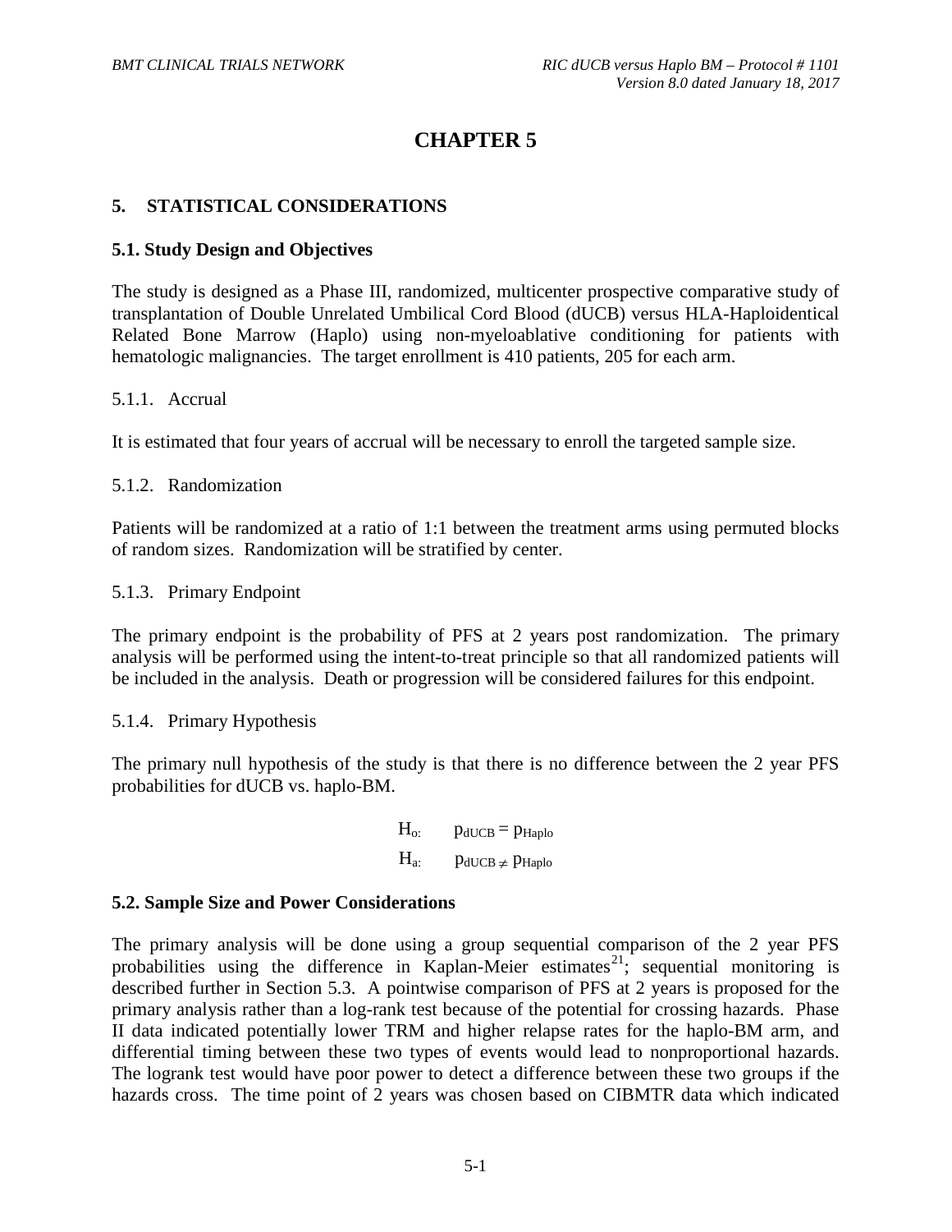# CHAPTER 5

## 5. STATISTICAL CONSIDERATIONS

### 5.1. Study Design and Objectives

The study is designed as a Phase III, randomized, multicenter prospective comparative study of transplantation of Double Unrelated Umbilical Cord Blood (dUCB) versus HLA-Haploidentical Related Bone Marrow (Haplo) using non-myeloablative conditioning for patients with hematologic malignancies. The target enrollment is 410 patients, 205 for each arm.

5.1.1. Accrual

It is estimated that four years of accrual will be necessary to enroll the targeted sample size.

5.1.2. Randomization

Patients will be randomized at a ratio of 1:1 between the treatment arms using permuted blocks of random sizes. Randomization will be stratified by center.

5.1.3. Primary Endpoint

The primary endpoint is the probability of PFS at 2 years post randomization. The primary analysis will be performed using the intent-to-treat principle so that all randomized patients will be included in the analysis. Death or progression will be considered failures for this endpoint.

5.1.4. Primary Hypothesis

The primary null hypothesis of the study is that there is no difference between the 2 year PFS probabilities for dUCB vs. haplo-BM.

$$H_o: \quad p_{dUCB} = p_{Haplo}$$

$$H_a: \quad p_{dUCB} \neq p_{Haplo}$$

### 5.2. Sample Size and Power Considerations

The primary analysis will be done using a group sequential comparison of the 2 year PFS probabilities using the difference in Kaplan-Meier estimates[21]; sequential monitoring is described further in Section 5.3. A pointwise comparison of PFS at 2 years is proposed for the primary analysis rather than a log-rank test because of the potential for crossing hazards. Phase II data indicated potentially lower TRM and higher relapse rates for the haplo-BM arm, and differential timing between these two types of events would lead to nonproportional hazards. The logrank test would have poor power to detect a difference between these two groups if the hazards cross. The time point of 2 years was chosen based on CIBMTR data which indicated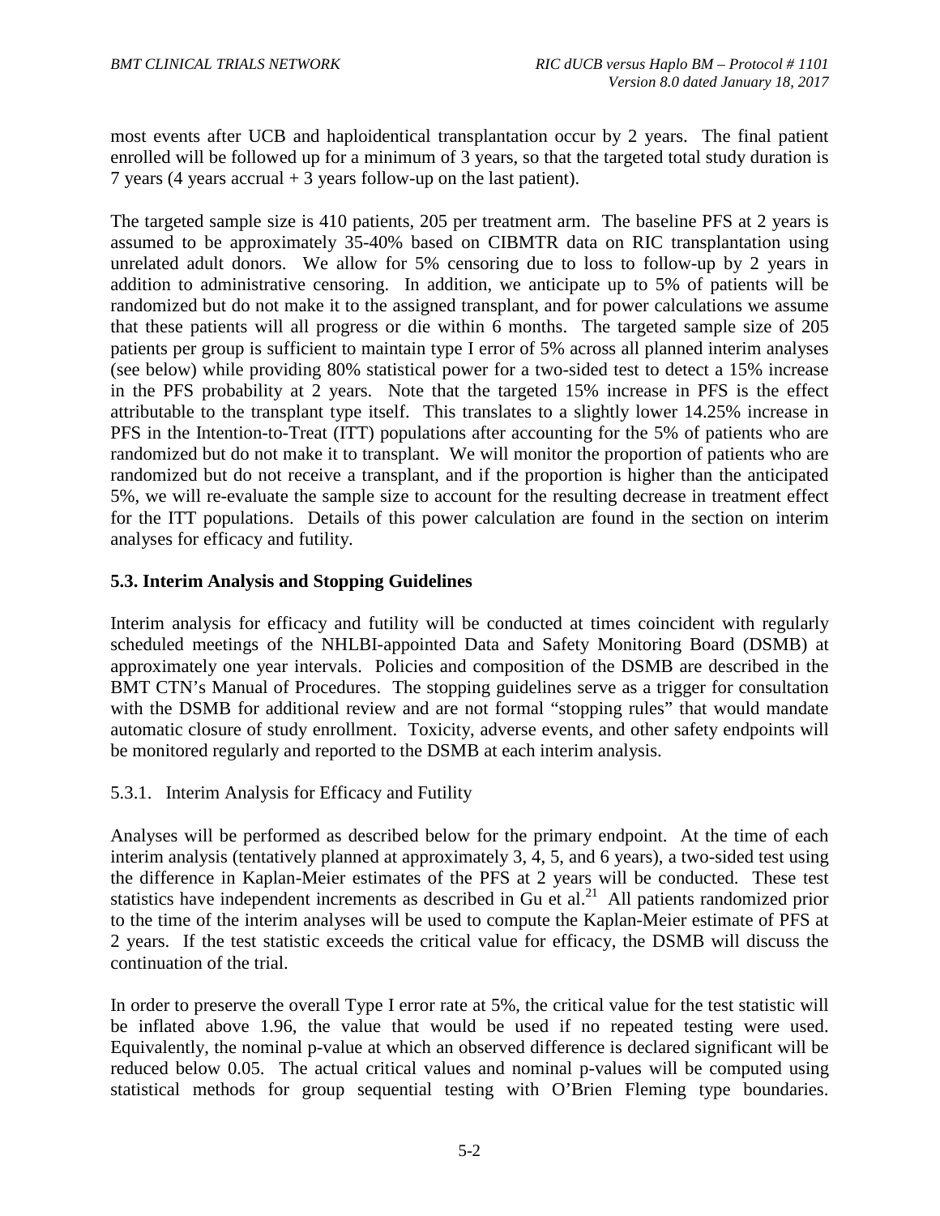most events after UCB and haploidentical transplantation occur by 2 years. The final patient enrolled will be followed up for a minimum of 3 years, so that the targeted total study duration is 7 years (4 years accrual + 3 years follow-up on the last patient).

The targeted sample size is 410 patients, 205 per treatment arm. The baseline PFS at 2 years is assumed to be approximately 35-40% based on CIBMTR data on RIC transplantation using unrelated adult donors. We allow for 5% censoring due to loss to follow-up by 2 years in addition to administrative censoring. In addition, we anticipate up to 5% of patients will be randomized but do not make it to the assigned transplant, and for power calculations we assume that these patients will all progress or die within 6 months. The targeted sample size of 205 patients per group is sufficient to maintain type I error of 5% across all planned interim analyses (see below) while providing 80% statistical power for a two-sided test to detect a 15% increase in the PFS probability at 2 years. Note that the targeted 15% increase in PFS is the effect attributable to the transplant type itself. This translates to a slightly lower 14.25% increase in PFS in the Intention-to-Treat (ITT) populations after accounting for the 5% of patients who are randomized but do not make it to transplant. We will monitor the proportion of patients who are randomized but do not receive a transplant, and if the proportion is higher than the anticipated 5%, we will re-evaluate the sample size to account for the resulting decrease in treatment effect for the ITT populations. Details of this power calculation are found in the section on interim analyses for efficacy and futility.

## 5.3. Interim Analysis and Stopping Guidelines

Interim analysis for efficacy and futility will be conducted at times coincident with regularly scheduled meetings of the NHLBI-appointed Data and Safety Monitoring Board (DSMB) at approximately one year intervals. Policies and composition of the DSMB are described in the BMT CTN's Manual of Procedures. The stopping guidelines serve as a trigger for consultation with the DSMB for additional review and are not formal "stopping rules" that would mandate automatic closure of study enrollment. Toxicity, adverse events, and other safety endpoints will be monitored regularly and reported to the DSMB at each interim analysis.

### 5.3.1. Interim Analysis for Efficacy and Futility

Analyses will be performed as described below for the primary endpoint. At the time of each interim analysis (tentatively planned at approximately 3, 4, 5, and 6 years), a two-sided test using the difference in Kaplan-Meier estimates of the PFS at 2 years will be conducted. These test statistics have independent increments as described in Gu et al.[21] All patients randomized prior to the time of the interim analyses will be used to compute the Kaplan-Meier estimate of PFS at 2 years. If the test statistic exceeds the critical value for efficacy, the DSMB will discuss the continuation of the trial.

In order to preserve the overall Type I error rate at 5%, the critical value for the test statistic will be inflated above 1.96, the value that would be used if no repeated testing were used. Equivalently, the nominal p-value at which an observed difference is declared significant will be reduced below 0.05. The actual critical values and nominal p-values will be computed using statistical methods for group sequential testing with O'Brien Fleming type boundaries.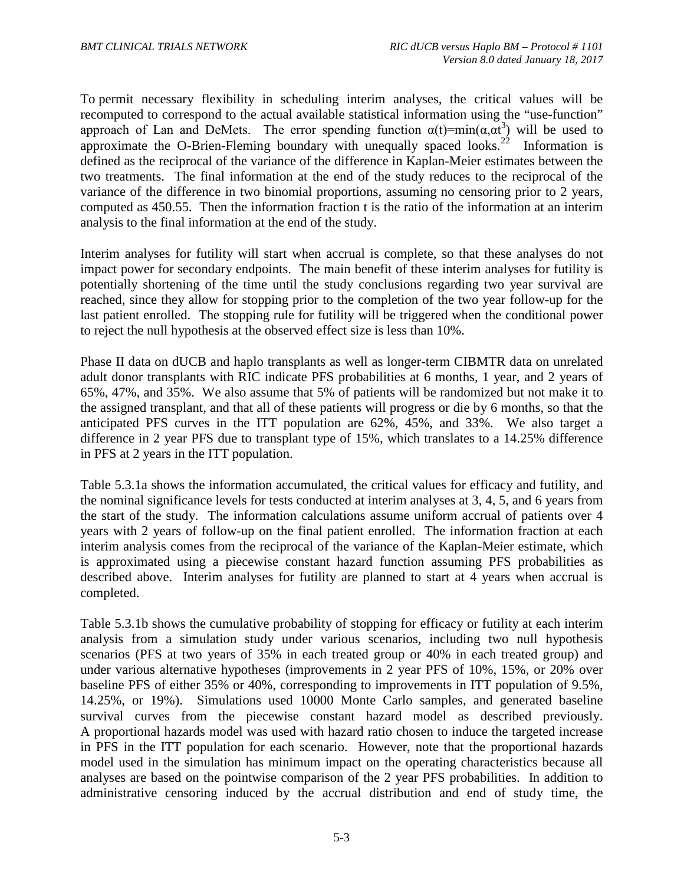To permit necessary flexibility in scheduling interim analyses, the critical values will be recomputed to correspond to the actual available statistical information using the "use-function" approach of Lan and DeMets. The error spending function $\alpha(t)=\min(\alpha,\alpha t^3)$ will be used to approximate the O-Brien-Fleming boundary with unequally spaced looks.[22] Information is defined as the reciprocal of the variance of the difference in Kaplan-Meier estimates between the two treatments. The final information at the end of the study reduces to the reciprocal of the variance of the difference in two binomial proportions, assuming no censoring prior to 2 years, computed as 450.55. Then the information fraction t is the ratio of the information at an interim analysis to the final information at the end of the study.

Interim analyses for futility will start when accrual is complete, so that these analyses do not impact power for secondary endpoints. The main benefit of these interim analyses for futility is potentially shortening of the time until the study conclusions regarding two year survival are reached, since they allow for stopping prior to the completion of the two year follow-up for the last patient enrolled. The stopping rule for futility will be triggered when the conditional power to reject the null hypothesis at the observed effect size is less than 10%.

Phase II data on dUCB and haplo transplants as well as longer-term CIBMTR data on unrelated adult donor transplants with RIC indicate PFS probabilities at 6 months, 1 year, and 2 years of 65%, 47%, and 35%. We also assume that 5% of patients will be randomized but not make it to the assigned transplant, and that all of these patients will progress or die by 6 months, so that the anticipated PFS curves in the ITT population are 62%, 45%, and 33%. We also target a difference in 2 year PFS due to transplant type of 15%, which translates to a 14.25% difference in PFS at 2 years in the ITT population.

Table 5.3.1a shows the information accumulated, the critical values for efficacy and futility, and the nominal significance levels for tests conducted at interim analyses at 3, 4, 5, and 6 years from the start of the study. The information calculations assume uniform accrual of patients over 4 years with 2 years of follow-up on the final patient enrolled. The information fraction at each interim analysis comes from the reciprocal of the variance of the Kaplan-Meier estimate, which is approximated using a piecewise constant hazard function assuming PFS probabilities as described above. Interim analyses for futility are planned to start at 4 years when accrual is completed.

Table 5.3.1b shows the cumulative probability of stopping for efficacy or futility at each interim analysis from a simulation study under various scenarios, including two null hypothesis scenarios (PFS at two years of 35% in each treated group or 40% in each treated group) and under various alternative hypotheses (improvements in 2 year PFS of 10%, 15%, or 20% over baseline PFS of either 35% or 40%, corresponding to improvements in ITT population of 9.5%, 14.25%, or 19%). Simulations used 10000 Monte Carlo samples, and generated baseline survival curves from the piecewise constant hazard model as described previously. A proportional hazards model was used with hazard ratio chosen to induce the targeted increase in PFS in the ITT population for each scenario. However, note that the proportional hazards model used in the simulation has minimum impact on the operating characteristics because all analyses are based on the pointwise comparison of the 2 year PFS probabilities. In addition to administrative censoring induced by the accrual distribution and end of study time, the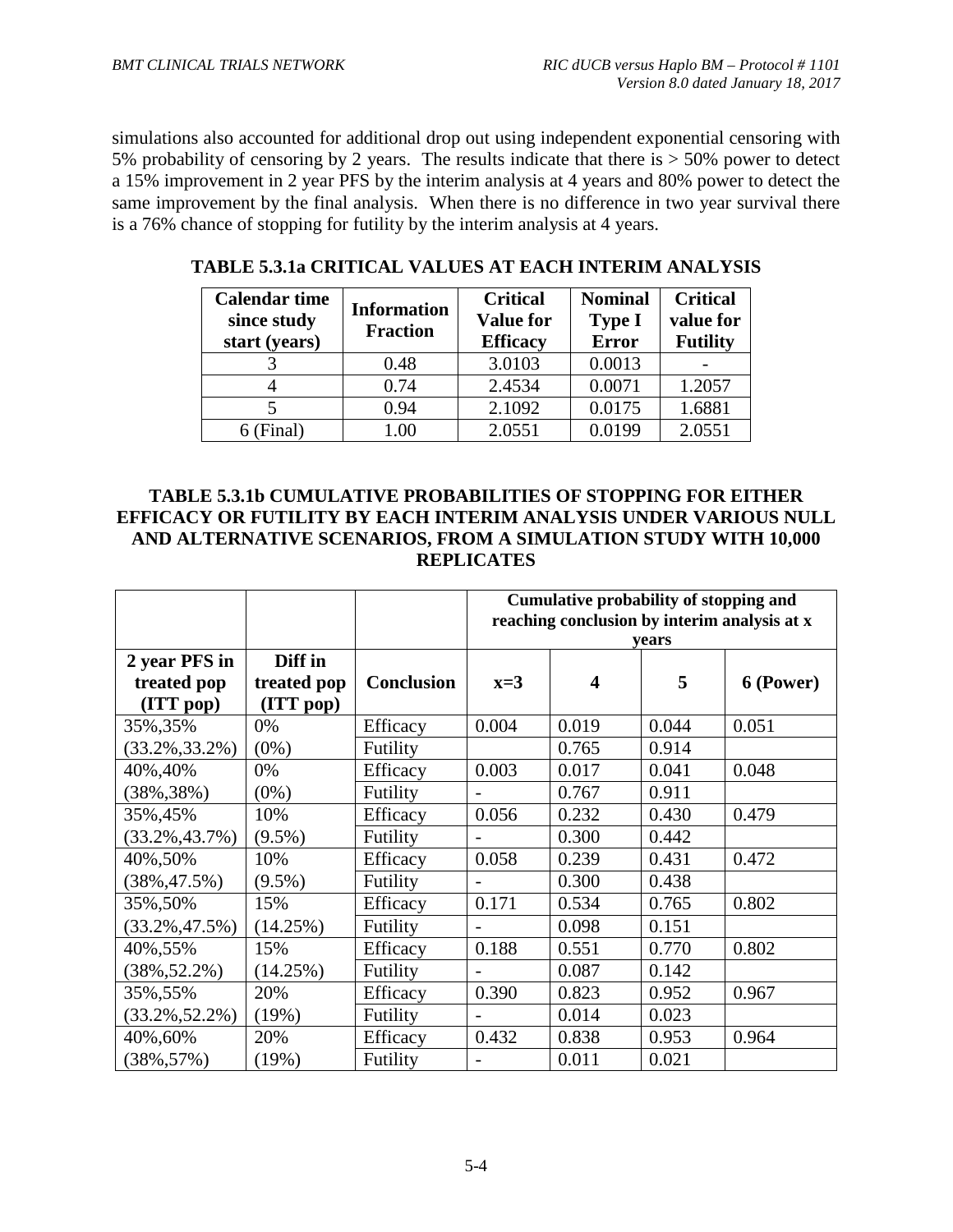simulations also accounted for additional drop out using independent exponential censoring with 5% probability of censoring by 2 years. The results indicate that there is > 50% power to detect a 15% improvement in 2 year PFS by the interim analysis at 4 years and 80% power to detect the same improvement by the final analysis. When there is no difference in two year survival there is a 76% chance of stopping for futility by the interim analysis at 4 years.

**TABLE 5.3.1a CRITICAL VALUES AT EACH INTERIM ANALYSIS**

| Calendar time since study start (years) | Information Fraction | Critical Value for Efficacy | Nominal Type I Error | Critical value for Futility |
|---|---|---|---|---|
| 3 | 0.48 | 3.0103 | 0.0013 | - |
| 4 | 0.74 | 2.4534 | 0.0071 | 1.2057 |
| 5 | 0.94 | 2.1092 | 0.0175 | 1.6881 |
| 6 (Final) | 1.00 | 2.0551 | 0.0199 | 2.0551 |

**TABLE 5.3.1b CUMULATIVE PROBABILITIES OF STOPPING FOR EITHER EFFICACY OR FUTILITY BY EACH INTERIM ANALYSIS UNDER VARIOUS NULL AND ALTERNATIVE SCENARIOS, FROM A SIMULATION STUDY WITH 10,000 REPLICATES**

| | | | Cumulative probability of stopping and reaching conclusion by interim analysis at x years | | | |
|---|---|---|---|---|---|---|
| **2 year PFS in treated pop (ITT pop)** | **Diff in treated pop (ITT pop)** | **Conclusion** | **x=3** | **4** | **5** | **6 (Power)** |
| 35%,35% | 0% | Efficacy | 0.004 | 0.019 | 0.044 | 0.051 |
| (33.2%,33.2%) | (0%) | Futility | | 0.765 | 0.914 | |
| 40%,40% | 0% | Efficacy | 0.003 | 0.017 | 0.041 | 0.048 |
| (38%,38%) | (0%) | Futility | - | 0.767 | 0.911 | |
| 35%,45% | 10% | Efficacy | 0.056 | 0.232 | 0.430 | 0.479 |
| (33.2%,43.7%) | (9.5%) | Futility | - | 0.300 | 0.442 | |
| 40%,50% | 10% | Efficacy | 0.058 | 0.239 | 0.431 | 0.472 |
| (38%,47.5%) | (9.5%) | Futility | - | 0.300 | 0.438 | |
| 35%,50% | 15% | Efficacy | 0.171 | 0.534 | 0.765 | 0.802 |
| (33.2%,47.5%) | (14.25%) | Futility | - | 0.098 | 0.151 | |
| 40%,55% | 15% | Efficacy | 0.188 | 0.551 | 0.770 | 0.802 |
| (38%,52.2%) | (14.25%) | Futility | - | 0.087 | 0.142 | |
| 35%,55% | 20% | Efficacy | 0.390 | 0.823 | 0.952 | 0.967 |
| (33.2%,52.2%) | (19%) | Futility | - | 0.014 | 0.023 | |
| 40%,60% | 20% | Efficacy | 0.432 | 0.838 | 0.953 | 0.964 |
| (38%,57%) | (19%) | Futility | - | 0.011 | 0.021 | |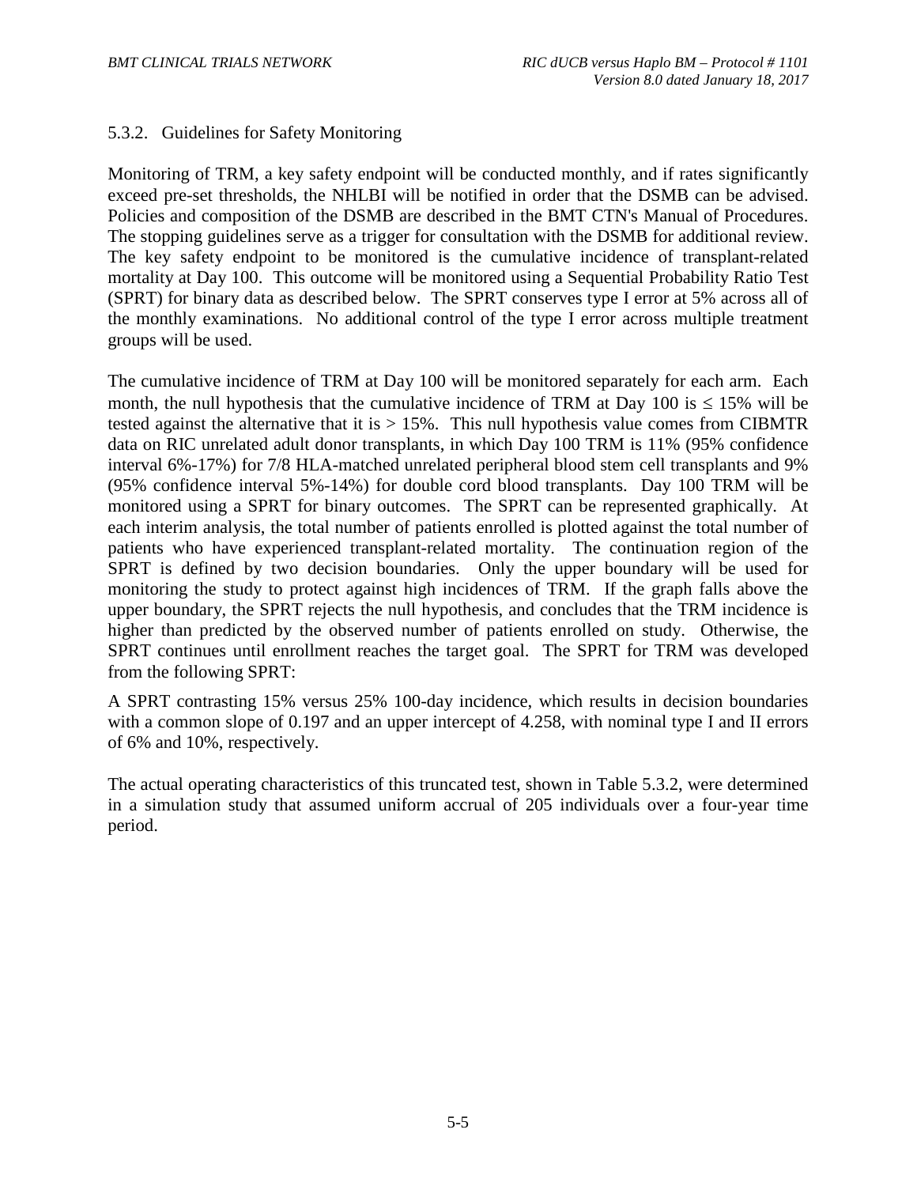### 5.3.2. Guidelines for Safety Monitoring

Monitoring of TRM, a key safety endpoint will be conducted monthly, and if rates significantly exceed pre-set thresholds, the NHLBI will be notified in order that the DSMB can be advised. Policies and composition of the DSMB are described in the BMT CTN's Manual of Procedures. The stopping guidelines serve as a trigger for consultation with the DSMB for additional review. The key safety endpoint to be monitored is the cumulative incidence of transplant-related mortality at Day 100. This outcome will be monitored using a Sequential Probability Ratio Test (SPRT) for binary data as described below. The SPRT conserves type I error at 5% across all of the monthly examinations. No additional control of the type I error across multiple treatment groups will be used.

The cumulative incidence of TRM at Day 100 will be monitored separately for each arm. Each month, the null hypothesis that the cumulative incidence of TRM at Day 100 is $\leq$ 15% will be tested against the alternative that it is > 15%. This null hypothesis value comes from CIBMTR data on RIC unrelated adult donor transplants, in which Day 100 TRM is 11% (95% confidence interval 6%-17%) for 7/8 HLA-matched unrelated peripheral blood stem cell transplants and 9% (95% confidence interval 5%-14%) for double cord blood transplants. Day 100 TRM will be monitored using a SPRT for binary outcomes. The SPRT can be represented graphically. At each interim analysis, the total number of patients enrolled is plotted against the total number of patients who have experienced transplant-related mortality. The continuation region of the SPRT is defined by two decision boundaries. Only the upper boundary will be used for monitoring the study to protect against high incidences of TRM. If the graph falls above the upper boundary, the SPRT rejects the null hypothesis, and concludes that the TRM incidence is higher than predicted by the observed number of patients enrolled on study. Otherwise, the SPRT continues until enrollment reaches the target goal. The SPRT for TRM was developed from the following SPRT:

A SPRT contrasting 15% versus 25% 100-day incidence, which results in decision boundaries with a common slope of 0.197 and an upper intercept of 4.258, with nominal type I and II errors of 6% and 10%, respectively.

The actual operating characteristics of this truncated test, shown in Table 5.3.2, were determined in a simulation study that assumed uniform accrual of 205 individuals over a four-year time period.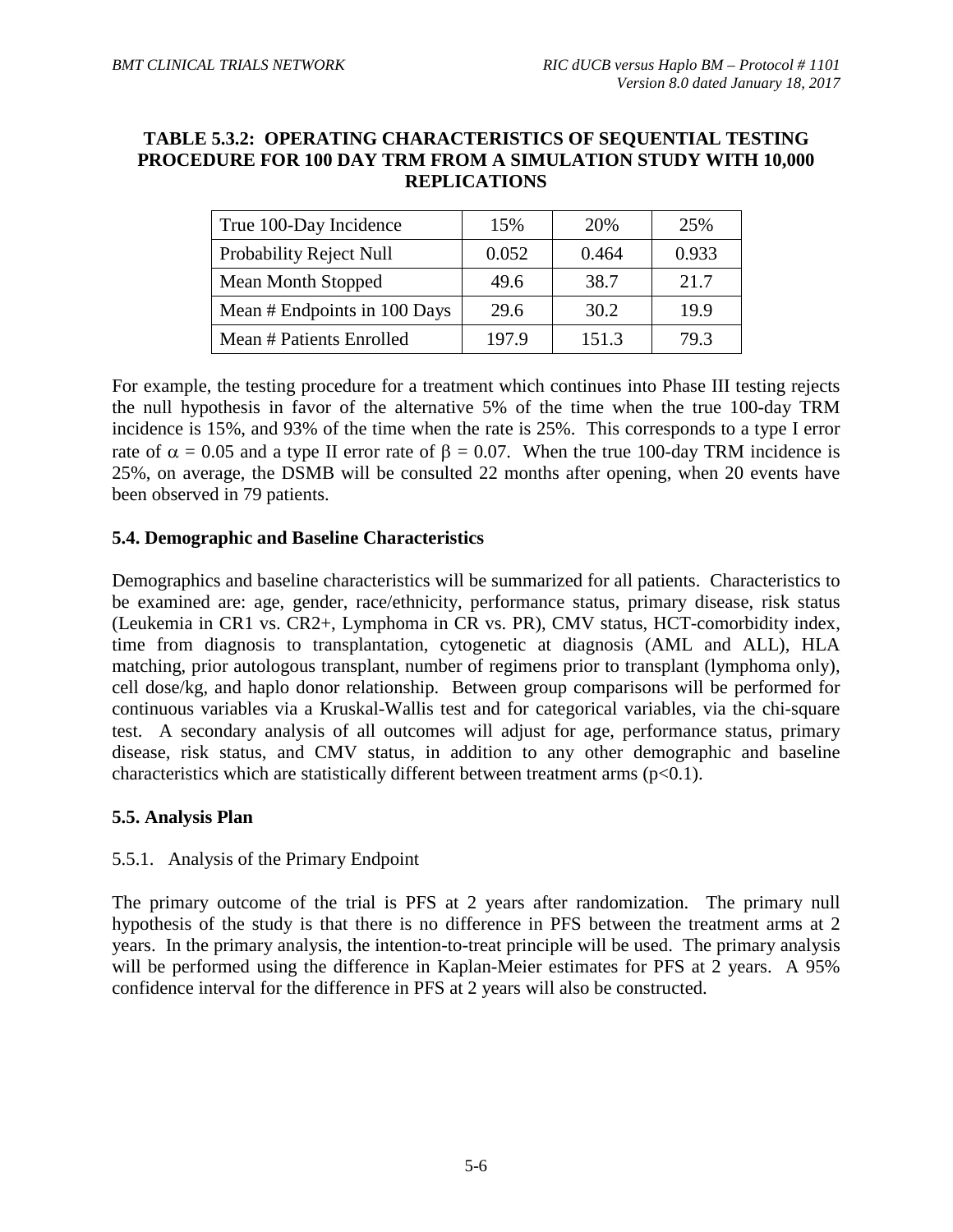**TABLE 5.3.2: OPERATING CHARACTERISTICS OF SEQUENTIAL TESTING PROCEDURE FOR 100 DAY TRM FROM A SIMULATION STUDY WITH 10,000 REPLICATIONS**

| True 100-Day Incidence | 15% | 20% | 25% |
|---|---|---|---|
| Probability Reject Null | 0.052 | 0.464 | 0.933 |
| Mean Month Stopped | 49.6 | 38.7 | 21.7 |
| Mean # Endpoints in 100 Days | 29.6 | 30.2 | 19.9 |
| Mean # Patients Enrolled | 197.9 | 151.3 | 79.3 |

For example, the testing procedure for a treatment which continues into Phase III testing rejects the null hypothesis in favor of the alternative 5% of the time when the true 100-day TRM incidence is 15%, and 93% of the time when the rate is 25%. This corresponds to a type I error rate of $\alpha = 0.05$ and a type II error rate of $\beta = 0.07$. When the true 100-day TRM incidence is 25%, on average, the DSMB will be consulted 22 months after opening, when 20 events have been observed in 79 patients.

### 5.4. Demographic and Baseline Characteristics

Demographics and baseline characteristics will be summarized for all patients. Characteristics to be examined are: age, gender, race/ethnicity, performance status, primary disease, risk status (Leukemia in CR1 vs. CR2+, Lymphoma in CR vs. PR), CMV status, HCT-comorbidity index, time from diagnosis to transplantation, cytogenetic at diagnosis (AML and ALL), HLA matching, prior autologous transplant, number of regimens prior to transplant (lymphoma only), cell dose/kg, and haplo donor relationship. Between group comparisons will be performed for continuous variables via a Kruskal-Wallis test and for categorical variables, via the chi-square test. A secondary analysis of all outcomes will adjust for age, performance status, primary disease, risk status, and CMV status, in addition to any other demographic and baseline characteristics which are statistically different between treatment arms ($p<0.1$).

### 5.5. Analysis Plan

5.5.1. Analysis of the Primary Endpoint

The primary outcome of the trial is PFS at 2 years after randomization. The primary null hypothesis of the study is that there is no difference in PFS between the treatment arms at 2 years. In the primary analysis, the intention-to-treat principle will be used. The primary analysis will be performed using the difference in Kaplan-Meier estimates for PFS at 2 years. A 95% confidence interval for the difference in PFS at 2 years will also be constructed.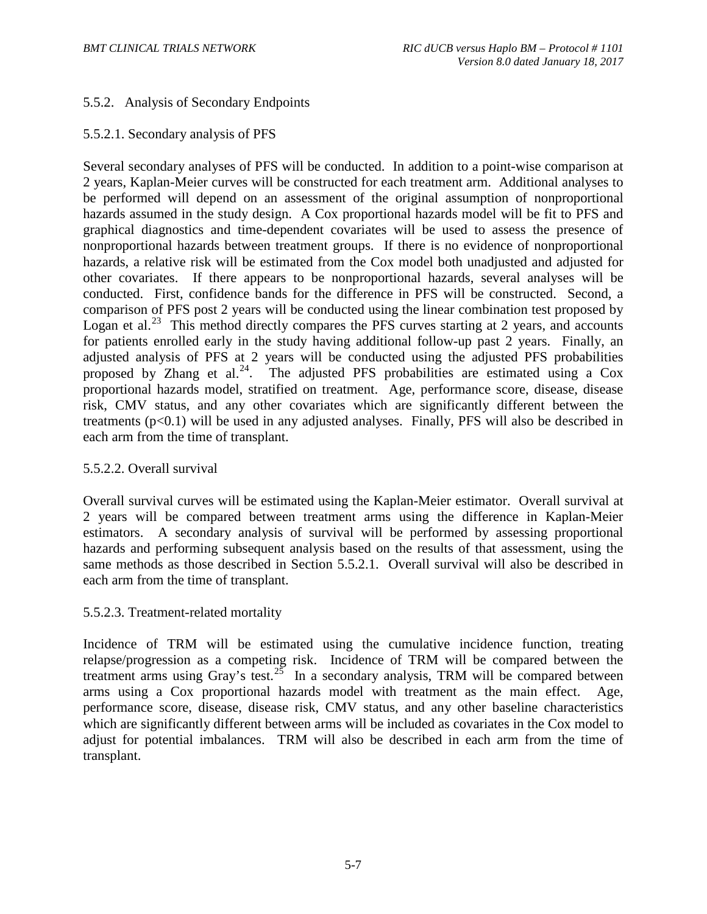### 5.5.2. Analysis of Secondary Endpoints

#### 5.5.2.1. Secondary analysis of PFS

Several secondary analyses of PFS will be conducted. In addition to a point-wise comparison at 2 years, Kaplan-Meier curves will be constructed for each treatment arm. Additional analyses to be performed will depend on an assessment of the original assumption of nonproportional hazards assumed in the study design. A Cox proportional hazards model will be fit to PFS and graphical diagnostics and time-dependent covariates will be used to assess the presence of nonproportional hazards between treatment groups. If there is no evidence of nonproportional hazards, a relative risk will be estimated from the Cox model both unadjusted and adjusted for other covariates. If there appears to be nonproportional hazards, several analyses will be conducted. First, confidence bands for the difference in PFS will be constructed. Second, a comparison of PFS post 2 years will be conducted using the linear combination test proposed by Logan et al.[23] This method directly compares the PFS curves starting at 2 years, and accounts for patients enrolled early in the study having additional follow-up past 2 years. Finally, an adjusted analysis of PFS at 2 years will be conducted using the adjusted PFS probabilities proposed by Zhang et al.[24]. The adjusted PFS probabilities are estimated using a Cox proportional hazards model, stratified on treatment. Age, performance score, disease, disease risk, CMV status, and any other covariates which are significantly different between the treatments ($p<0.1$) will be used in any adjusted analyses. Finally, PFS will also be described in each arm from the time of transplant.

#### 5.5.2.2. Overall survival

Overall survival curves will be estimated using the Kaplan-Meier estimator. Overall survival at 2 years will be compared between treatment arms using the difference in Kaplan-Meier estimators. A secondary analysis of survival will be performed by assessing proportional hazards and performing subsequent analysis based on the results of that assessment, using the same methods as those described in Section 5.5.2.1. Overall survival will also be described in each arm from the time of transplant.

#### 5.5.2.3. Treatment-related mortality

Incidence of TRM will be estimated using the cumulative incidence function, treating relapse/progression as a competing risk. Incidence of TRM will be compared between the treatment arms using Gray's test.[25] In a secondary analysis, TRM will be compared between arms using a Cox proportional hazards model with treatment as the main effect. Age, performance score, disease, disease risk, CMV status, and any other baseline characteristics which are significantly different between arms will be included as covariates in the Cox model to adjust for potential imbalances. TRM will also be described in each arm from the time of transplant.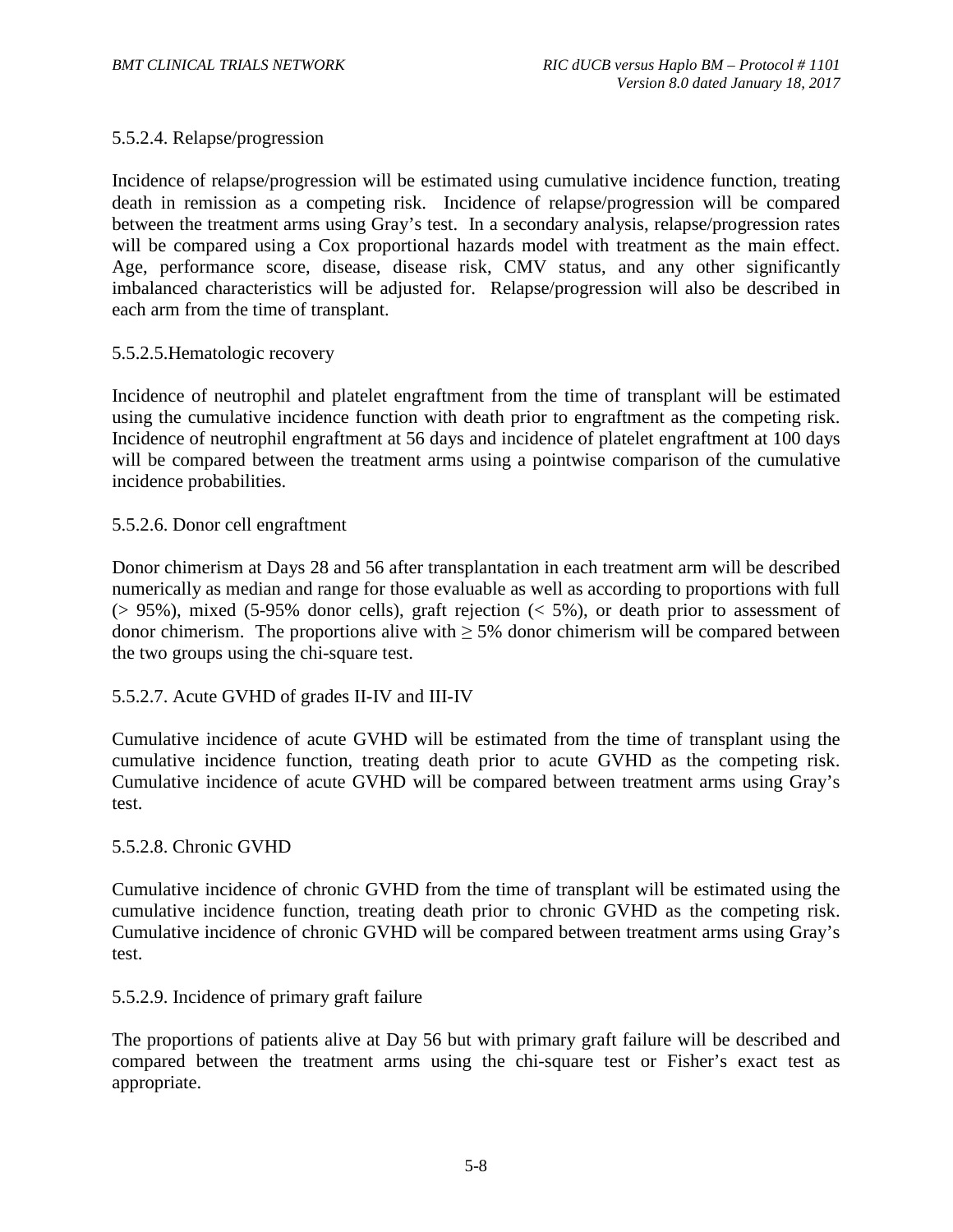#### 5.5.2.4. Relapse/progression

Incidence of relapse/progression will be estimated using cumulative incidence function, treating death in remission as a competing risk. Incidence of relapse/progression will be compared between the treatment arms using Gray's test. In a secondary analysis, relapse/progression rates will be compared using a Cox proportional hazards model with treatment as the main effect. Age, performance score, disease, disease risk, CMV status, and any other significantly imbalanced characteristics will be adjusted for. Relapse/progression will also be described in each arm from the time of transplant.

#### 5.5.2.5. Hematologic recovery

Incidence of neutrophil and platelet engraftment from the time of transplant will be estimated using the cumulative incidence function with death prior to engraftment as the competing risk. Incidence of neutrophil engraftment at 56 days and incidence of platelet engraftment at 100 days will be compared between the treatment arms using a pointwise comparison of the cumulative incidence probabilities.

#### 5.5.2.6. Donor cell engraftment

Donor chimerism at Days 28 and 56 after transplantation in each treatment arm will be described numerically as median and range for those evaluable as well as according to proportions with full (> 95%), mixed (5-95% donor cells), graft rejection (< 5%), or death prior to assessment of donor chimerism. The proportions alive with ≥ 5% donor chimerism will be compared between the two groups using the chi-square test.

#### 5.5.2.7. Acute GVHD of grades II-IV and III-IV

Cumulative incidence of acute GVHD will be estimated from the time of transplant using the cumulative incidence function, treating death prior to acute GVHD as the competing risk. Cumulative incidence of acute GVHD will be compared between treatment arms using Gray's test.

#### 5.5.2.8. Chronic GVHD

Cumulative incidence of chronic GVHD from the time of transplant will be estimated using the cumulative incidence function, treating death prior to chronic GVHD as the competing risk. Cumulative incidence of chronic GVHD will be compared between treatment arms using Gray's test.

#### 5.5.2.9. Incidence of primary graft failure

The proportions of patients alive at Day 56 but with primary graft failure will be described and compared between the treatment arms using the chi-square test or Fisher's exact test as appropriate.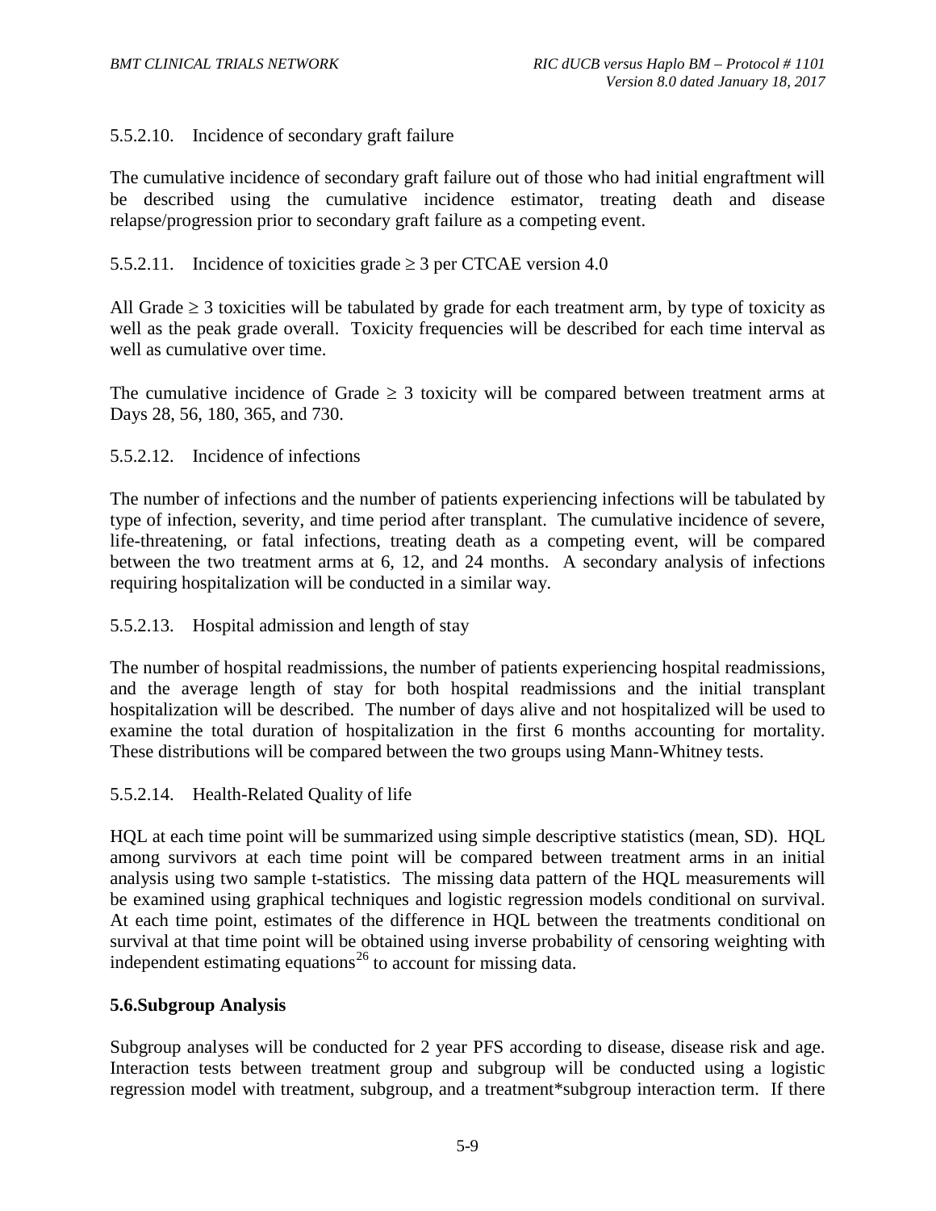#### 5.5.2.10. Incidence of secondary graft failure

The cumulative incidence of secondary graft failure out of those who had initial engraftment will be described using the cumulative incidence estimator, treating death and disease relapse/progression prior to secondary graft failure as a competing event.

#### 5.5.2.11. Incidence of toxicities grade ≥ 3 per CTCAE version 4.0

All Grade ≥ 3 toxicities will be tabulated by grade for each treatment arm, by type of toxicity as well as the peak grade overall. Toxicity frequencies will be described for each time interval as well as cumulative over time.

The cumulative incidence of Grade ≥ 3 toxicity will be compared between treatment arms at Days 28, 56, 180, 365, and 730.

#### 5.5.2.12. Incidence of infections

The number of infections and the number of patients experiencing infections will be tabulated by type of infection, severity, and time period after transplant. The cumulative incidence of severe, life-threatening, or fatal infections, treating death as a competing event, will be compared between the two treatment arms at 6, 12, and 24 months. A secondary analysis of infections requiring hospitalization will be conducted in a similar way.

#### 5.5.2.13. Hospital admission and length of stay

The number of hospital readmissions, the number of patients experiencing hospital readmissions, and the average length of stay for both hospital readmissions and the initial transplant hospitalization will be described. The number of days alive and not hospitalized will be used to examine the total duration of hospitalization in the first 6 months accounting for mortality. These distributions will be compared between the two groups using Mann-Whitney tests.

#### 5.5.2.14. Health-Related Quality of life

HQL at each time point will be summarized using simple descriptive statistics (mean, SD). HQL among survivors at each time point will be compared between treatment arms in an initial analysis using two sample t-statistics. The missing data pattern of the HQL measurements will be examined using graphical techniques and logistic regression models conditional on survival. At each time point, estimates of the difference in HQL between the treatments conditional on survival at that time point will be obtained using inverse probability of censoring weighting with independent estimating equations[26] to account for missing data.

## 5.6. Subgroup Analysis

Subgroup analyses will be conducted for 2 year PFS according to disease, disease risk and age. Interaction tests between treatment group and subgroup will be conducted using a logistic regression model with treatment, subgroup, and a treatment*subgroup interaction term. If there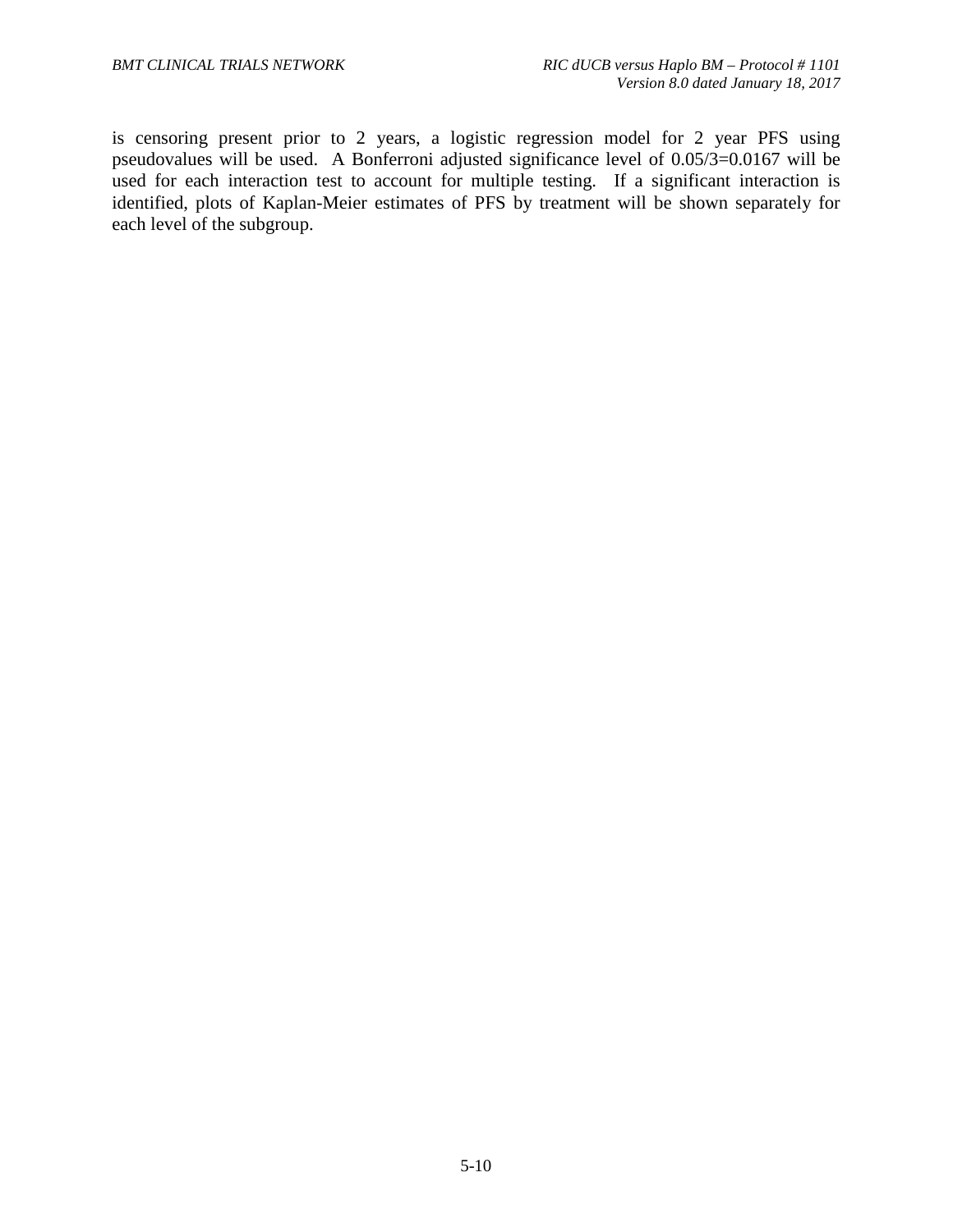is censoring present prior to 2 years, a logistic regression model for 2 year PFS using pseudovalues will be used. A Bonferroni adjusted significance level of 0.05/3=0.0167 will be used for each interaction test to account for multiple testing. If a significant interaction is identified, plots of Kaplan-Meier estimates of PFS by treatment will be shown separately for each level of the subgroup.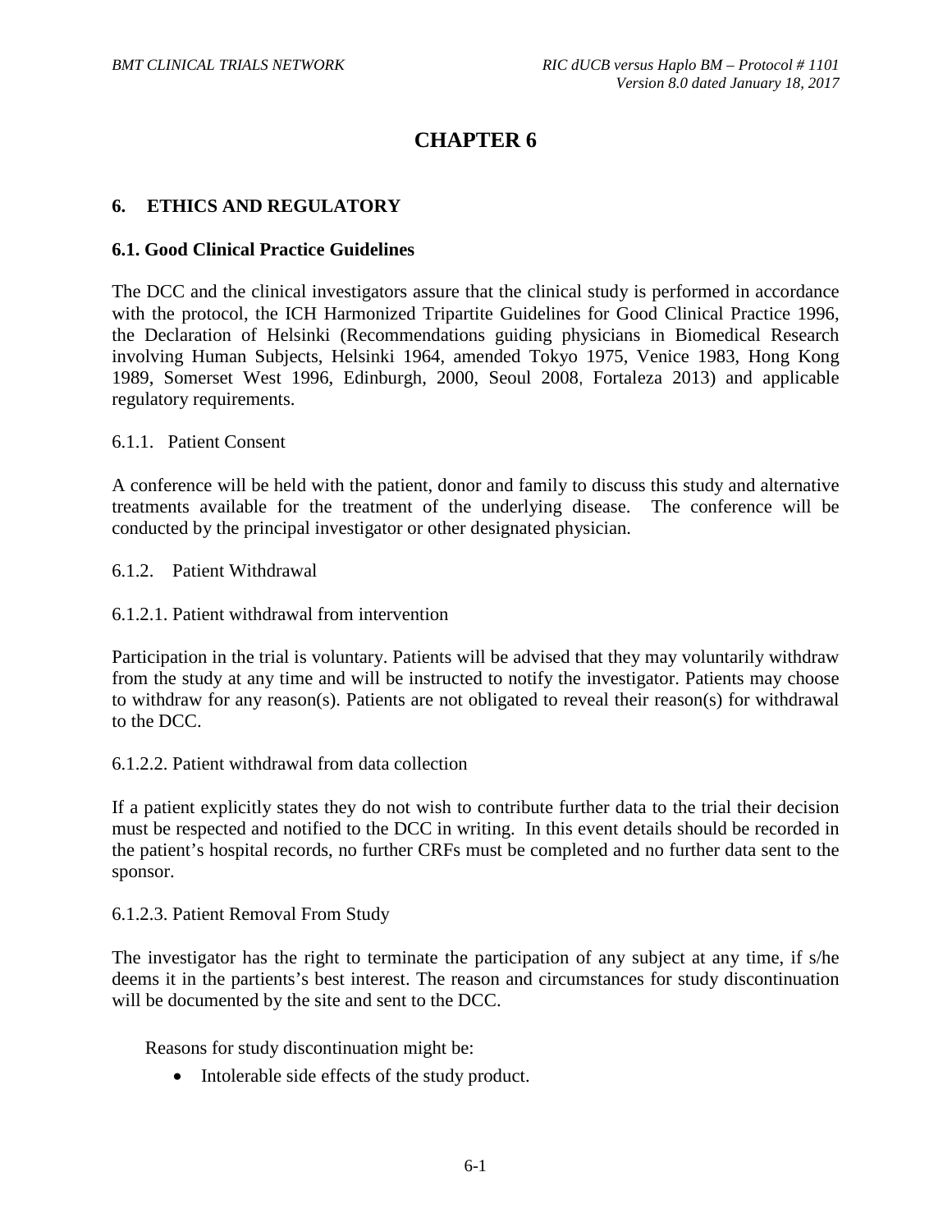# CHAPTER 6

## 6. ETHICS AND REGULATORY

### 6.1. Good Clinical Practice Guidelines

The DCC and the clinical investigators assure that the clinical study is performed in accordance with the protocol, the ICH Harmonized Tripartite Guidelines for Good Clinical Practice 1996, the Declaration of Helsinki (Recommendations guiding physicians in Biomedical Research involving Human Subjects, Helsinki 1964, amended Tokyo 1975, Venice 1983, Hong Kong 1989, Somerset West 1996, Edinburgh, 2000, Seoul 2008, Fortaleza 2013) and applicable regulatory requirements.

6.1.1. Patient Consent

A conference will be held with the patient, donor and family to discuss this study and alternative treatments available for the treatment of the underlying disease. The conference will be conducted by the principal investigator or other designated physician.

6.1.2. Patient Withdrawal

6.1.2.1. Patient withdrawal from intervention

Participation in the trial is voluntary. Patients will be advised that they may voluntarily withdraw from the study at any time and will be instructed to notify the investigator. Patients may choose to withdraw for any reason(s). Patients are not obligated to reveal their reason(s) for withdrawal to the DCC.

6.1.2.2. Patient withdrawal from data collection

If a patient explicitly states they do not wish to contribute further data to the trial their decision must be respected and notified to the DCC in writing. In this event details should be recorded in the patient's hospital records, no further CRFs must be completed and no further data sent to the sponsor.

6.1.2.3. Patient Removal From Study

The investigator has the right to terminate the participation of any subject at any time, if s/he deems it in the partients's best interest. The reason and circumstances for study discontinuation will be documented by the site and sent to the DCC.

Reasons for study discontinuation might be:

- Intolerable side effects of the study product.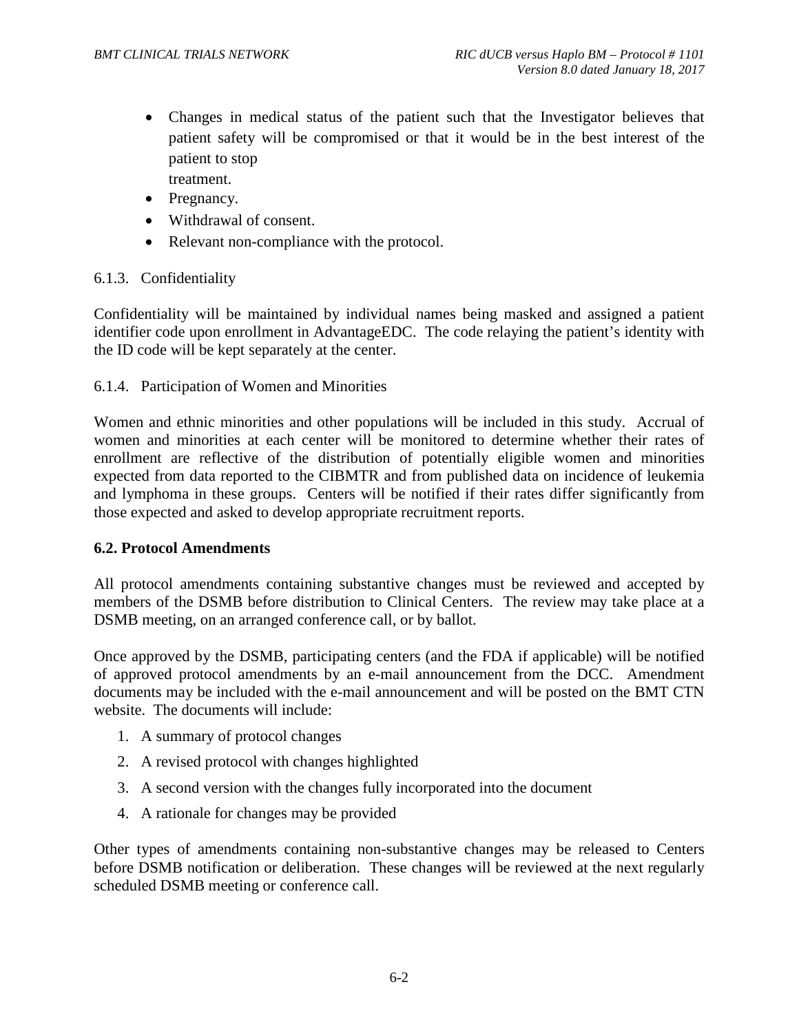- Changes in medical status of the patient such that the Investigator believes that patient safety will be compromised or that it would be in the best interest of the patient to stop treatment.
- Pregnancy.
- Withdrawal of consent.
- Relevant non-compliance with the protocol.

6.1.3. Confidentiality

Confidentiality will be maintained by individual names being masked and assigned a patient identifier code upon enrollment in AdvantageEDC. The code relaying the patient's identity with the ID code will be kept separately at the center.

6.1.4. Participation of Women and Minorities

Women and ethnic minorities and other populations will be included in this study. Accrual of women and minorities at each center will be monitored to determine whether their rates of enrollment are reflective of the distribution of potentially eligible women and minorities expected from data reported to the CIBMTR and from published data on incidence of leukemia and lymphoma in these groups. Centers will be notified if their rates differ significantly from those expected and asked to develop appropriate recruitment reports.

### 6.2. Protocol Amendments

All protocol amendments containing substantive changes must be reviewed and accepted by members of the DSMB before distribution to Clinical Centers. The review may take place at a DSMB meeting, on an arranged conference call, or by ballot.

Once approved by the DSMB, participating centers (and the FDA if applicable) will be notified of approved protocol amendments by an e-mail announcement from the DCC. Amendment documents may be included with the e-mail announcement and will be posted on the BMT CTN website. The documents will include:

1. A summary of protocol changes
2. A revised protocol with changes highlighted
3. A second version with the changes fully incorporated into the document
4. A rationale for changes may be provided

Other types of amendments containing non-substantive changes may be released to Centers before DSMB notification or deliberation. These changes will be reviewed at the next regularly scheduled DSMB meeting or conference call.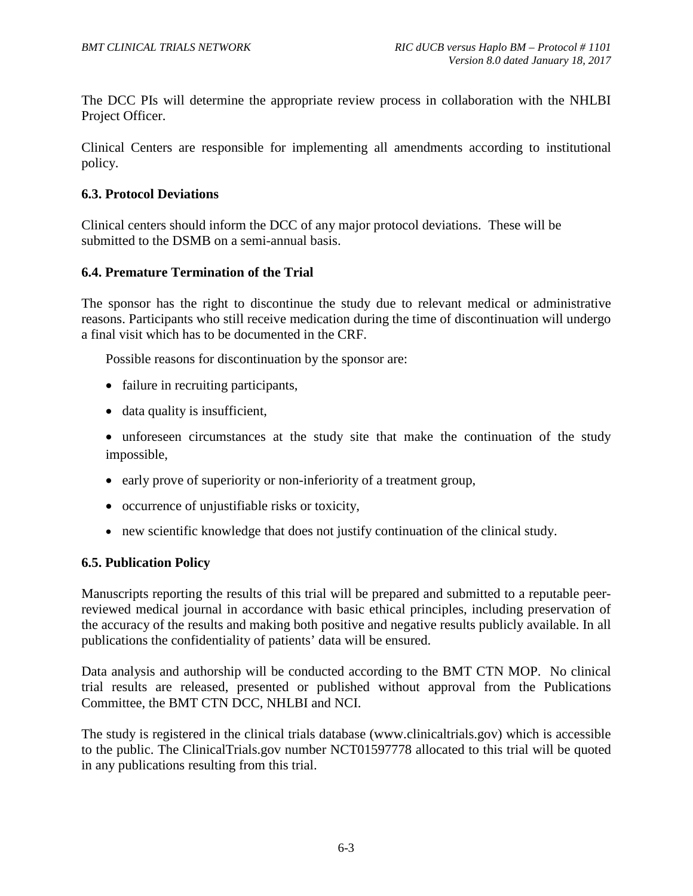The DCC PIs will determine the appropriate review process in collaboration with the NHLBI Project Officer.

Clinical Centers are responsible for implementing all amendments according to institutional policy.

### 6.3. Protocol Deviations

Clinical centers should inform the DCC of any major protocol deviations. These will be submitted to the DSMB on a semi-annual basis.

### 6.4. Premature Termination of the Trial

The sponsor has the right to discontinue the study due to relevant medical or administrative reasons. Participants who still receive medication during the time of discontinuation will undergo a final visit which has to be documented in the CRF.

Possible reasons for discontinuation by the sponsor are:

- failure in recruiting participants,
- data quality is insufficient,
- unforeseen circumstances at the study site that make the continuation of the study impossible,
- early prove of superiority or non-inferiority of a treatment group,
- occurrence of unjustifiable risks or toxicity,
- new scientific knowledge that does not justify continuation of the clinical study.

### 6.5. Publication Policy

Manuscripts reporting the results of this trial will be prepared and submitted to a reputable peer-reviewed medical journal in accordance with basic ethical principles, including preservation of the accuracy of the results and making both positive and negative results publicly available. In all publications the confidentiality of patients' data will be ensured.

Data analysis and authorship will be conducted according to the BMT CTN MOP. No clinical trial results are released, presented or published without approval from the Publications Committee, the BMT CTN DCC, NHLBI and NCI.

The study is registered in the clinical trials database (www.clinicaltrials.gov) which is accessible to the public. The ClinicalTrials.gov number NCT01597778 allocated to this trial will be quoted in any publications resulting from this trial.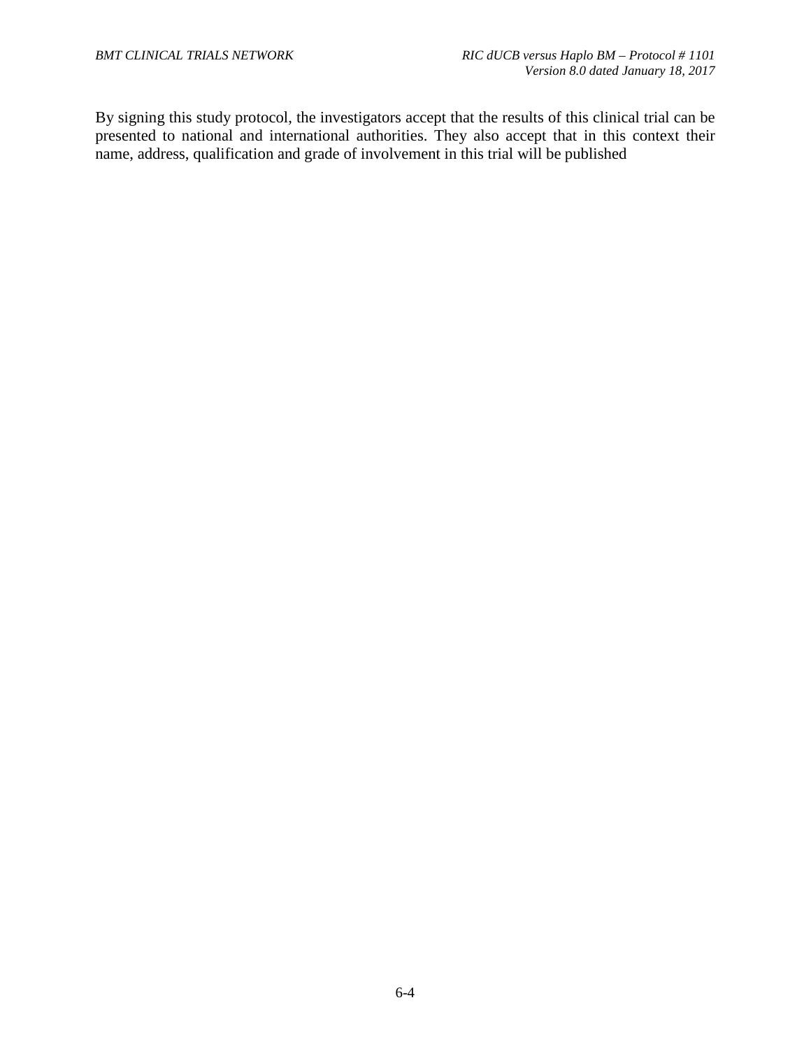By signing this study protocol, the investigators accept that the results of this clinical trial can be presented to national and international authorities. They also accept that in this context their name, address, qualification and grade of involvement in this trial will be published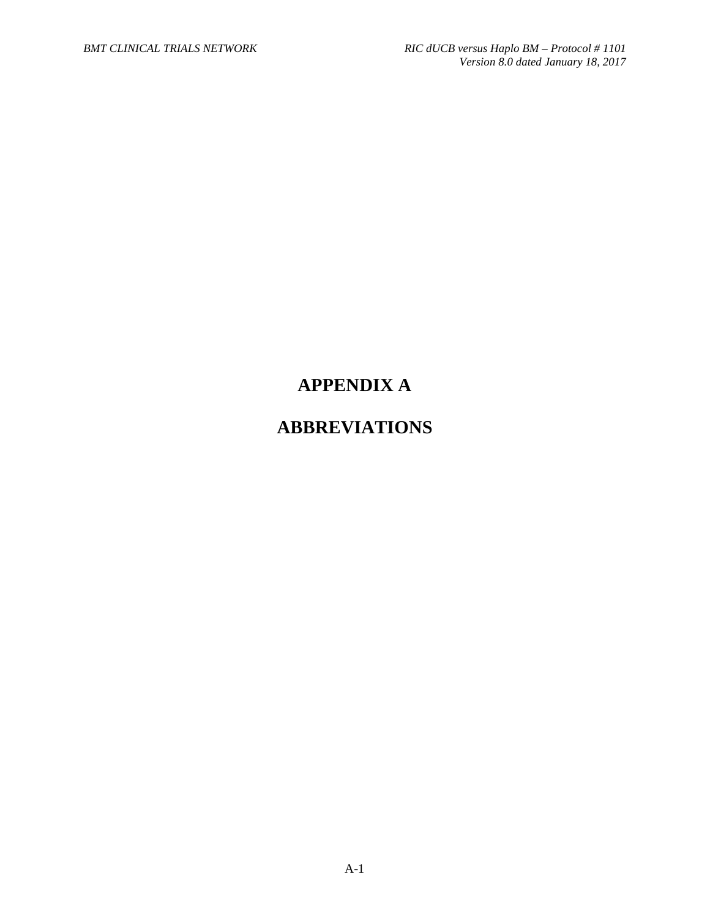# APPENDIX A

# ABBREVIATIONS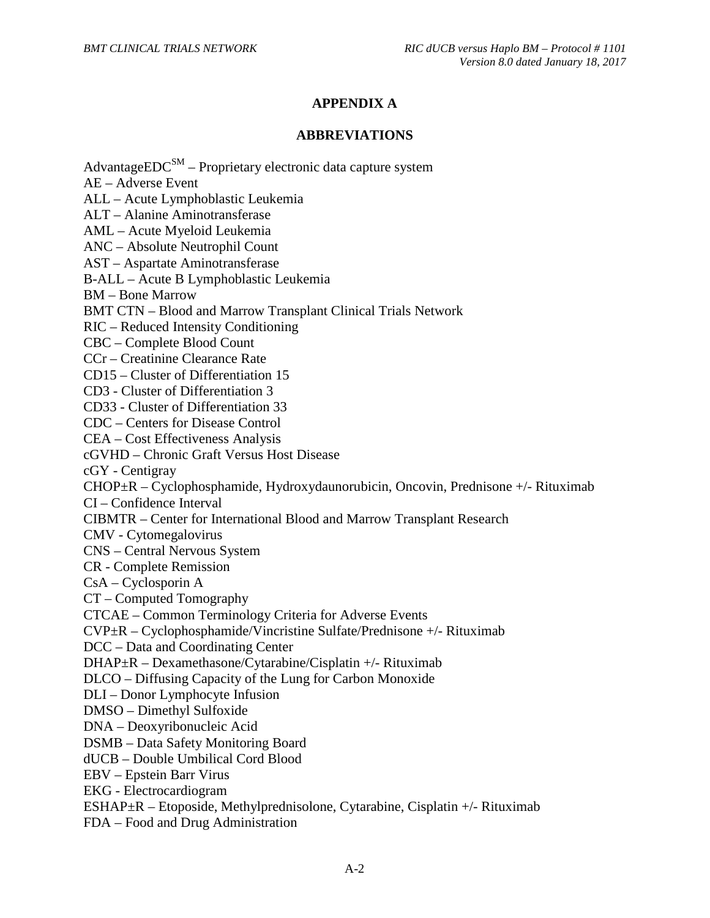# APPENDIX A

## ABBREVIATIONS

AdvantageEDC[SM] – Proprietary electronic data capture system
AE – Adverse Event
ALL – Acute Lymphoblastic Leukemia
ALT – Alanine Aminotransferase
AML – Acute Myeloid Leukemia
ANC – Absolute Neutrophil Count
AST – Aspartate Aminotransferase
B-ALL – Acute B Lymphoblastic Leukemia
BM – Bone Marrow
BMT CTN – Blood and Marrow Transplant Clinical Trials Network
RIC – Reduced Intensity Conditioning
CBC – Complete Blood Count
CCr – Creatinine Clearance Rate
CD15 – Cluster of Differentiation 15
CD3 - Cluster of Differentiation 3
CD33 - Cluster of Differentiation 33
CDC – Centers for Disease Control
CEA – Cost Effectiveness Analysis
cGVHD – Chronic Graft Versus Host Disease
cGY - Centigray
CHOP±R – Cyclophosphamide, Hydroxydaunorubicin, Oncovin, Prednisone +/- Rituximab
CI – Confidence Interval
CIBMTR – Center for International Blood and Marrow Transplant Research
CMV - Cytomegalovirus
CNS – Central Nervous System
CR - Complete Remission
CsA – Cyclosporin A
CT – Computed Tomography
CTCAE – Common Terminology Criteria for Adverse Events
CVP±R – Cyclophosphamide/Vincristine Sulfate/Prednisone +/- Rituximab
DCC – Data and Coordinating Center
DHAP±R – Dexamethasone/Cytarabine/Cisplatin +/- Rituximab
DLCO – Diffusing Capacity of the Lung for Carbon Monoxide
DLI – Donor Lymphocyte Infusion
DMSO – Dimethyl Sulfoxide
DNA – Deoxyribonucleic Acid
DSMB – Data Safety Monitoring Board
dUCB – Double Umbilical Cord Blood
EBV – Epstein Barr Virus
EKG - Electrocardiogram
ESHAP±R – Etoposide, Methylprednisolone, Cytarabine, Cisplatin +/- Rituximab
FDA – Food and Drug Administration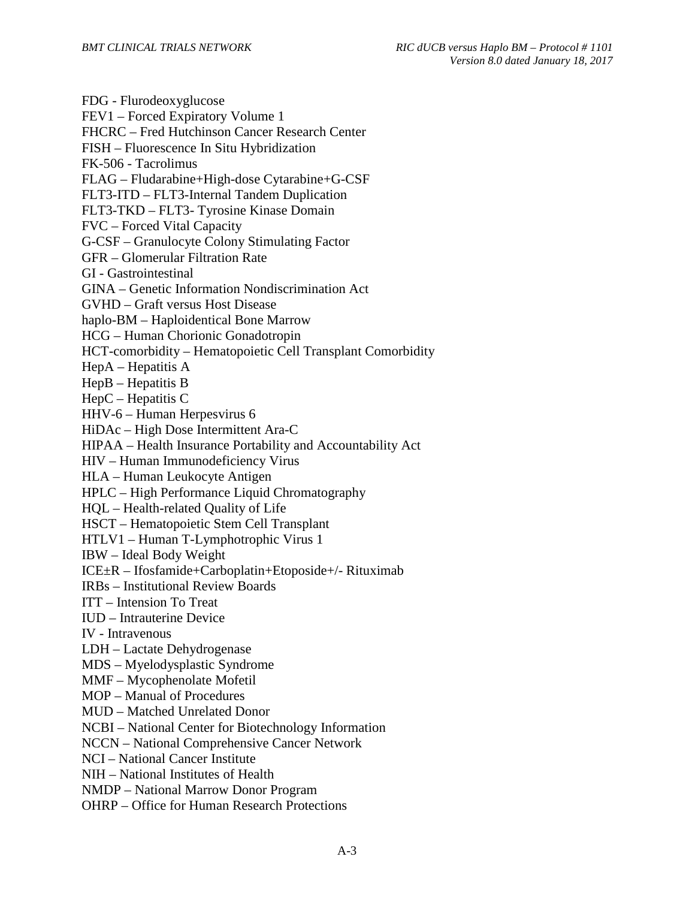FDG - Flurodeoxyglucose
FEV1 – Forced Expiratory Volume 1
FHCRC – Fred Hutchinson Cancer Research Center
FISH – Fluorescence In Situ Hybridization
FK-506 - Tacrolimus
FLAG – Fludarabine+High-dose Cytarabine+G-CSF
FLT3-ITD – FLT3-Internal Tandem Duplication
FLT3-TKD – FLT3- Tyrosine Kinase Domain
FVC – Forced Vital Capacity
G-CSF – Granulocyte Colony Stimulating Factor
GFR – Glomerular Filtration Rate
GI - Gastrointestinal
GINA – Genetic Information Nondiscrimination Act
GVHD – Graft versus Host Disease
haplo-BM – Haploidentical Bone Marrow
HCG – Human Chorionic Gonadotropin
HCT-comorbidity – Hematopoietic Cell Transplant Comorbidity
HepA – Hepatitis A
HepB – Hepatitis B
HepC – Hepatitis C
HHV-6 – Human Herpesvirus 6
HiDAc – High Dose Intermittent Ara-C
HIPAA – Health Insurance Portability and Accountability Act
HIV – Human Immunodeficiency Virus
HLA – Human Leukocyte Antigen
HPLC – High Performance Liquid Chromatography
HQL – Health-related Quality of Life
HSCT – Hematopoietic Stem Cell Transplant
HTLV1 – Human T-Lymphotrophic Virus 1
IBW – Ideal Body Weight
ICE±R – Ifosfamide+Carboplatin+Etoposide+/- Rituximab
IRBs – Institutional Review Boards
ITT – Intension To Treat
IUD – Intrauterine Device
IV - Intravenous
LDH – Lactate Dehydrogenase
MDS – Myelodysplastic Syndrome
MMF – Mycophenolate Mofetil
MOP – Manual of Procedures
MUD – Matched Unrelated Donor
NCBI – National Center for Biotechnology Information
NCCN – National Comprehensive Cancer Network
NCI – National Cancer Institute
NIH – National Institutes of Health
NMDP – National Marrow Donor Program
OHRP – Office for Human Research Protections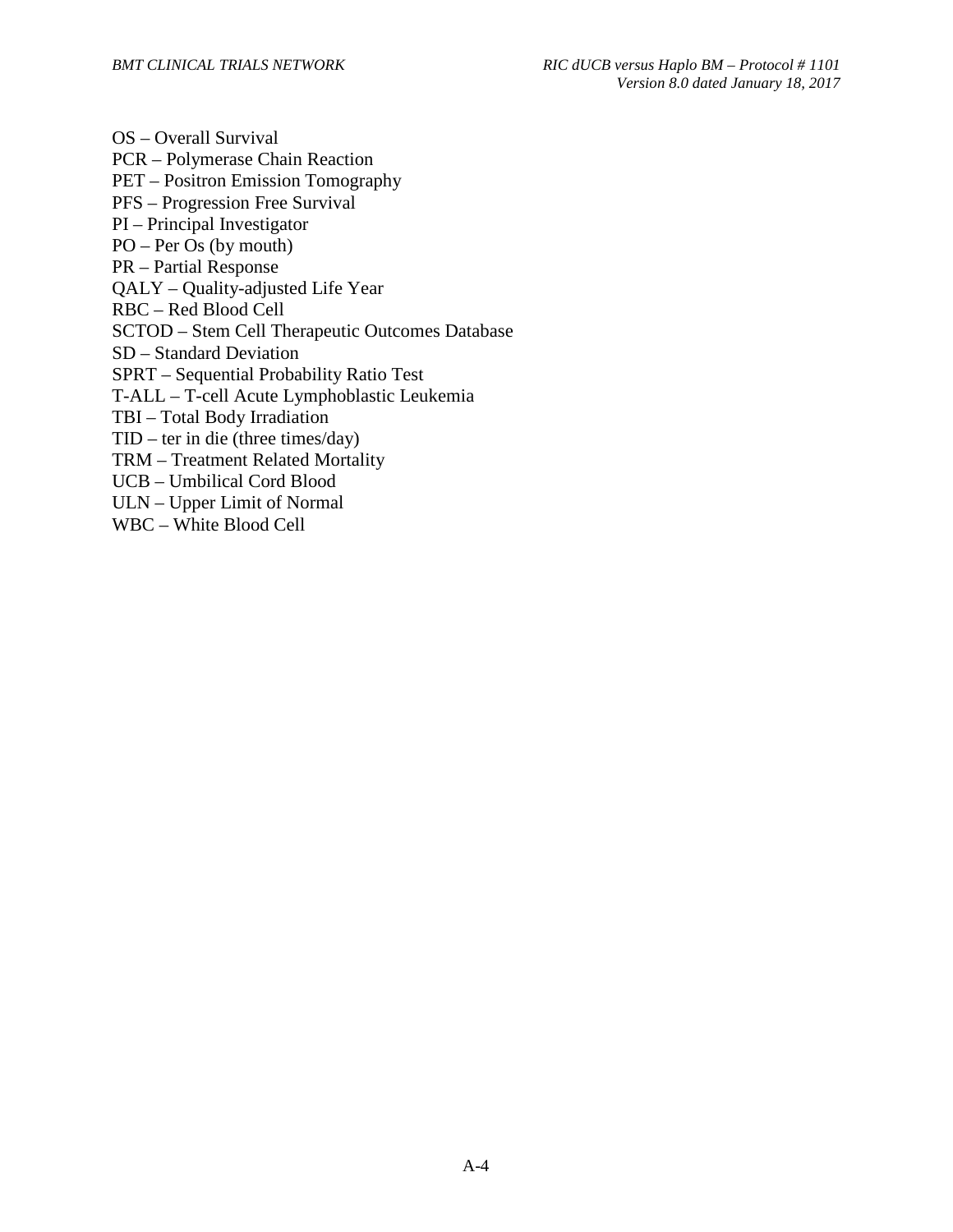OS – Overall Survival
PCR – Polymerase Chain Reaction
PET – Positron Emission Tomography
PFS – Progression Free Survival
PI – Principal Investigator
PO – Per Os (by mouth)
PR – Partial Response
QALY – Quality-adjusted Life Year
RBC – Red Blood Cell
SCTOD – Stem Cell Therapeutic Outcomes Database
SD – Standard Deviation
SPRT – Sequential Probability Ratio Test
T-ALL – T-cell Acute Lymphoblastic Leukemia
TBI – Total Body Irradiation
TID – ter in die (three times/day)
TRM – Treatment Related Mortality
UCB – Umbilical Cord Blood
ULN – Upper Limit of Normal
WBC – White Blood Cell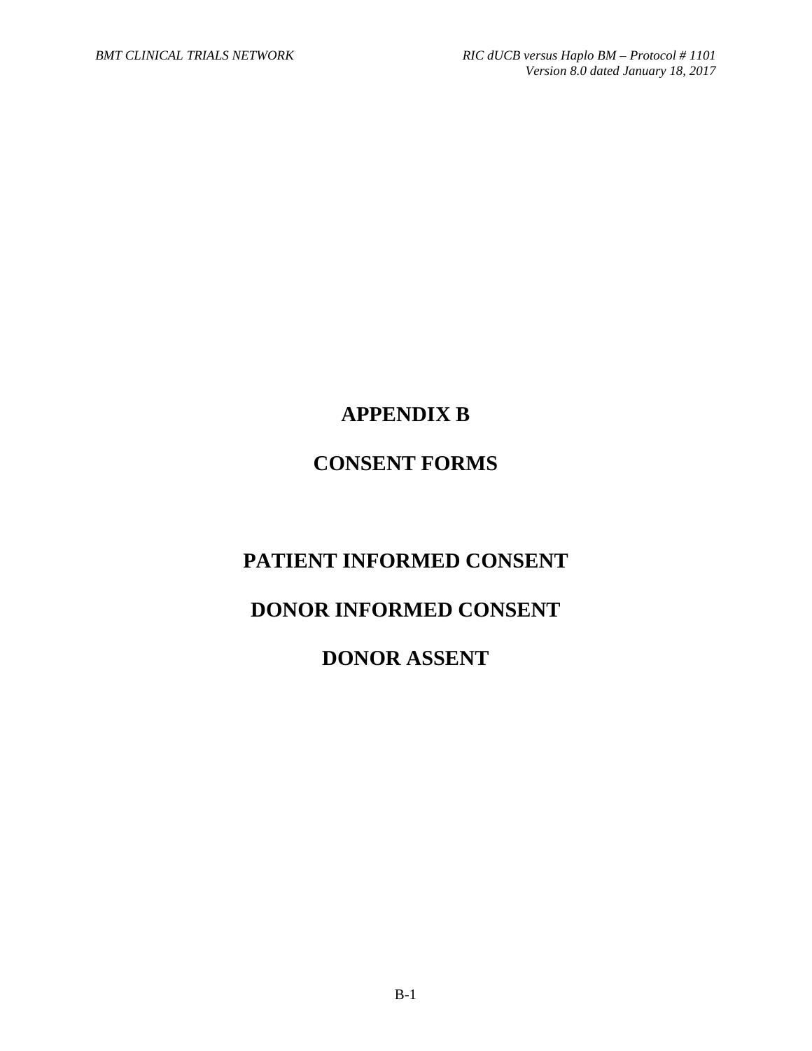# APPENDIX B

# CONSENT FORMS

## PATIENT INFORMED CONSENT

## DONOR INFORMED CONSENT

## DONOR ASSENT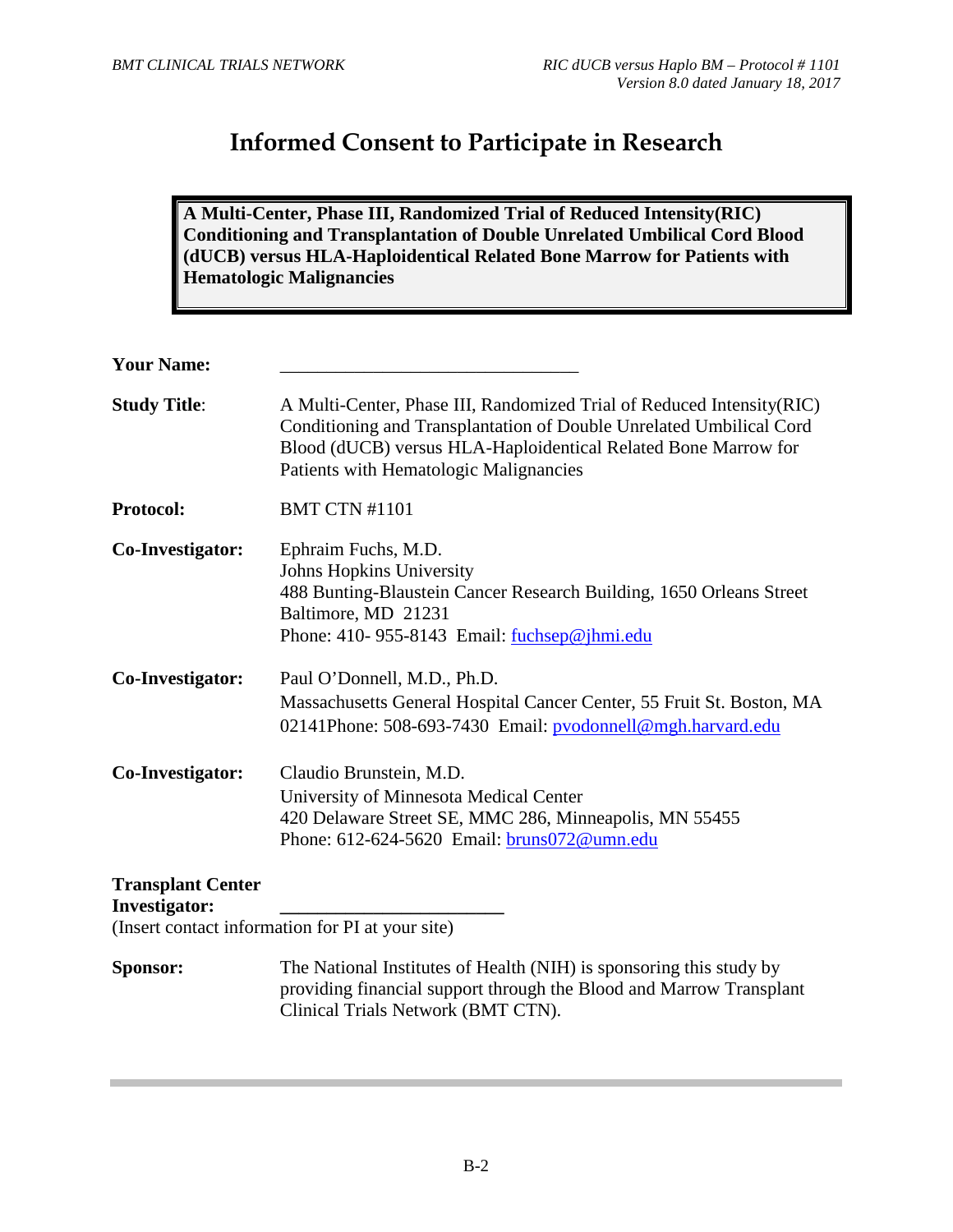# Informed Consent to Participate in Research

**A Multi-Center, Phase III, Randomized Trial of Reduced Intensity(RIC) Conditioning and Transplantation of Double Unrelated Umbilical Cord Blood (dUCB) versus HLA-Haploidentical Related Bone Marrow for Patients with Hematologic Malignancies**

**Your Name:** ________________________________

**Study Title:** A Multi-Center, Phase III, Randomized Trial of Reduced Intensity(RIC) Conditioning and Transplantation of Double Unrelated Umbilical Cord Blood (dUCB) versus HLA-Haploidentical Related Bone Marrow for Patients with Hematologic Malignancies

**Protocol:** BMT CTN #1101

**Co-Investigator:** Ephraim Fuchs, M.D.
Johns Hopkins University
488 Bunting-Blaustein Cancer Research Building, 1650 Orleans Street
Baltimore, MD 21231
Phone: 410- 955-8143 Email: fuchsep@jhmi.edu

**Co-Investigator:** Paul O'Donnell, M.D., Ph.D.
Massachusetts General Hospital Cancer Center, 55 Fruit St. Boston, MA 02141Phone: 508-693-7430 Email: pvodonnell@mgh.harvard.edu

**Co-Investigator:** Claudio Brunstein, M.D.
University of Minnesota Medical Center
420 Delaware Street SE, MMC 286, Minneapolis, MN 55455
Phone: 612-624-5620 Email: bruns072@umn.edu

**Transplant Center Investigator:** ________________________
(Insert contact information for PI at your site)

**Sponsor:** The National Institutes of Health (NIH) is sponsoring this study by providing financial support through the Blood and Marrow Transplant Clinical Trials Network (BMT CTN).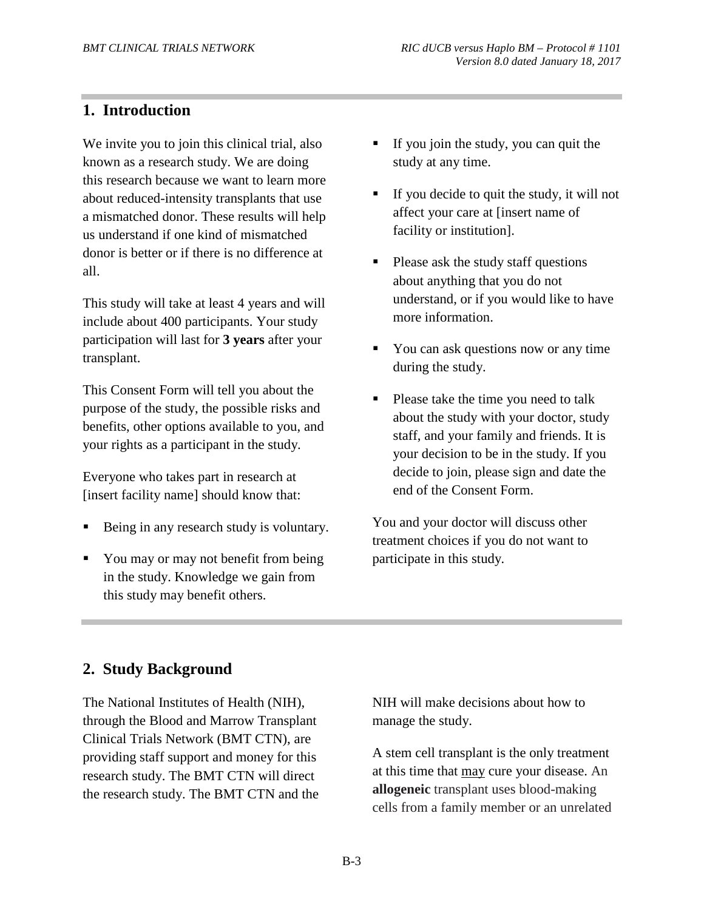## 1. Introduction

We invite you to join this clinical trial, also known as a research study. We are doing this research because we want to learn more about reduced-intensity transplants that use a mismatched donor. These results will help us understand if one kind of mismatched donor is better or if there is no difference at all.

This study will take at least 4 years and will include about 400 participants. Your study participation will last for **3 years** after your transplant.

This Consent Form will tell you about the purpose of the study, the possible risks and benefits, other options available to you, and your rights as a participant in the study.

Everyone who takes part in research at [insert facility name] should know that:

- Being in any research study is voluntary.
- You may or may not benefit from being in the study. Knowledge we gain from this study may benefit others.
- If you join the study, you can quit the study at any time.
- If you decide to quit the study, it will not affect your care at [insert name of facility or institution].
- Please ask the study staff questions about anything that you do not understand, or if you would like to have more information.
- You can ask questions now or any time during the study.
- Please take the time you need to talk about the study with your doctor, study staff, and your family and friends. It is your decision to be in the study. If you decide to join, please sign and date the end of the Consent Form.

You and your doctor will discuss other treatment choices if you do not want to participate in this study.

## 2. Study Background

The National Institutes of Health (NIH), through the Blood and Marrow Transplant Clinical Trials Network (BMT CTN), are providing staff support and money for this research study. The BMT CTN will direct the research study. The BMT CTN and the NIH will make decisions about how to manage the study.

A stem cell transplant is the only treatment at this time that may cure your disease. An **allogeneic** transplant uses blood-making cells from a family member or an unrelated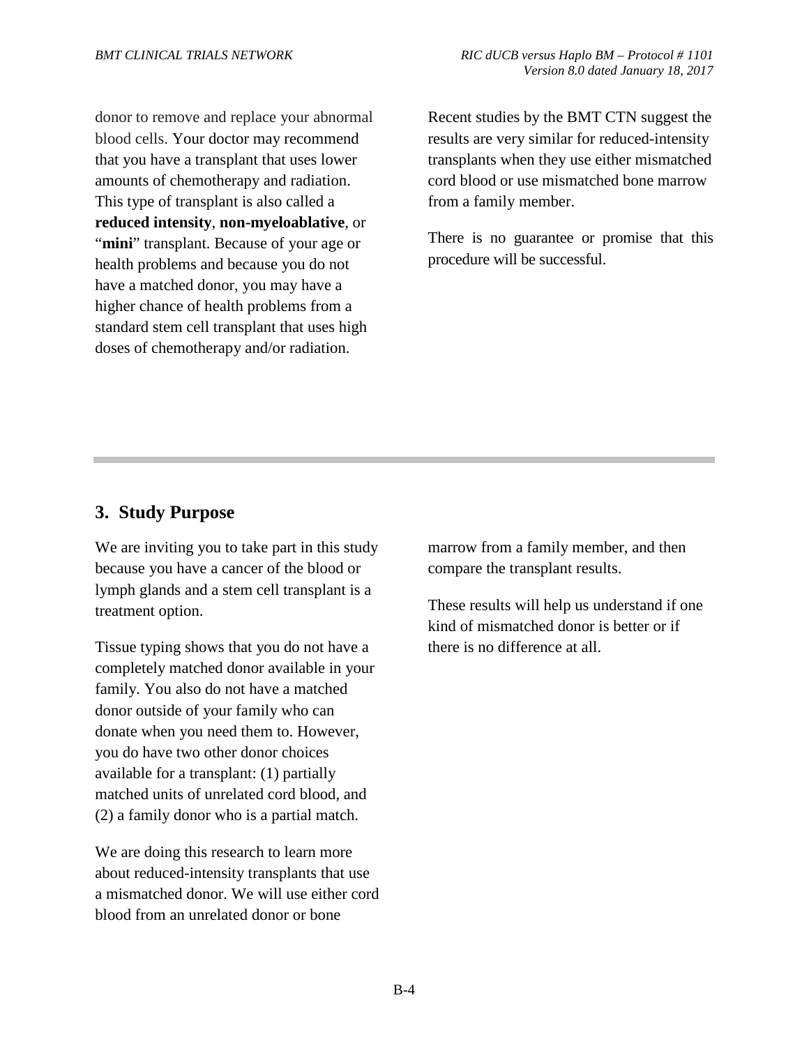donor to remove and replace your abnormal blood cells. Your doctor may recommend that you have a transplant that uses lower amounts of chemotherapy and radiation. This type of transplant is also called a **reduced intensity**, **non-myeloablative**, or "**mini**" transplant. Because of your age or health problems and because you do not have a matched donor, you may have a higher chance of health problems from a standard stem cell transplant that uses high doses of chemotherapy and/or radiation.

Recent studies by the BMT CTN suggest the results are very similar for reduced-intensity transplants when they use either mismatched cord blood or use mismatched bone marrow from a family member.

There is no guarantee or promise that this procedure will be successful.

## 3. Study Purpose

We are inviting you to take part in this study because you have a cancer of the blood or lymph glands and a stem cell transplant is a treatment option.

Tissue typing shows that you do not have a completely matched donor available in your family. You also do not have a matched donor outside of your family who can donate when you need them to. However, you do have two other donor choices available for a transplant: (1) partially matched units of unrelated cord blood, and (2) a family donor who is a partial match.

We are doing this research to learn more about reduced-intensity transplants that use a mismatched donor. We will use either cord blood from an unrelated donor or bone marrow from a family member, and then compare the transplant results.

These results will help us understand if one kind of mismatched donor is better or if there is no difference at all.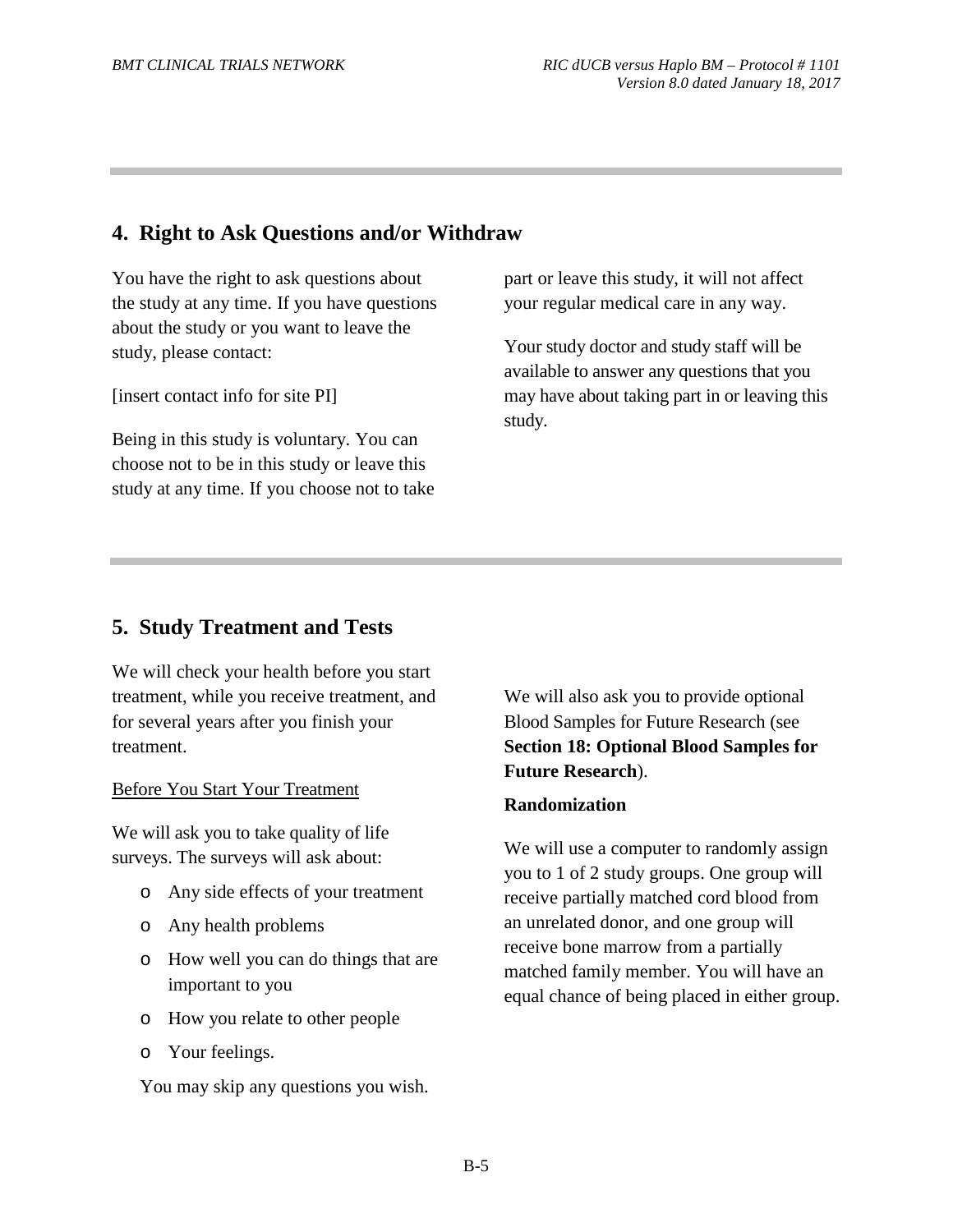## 4. Right to Ask Questions and/or Withdraw

You have the right to ask questions about the study at any time. If you have questions about the study or you want to leave the study, please contact:

[insert contact info for site PI]

Being in this study is voluntary. You can choose not to be in this study or leave this study at any time. If you choose not to take part or leave this study, it will not affect your regular medical care in any way.

Your study doctor and study staff will be available to answer any questions that you may have about taking part in or leaving this study.

## 5. Study Treatment and Tests

We will check your health before you start treatment, while you receive treatment, and for several years after you finish your treatment.

<u>Before You Start Your Treatment</u>

We will ask you to take quality of life surveys. The surveys will ask about:

- Any side effects of your treatment
- Any health problems
- How well you can do things that are important to you
- How you relate to other people
- Your feelings.

You may skip any questions you wish.

We will also ask you to provide optional Blood Samples for Future Research (see **Section 18: Optional Blood Samples for Future Research**).

**Randomization**

We will use a computer to randomly assign you to 1 of 2 study groups. One group will receive partially matched cord blood from an unrelated donor, and one group will receive bone marrow from a partially matched family member. You will have an equal chance of being placed in either group.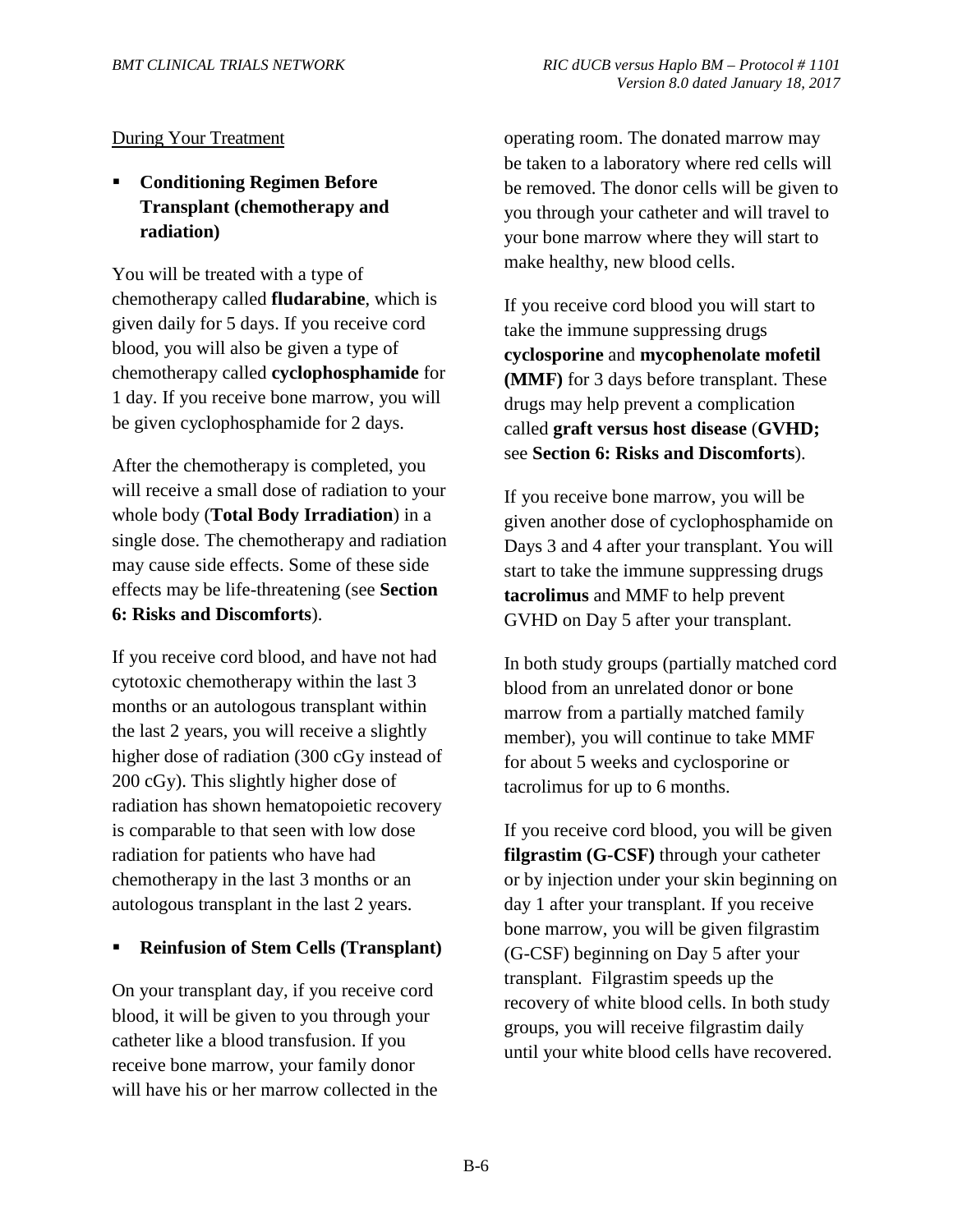During Your Treatment

- **Conditioning Regimen Before Transplant (chemotherapy and radiation)**

You will be treated with a type of chemotherapy called **fludarabine**, which is given daily for 5 days. If you receive cord blood, you will also be given a type of chemotherapy called **cyclophosphamide** for 1 day. If you receive bone marrow, you will be given cyclophosphamide for 2 days.

After the chemotherapy is completed, you will receive a small dose of radiation to your whole body (**Total Body Irradiation**) in a single dose. The chemotherapy and radiation may cause side effects. Some of these side effects may be life-threatening (see **Section 6: Risks and Discomforts**).

If you receive cord blood, and have not had cytotoxic chemotherapy within the last 3 months or an autologous transplant within the last 2 years, you will receive a slightly higher dose of radiation (300 cGy instead of 200 cGy). This slightly higher dose of radiation has shown hematopoietic recovery is comparable to that seen with low dose radiation for patients who have had chemotherapy in the last 3 months or an autologous transplant in the last 2 years.

- **Reinfusion of Stem Cells (Transplant)**

On your transplant day, if you receive cord blood, it will be given to you through your catheter like a blood transfusion. If you receive bone marrow, your family donor will have his or her marrow collected in the operating room. The donated marrow may be taken to a laboratory where red cells will be removed. The donor cells will be given to you through your catheter and will travel to your bone marrow where they will start to make healthy, new blood cells.

If you receive cord blood you will start to take the immune suppressing drugs **cyclosporine** and **mycophenolate mofetil (MMF)** for 3 days before transplant. These drugs may help prevent a complication called **graft versus host disease** (**GVHD;** see **Section 6: Risks and Discomforts**).

If you receive bone marrow, you will be given another dose of cyclophosphamide on Days 3 and 4 after your transplant. You will start to take the immune suppressing drugs **tacrolimus** and MMF to help prevent GVHD on Day 5 after your transplant.

In both study groups (partially matched cord blood from an unrelated donor or bone marrow from a partially matched family member), you will continue to take MMF for about 5 weeks and cyclosporine or tacrolimus for up to 6 months.

If you receive cord blood, you will be given **filgrastim (G-CSF)** through your catheter or by injection under your skin beginning on day 1 after your transplant. If you receive bone marrow, you will be given filgrastim (G-CSF) beginning on Day 5 after your transplant. Filgrastim speeds up the recovery of white blood cells. In both study groups, you will receive filgrastim daily until your white blood cells have recovered.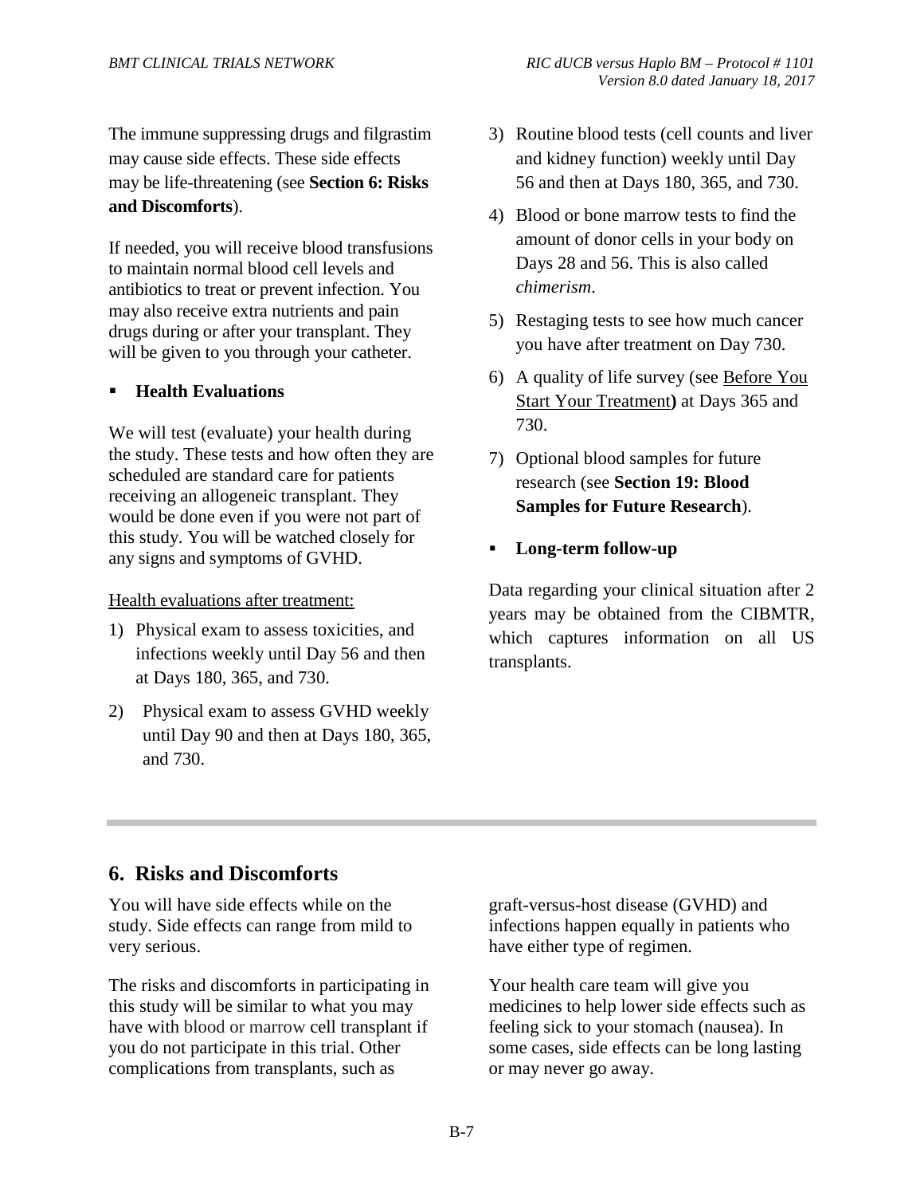The immune suppressing drugs and filgrastim may cause side effects. These side effects may be life-threatening (see **Section 6: Risks and Discomforts**).

If needed, you will receive blood transfusions to maintain normal blood cell levels and antibiotics to treat or prevent infection. You may also receive extra nutrients and pain drugs during or after your transplant. They will be given to you through your catheter.

- **Health Evaluations**

We will test (evaluate) your health during the study. These tests and how often they are scheduled are standard care for patients receiving an allogeneic transplant. They would be done even if you were not part of this study. You will be watched closely for any signs and symptoms of GVHD.

Health evaluations after treatment:

1) Physical exam to assess toxicities, and infections weekly until Day 56 and then at Days 180, 365, and 730.
2) Physical exam to assess GVHD weekly until Day 90 and then at Days 180, 365, and 730.
3) Routine blood tests (cell counts and liver and kidney function) weekly until Day 56 and then at Days 180, 365, and 730.
4) Blood or bone marrow tests to find the amount of donor cells in your body on Days 28 and 56. This is also called *chimerism*.
5) Restaging tests to see how much cancer you have after treatment on Day 730.
6) A quality of life survey (see Before You Start Your Treatment**)** at Days 365 and 730.
7) Optional blood samples for future research (see **Section 19: Blood Samples for Future Research**).

- **Long-term follow-up**

Data regarding your clinical situation after 2 years may be obtained from the CIBMTR, which captures information on all US transplants.

## 6. Risks and Discomforts

You will have side effects while on the study. Side effects can range from mild to very serious.

The risks and discomforts in participating in this study will be similar to what you may have with blood or marrow cell transplant if you do not participate in this trial. Other complications from transplants, such as graft-versus-host disease (GVHD) and infections happen equally in patients who have either type of regimen.

Your health care team will give you medicines to help lower side effects such as feeling sick to your stomach (nausea). In some cases, side effects can be long lasting or may never go away.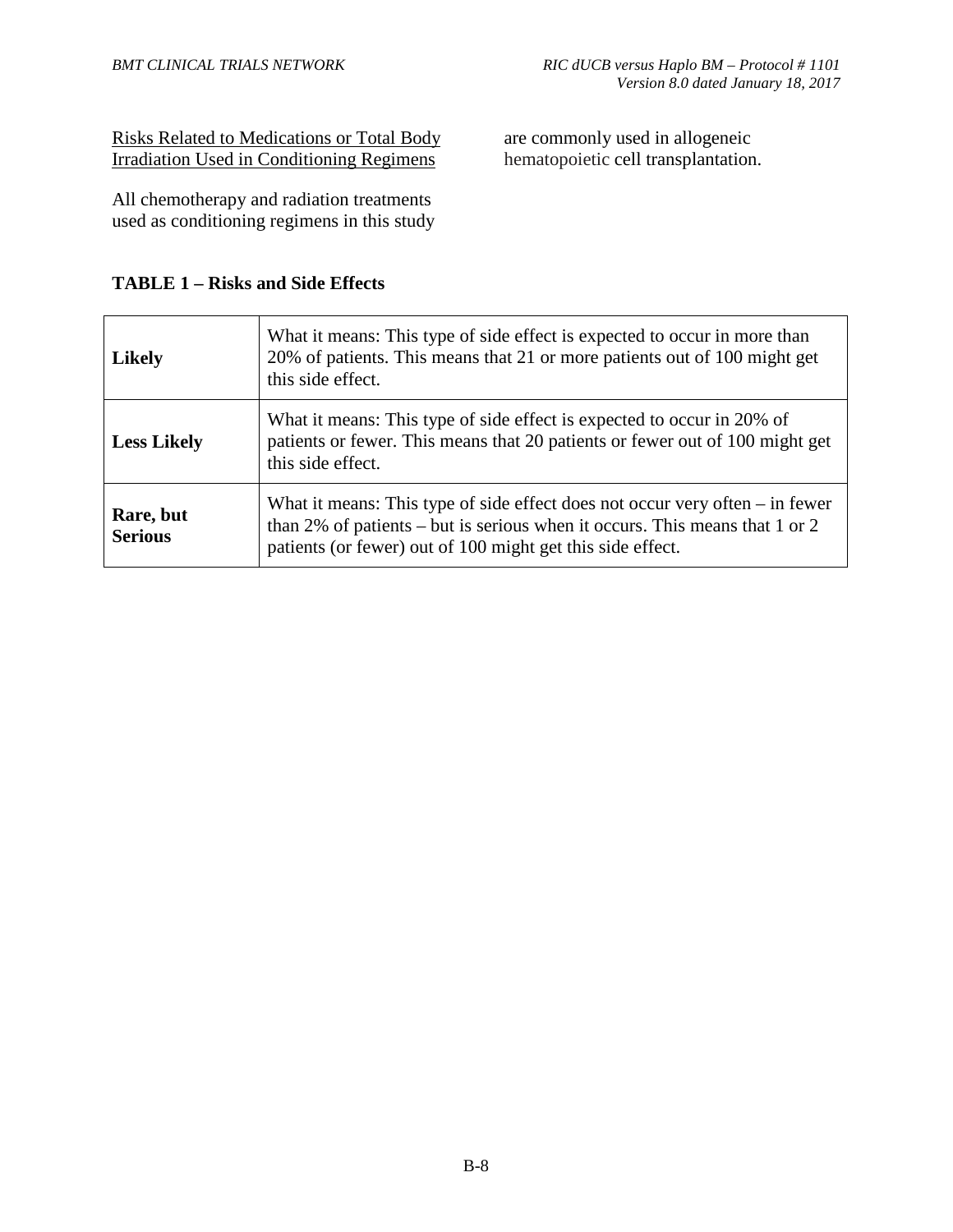Risks Related to Medications or Total Body Irradiation Used in Conditioning Regimens

All chemotherapy and radiation treatments used as conditioning regimens in this study are commonly used in allogeneic hematopoietic cell transplantation.

**TABLE 1 – Risks and Side Effects**

| | |
|---|---|
| **Likely** | What it means: This type of side effect is expected to occur in more than 20% of patients. This means that 21 or more patients out of 100 might get this side effect. |
| **Less Likely** | What it means: This type of side effect is expected to occur in 20% of patients or fewer. This means that 20 patients or fewer out of 100 might get this side effect. |
| **Rare, but Serious** | What it means: This type of side effect does not occur very often – in fewer than 2% of patients – but is serious when it occurs. This means that 1 or 2 patients (or fewer) out of 100 might get this side effect. |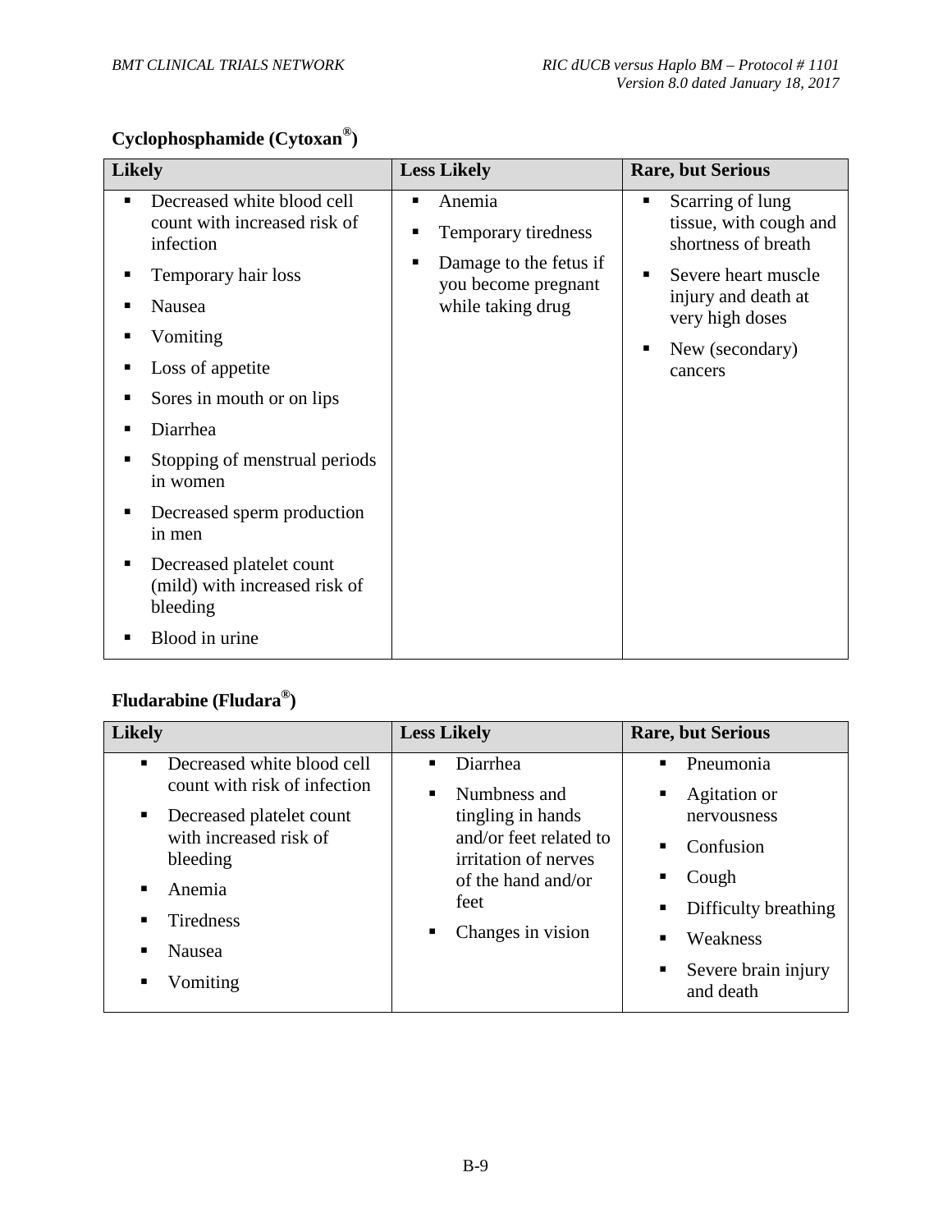**Cyclophosphamide (Cytoxan®)**

| Likely | Less Likely | Rare, but Serious |
|---|---|---|
| ▪ Decreased white blood cell count with increased risk of infection<br>▪ Temporary hair loss<br>▪ Nausea<br>▪ Vomiting<br>▪ Loss of appetite<br>▪ Sores in mouth or on lips<br>▪ Diarrhea<br>▪ Stopping of menstrual periods in women<br>▪ Decreased sperm production in men<br>▪ Decreased platelet count (mild) with increased risk of bleeding<br>▪ Blood in urine | ▪ Anemia<br>▪ Temporary tiredness<br>▪ Damage to the fetus if you become pregnant while taking drug | ▪ Scarring of lung tissue, with cough and shortness of breath<br>▪ Severe heart muscle injury and death at very high doses<br>▪ New (secondary) cancers |

**Fludarabine (Fludara®)**

| Likely | Less Likely | Rare, but Serious |
|---|---|---|
| ▪ Decreased white blood cell count with risk of infection<br>▪ Decreased platelet count with increased risk of bleeding<br>▪ Anemia<br>▪ Tiredness<br>▪ Nausea<br>▪ Vomiting | ▪ Diarrhea<br>▪ Numbness and tingling in hands and/or feet related to irritation of nerves of the hand and/or feet<br>▪ Changes in vision | ▪ Pneumonia<br>▪ Agitation or nervousness<br>▪ Confusion<br>▪ Cough<br>▪ Difficulty breathing<br>▪ Weakness<br>▪ Severe brain injury and death |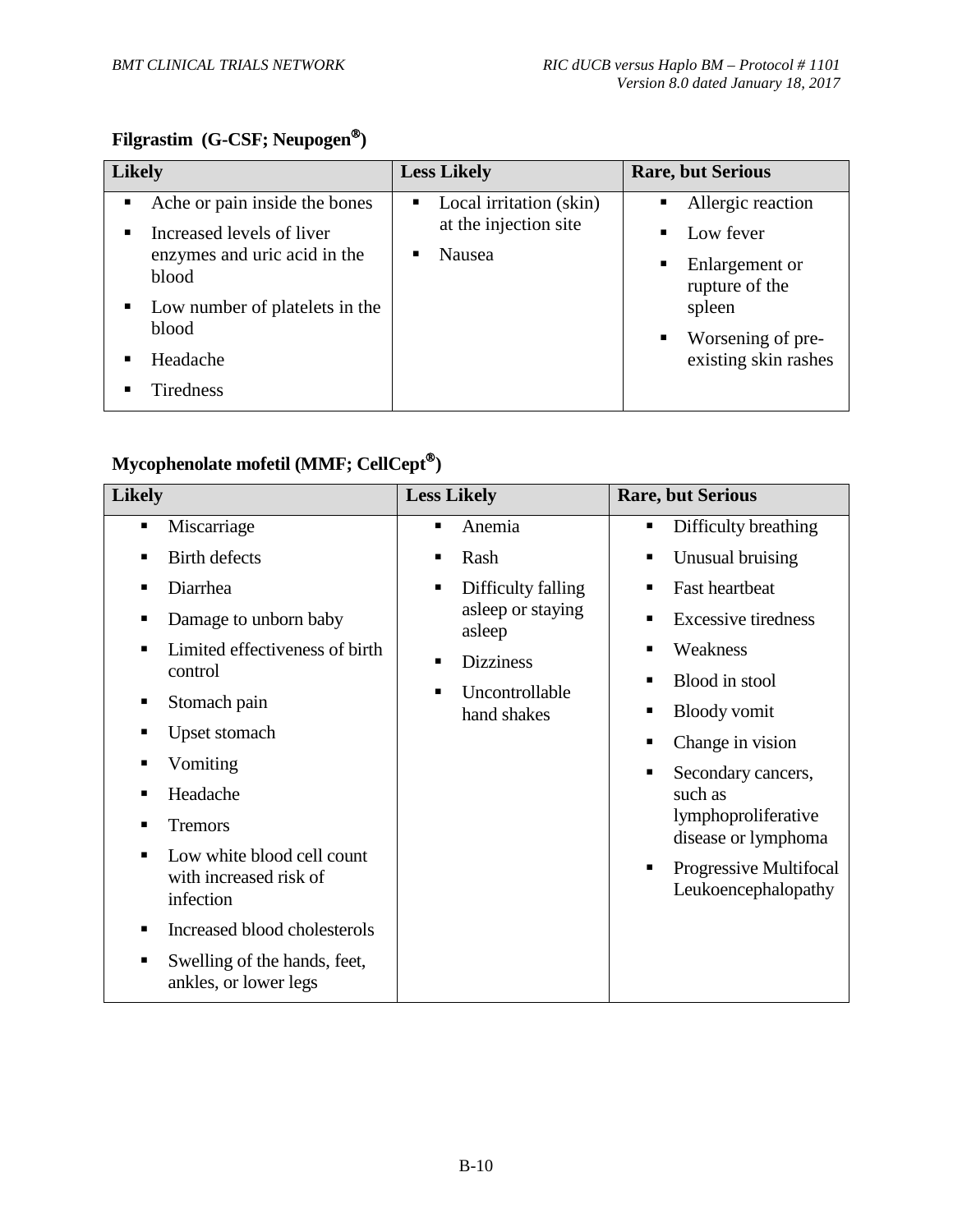**Filgrastim (G-CSF; Neupogen®)**

| Likely | Less Likely | Rare, but Serious |
|---|---|---|
| ▪ Ache or pain inside the bones<br>▪ Increased levels of liver enzymes and uric acid in the blood<br>▪ Low number of platelets in the blood<br>▪ Headache<br>▪ Tiredness | ▪ Local irritation (skin) at the injection site<br>▪ Nausea | ▪ Allergic reaction<br>▪ Low fever<br>▪ Enlargement or rupture of the spleen<br>▪ Worsening of pre-existing skin rashes |

**Mycophenolate mofetil (MMF; CellCept®)**

| Likely | Less Likely | Rare, but Serious |
|---|---|---|
| ▪ Miscarriage<br>▪ Birth defects<br>▪ Diarrhea<br>▪ Damage to unborn baby<br>▪ Limited effectiveness of birth control<br>▪ Stomach pain<br>▪ Upset stomach<br>▪ Vomiting<br>▪ Headache<br>▪ Tremors<br>▪ Low white blood cell count with increased risk of infection<br>▪ Increased blood cholesterols<br>▪ Swelling of the hands, feet, ankles, or lower legs | ▪ Anemia<br>▪ Rash<br>▪ Difficulty falling asleep or staying asleep<br>▪ Dizziness<br>▪ Uncontrollable hand shakes | ▪ Difficulty breathing<br>▪ Unusual bruising<br>▪ Fast heartbeat<br>▪ Excessive tiredness<br>▪ Weakness<br>▪ Blood in stool<br>▪ Bloody vomit<br>▪ Change in vision<br>▪ Secondary cancers, such as lymphoproliferative disease or lymphoma<br>▪ Progressive Multifocal Leukoencephalopathy |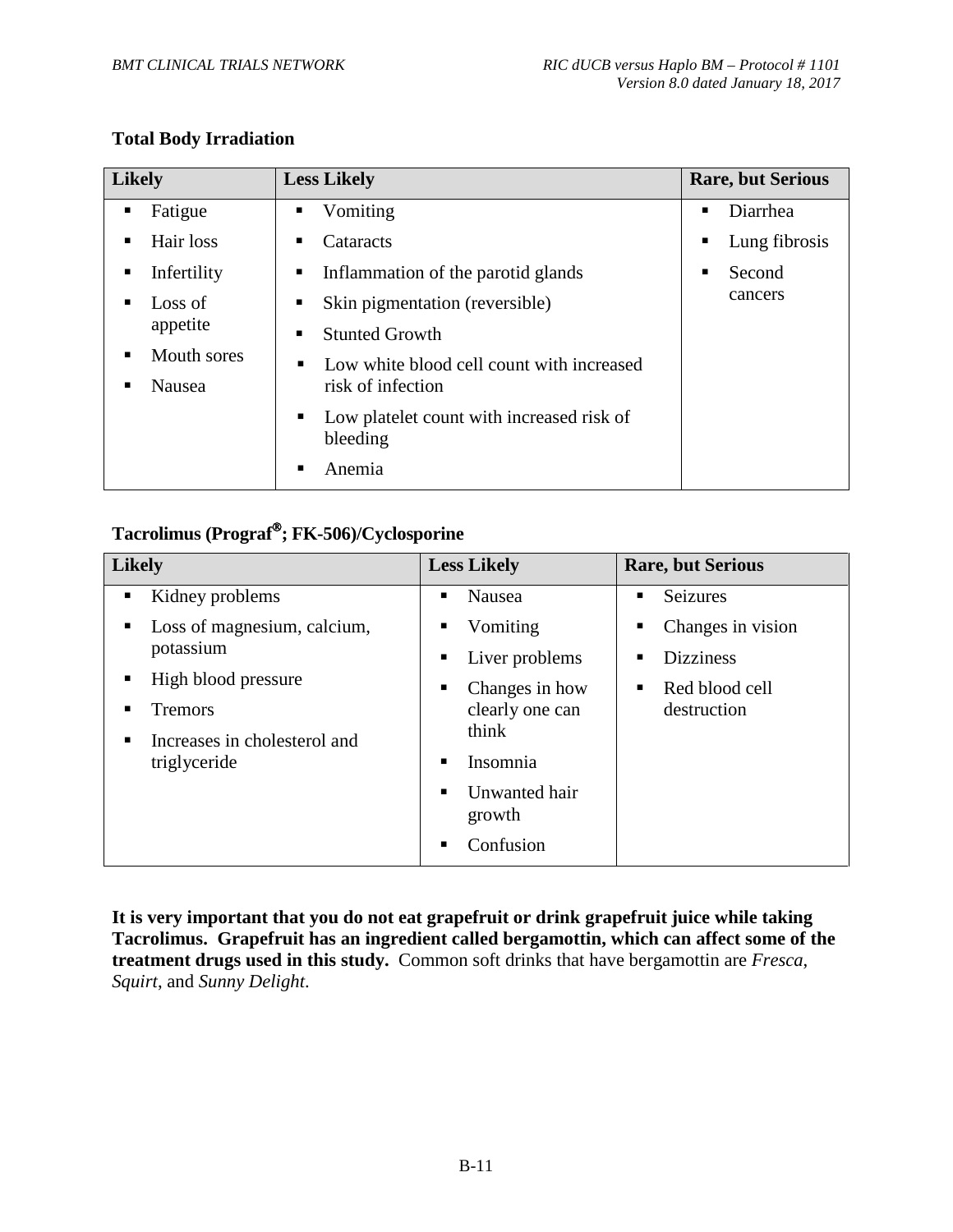**Total Body Irradiation**

| Likely | Less Likely | Rare, but Serious |
|---|---|---|
| ▪ Fatigue<br>▪ Hair loss<br>▪ Infertility<br>▪ Loss of appetite<br>▪ Mouth sores<br>▪ Nausea | ▪ Vomiting<br>▪ Cataracts<br>▪ Inflammation of the parotid glands<br>▪ Skin pigmentation (reversible)<br>▪ Stunted Growth<br>▪ Low white blood cell count with increased risk of infection<br>▪ Low platelet count with increased risk of bleeding<br>▪ Anemia | ▪ Diarrhea<br>▪ Lung fibrosis<br>▪ Second cancers |

**Tacrolimus (Prograf®; FK-506)/Cyclosporine**

| Likely | Less Likely | Rare, but Serious |
|---|---|---|
| ▪ Kidney problems<br>▪ Loss of magnesium, calcium, potassium<br>▪ High blood pressure<br>▪ Tremors<br>▪ Increases in cholesterol and triglyceride | ▪ Nausea<br>▪ Vomiting<br>▪ Liver problems<br>▪ Changes in how clearly one can think<br>▪ Insomnia<br>▪ Unwanted hair growth<br>▪ Confusion | ▪ Seizures<br>▪ Changes in vision<br>▪ Dizziness<br>▪ Red blood cell destruction |

**It is very important that you do not eat grapefruit or drink grapefruit juice while taking Tacrolimus. Grapefruit has an ingredient called bergamottin, which can affect some of the treatment drugs used in this study.** Common soft drinks that have bergamottin are *Fresca*, *Squirt*, and *Sunny Delight*.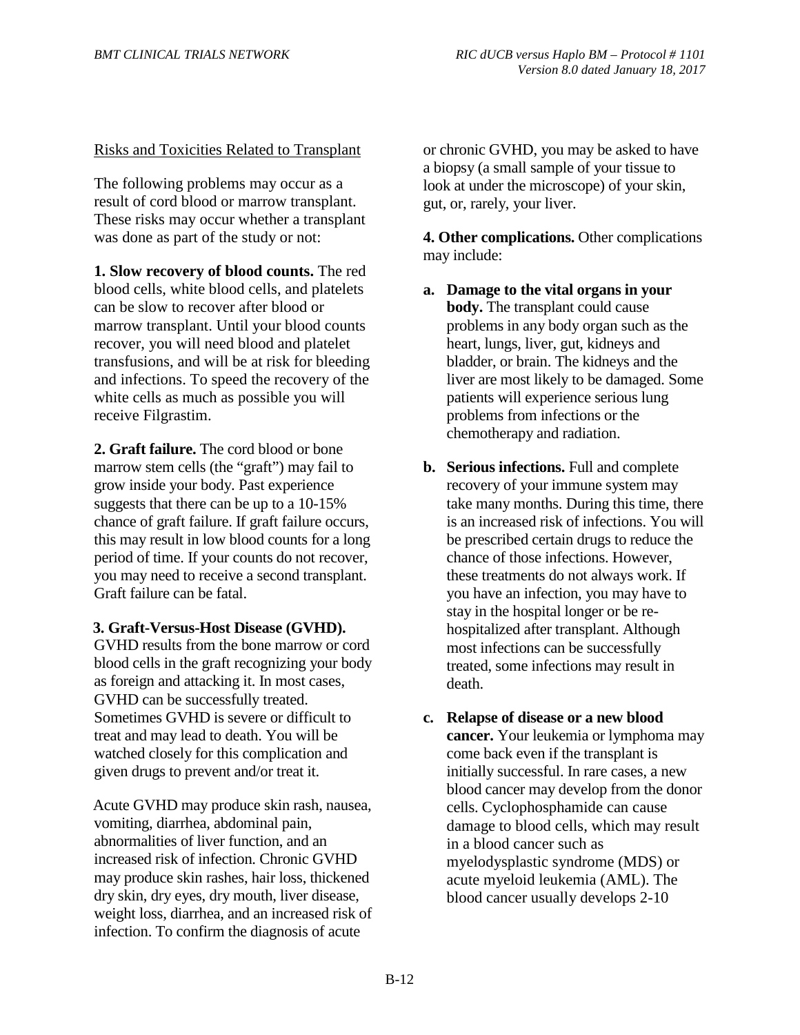Risks and Toxicities Related to Transplant

The following problems may occur as a result of cord blood or marrow transplant. These risks may occur whether a transplant was done as part of the study or not:

**1. Slow recovery of blood counts.** The red blood cells, white blood cells, and platelets can be slow to recover after blood or marrow transplant. Until your blood counts recover, you will need blood and platelet transfusions, and will be at risk for bleeding and infections. To speed the recovery of the white cells as much as possible you will receive Filgrastim.

**2. Graft failure.** The cord blood or bone marrow stem cells (the "graft") may fail to grow inside your body. Past experience suggests that there can be up to a 10-15% chance of graft failure. If graft failure occurs, this may result in low blood counts for a long period of time. If your counts do not recover, you may need to receive a second transplant. Graft failure can be fatal.

**3. Graft-Versus-Host Disease (GVHD).** GVHD results from the bone marrow or cord blood cells in the graft recognizing your body as foreign and attacking it. In most cases, GVHD can be successfully treated. Sometimes GVHD is severe or difficult to treat and may lead to death. You will be watched closely for this complication and given drugs to prevent and/or treat it.

Acute GVHD may produce skin rash, nausea, vomiting, diarrhea, abdominal pain, abnormalities of liver function, and an increased risk of infection. Chronic GVHD may produce skin rashes, hair loss, thickened dry skin, dry eyes, dry mouth, liver disease, weight loss, diarrhea, and an increased risk of infection. To confirm the diagnosis of acute or chronic GVHD, you may be asked to have a biopsy (a small sample of your tissue to look at under the microscope) of your skin, gut, or, rarely, your liver.

**4. Other complications.** Other complications may include:

a. **Damage to the vital organs in your body.** The transplant could cause problems in any body organ such as the heart, lungs, liver, gut, kidneys and bladder, or brain. The kidneys and the liver are most likely to be damaged. Some patients will experience serious lung problems from infections or the chemotherapy and radiation.

b. **Serious infections.** Full and complete recovery of your immune system may take many months. During this time, there is an increased risk of infections. You will be prescribed certain drugs to reduce the chance of those infections. However, these treatments do not always work. If you have an infection, you may have to stay in the hospital longer or be re-hospitalized after transplant. Although most infections can be successfully treated, some infections may result in death.

c. **Relapse of disease or a new blood cancer.** Your leukemia or lymphoma may come back even if the transplant is initially successful. In rare cases, a new blood cancer may develop from the donor cells. Cyclophosphamide can cause damage to blood cells, which may result in a blood cancer such as myelodysplastic syndrome (MDS) or acute myeloid leukemia (AML). The blood cancer usually develops 2-10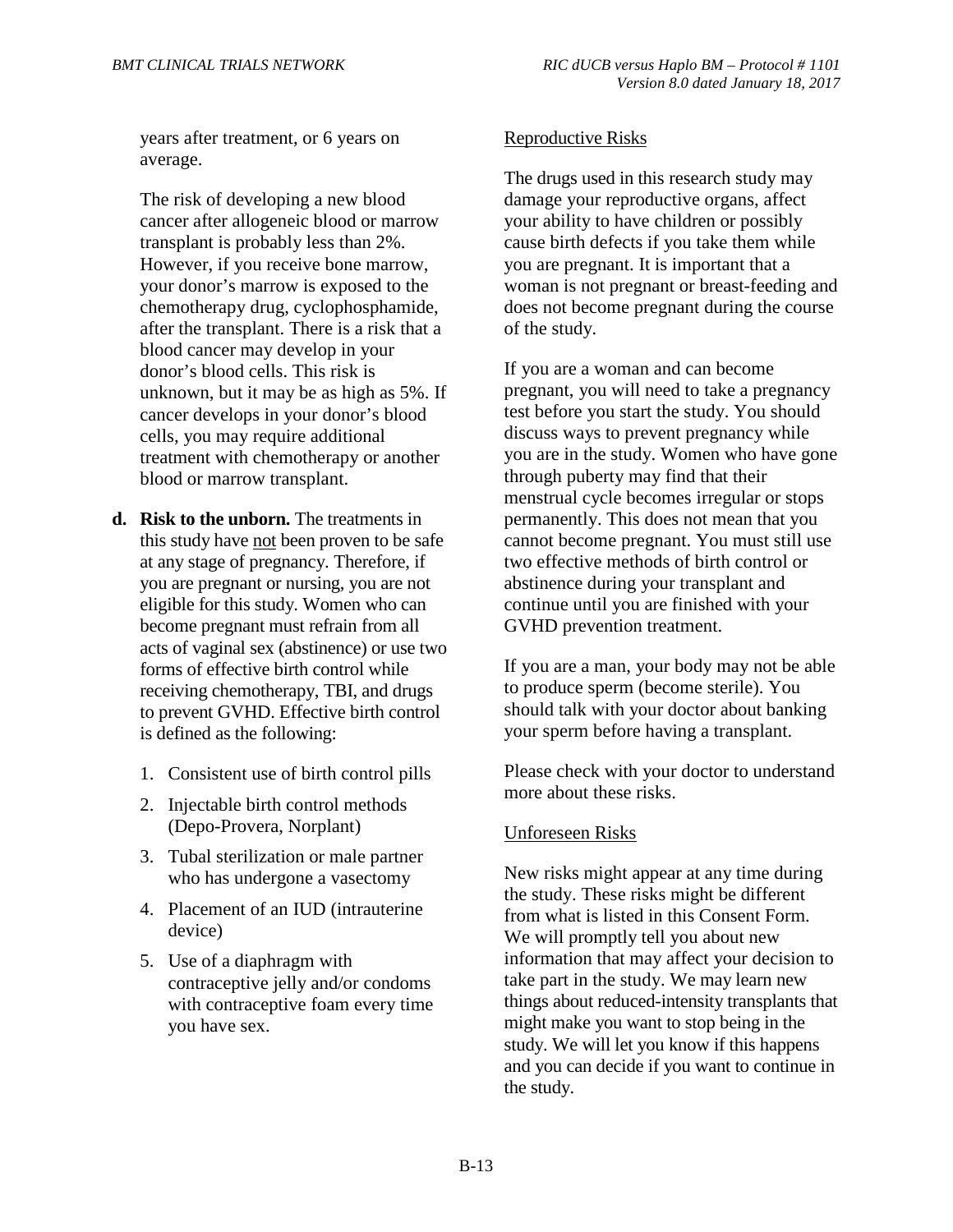years after treatment, or 6 years on average.

The risk of developing a new blood cancer after allogeneic blood or marrow transplant is probably less than 2%. However, if you receive bone marrow, your donor's marrow is exposed to the chemotherapy drug, cyclophosphamide, after the transplant. There is a risk that a blood cancer may develop in your donor's blood cells. This risk is unknown, but it may be as high as 5%. If cancer develops in your donor's blood cells, you may require additional treatment with chemotherapy or another blood or marrow transplant.

**d. Risk to the unborn.** The treatments in this study have not been proven to be safe at any stage of pregnancy. Therefore, if you are pregnant or nursing, you are not eligible for this study. Women who can become pregnant must refrain from all acts of vaginal sex (abstinence) or use two forms of effective birth control while receiving chemotherapy, TBI, and drugs to prevent GVHD. Effective birth control is defined as the following:

1. Consistent use of birth control pills
2. Injectable birth control methods (Depo-Provera, Norplant)
3. Tubal sterilization or male partner who has undergone a vasectomy
4. Placement of an IUD (intrauterine device)
5. Use of a diaphragm with contraceptive jelly and/or condoms with contraceptive foam every time you have sex.

Reproductive Risks

The drugs used in this research study may damage your reproductive organs, affect your ability to have children or possibly cause birth defects if you take them while you are pregnant. It is important that a woman is not pregnant or breast-feeding and does not become pregnant during the course of the study.

If you are a woman and can become pregnant, you will need to take a pregnancy test before you start the study. You should discuss ways to prevent pregnancy while you are in the study. Women who have gone through puberty may find that their menstrual cycle becomes irregular or stops permanently. This does not mean that you cannot become pregnant. You must still use two effective methods of birth control or abstinence during your transplant and continue until you are finished with your GVHD prevention treatment.

If you are a man, your body may not be able to produce sperm (become sterile). You should talk with your doctor about banking your sperm before having a transplant.

Please check with your doctor to understand more about these risks.

Unforeseen Risks

New risks might appear at any time during the study. These risks might be different from what is listed in this Consent Form. We will promptly tell you about new information that may affect your decision to take part in the study. We may learn new things about reduced-intensity transplants that might make you want to stop being in the study. We will let you know if this happens and you can decide if you want to continue in the study.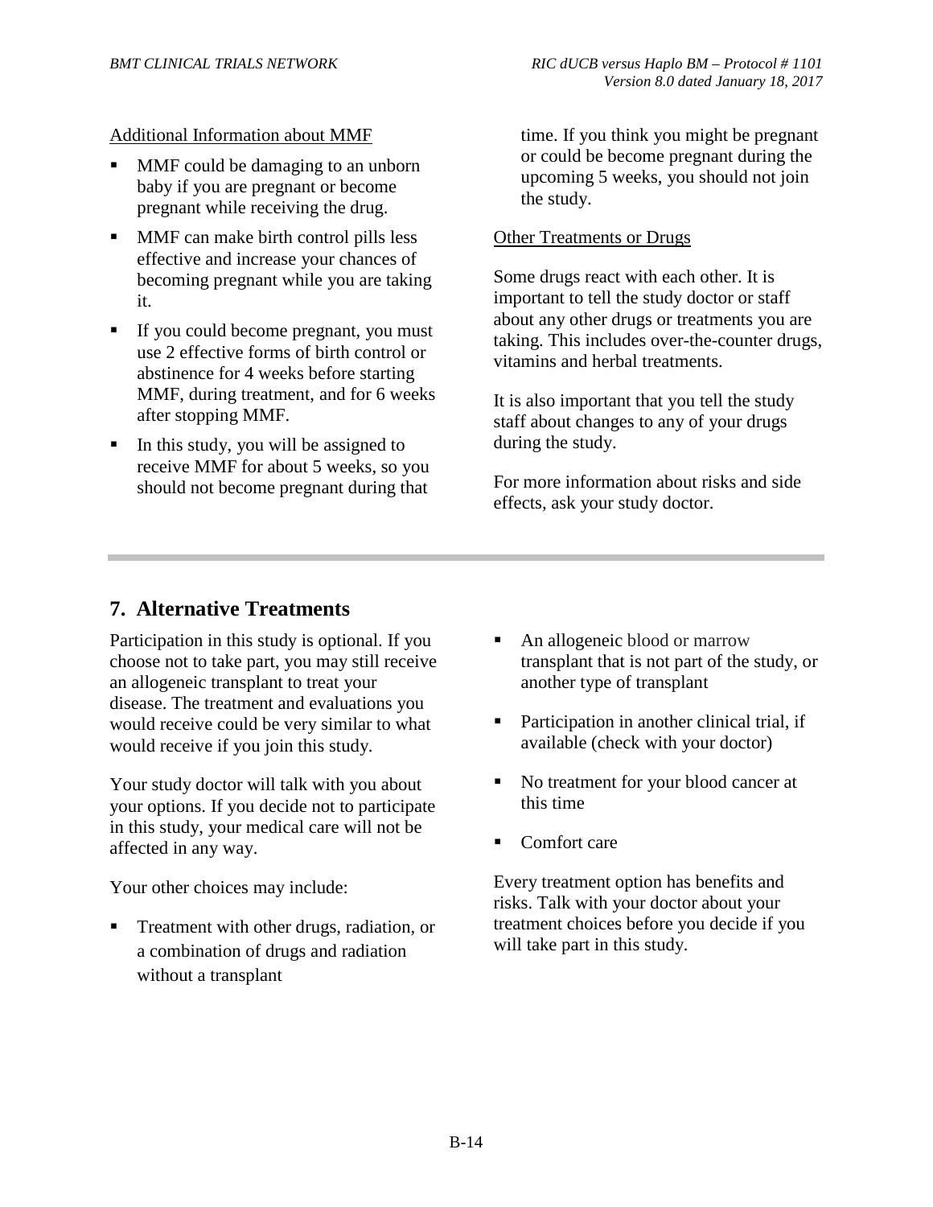Additional Information about MMF

- MMF could be damaging to an unborn baby if you are pregnant or become pregnant while receiving the drug.
- MMF can make birth control pills less effective and increase your chances of becoming pregnant while you are taking it.
- If you could become pregnant, you must use 2 effective forms of birth control or abstinence for 4 weeks before starting MMF, during treatment, and for 6 weeks after stopping MMF.
- In this study, you will be assigned to receive MMF for about 5 weeks, so you should not become pregnant during that time. If you think you might be pregnant or could be become pregnant during the upcoming 5 weeks, you should not join the study.

Other Treatments or Drugs

Some drugs react with each other. It is important to tell the study doctor or staff about any other drugs or treatments you are taking. This includes over-the-counter drugs, vitamins and herbal treatments.

It is also important that you tell the study staff about changes to any of your drugs during the study.

For more information about risks and side effects, ask your study doctor.

## 7. Alternative Treatments

Participation in this study is optional. If you choose not to take part, you may still receive an allogeneic transplant to treat your disease. The treatment and evaluations you would receive could be very similar to what would receive if you join this study.

Your study doctor will talk with you about your options. If you decide not to participate in this study, your medical care will not be affected in any way.

Your other choices may include:

- Treatment with other drugs, radiation, or a combination of drugs and radiation without a transplant
- An allogeneic blood or marrow transplant that is not part of the study, or another type of transplant
- Participation in another clinical trial, if available (check with your doctor)
- No treatment for your blood cancer at this time
- Comfort care

Every treatment option has benefits and risks. Talk with your doctor about your treatment choices before you decide if you will take part in this study.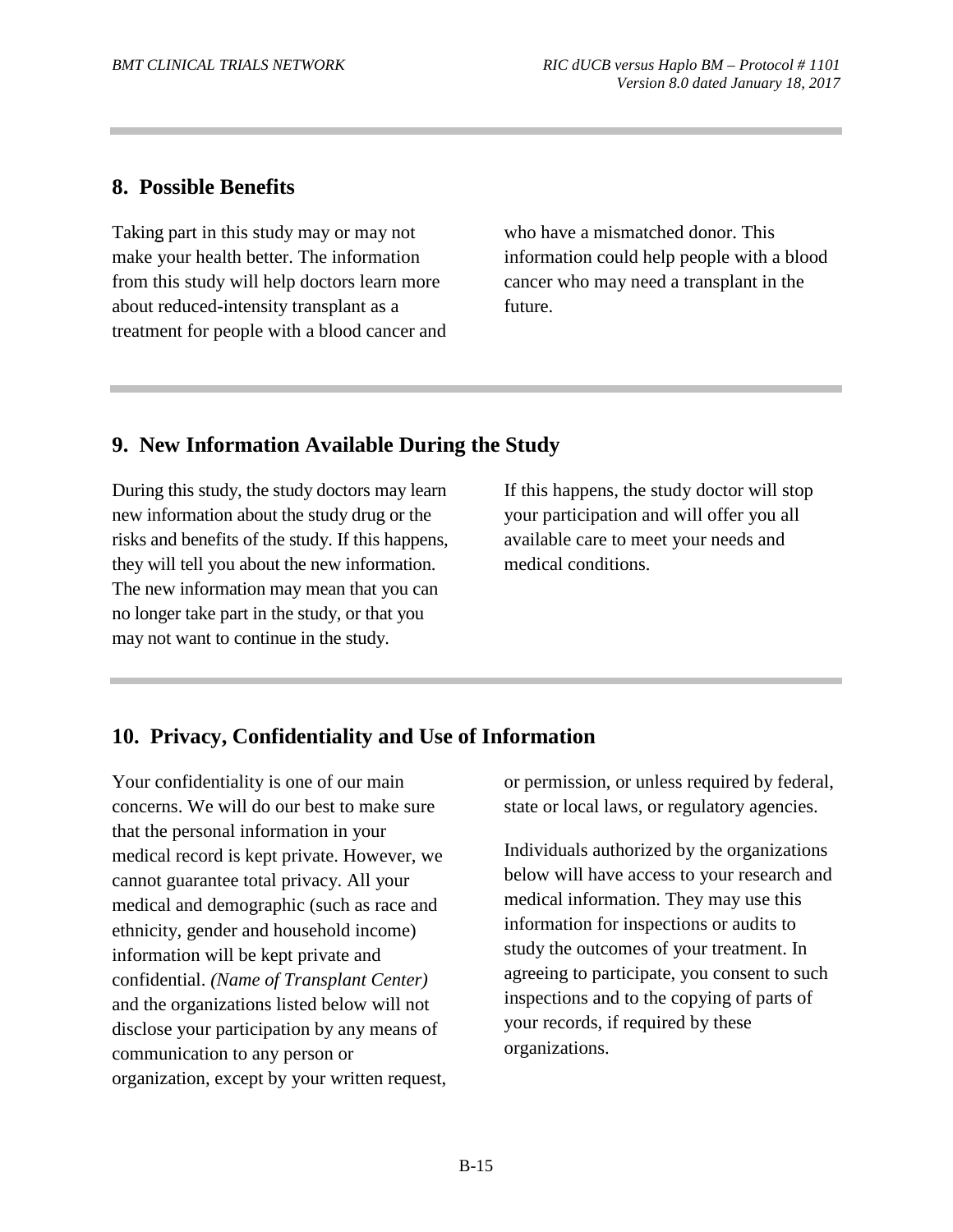## 8. Possible Benefits

Taking part in this study may or may not make your health better. The information from this study will help doctors learn more about reduced-intensity transplant as a treatment for people with a blood cancer and who have a mismatched donor. This information could help people with a blood cancer who may need a transplant in the future.

## 9. New Information Available During the Study

During this study, the study doctors may learn new information about the study drug or the risks and benefits of the study. If this happens, they will tell you about the new information. The new information may mean that you can no longer take part in the study, or that you may not want to continue in the study.

If this happens, the study doctor will stop your participation and will offer you all available care to meet your needs and medical conditions.

## 10. Privacy, Confidentiality and Use of Information

Your confidentiality is one of our main concerns. We will do our best to make sure that the personal information in your medical record is kept private. However, we cannot guarantee total privacy. All your medical and demographic (such as race and ethnicity, gender and household income) information will be kept private and confidential. *(Name of Transplant Center)* and the organizations listed below will not disclose your participation by any means of communication to any person or organization, except by your written request, or permission, or unless required by federal, state or local laws, or regulatory agencies.

Individuals authorized by the organizations below will have access to your research and medical information. They may use this information for inspections or audits to study the outcomes of your treatment. In agreeing to participate, you consent to such inspections and to the copying of parts of your records, if required by these organizations.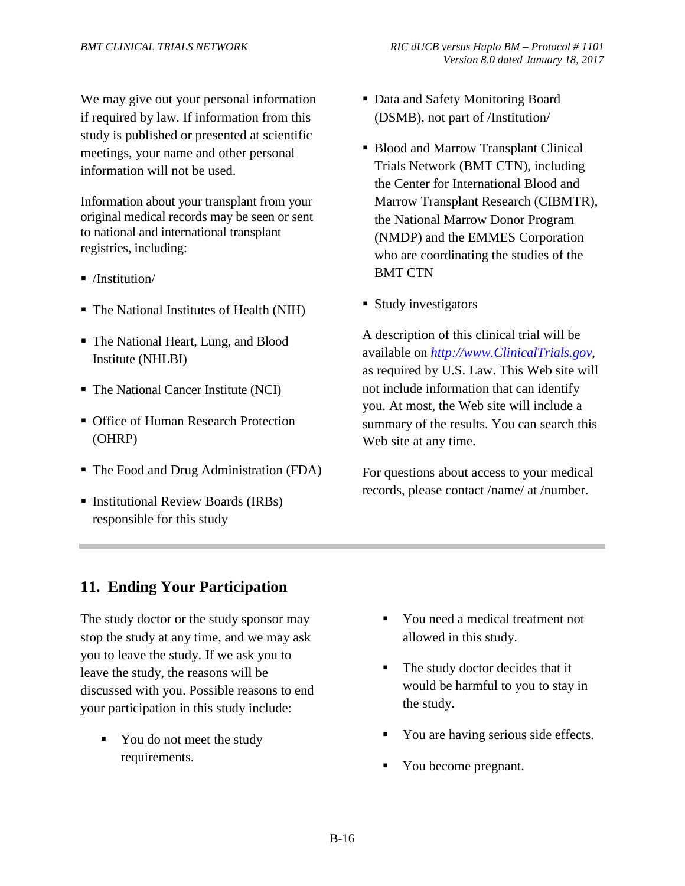We may give out your personal information if required by law. If information from this study is published or presented at scientific meetings, your name and other personal information will not be used.

Information about your transplant from your original medical records may be seen or sent to national and international transplant registries, including:

- /Institution/
- The National Institutes of Health (NIH)
- The National Heart, Lung, and Blood Institute (NHLBI)
- The National Cancer Institute (NCI)
- Office of Human Research Protection (OHRP)
- The Food and Drug Administration (FDA)
- Institutional Review Boards (IRBs) responsible for this study
- Data and Safety Monitoring Board (DSMB), not part of /Institution/
- Blood and Marrow Transplant Clinical Trials Network (BMT CTN), including the Center for International Blood and Marrow Transplant Research (CIBMTR), the National Marrow Donor Program (NMDP) and the EMMES Corporation who are coordinating the studies of the BMT CTN
- Study investigators

A description of this clinical trial will be available on *http://www.ClinicalTrials.gov*, as required by U.S. Law. This Web site will not include information that can identify you. At most, the Web site will include a summary of the results. You can search this Web site at any time.

For questions about access to your medical records, please contact /name/ at /number.

## 11. Ending Your Participation

The study doctor or the study sponsor may stop the study at any time, and we may ask you to leave the study. If we ask you to leave the study, the reasons will be discussed with you. Possible reasons to end your participation in this study include:

- You do not meet the study requirements.
- You need a medical treatment not allowed in this study.
- The study doctor decides that it would be harmful to you to stay in the study.
- You are having serious side effects.
- You become pregnant.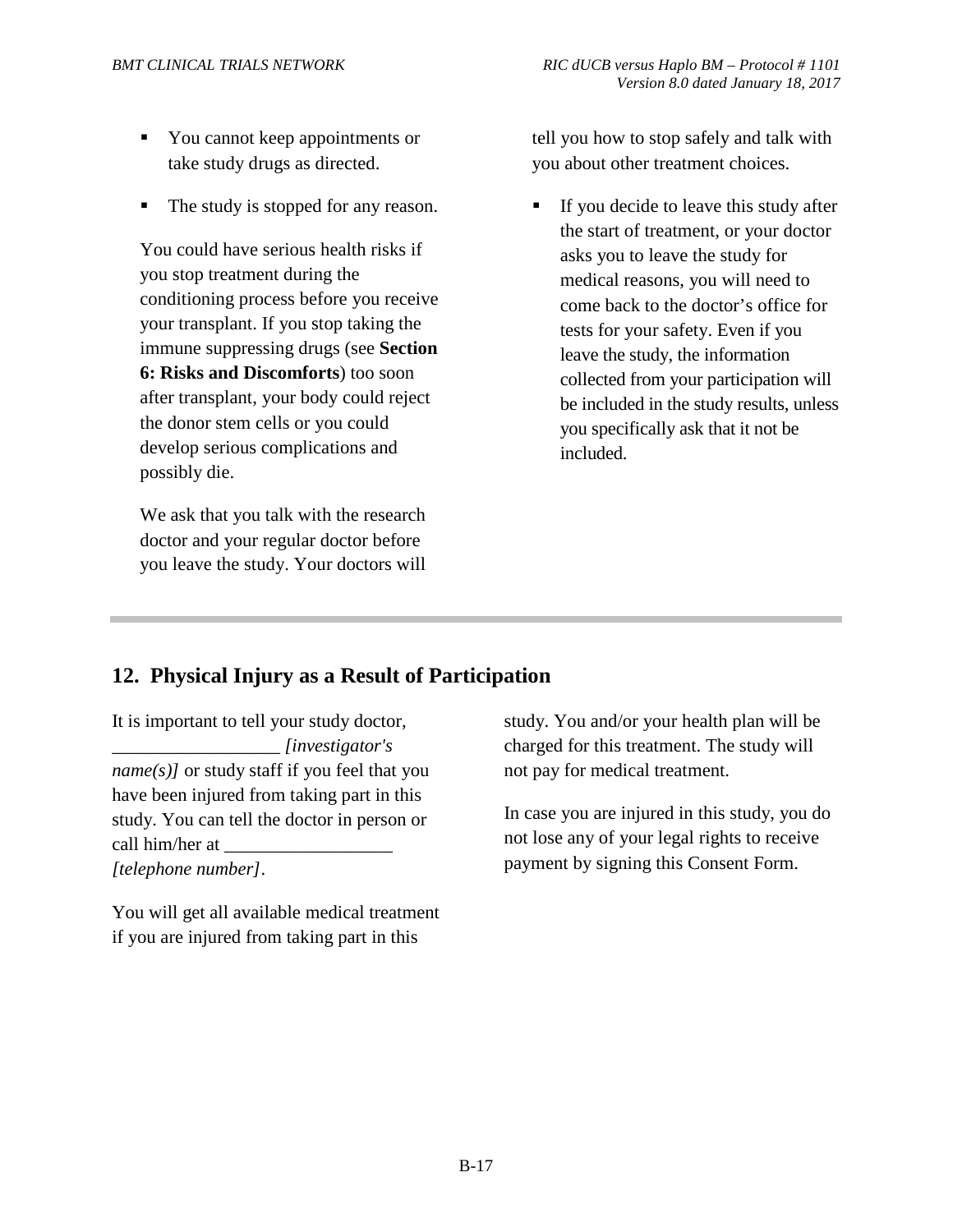- You cannot keep appointments or take study drugs as directed.
- The study is stopped for any reason.

You could have serious health risks if you stop treatment during the conditioning process before you receive your transplant. If you stop taking the immune suppressing drugs (see **Section 6: Risks and Discomforts**) too soon after transplant, your body could reject the donor stem cells or you could develop serious complications and possibly die.

We ask that you talk with the research doctor and your regular doctor before you leave the study. Your doctors will tell you how to stop safely and talk with you about other treatment choices.

- If you decide to leave this study after the start of treatment, or your doctor asks you to leave the study for medical reasons, you will need to come back to the doctor's office for tests for your safety. Even if you leave the study, the information collected from your participation will be included in the study results, unless you specifically ask that it not be included.

## 12. Physical Injury as a Result of Participation

It is important to tell your study doctor, __________________ *[investigator's name(s)]* or study staff if you feel that you have been injured from taking part in this study. You can tell the doctor in person or call him/her at __________________ *[telephone number]*.

You will get all available medical treatment if you are injured from taking part in this study. You and/or your health plan will be charged for this treatment. The study will not pay for medical treatment.

In case you are injured in this study, you do not lose any of your legal rights to receive payment by signing this Consent Form.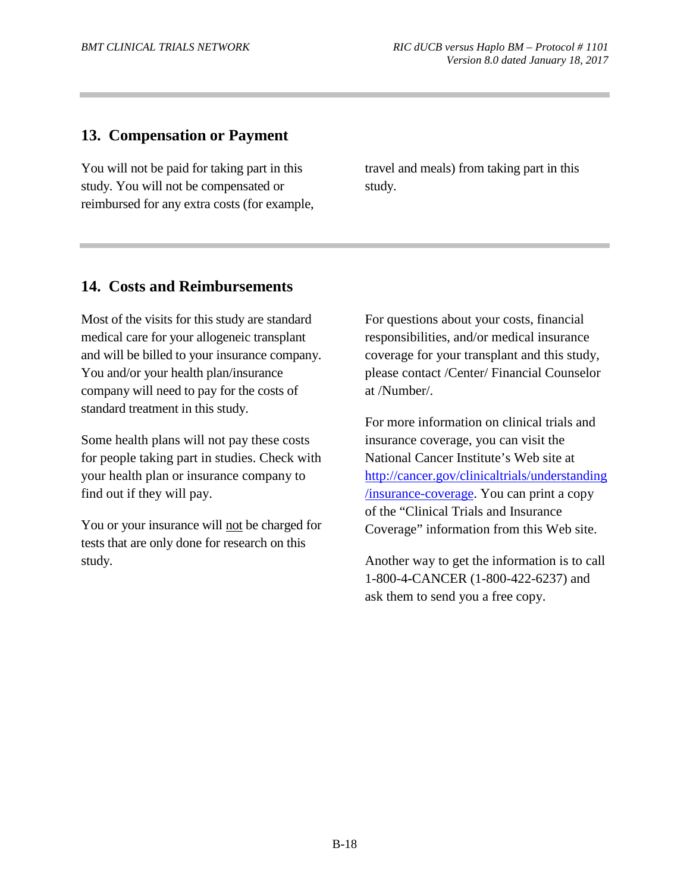## 13. Compensation or Payment

You will not be paid for taking part in this study. You will not be compensated or reimbursed for any extra costs (for example, travel and meals) from taking part in this study.

## 14. Costs and Reimbursements

Most of the visits for this study are standard medical care for your allogeneic transplant and will be billed to your insurance company. You and/or your health plan/insurance company will need to pay for the costs of standard treatment in this study.

Some health plans will not pay these costs for people taking part in studies. Check with your health plan or insurance company to find out if they will pay.

You or your insurance will not be charged for tests that are only done for research on this study.

For questions about your costs, financial responsibilities, and/or medical insurance coverage for your transplant and this study, please contact /Center/ Financial Counselor at /Number/.

For more information on clinical trials and insurance coverage, you can visit the National Cancer Institute's Web site at http://cancer.gov/clinicaltrials/understanding/insurance-coverage. You can print a copy of the "Clinical Trials and Insurance Coverage" information from this Web site.

Another way to get the information is to call 1-800-4-CANCER (1-800-422-6237) and ask them to send you a free copy.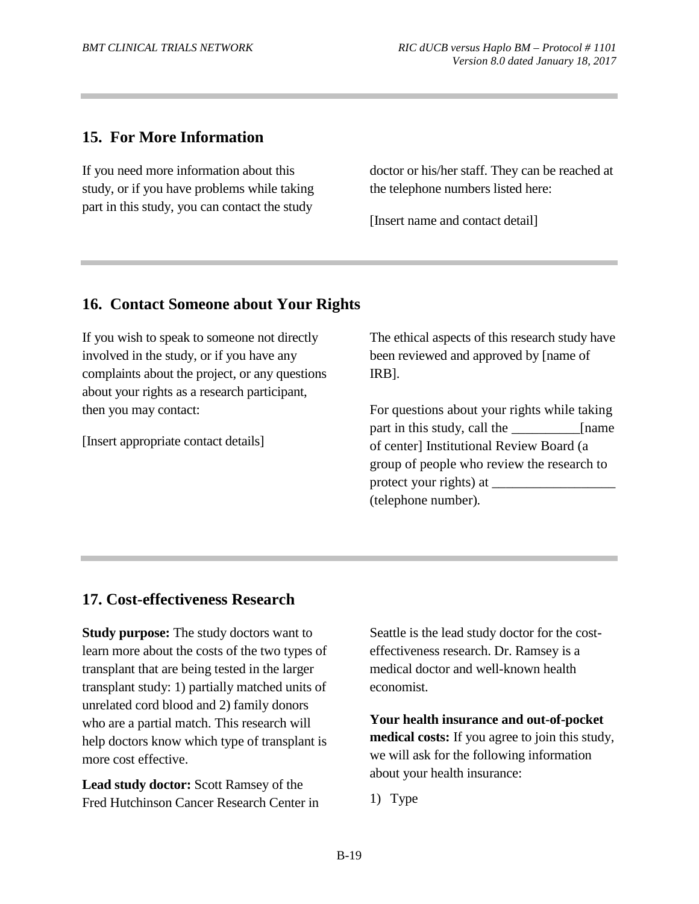## 15. For More Information

If you need more information about this study, or if you have problems while taking part in this study, you can contact the study doctor or his/her staff. They can be reached at the telephone numbers listed here:

[Insert name and contact detail]

## 16. Contact Someone about Your Rights

If you wish to speak to someone not directly involved in the study, or if you have any complaints about the project, or any questions about your rights as a research participant, then you may contact:

[Insert appropriate contact details]

The ethical aspects of this research study have been reviewed and approved by [name of IRB].

For questions about your rights while taking part in this study, call the __________[name of center] Institutional Review Board (a group of people who review the research to protect your rights) at __________________ (telephone number).

## 17. Cost-effectiveness Research

**Study purpose:** The study doctors want to learn more about the costs of the two types of transplant that are being tested in the larger transplant study: 1) partially matched units of unrelated cord blood and 2) family donors who are a partial match. This research will help doctors know which type of transplant is more cost effective.

**Lead study doctor:** Scott Ramsey of the Fred Hutchinson Cancer Research Center in Seattle is the lead study doctor for the cost-effectiveness research. Dr. Ramsey is a medical doctor and well-known health economist.

**Your health insurance and out-of-pocket medical costs:** If you agree to join this study, we will ask for the following information about your health insurance:

1) Type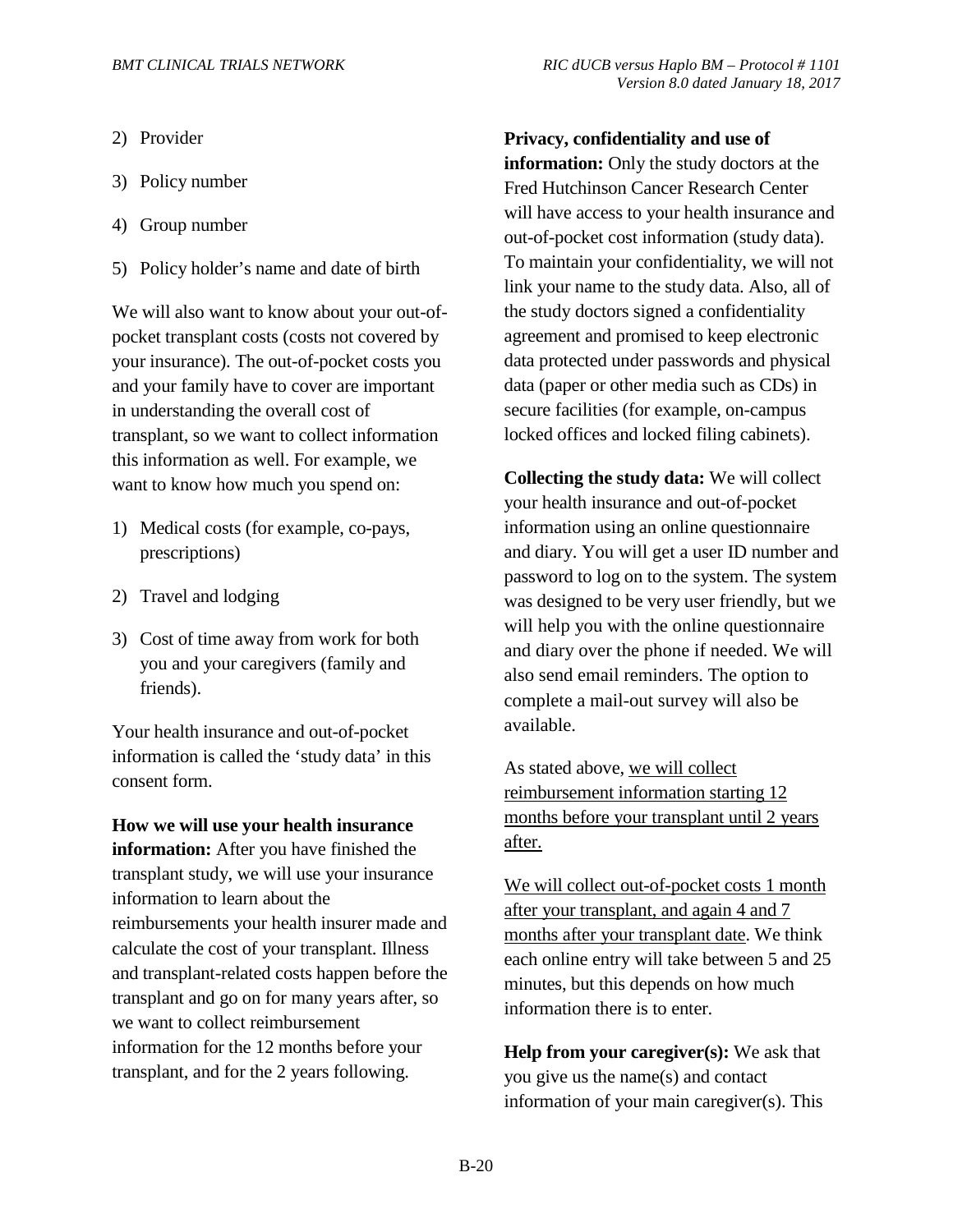2) Provider

3) Policy number

4) Group number

5) Policy holder's name and date of birth

We will also want to know about your out-of-pocket transplant costs (costs not covered by your insurance). The out-of-pocket costs you and your family have to cover are important in understanding the overall cost of transplant, so we want to collect information this information as well. For example, we want to know how much you spend on:

1) Medical costs (for example, co-pays, prescriptions)

2) Travel and lodging

3) Cost of time away from work for both you and your caregivers (family and friends).

Your health insurance and out-of-pocket information is called the 'study data' in this consent form.

**How we will use your health insurance information:** After you have finished the transplant study, we will use your insurance information to learn about the reimbursements your health insurer made and calculate the cost of your transplant. Illness and transplant-related costs happen before the transplant and go on for many years after, so we want to collect reimbursement information for the 12 months before your transplant, and for the 2 years following.

**Privacy, confidentiality and use of information:** Only the study doctors at the Fred Hutchinson Cancer Research Center will have access to your health insurance and out-of-pocket cost information (study data). To maintain your confidentiality, we will not link your name to the study data. Also, all of the study doctors signed a confidentiality agreement and promised to keep electronic data protected under passwords and physical data (paper or other media such as CDs) in secure facilities (for example, on-campus locked offices and locked filing cabinets).

**Collecting the study data:** We will collect your health insurance and out-of-pocket information using an online questionnaire and diary. You will get a user ID number and password to log on to the system. The system was designed to be very user friendly, but we will help you with the online questionnaire and diary over the phone if needed. We will also send email reminders. The option to complete a mail-out survey will also be available.

As stated above, <u>we will collect reimbursement information starting 12 months before your transplant until 2 years after.</u>

<u>We will collect out-of-pocket costs 1 month after your transplant, and again 4 and 7 months after your transplant date</u>. We think each online entry will take between 5 and 25 minutes, but this depends on how much information there is to enter.

**Help from your caregiver(s):** We ask that you give us the name(s) and contact information of your main caregiver(s). This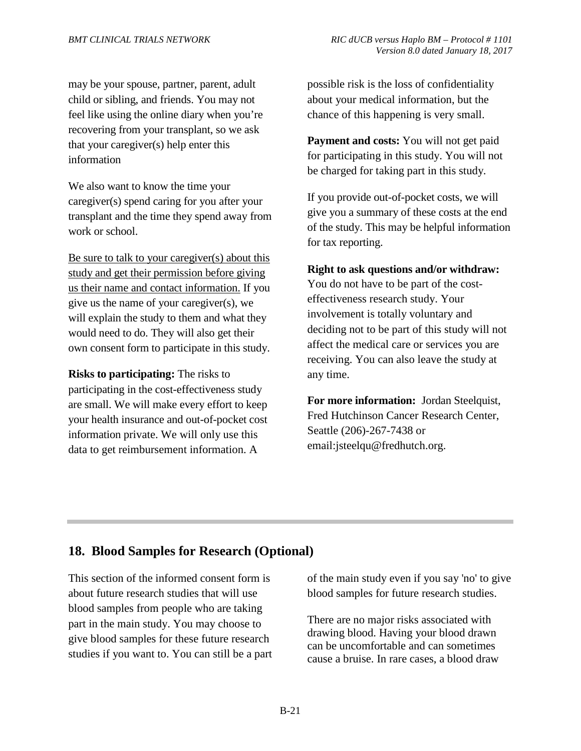may be your spouse, partner, parent, adult child or sibling, and friends. You may not feel like using the online diary when you're recovering from your transplant, so we ask that your caregiver(s) help enter this information

We also want to know the time your caregiver(s) spend caring for you after your transplant and the time they spend away from work or school.

<u>Be sure to talk to your caregiver(s) about this study and get their permission before giving us their name and contact information.</u> If you give us the name of your caregiver(s), we will explain the study to them and what they would need to do. They will also get their own consent form to participate in this study.

**Risks to participating:** The risks to participating in the cost-effectiveness study are small. We will make every effort to keep your health insurance and out-of-pocket cost information private. We will only use this data to get reimbursement information. A possible risk is the loss of confidentiality about your medical information, but the chance of this happening is very small.

**Payment and costs:** You will not get paid for participating in this study. You will not be charged for taking part in this study.

If you provide out-of-pocket costs, we will give you a summary of these costs at the end of the study. This may be helpful information for tax reporting.

**Right to ask questions and/or withdraw:** You do not have to be part of the cost-effectiveness research study. Your involvement is totally voluntary and deciding not to be part of this study will not affect the medical care or services you are receiving. You can also leave the study at any time.

**For more information:** Jordan Steelquist, Fred Hutchinson Cancer Research Center, Seattle (206)-267-7438 or email:jsteelqu@fredhutch.org.

## 18. Blood Samples for Research (Optional)

This section of the informed consent form is about future research studies that will use blood samples from people who are taking part in the main study. You may choose to give blood samples for these future research studies if you want to. You can still be a part of the main study even if you say 'no' to give blood samples for future research studies.

There are no major risks associated with drawing blood. Having your blood drawn can be uncomfortable and can sometimes cause a bruise. In rare cases, a blood draw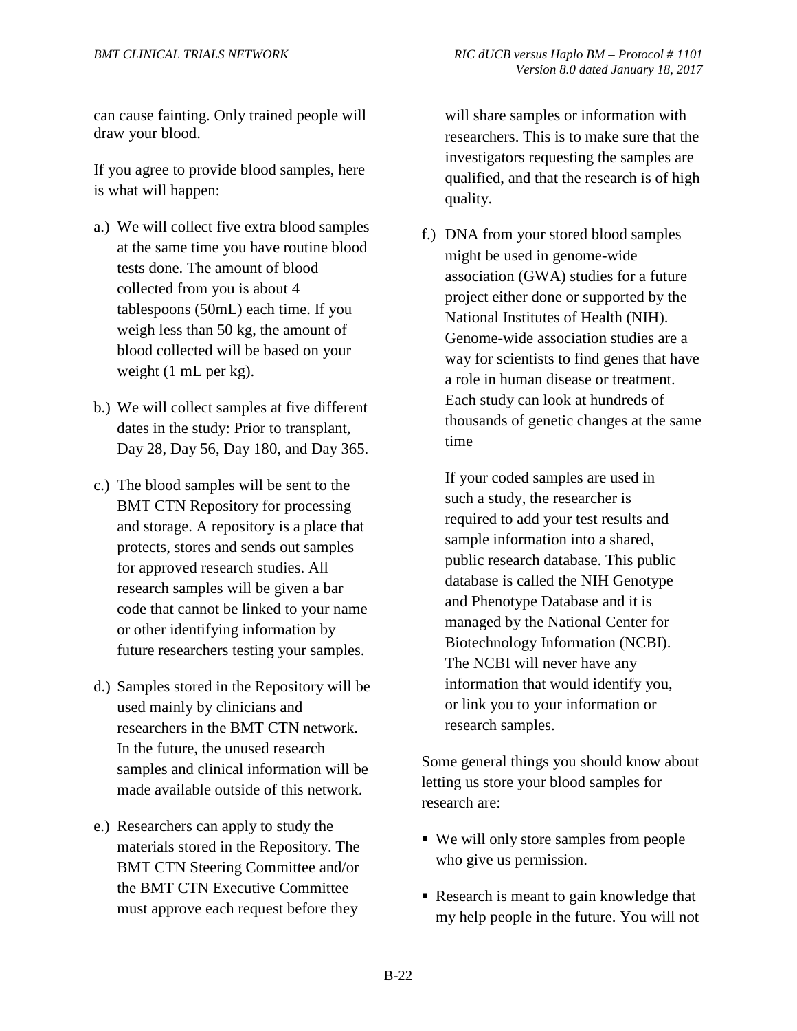can cause fainting. Only trained people will draw your blood.

If you agree to provide blood samples, here is what will happen:

a.) We will collect five extra blood samples at the same time you have routine blood tests done. The amount of blood collected from you is about 4 tablespoons (50mL) each time. If you weigh less than 50 kg, the amount of blood collected will be based on your weight (1 mL per kg).

b.) We will collect samples at five different dates in the study: Prior to transplant, Day 28, Day 56, Day 180, and Day 365.

c.) The blood samples will be sent to the BMT CTN Repository for processing and storage. A repository is a place that protects, stores and sends out samples for approved research studies. All research samples will be given a bar code that cannot be linked to your name or other identifying information by future researchers testing your samples.

d.) Samples stored in the Repository will be used mainly by clinicians and researchers in the BMT CTN network. In the future, the unused research samples and clinical information will be made available outside of this network.

e.) Researchers can apply to study the materials stored in the Repository. The BMT CTN Steering Committee and/or the BMT CTN Executive Committee must approve each request before they will share samples or information with researchers. This is to make sure that the investigators requesting the samples are qualified, and that the research is of high quality.

f.) DNA from your stored blood samples might be used in genome-wide association (GWA) studies for a future project either done or supported by the National Institutes of Health (NIH). Genome-wide association studies are a way for scientists to find genes that have a role in human disease or treatment. Each study can look at hundreds of thousands of genetic changes at the same time

If your coded samples are used in such a study, the researcher is required to add your test results and sample information into a shared, public research database. This public database is called the NIH Genotype and Phenotype Database and it is managed by the National Center for Biotechnology Information (NCBI). The NCBI will never have any information that would identify you, or link you to your information or research samples.

Some general things you should know about letting us store your blood samples for research are:

- We will only store samples from people who give us permission.
- Research is meant to gain knowledge that my help people in the future. You will not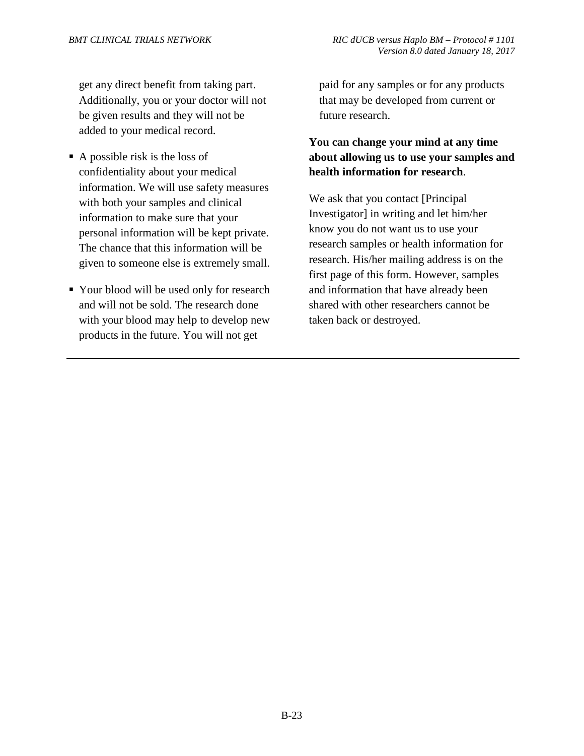get any direct benefit from taking part. Additionally, you or your doctor will not be given results and they will not be added to your medical record.

- A possible risk is the loss of confidentiality about your medical information. We will use safety measures with both your samples and clinical information to make sure that your personal information will be kept private. The chance that this information will be given to someone else is extremely small.
- Your blood will be used only for research and will not be sold. The research done with your blood may help to develop new products in the future. You will not get paid for any samples or for any products that may be developed from current or future research.

**You can change your mind at any time about allowing us to use your samples and health information for research**.

We ask that you contact [Principal Investigator] in writing and let him/her know you do not want us to use your research samples or health information for research. His/her mailing address is on the first page of this form. However, samples and information that have already been shared with other researchers cannot be taken back or destroyed.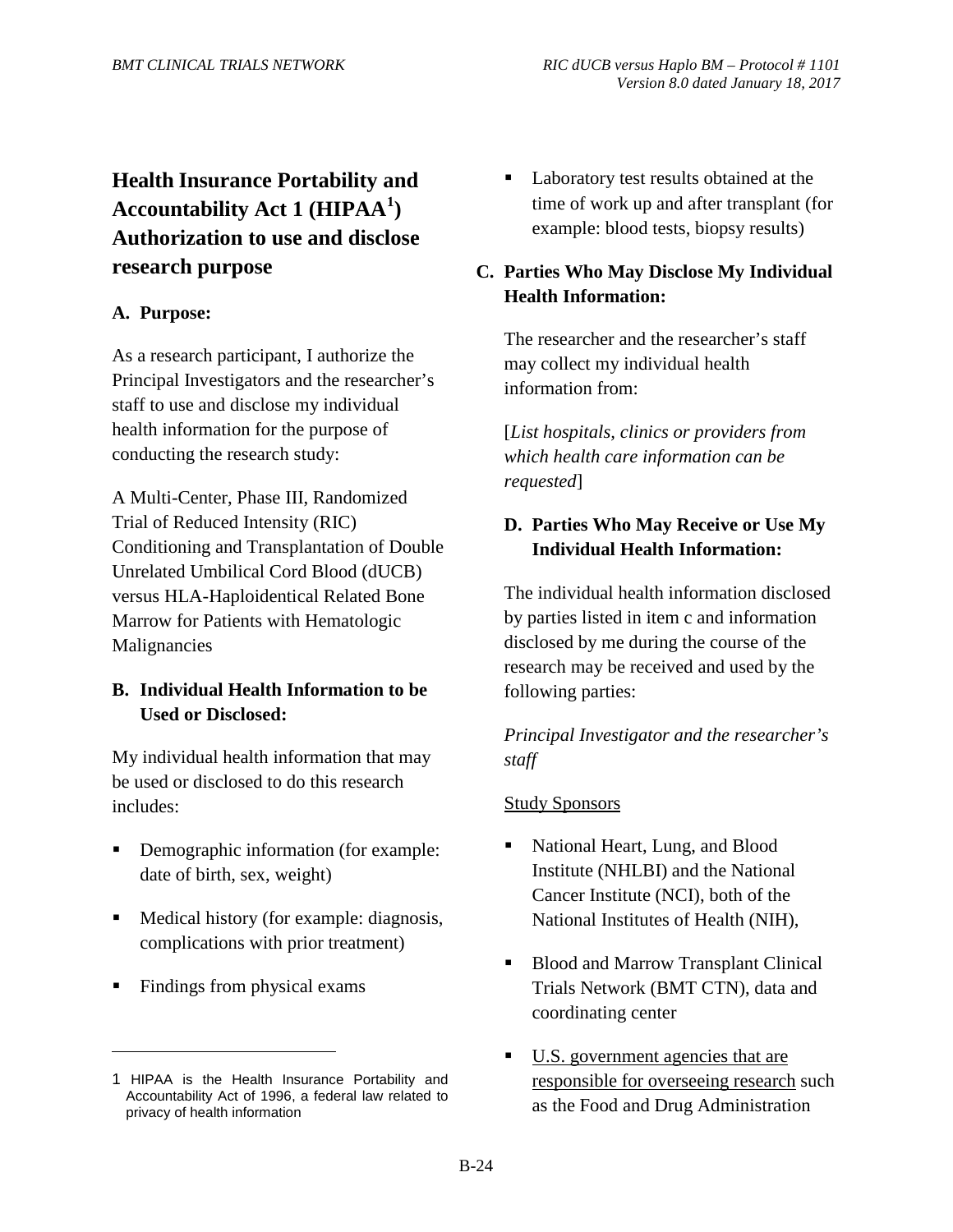# Health Insurance Portability and Accountability Act 1 (HIPAA[1]) Authorization to use and disclose research purpose

## A. Purpose:

As a research participant, I authorize the Principal Investigators and the researcher's staff to use and disclose my individual health information for the purpose of conducting the research study:

A Multi-Center, Phase III, Randomized Trial of Reduced Intensity (RIC) Conditioning and Transplantation of Double Unrelated Umbilical Cord Blood (dUCB) versus HLA-Haploidentical Related Bone Marrow for Patients with Hematologic Malignancies

## B. Individual Health Information to be Used or Disclosed:

My individual health information that may be used or disclosed to do this research includes:

- Demographic information (for example: date of birth, sex, weight)
- Medical history (for example: diagnosis, complications with prior treatment)
- Findings from physical exams
- Laboratory test results obtained at the time of work up and after transplant (for example: blood tests, biopsy results)

## C. Parties Who May Disclose My Individual Health Information:

The researcher and the researcher's staff may collect my individual health information from:

[*List hospitals, clinics or providers from which health care information can be requested*]

## D. Parties Who May Receive or Use My Individual Health Information:

The individual health information disclosed by parties listed in item c and information disclosed by me during the course of the research may be received and used by the following parties:

*Principal Investigator and the researcher's staff*

Study Sponsors

- National Heart, Lung, and Blood Institute (NHLBI) and the National Cancer Institute (NCI), both of the National Institutes of Health (NIH),
- Blood and Marrow Transplant Clinical Trials Network (BMT CTN), data and coordinating center
- U.S. government agencies that are responsible for overseeing research such as the Food and Drug Administration

[1] HIPAA is the Health Insurance Portability and Accountability Act of 1996, a federal law related to privacy of health information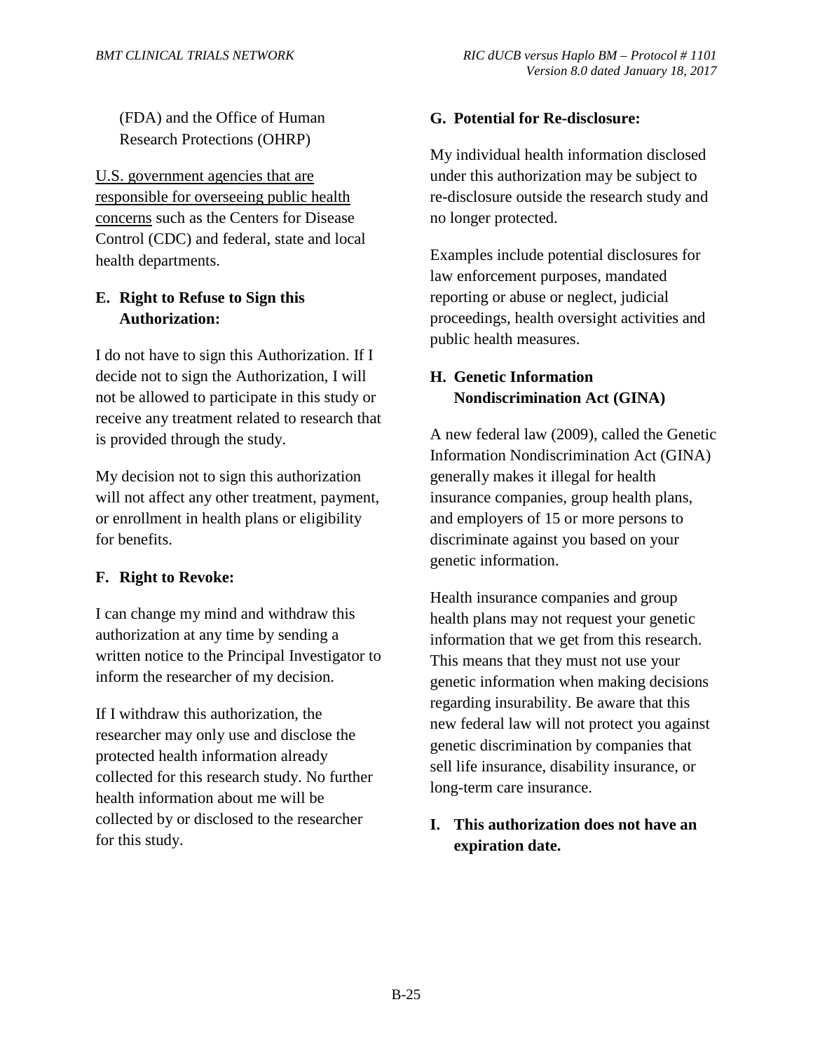(FDA) and the Office of Human Research Protections (OHRP)

U.S. government agencies that are responsible for overseeing public health concerns such as the Centers for Disease Control (CDC) and federal, state and local health departments.

**E. Right to Refuse to Sign this Authorization:**

I do not have to sign this Authorization. If I decide not to sign the Authorization, I will not be allowed to participate in this study or receive any treatment related to research that is provided through the study.

My decision not to sign this authorization will not affect any other treatment, payment, or enrollment in health plans or eligibility for benefits.

**F. Right to Revoke:**

I can change my mind and withdraw this authorization at any time by sending a written notice to the Principal Investigator to inform the researcher of my decision.

If I withdraw this authorization, the researcher may only use and disclose the protected health information already collected for this research study. No further health information about me will be collected by or disclosed to the researcher for this study.

**G. Potential for Re-disclosure:**

My individual health information disclosed under this authorization may be subject to re-disclosure outside the research study and no longer protected.

Examples include potential disclosures for law enforcement purposes, mandated reporting or abuse or neglect, judicial proceedings, health oversight activities and public health measures.

**H. Genetic Information Nondiscrimination Act (GINA)**

A new federal law (2009), called the Genetic Information Nondiscrimination Act (GINA) generally makes it illegal for health insurance companies, group health plans, and employers of 15 or more persons to discriminate against you based on your genetic information.

Health insurance companies and group health plans may not request your genetic information that we get from this research. This means that they must not use your genetic information when making decisions regarding insurability. Be aware that this new federal law will not protect you against genetic discrimination by companies that sell life insurance, disability insurance, or long-term care insurance.

**I. This authorization does not have an expiration date.**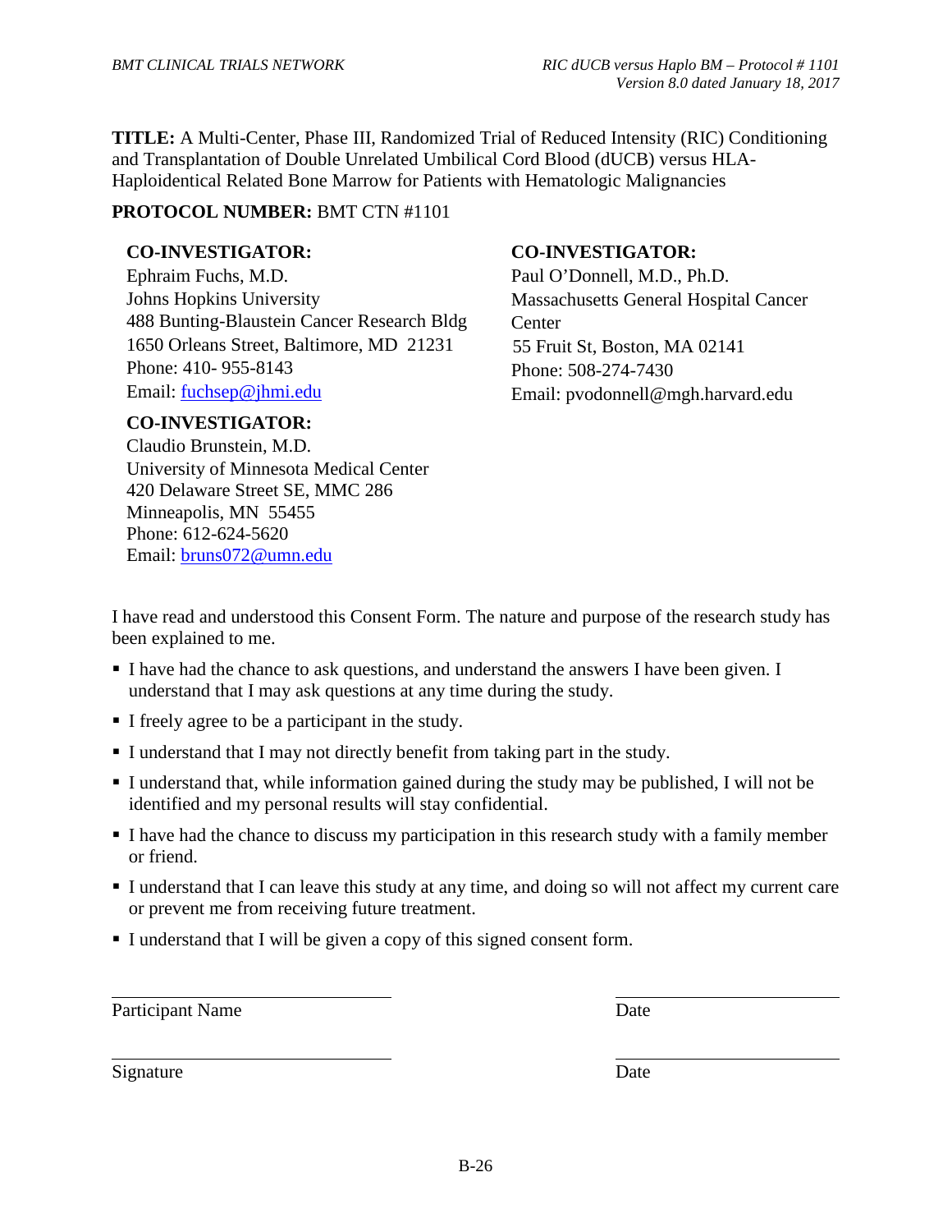**TITLE:** A Multi-Center, Phase III, Randomized Trial of Reduced Intensity (RIC) Conditioning and Transplantation of Double Unrelated Umbilical Cord Blood (dUCB) versus HLA-Haploidentical Related Bone Marrow for Patients with Hematologic Malignancies

**PROTOCOL NUMBER:** BMT CTN #1101

**CO-INVESTIGATOR:**
Ephraim Fuchs, M.D.
Johns Hopkins University
488 Bunting-Blaustein Cancer Research Bldg
1650 Orleans Street, Baltimore, MD 21231
Phone: 410- 955-8143
Email: fuchsep@jhmi.edu

**CO-INVESTIGATOR:**
Claudio Brunstein, M.D.
University of Minnesota Medical Center
420 Delaware Street SE, MMC 286
Minneapolis, MN 55455
Phone: 612-624-5620
Email: bruns072@umn.edu

**CO-INVESTIGATOR:**
Paul O'Donnell, M.D., Ph.D.
Massachusetts General Hospital Cancer Center
55 Fruit St, Boston, MA 02141
Phone: 508-274-7430
Email: pvodonnell@mgh.harvard.edu

I have read and understood this Consent Form. The nature and purpose of the research study has been explained to me.

- I have had the chance to ask questions, and understand the answers I have been given. I understand that I may ask questions at any time during the study.
- I freely agree to be a participant in the study.
- I understand that I may not directly benefit from taking part in the study.
- I understand that, while information gained during the study may be published, I will not be identified and my personal results will stay confidential.
- I have had the chance to discuss my participation in this research study with a family member or friend.
- I understand that I can leave this study at any time, and doing so will not affect my current care or prevent me from receiving future treatment.
- I understand that I will be given a copy of this signed consent form.

\_\_\_\_\_\_\_\_\_\_\_\_\_\_\_\_\_\_\_\_\_\_\_\_\_\_\_\_\_\_ \_\_\_\_\_\_\_\_\_\_\_\_\_\_\_\_\_\_\_\_\_\_\_\_
Participant Name Date

\_\_\_\_\_\_\_\_\_\_\_\_\_\_\_\_\_\_\_\_\_\_\_\_\_\_\_\_\_\_ \_\_\_\_\_\_\_\_\_\_\_\_\_\_\_\_\_\_\_\_\_\_\_\_
Signature Date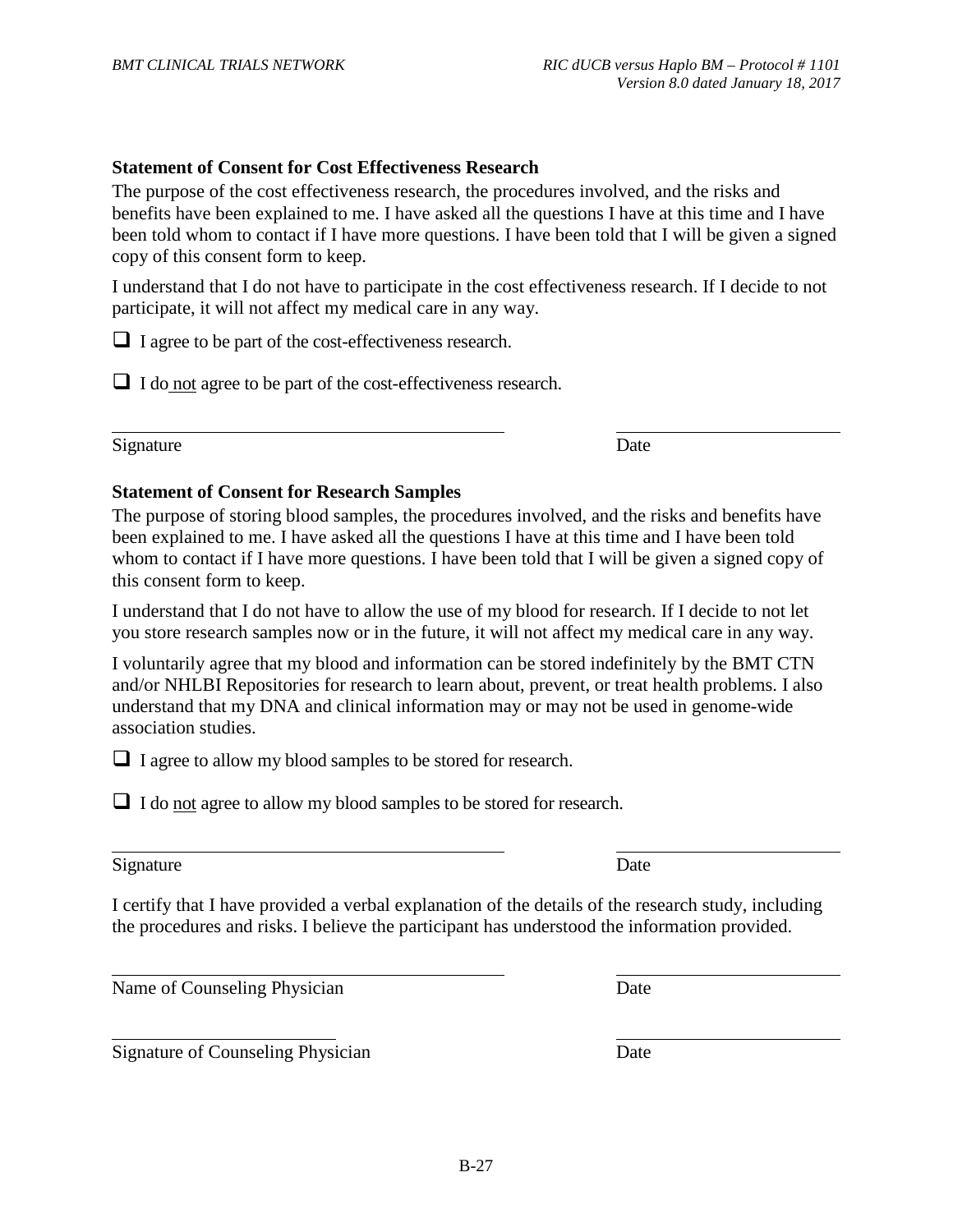**Statement of Consent for Cost Effectiveness Research**

The purpose of the cost effectiveness research, the procedures involved, and the risks and benefits have been explained to me. I have asked all the questions I have at this time and I have been told whom to contact if I have more questions. I have been told that I will be given a signed copy of this consent form to keep.

I understand that I do not have to participate in the cost effectiveness research. If I decide to not participate, it will not affect my medical care in any way.

❑ I agree to be part of the cost-effectiveness research.

❑ I do <u>not</u> agree to be part of the cost-effectiveness research.

| | |
|---|---|
| Signature | Date |

**Statement of Consent for Research Samples**

The purpose of storing blood samples, the procedures involved, and the risks and benefits have been explained to me. I have asked all the questions I have at this time and I have been told whom to contact if I have more questions. I have been told that I will be given a signed copy of this consent form to keep.

I understand that I do not have to allow the use of my blood for research. If I decide to not let you store research samples now or in the future, it will not affect my medical care in any way.

I voluntarily agree that my blood and information can be stored indefinitely by the BMT CTN and/or NHLBI Repositories for research to learn about, prevent, or treat health problems. I also understand that my DNA and clinical information may or may not be used in genome-wide association studies.

❑ I agree to allow my blood samples to be stored for research.

❑ I do <u>not</u> agree to allow my blood samples to be stored for research.

| | |
|---|---|
| Signature | Date |

I certify that I have provided a verbal explanation of the details of the research study, including the procedures and risks. I believe the participant has understood the information provided.

| | |
|---|---|
| Name of Counseling Physician | Date |
| Signature of Counseling Physician | Date |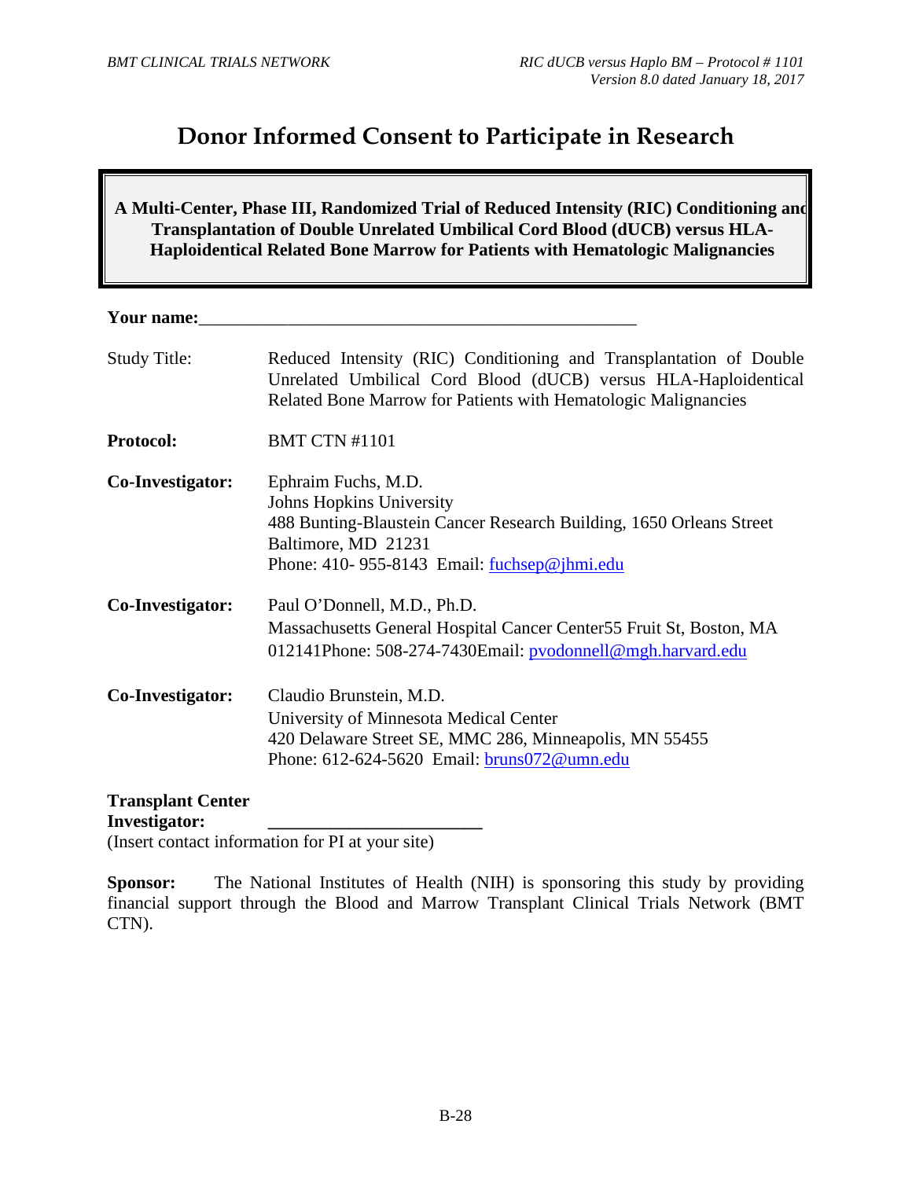# Donor Informed Consent to Participate in Research

**A Multi-Center, Phase III, Randomized Trial of Reduced Intensity (RIC) Conditioning and Transplantation of Double Unrelated Umbilical Cord Blood (dUCB) versus HLA-Haploidentical Related Bone Marrow for Patients with Hematologic Malignancies**

**Your name:**___________________________________________________

Study Title: Reduced Intensity (RIC) Conditioning and Transplantation of Double Unrelated Umbilical Cord Blood (dUCB) versus HLA-Haploidentical Related Bone Marrow for Patients with Hematologic Malignancies

**Protocol:** BMT CTN #1101

**Co-Investigator:** Ephraim Fuchs, M.D.
Johns Hopkins University
488 Bunting-Blaustein Cancer Research Building, 1650 Orleans Street
Baltimore, MD 21231
Phone: 410- 955-8143 Email: fuchsep@jhmi.edu

**Co-Investigator:** Paul O'Donnell, M.D., Ph.D.
Massachusetts General Hospital Cancer Center55 Fruit St, Boston, MA 012141Phone: 508-274-7430Email: pvodonnell@mgh.harvard.edu

**Co-Investigator:** Claudio Brunstein, M.D.
University of Minnesota Medical Center
420 Delaware Street SE, MMC 286, Minneapolis, MN 55455
Phone: 612-624-5620 Email: bruns072@umn.edu

**Transplant Center Investigator:** ________________________
(Insert contact information for PI at your site)

**Sponsor:** The National Institutes of Health (NIH) is sponsoring this study by providing financial support through the Blood and Marrow Transplant Clinical Trials Network (BMT CTN).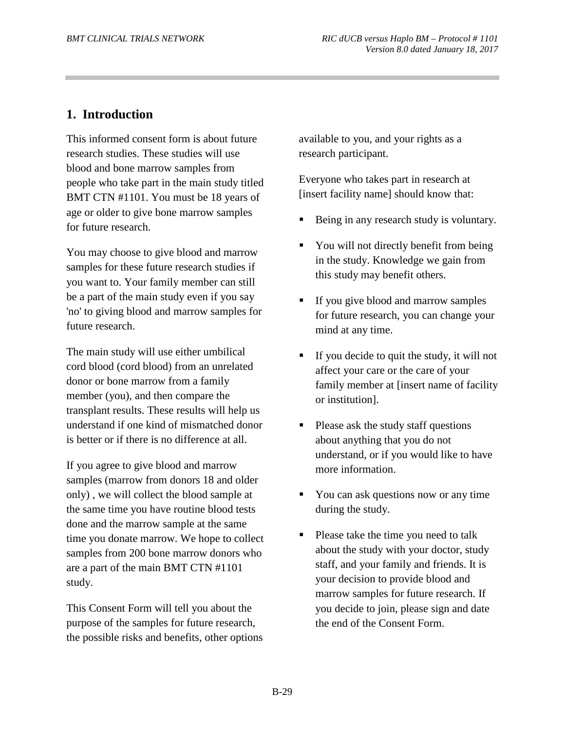## 1. Introduction

This informed consent form is about future research studies. These studies will use blood and bone marrow samples from people who take part in the main study titled BMT CTN #1101. You must be 18 years of age or older to give bone marrow samples for future research.

You may choose to give blood and marrow samples for these future research studies if you want to. Your family member can still be a part of the main study even if you say 'no' to giving blood and marrow samples for future research.

The main study will use either umbilical cord blood (cord blood) from an unrelated donor or bone marrow from a family member (you), and then compare the transplant results. These results will help us understand if one kind of mismatched donor is better or if there is no difference at all.

If you agree to give blood and marrow samples (marrow from donors 18 and older only) , we will collect the blood sample at the same time you have routine blood tests done and the marrow sample at the same time you donate marrow. We hope to collect samples from 200 bone marrow donors who are a part of the main BMT CTN #1101 study.

This Consent Form will tell you about the purpose of the samples for future research, the possible risks and benefits, other options available to you, and your rights as a research participant.

Everyone who takes part in research at [insert facility name] should know that:

- Being in any research study is voluntary.
- You will not directly benefit from being in the study. Knowledge we gain from this study may benefit others.
- If you give blood and marrow samples for future research, you can change your mind at any time.
- If you decide to quit the study, it will not affect your care or the care of your family member at [insert name of facility or institution].
- Please ask the study staff questions about anything that you do not understand, or if you would like to have more information.
- You can ask questions now or any time during the study.
- Please take the time you need to talk about the study with your doctor, study staff, and your family and friends. It is your decision to provide blood and marrow samples for future research. If you decide to join, please sign and date the end of the Consent Form.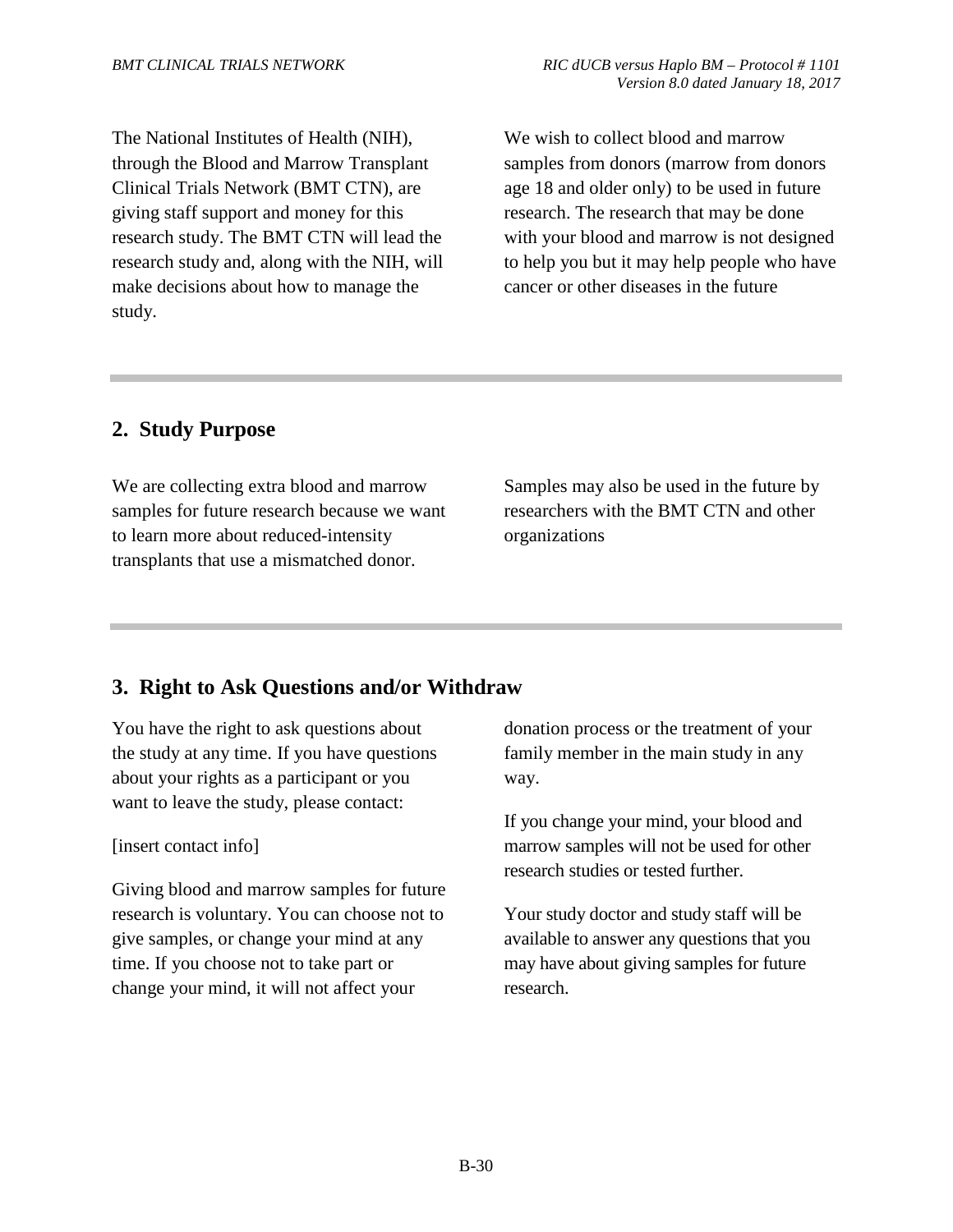The National Institutes of Health (NIH), through the Blood and Marrow Transplant Clinical Trials Network (BMT CTN), are giving staff support and money for this research study. The BMT CTN will lead the research study and, along with the NIH, will make decisions about how to manage the study.

We wish to collect blood and marrow samples from donors (marrow from donors age 18 and older only) to be used in future research. The research that may be done with your blood and marrow is not designed to help you but it may help people who have cancer or other diseases in the future

## 2. Study Purpose

We are collecting extra blood and marrow samples for future research because we want to learn more about reduced-intensity transplants that use a mismatched donor.

Samples may also be used in the future by researchers with the BMT CTN and other organizations

## 3. Right to Ask Questions and/or Withdraw

You have the right to ask questions about the study at any time. If you have questions about your rights as a participant or you want to leave the study, please contact:

[insert contact info]

Giving blood and marrow samples for future research is voluntary. You can choose not to give samples, or change your mind at any time. If you choose not to take part or change your mind, it will not affect your donation process or the treatment of your family member in the main study in any way.

If you change your mind, your blood and marrow samples will not be used for other research studies or tested further.

Your study doctor and study staff will be available to answer any questions that you may have about giving samples for future research.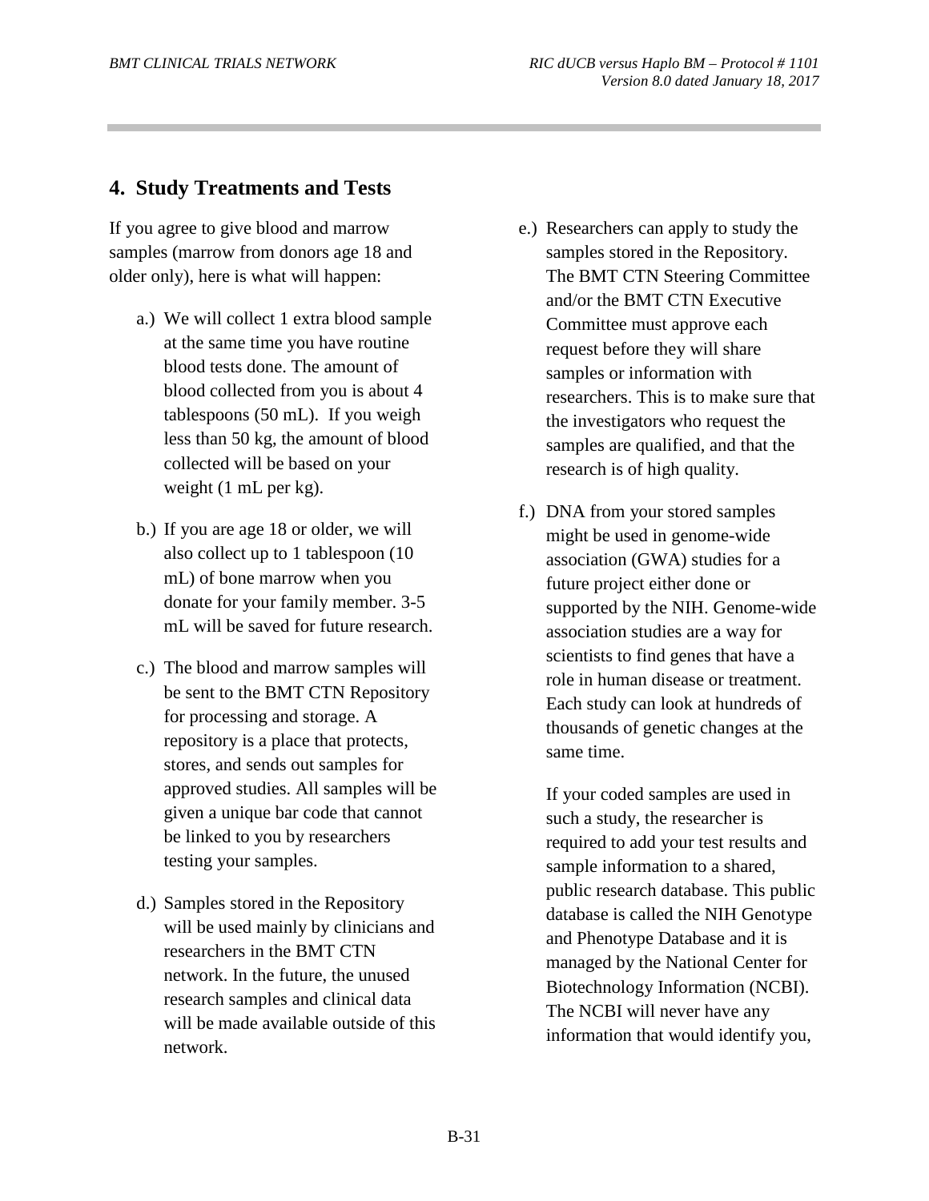## 4. Study Treatments and Tests

If you agree to give blood and marrow samples (marrow from donors age 18 and older only), here is what will happen:

a.) We will collect 1 extra blood sample at the same time you have routine blood tests done. The amount of blood collected from you is about 4 tablespoons (50 mL). If you weigh less than 50 kg, the amount of blood collected will be based on your weight (1 mL per kg).

b.) If you are age 18 or older, we will also collect up to 1 tablespoon (10 mL) of bone marrow when you donate for your family member. 3-5 mL will be saved for future research.

c.) The blood and marrow samples will be sent to the BMT CTN Repository for processing and storage. A repository is a place that protects, stores, and sends out samples for approved studies. All samples will be given a unique bar code that cannot be linked to you by researchers testing your samples.

d.) Samples stored in the Repository will be used mainly by clinicians and researchers in the BMT CTN network. In the future, the unused research samples and clinical data will be made available outside of this network.

e.) Researchers can apply to study the samples stored in the Repository. The BMT CTN Steering Committee and/or the BMT CTN Executive Committee must approve each request before they will share samples or information with researchers. This is to make sure that the investigators who request the samples are qualified, and that the research is of high quality.

f.) DNA from your stored samples might be used in genome-wide association (GWA) studies for a future project either done or supported by the NIH. Genome-wide association studies are a way for scientists to find genes that have a role in human disease or treatment. Each study can look at hundreds of thousands of genetic changes at the same time.

If your coded samples are used in such a study, the researcher is required to add your test results and sample information to a shared, public research database. This public database is called the NIH Genotype and Phenotype Database and it is managed by the National Center for Biotechnology Information (NCBI). The NCBI will never have any information that would identify you,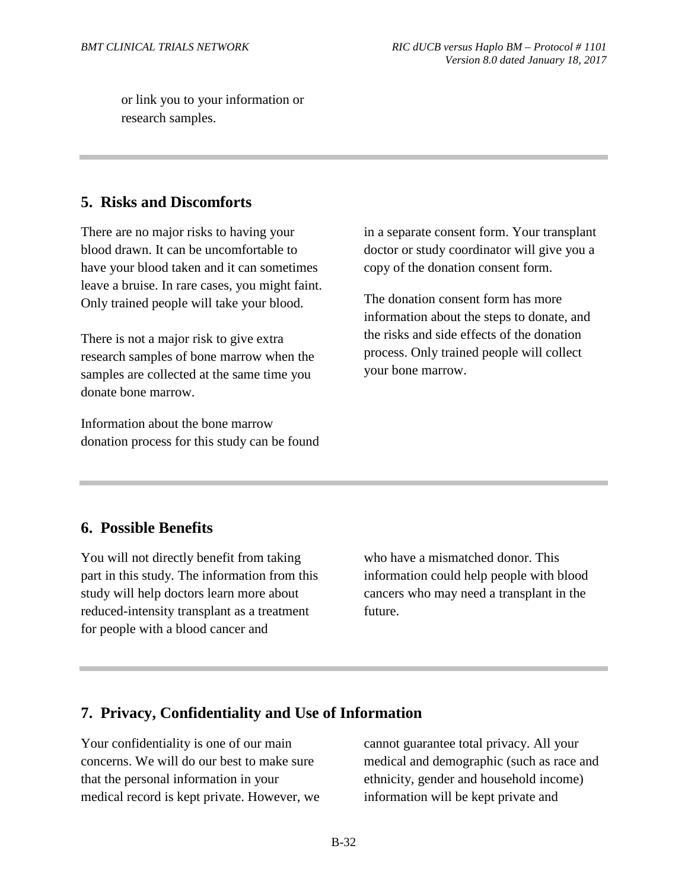or link you to your information or research samples.

## 5. Risks and Discomforts

There are no major risks to having your blood drawn. It can be uncomfortable to have your blood taken and it can sometimes leave a bruise. In rare cases, you might faint. Only trained people will take your blood.

There is not a major risk to give extra research samples of bone marrow when the samples are collected at the same time you donate bone marrow.

Information about the bone marrow donation process for this study can be found in a separate consent form. Your transplant doctor or study coordinator will give you a copy of the donation consent form.

The donation consent form has more information about the steps to donate, and the risks and side effects of the donation process. Only trained people will collect your bone marrow.

## 6. Possible Benefits

You will not directly benefit from taking part in this study. The information from this study will help doctors learn more about reduced-intensity transplant as a treatment for people with a blood cancer and who have a mismatched donor. This information could help people with blood cancers who may need a transplant in the future.

## 7. Privacy, Confidentiality and Use of Information

Your confidentiality is one of our main concerns. We will do our best to make sure that the personal information in your medical record is kept private. However, we cannot guarantee total privacy. All your medical and demographic (such as race and ethnicity, gender and household income) information will be kept private and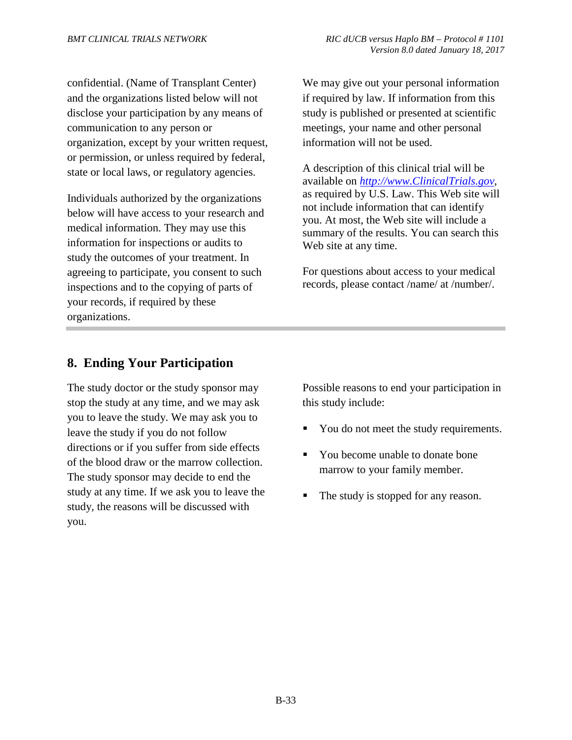confidential. (Name of Transplant Center) and the organizations listed below will not disclose your participation by any means of communication to any person or organization, except by your written request, or permission, or unless required by federal, state or local laws, or regulatory agencies.

Individuals authorized by the organizations below will have access to your research and medical information. They may use this information for inspections or audits to study the outcomes of your treatment. In agreeing to participate, you consent to such inspections and to the copying of parts of your records, if required by these organizations.

We may give out your personal information if required by law. If information from this study is published or presented at scientific meetings, your name and other personal information will not be used.

A description of this clinical trial will be available on *http://www.ClinicalTrials.gov*, as required by U.S. Law. This Web site will not include information that can identify you. At most, the Web site will include a summary of the results. You can search this Web site at any time.

For questions about access to your medical records, please contact /name/ at /number/.

## 8. Ending Your Participation

The study doctor or the study sponsor may stop the study at any time, and we may ask you to leave the study. We may ask you to leave the study if you do not follow directions or if you suffer from side effects of the blood draw or the marrow collection. The study sponsor may decide to end the study at any time. If we ask you to leave the study, the reasons will be discussed with you.

Possible reasons to end your participation in this study include:

- You do not meet the study requirements.
- You become unable to donate bone marrow to your family member.
- The study is stopped for any reason.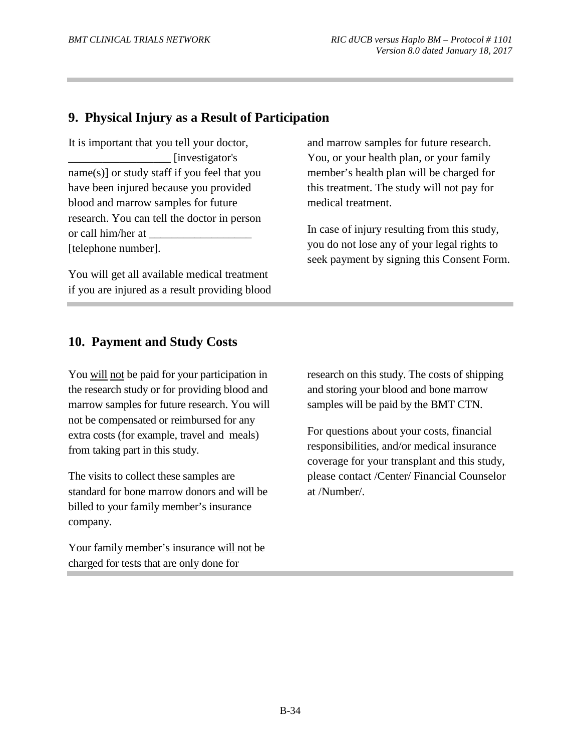## 9. Physical Injury as a Result of Participation

It is important that you tell your doctor, __________________ [investigator's name(s)] or study staff if you feel that you have been injured because you provided blood and marrow samples for future research. You can tell the doctor in person or call him/her at __________________ [telephone number].

You will get all available medical treatment if you are injured as a result providing blood and marrow samples for future research. You, or your health plan, or your family member's health plan will be charged for this treatment. The study will not pay for medical treatment.

In case of injury resulting from this study, you do not lose any of your legal rights to seek payment by signing this Consent Form.

## 10. Payment and Study Costs

You <u>will not</u> be paid for your participation in the research study or for providing blood and marrow samples for future research. You will not be compensated or reimbursed for any extra costs (for example, travel and meals) from taking part in this study.

The visits to collect these samples are standard for bone marrow donors and will be billed to your family member's insurance company.

Your family member's insurance <u>will not</u> be charged for tests that are only done for research on this study. The costs of shipping and storing your blood and bone marrow samples will be paid by the BMT CTN.

For questions about your costs, financial responsibilities, and/or medical insurance coverage for your transplant and this study, please contact /Center/ Financial Counselor at /Number/.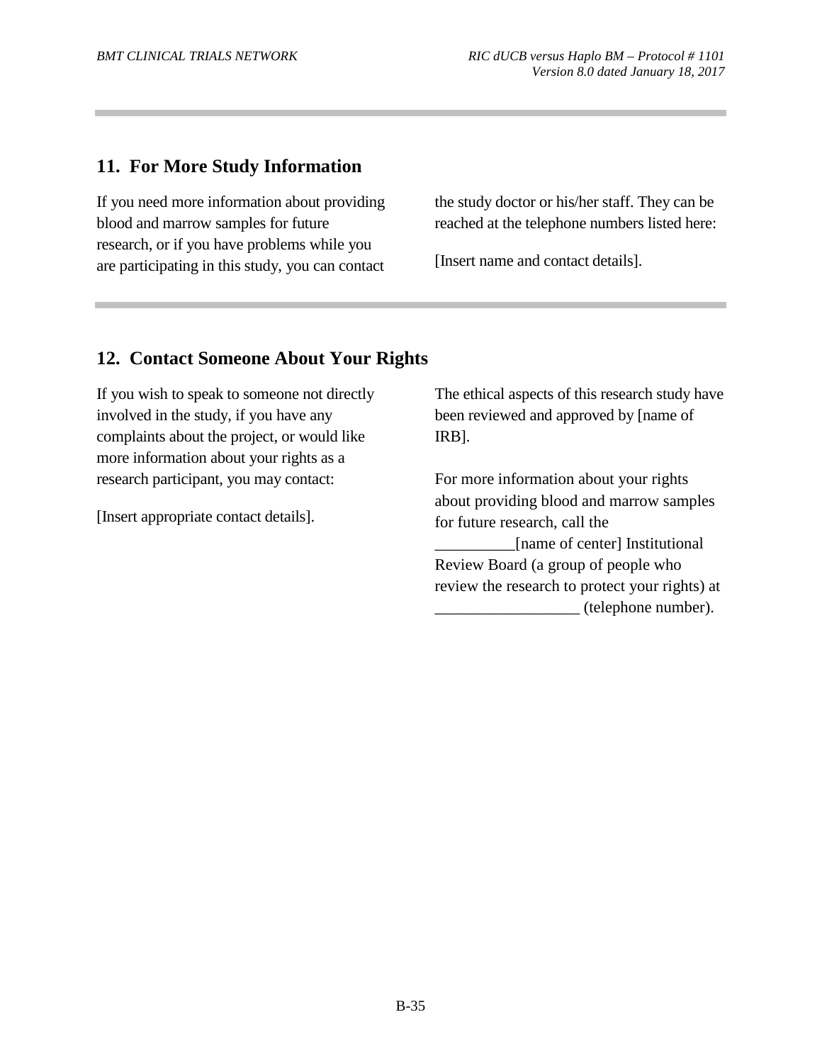## 11. For More Study Information

If you need more information about providing blood and marrow samples for future research, or if you have problems while you are participating in this study, you can contact the study doctor or his/her staff. They can be reached at the telephone numbers listed here:

[Insert name and contact details].

## 12. Contact Someone About Your Rights

If you wish to speak to someone not directly involved in the study, if you have any complaints about the project, or would like more information about your rights as a research participant, you may contact:

[Insert appropriate contact details].

The ethical aspects of this research study have been reviewed and approved by [name of IRB].

For more information about your rights about providing blood and marrow samples for future research, call the __________[name of center] Institutional Review Board (a group of people who review the research to protect your rights) at __________________ (telephone number).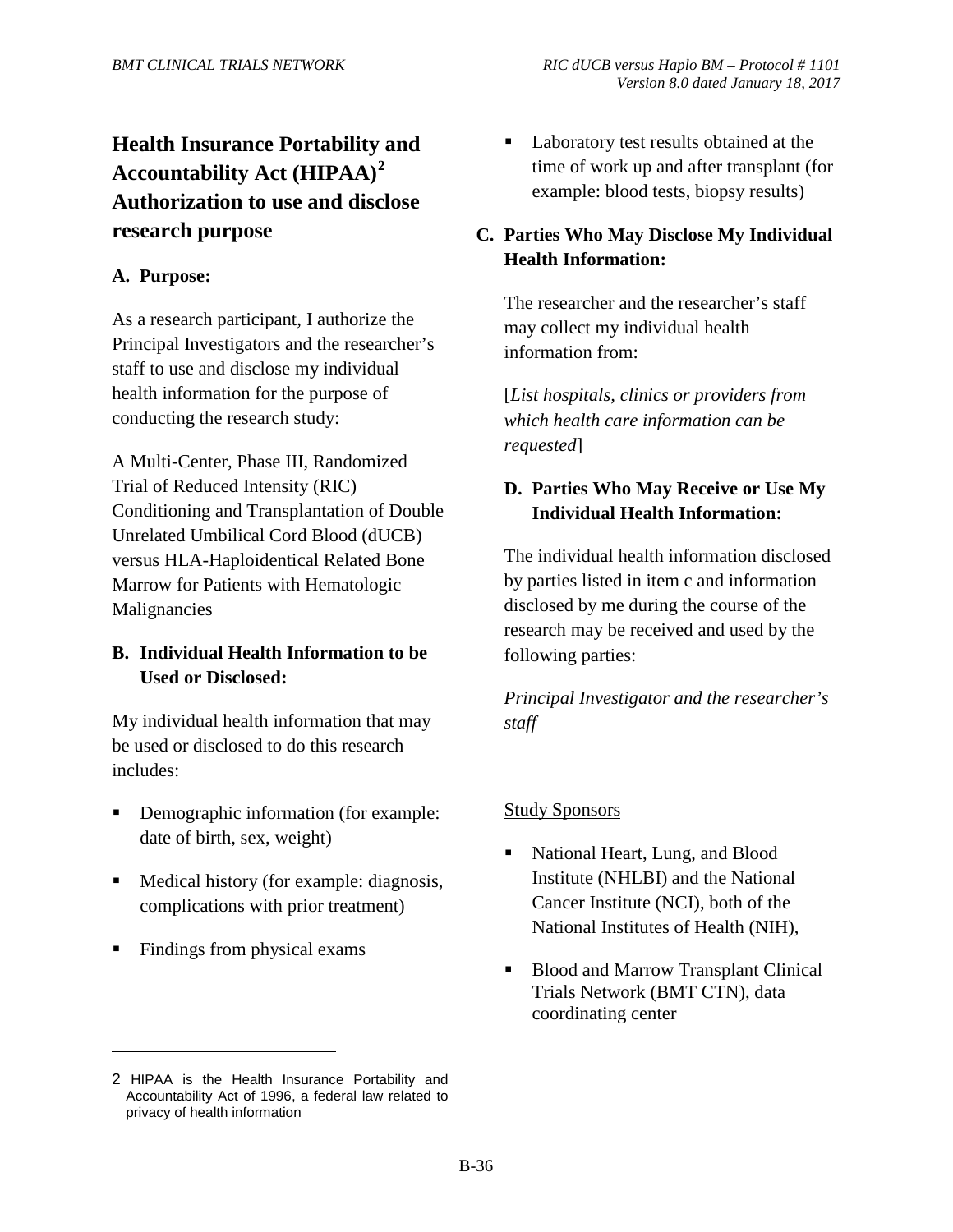## Health Insurance Portability and Accountability Act (HIPAA)[2] Authorization to use and disclose research purpose

### A. Purpose:

As a research participant, I authorize the Principal Investigators and the researcher's staff to use and disclose my individual health information for the purpose of conducting the research study:

A Multi-Center, Phase III, Randomized Trial of Reduced Intensity (RIC) Conditioning and Transplantation of Double Unrelated Umbilical Cord Blood (dUCB) versus HLA-Haploidentical Related Bone Marrow for Patients with Hematologic Malignancies

### B. Individual Health Information to be Used or Disclosed:

My individual health information that may be used or disclosed to do this research includes:

- Demographic information (for example: date of birth, sex, weight)
- Medical history (for example: diagnosis, complications with prior treatment)
- Findings from physical exams
- Laboratory test results obtained at the time of work up and after transplant (for example: blood tests, biopsy results)

### C. Parties Who May Disclose My Individual Health Information:

The researcher and the researcher's staff may collect my individual health information from:

[*List hospitals, clinics or providers from which health care information can be requested*]

### D. Parties Who May Receive or Use My Individual Health Information:

The individual health information disclosed by parties listed in item c and information disclosed by me during the course of the research may be received and used by the following parties:

*Principal Investigator and the researcher's staff*

<u>Study Sponsors</u>

- National Heart, Lung, and Blood Institute (NHLBI) and the National Cancer Institute (NCI), both of the National Institutes of Health (NIH),
- Blood and Marrow Transplant Clinical Trials Network (BMT CTN), data coordinating center

---

2 HIPAA is the Health Insurance Portability and Accountability Act of 1996, a federal law related to privacy of health information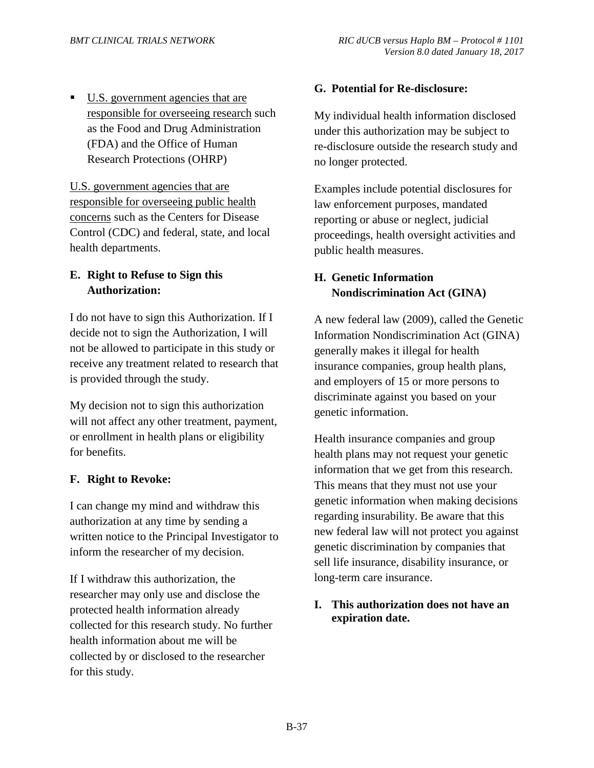- U.S. government agencies that are responsible for overseeing research such as the Food and Drug Administration (FDA) and the Office of Human Research Protections (OHRP)

U.S. government agencies that are responsible for overseeing public health concerns such as the Centers for Disease Control (CDC) and federal, state, and local health departments.

**E. Right to Refuse to Sign this Authorization:**

I do not have to sign this Authorization. If I decide not to sign the Authorization, I will not be allowed to participate in this study or receive any treatment related to research that is provided through the study.

My decision not to sign this authorization will not affect any other treatment, payment, or enrollment in health plans or eligibility for benefits.

**F. Right to Revoke:**

I can change my mind and withdraw this authorization at any time by sending a written notice to the Principal Investigator to inform the researcher of my decision.

If I withdraw this authorization, the researcher may only use and disclose the protected health information already collected for this research study. No further health information about me will be collected by or disclosed to the researcher for this study.

**G. Potential for Re-disclosure:**

My individual health information disclosed under this authorization may be subject to re-disclosure outside the research study and no longer protected.

Examples include potential disclosures for law enforcement purposes, mandated reporting or abuse or neglect, judicial proceedings, health oversight activities and public health measures.

**H. Genetic Information Nondiscrimination Act (GINA)**

A new federal law (2009), called the Genetic Information Nondiscrimination Act (GINA) generally makes it illegal for health insurance companies, group health plans, and employers of 15 or more persons to discriminate against you based on your genetic information.

Health insurance companies and group health plans may not request your genetic information that we get from this research. This means that they must not use your genetic information when making decisions regarding insurability. Be aware that this new federal law will not protect you against genetic discrimination by companies that sell life insurance, disability insurance, or long-term care insurance.

**I. This authorization does not have an expiration date.**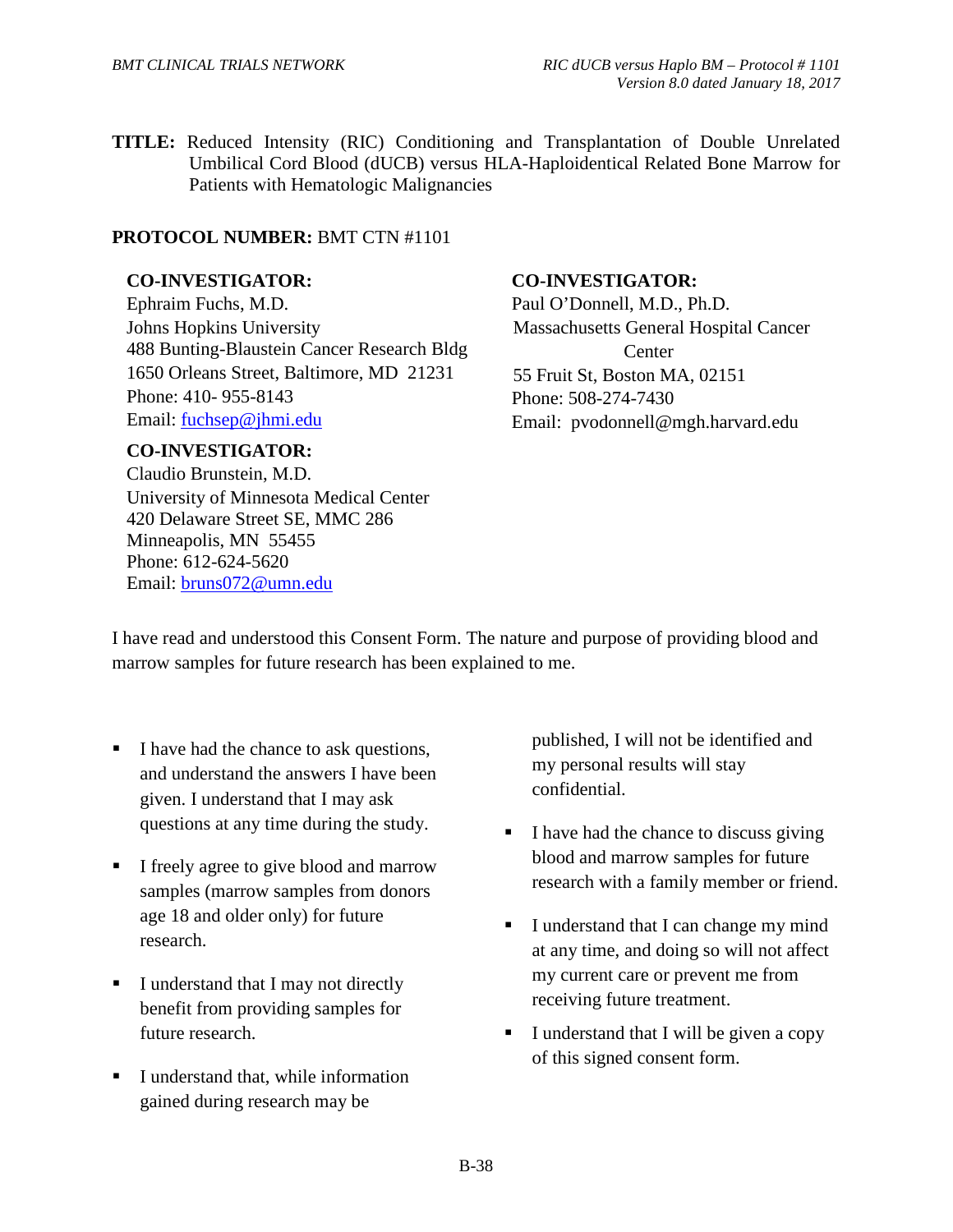**TITLE:** Reduced Intensity (RIC) Conditioning and Transplantation of Double Unrelated Umbilical Cord Blood (dUCB) versus HLA-Haploidentical Related Bone Marrow for Patients with Hematologic Malignancies

**PROTOCOL NUMBER:** BMT CTN #1101

**CO-INVESTIGATOR:**
Ephraim Fuchs, M.D.
Johns Hopkins University
488 Bunting-Blaustein Cancer Research Bldg
1650 Orleans Street, Baltimore, MD 21231
Phone: 410- 955-8143
Email: fuchsep@jhmi.edu

**CO-INVESTIGATOR:**
Paul O'Donnell, M.D., Ph.D.
Massachusetts General Hospital Cancer Center
55 Fruit St, Boston MA, 02151
Phone: 508-274-7430
Email: pvodonnell@mgh.harvard.edu

**CO-INVESTIGATOR:**
Claudio Brunstein, M.D.
University of Minnesota Medical Center
420 Delaware Street SE, MMC 286
Minneapolis, MN 55455
Phone: 612-624-5620
Email: bruns072@umn.edu

I have read and understood this Consent Form. The nature and purpose of providing blood and marrow samples for future research has been explained to me.

- I have had the chance to ask questions, and understand the answers I have been given. I understand that I may ask questions at any time during the study.
- I freely agree to give blood and marrow samples (marrow samples from donors age 18 and older only) for future research.
- I understand that I may not directly benefit from providing samples for future research.
- I understand that, while information gained during research may be published, I will not be identified and my personal results will stay confidential.
- I have had the chance to discuss giving blood and marrow samples for future research with a family member or friend.
- I understand that I can change my mind at any time, and doing so will not affect my current care or prevent me from receiving future treatment.
- I understand that I will be given a copy of this signed consent form.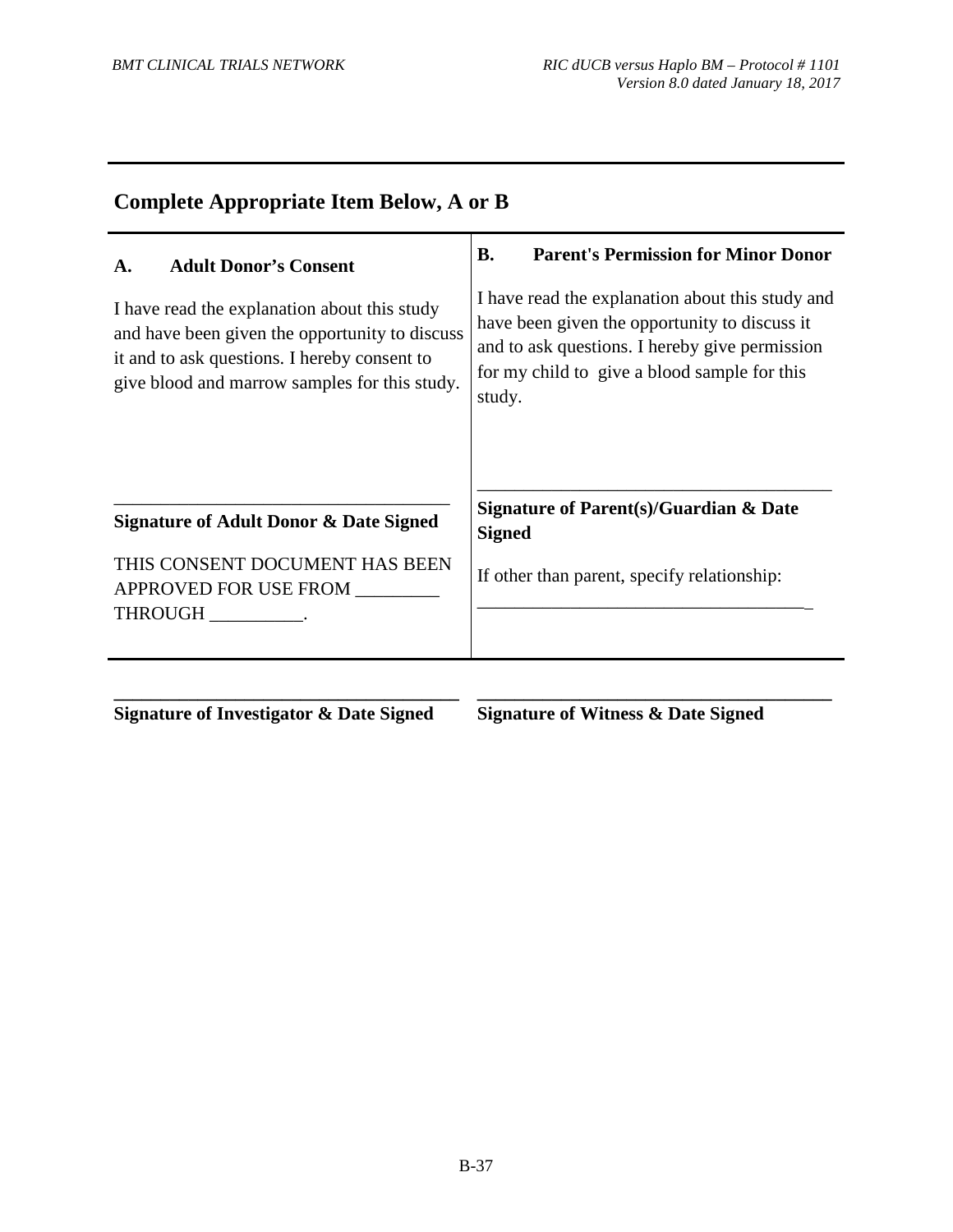## Complete Appropriate Item Below, A or B

| **A. Adult Donor's Consent** | **B. Parent's Permission for Minor Donor** |
|---|---|
| I have read the explanation about this study and have been given the opportunity to discuss it and to ask questions. I hereby consent to give blood and marrow samples for this study. | I have read the explanation about this study and have been given the opportunity to discuss it and to ask questions. I hereby give permission for my child to give a blood sample for this study. |
| ___________________________________ **Signature of Adult Donor & Date Signed** | ___________________________________ **Signature of Parent(s)/Guardian & Date Signed** |
| THIS CONSENT DOCUMENT HAS BEEN APPROVED FOR USE FROM _________ THROUGH __________. | If other than parent, specify relationship: ___________________________________ |

___________________________________
**Signature of Investigator & Date Signed**

___________________________________
**Signature of Witness & Date Signed**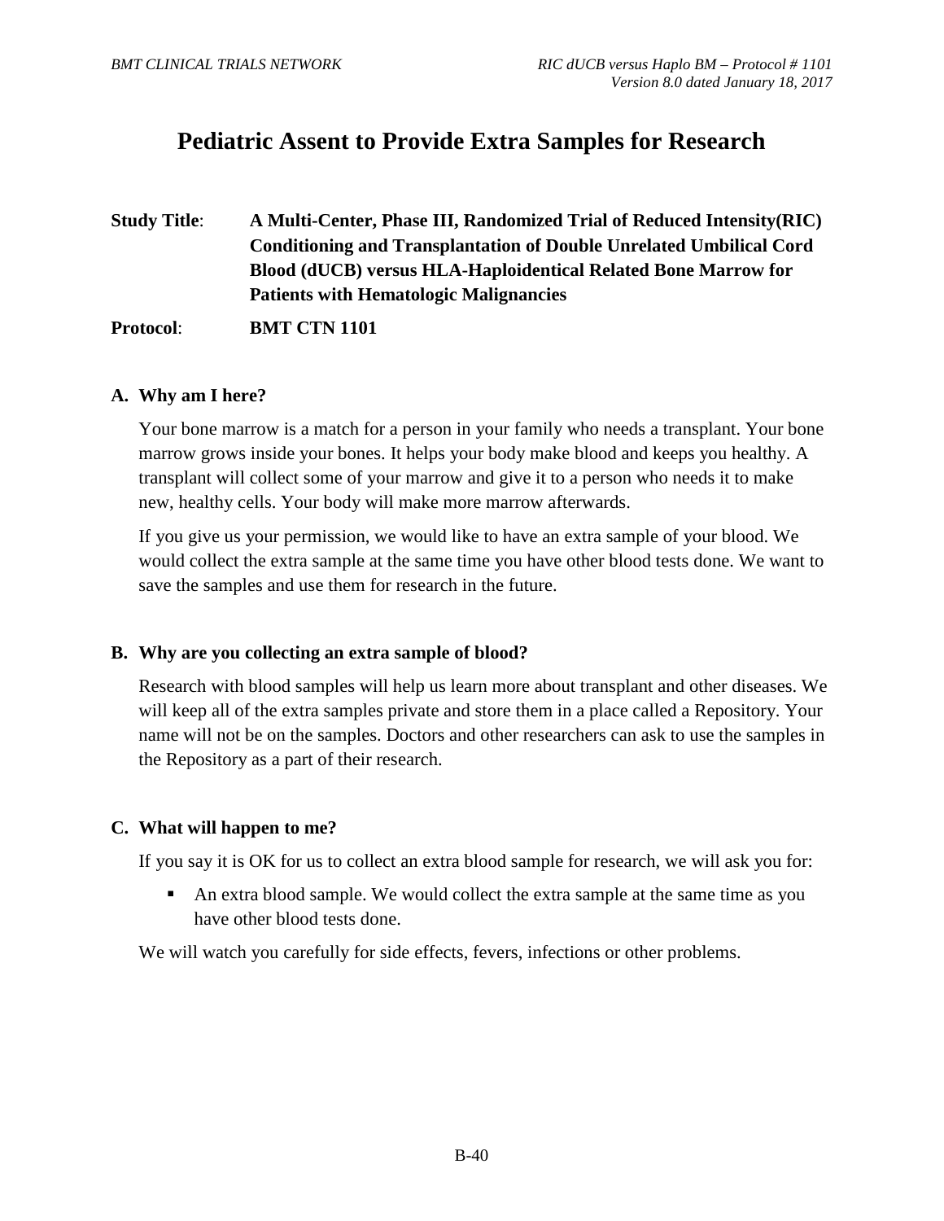# Pediatric Assent to Provide Extra Samples for Research

**Study Title**: **A Multi-Center, Phase III, Randomized Trial of Reduced Intensity(RIC) Conditioning and Transplantation of Double Unrelated Umbilical Cord Blood (dUCB) versus HLA-Haploidentical Related Bone Marrow for Patients with Hematologic Malignancies**

**Protocol**: **BMT CTN 1101**

### A. Why am I here?

Your bone marrow is a match for a person in your family who needs a transplant. Your bone marrow grows inside your bones. It helps your body make blood and keeps you healthy. A transplant will collect some of your marrow and give it to a person who needs it to make new, healthy cells. Your body will make more marrow afterwards.

If you give us your permission, we would like to have an extra sample of your blood. We would collect the extra sample at the same time you have other blood tests done. We want to save the samples and use them for research in the future.

### B. Why are you collecting an extra sample of blood?

Research with blood samples will help us learn more about transplant and other diseases. We will keep all of the extra samples private and store them in a place called a Repository. Your name will not be on the samples. Doctors and other researchers can ask to use the samples in the Repository as a part of their research.

### C. What will happen to me?

If you say it is OK for us to collect an extra blood sample for research, we will ask you for:

- An extra blood sample. We would collect the extra sample at the same time as you have other blood tests done.

We will watch you carefully for side effects, fevers, infections or other problems.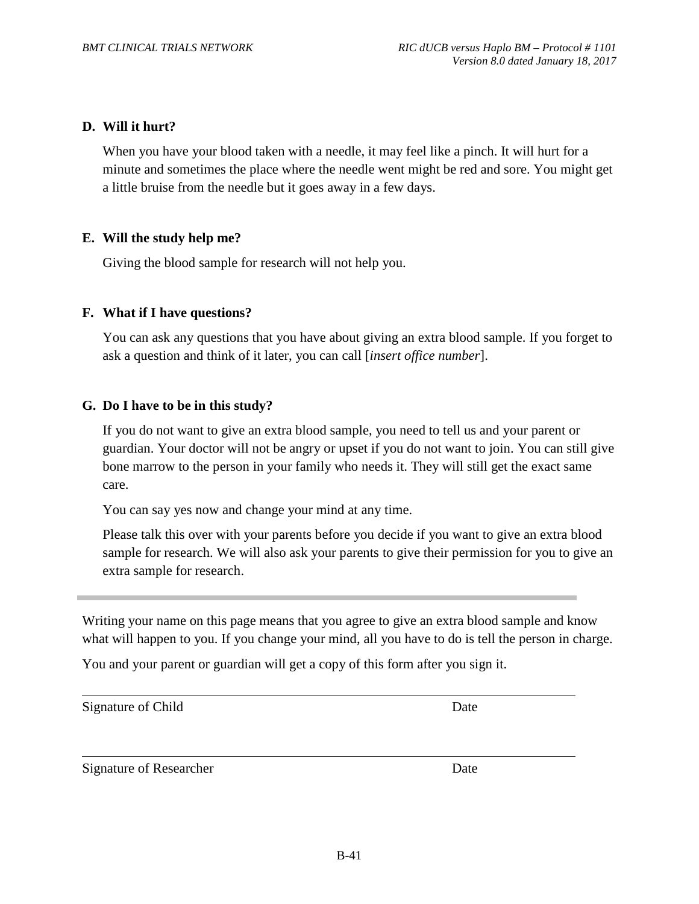**D. Will it hurt?**

When you have your blood taken with a needle, it may feel like a pinch. It will hurt for a minute and sometimes the place where the needle went might be red and sore. You might get a little bruise from the needle but it goes away in a few days.

**E. Will the study help me?**

Giving the blood sample for research will not help you.

**F. What if I have questions?**

You can ask any questions that you have about giving an extra blood sample. If you forget to ask a question and think of it later, you can call [*insert office number*].

**G. Do I have to be in this study?**

If you do not want to give an extra blood sample, you need to tell us and your parent or guardian. Your doctor will not be angry or upset if you do not want to join. You can still give bone marrow to the person in your family who needs it. They will still get the exact same care.

You can say yes now and change your mind at any time.

Please talk this over with your parents before you decide if you want to give an extra blood sample for research. We will also ask your parents to give their permission for you to give an extra sample for research.

---

Writing your name on this page means that you agree to give an extra blood sample and know what will happen to you. If you change your mind, all you have to do is tell the person in charge.

You and your parent or guardian will get a copy of this form after you sign it.

\_\_\_\_\_\_\_\_\_\_\_\_\_\_\_\_\_\_\_\_\_\_\_\_\_\_\_\_\_\_\_\_\_\_\_\_\_\_\_\_\_\_\_\_\_\_\_\_\_\_\_\_\_\_\_\_

Signature of Child                                                        Date

\_\_\_\_\_\_\_\_\_\_\_\_\_\_\_\_\_\_\_\_\_\_\_\_\_\_\_\_\_\_\_\_\_\_\_\_\_\_\_\_\_\_\_\_\_\_\_\_\_\_\_\_\_\_\_\_

Signature of Researcher                                                   Date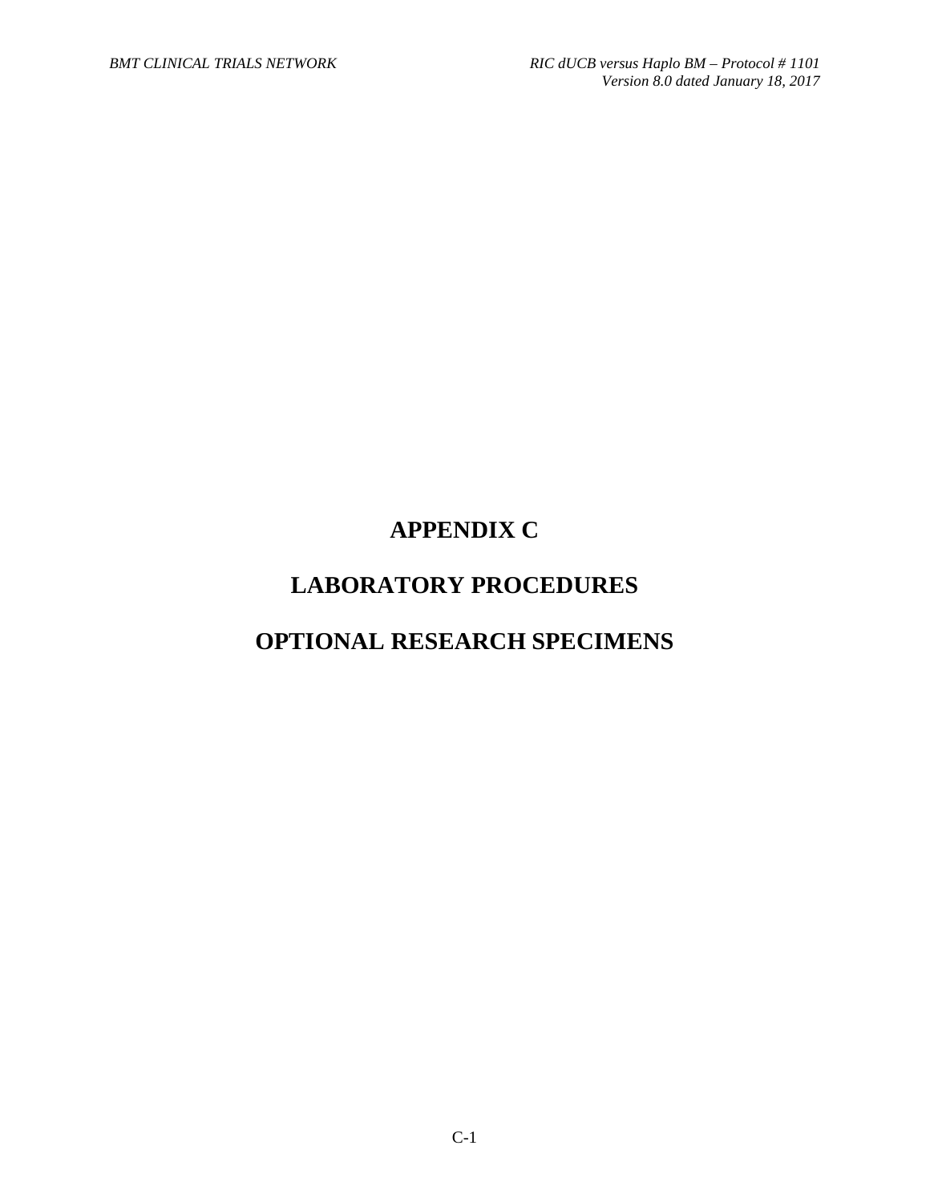# APPENDIX C

# LABORATORY PROCEDURES

# OPTIONAL RESEARCH SPECIMENS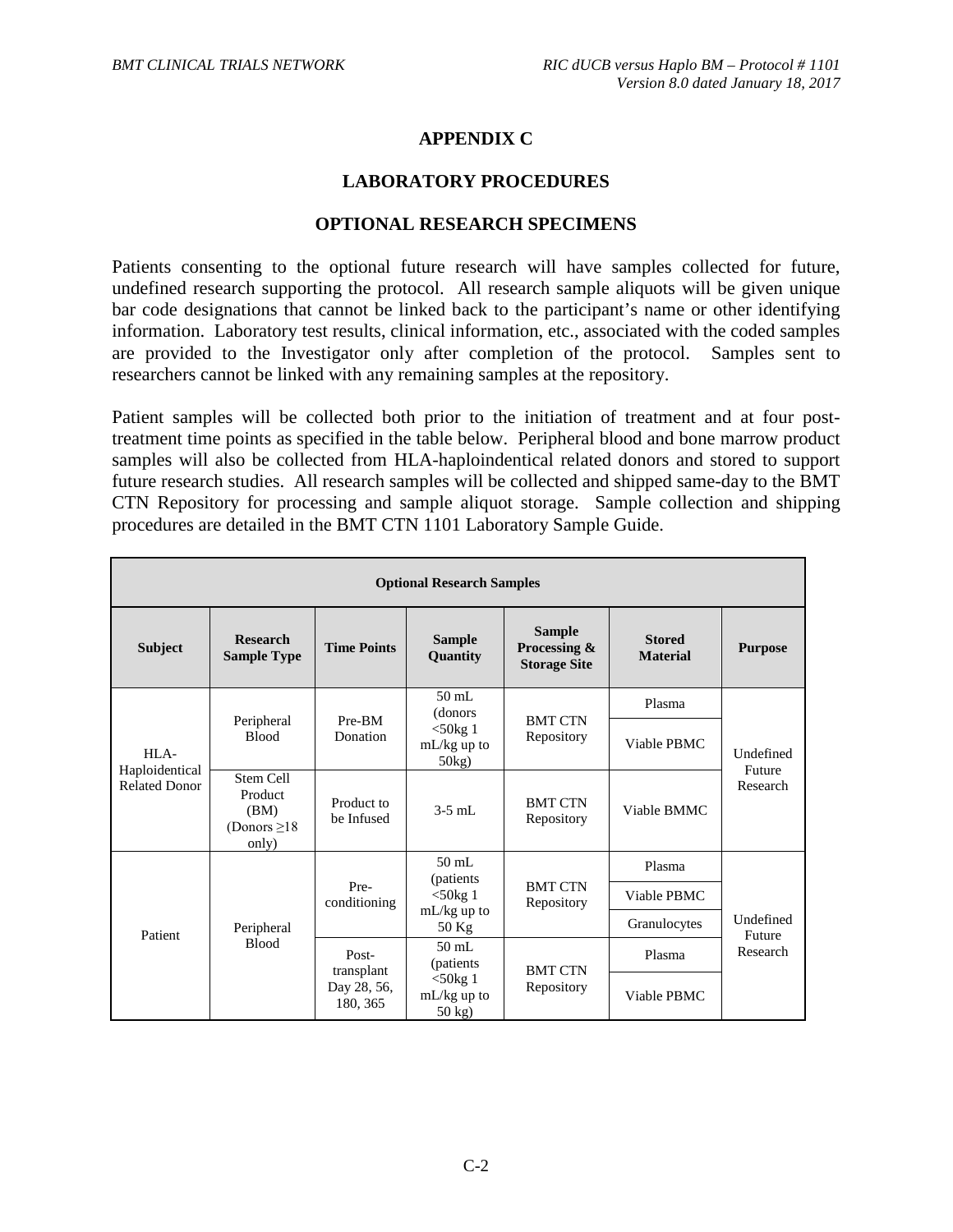# APPENDIX C

## LABORATORY PROCEDURES

## OPTIONAL RESEARCH SPECIMENS

Patients consenting to the optional future research will have samples collected for future, undefined research supporting the protocol. All research sample aliquots will be given unique bar code designations that cannot be linked back to the participant's name or other identifying information. Laboratory test results, clinical information, etc., associated with the coded samples are provided to the Investigator only after completion of the protocol. Samples sent to researchers cannot be linked with any remaining samples at the repository.

Patient samples will be collected both prior to the initiation of treatment and at four post-treatment time points as specified in the table below. Peripheral blood and bone marrow product samples will also be collected from HLA-haploindentical related donors and stored to support future research studies. All research samples will be collected and shipped same-day to the BMT CTN Repository for processing and sample aliquot storage. Sample collection and shipping procedures are detailed in the BMT CTN 1101 Laboratory Sample Guide.

| Optional Research Samples | | | | | | |
|---|---|---|---|---|---|---|
| **Subject** | **Research Sample Type** | **Time Points** | **Sample Quantity** | **Sample Processing & Storage Site** | **Stored Material** | **Purpose** |
| HLA-Haploidentical Related Donor | Peripheral Blood | Pre-BM Donation | 50 mL (donors <50kg 1 mL/kg up to 50kg) | BMT CTN Repository | Plasma | Undefined Future Research |
| | | | | | Viable PBMC | |
| | Stem Cell Product (BM) (Donors ≥18 only) | Product to be Infused | 3-5 mL | BMT CTN Repository | Viable BMMC | |
| Patient | Peripheral Blood | Pre-conditioning | 50 mL (patients <50kg 1 mL/kg up to 50 Kg | BMT CTN Repository | Plasma | Undefined Future Research |
| | | | | | Viable PBMC | |
| | | | | | Granulocytes | |
| | | Post-transplant Day 28, 56, 180, 365 | 50 mL (patients <50kg 1 mL/kg up to 50 kg) | BMT CTN Repository | Plasma | |
| | | | | | Viable PBMC | |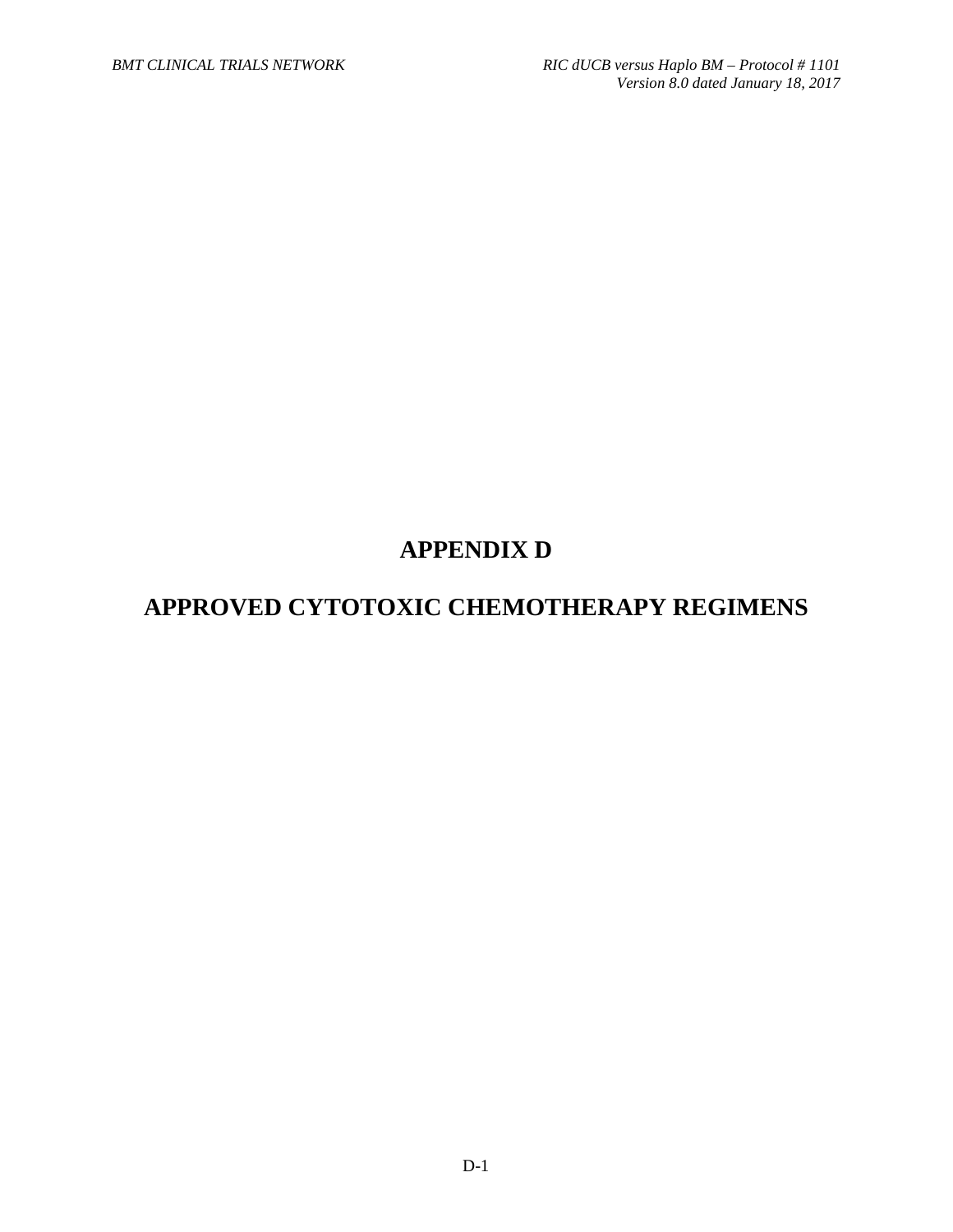# APPENDIX D

# APPROVED CYTOTOXIC CHEMOTHERAPY REGIMENS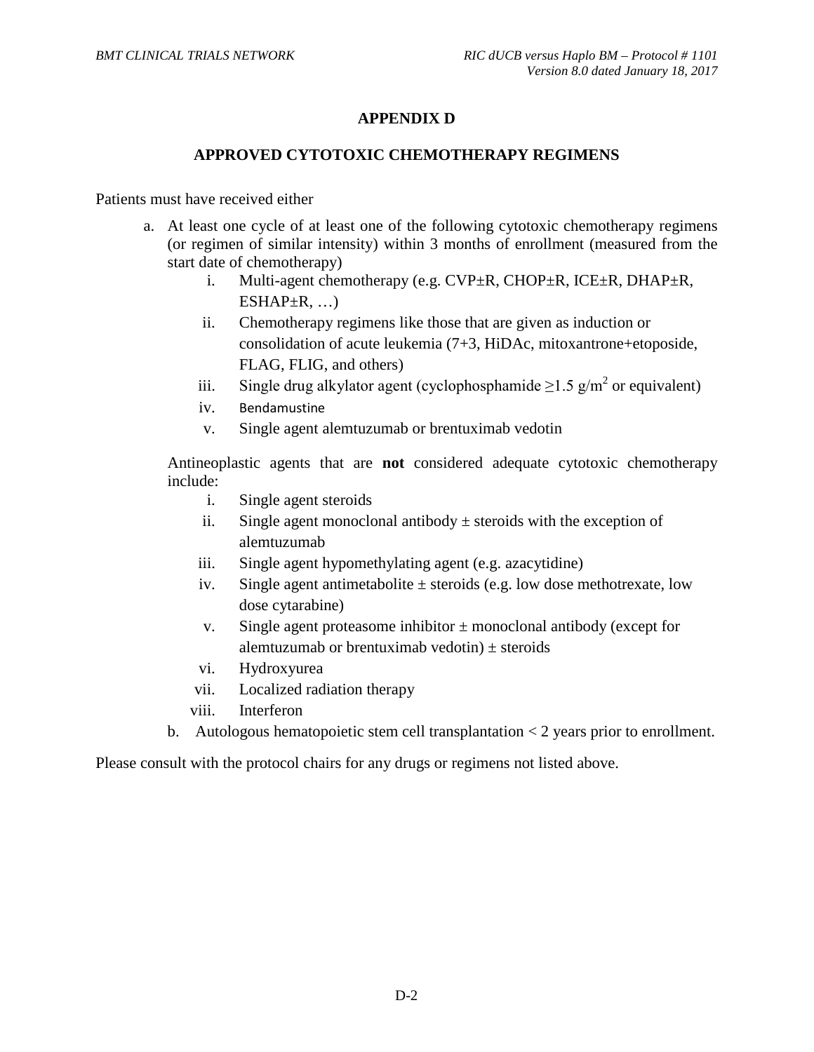# APPENDIX D

## APPROVED CYTOTOXIC CHEMOTHERAPY REGIMENS

Patients must have received either

a. At least one cycle of at least one of the following cytotoxic chemotherapy regimens (or regimen of similar intensity) within 3 months of enrollment (measured from the start date of chemotherapy)
   i. Multi-agent chemotherapy (e.g. CVP±R, CHOP±R, ICE±R, DHAP±R, ESHAP±R, …)
   ii. Chemotherapy regimens like those that are given as induction or consolidation of acute leukemia (7+3, HiDAc, mitoxantrone+etoposide, FLAG, FLIG, and others)
   iii. Single drug alkylator agent (cyclophosphamide ≥1.5 g/m$^2$ or equivalent)
   iv. Bendamustine
   v. Single agent alemtuzumab or brentuximab vedotin

   Antineoplastic agents that are **not** considered adequate cytotoxic chemotherapy include:
   i. Single agent steroids
   ii. Single agent monoclonal antibody ± steroids with the exception of alemtuzumab
   iii. Single agent hypomethylating agent (e.g. azacytidine)
   iv. Single agent antimetabolite ± steroids (e.g. low dose methotrexate, low dose cytarabine)
   v. Single agent proteasome inhibitor ± monoclonal antibody (except for alemtuzumab or brentuximab vedotin) ± steroids
   vi. Hydroxyurea
   vii. Localized radiation therapy
   viii. Interferon

b. Autologous hematopoietic stem cell transplantation < 2 years prior to enrollment.

Please consult with the protocol chairs for any drugs or regimens not listed above.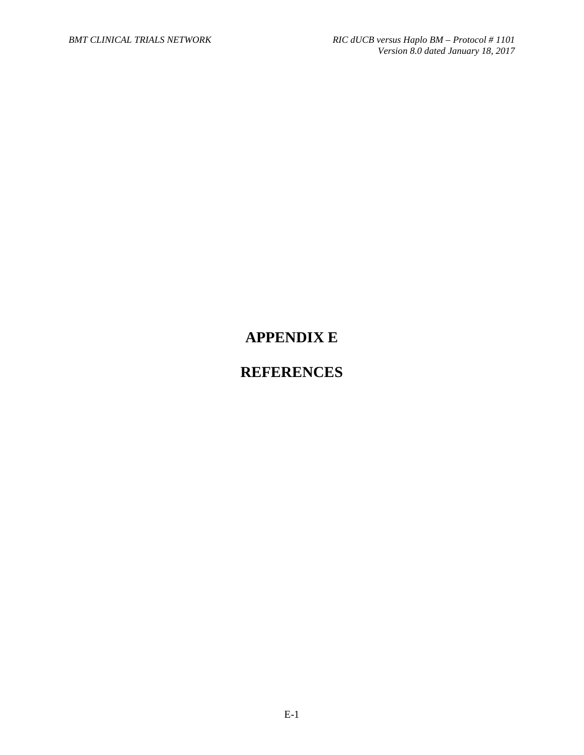# APPENDIX E

# REFERENCES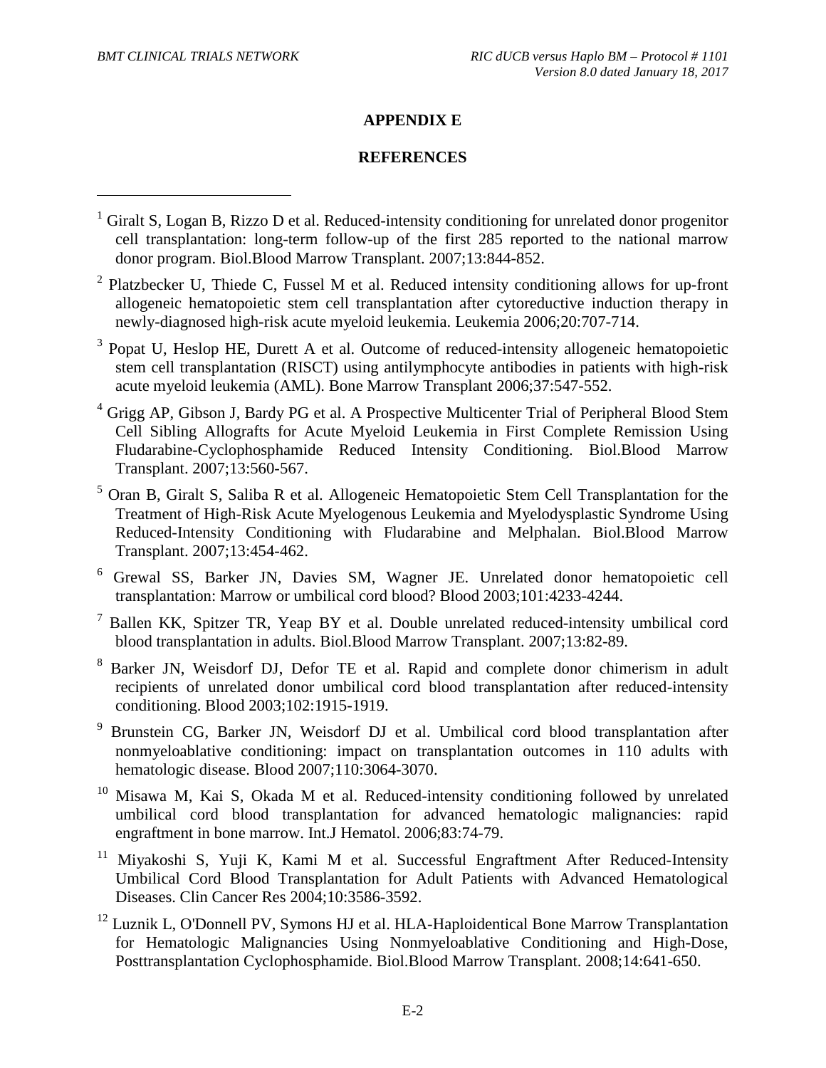## APPENDIX E

## REFERENCES

[1] Giralt S, Logan B, Rizzo D et al. Reduced-intensity conditioning for unrelated donor progenitor cell transplantation: long-term follow-up of the first 285 reported to the national marrow donor program. Biol.Blood Marrow Transplant. 2007;13:844-852.

[2] Platzbecker U, Thiede C, Fussel M et al. Reduced intensity conditioning allows for up-front allogeneic hematopoietic stem cell transplantation after cytoreductive induction therapy in newly-diagnosed high-risk acute myeloid leukemia. Leukemia 2006;20:707-714.

[3] Popat U, Heslop HE, Durett A et al. Outcome of reduced-intensity allogeneic hematopoietic stem cell transplantation (RISCT) using antilymphocyte antibodies in patients with high-risk acute myeloid leukemia (AML). Bone Marrow Transplant 2006;37:547-552.

[4] Grigg AP, Gibson J, Bardy PG et al. A Prospective Multicenter Trial of Peripheral Blood Stem Cell Sibling Allografts for Acute Myeloid Leukemia in First Complete Remission Using Fludarabine-Cyclophosphamide Reduced Intensity Conditioning. Biol.Blood Marrow Transplant. 2007;13:560-567.

[5] Oran B, Giralt S, Saliba R et al. Allogeneic Hematopoietic Stem Cell Transplantation for the Treatment of High-Risk Acute Myelogenous Leukemia and Myelodysplastic Syndrome Using Reduced-Intensity Conditioning with Fludarabine and Melphalan. Biol.Blood Marrow Transplant. 2007;13:454-462.

[6] Grewal SS, Barker JN, Davies SM, Wagner JE. Unrelated donor hematopoietic cell transplantation: Marrow or umbilical cord blood? Blood 2003;101:4233-4244.

[7] Ballen KK, Spitzer TR, Yeap BY et al. Double unrelated reduced-intensity umbilical cord blood transplantation in adults. Biol.Blood Marrow Transplant. 2007;13:82-89.

[8] Barker JN, Weisdorf DJ, Defor TE et al. Rapid and complete donor chimerism in adult recipients of unrelated donor umbilical cord blood transplantation after reduced-intensity conditioning. Blood 2003;102:1915-1919.

[9] Brunstein CG, Barker JN, Weisdorf DJ et al. Umbilical cord blood transplantation after nonmyeloablative conditioning: impact on transplantation outcomes in 110 adults with hematologic disease. Blood 2007;110:3064-3070.

[10] Misawa M, Kai S, Okada M et al. Reduced-intensity conditioning followed by unrelated umbilical cord blood transplantation for advanced hematologic malignancies: rapid engraftment in bone marrow. Int.J Hematol. 2006;83:74-79.

[11] Miyakoshi S, Yuji K, Kami M et al. Successful Engraftment After Reduced-Intensity Umbilical Cord Blood Transplantation for Adult Patients with Advanced Hematological Diseases. Clin Cancer Res 2004;10:3586-3592.

[12] Luznik L, O'Donnell PV, Symons HJ et al. HLA-Haploidentical Bone Marrow Transplantation for Hematologic Malignancies Using Nonmyeloablative Conditioning and High-Dose, Posttransplantation Cyclophosphamide. Biol.Blood Marrow Transplant. 2008;14:641-650.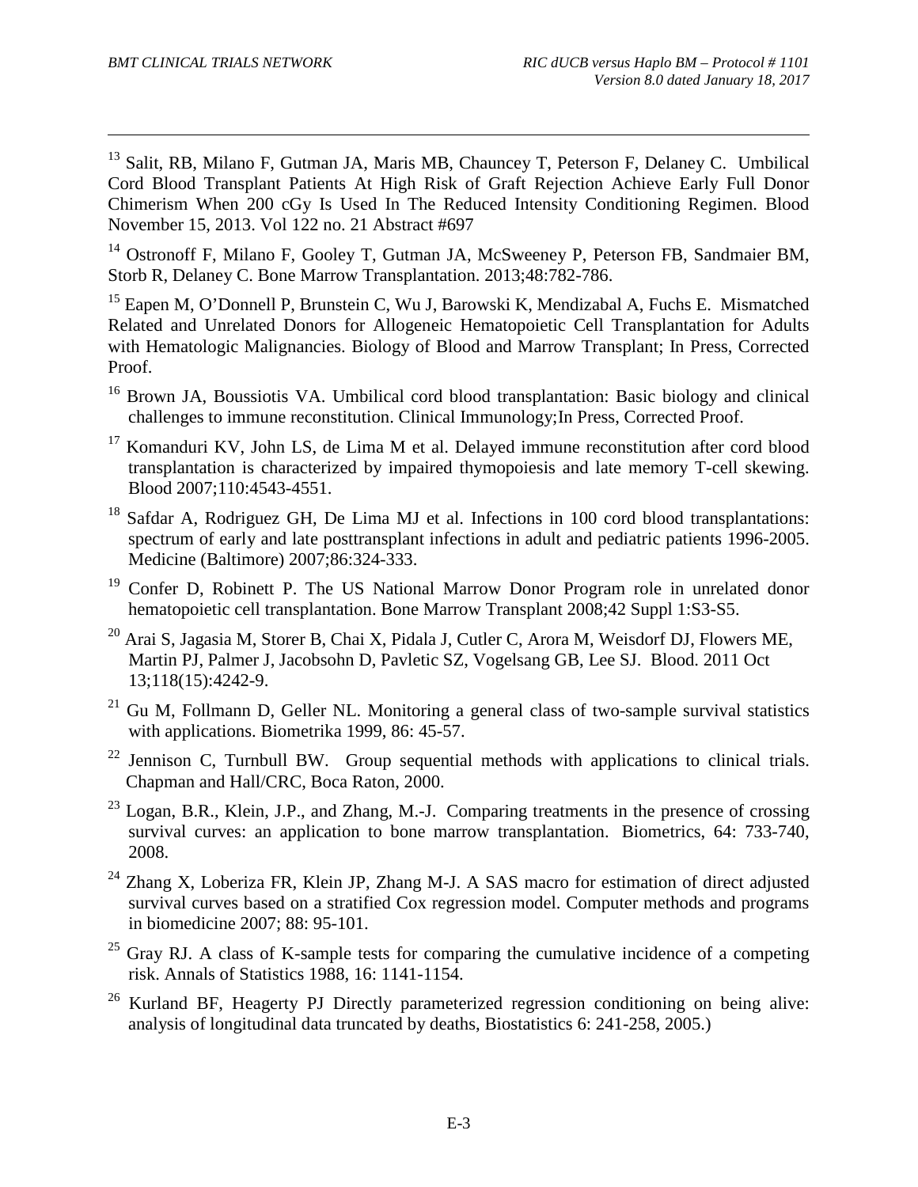[13] Salit, RB, Milano F, Gutman JA, Maris MB, Chauncey T, Peterson F, Delaney C. Umbilical Cord Blood Transplant Patients At High Risk of Graft Rejection Achieve Early Full Donor Chimerism When 200 cGy Is Used In The Reduced Intensity Conditioning Regimen. Blood November 15, 2013. Vol 122 no. 21 Abstract #697

[14] Ostronoff F, Milano F, Gooley T, Gutman JA, McSweeney P, Peterson FB, Sandmaier BM, Storb R, Delaney C. Bone Marrow Transplantation. 2013;48:782-786.

[15] Eapen M, O'Donnell P, Brunstein C, Wu J, Barowski K, Mendizabal A, Fuchs E. Mismatched Related and Unrelated Donors for Allogeneic Hematopoietic Cell Transplantation for Adults with Hematologic Malignancies. Biology of Blood and Marrow Transplant; In Press, Corrected Proof.

[16] Brown JA, Boussiotis VA. Umbilical cord blood transplantation: Basic biology and clinical challenges to immune reconstitution. Clinical Immunology;In Press, Corrected Proof.

[17] Komanduri KV, John LS, de Lima M et al. Delayed immune reconstitution after cord blood transplantation is characterized by impaired thymopoiesis and late memory T-cell skewing. Blood 2007;110:4543-4551.

[18] Safdar A, Rodriguez GH, De Lima MJ et al. Infections in 100 cord blood transplantations: spectrum of early and late posttransplant infections in adult and pediatric patients 1996-2005. Medicine (Baltimore) 2007;86:324-333.

[19] Confer D, Robinett P. The US National Marrow Donor Program role in unrelated donor hematopoietic cell transplantation. Bone Marrow Transplant 2008;42 Suppl 1:S3-S5.

[20] Arai S, Jagasia M, Storer B, Chai X, Pidala J, Cutler C, Arora M, Weisdorf DJ, Flowers ME, Martin PJ, Palmer J, Jacobsohn D, Pavletic SZ, Vogelsang GB, Lee SJ. Blood. 2011 Oct 13;118(15):4242-9.

[21] Gu M, Follmann D, Geller NL. Monitoring a general class of two-sample survival statistics with applications. Biometrika 1999, 86: 45-57.

[22] Jennison C, Turnbull BW. Group sequential methods with applications to clinical trials. Chapman and Hall/CRC, Boca Raton, 2000.

[23] Logan, B.R., Klein, J.P., and Zhang, M.-J. Comparing treatments in the presence of crossing survival curves: an application to bone marrow transplantation. Biometrics, 64: 733-740, 2008.

[24] Zhang X, Loberiza FR, Klein JP, Zhang M-J. A SAS macro for estimation of direct adjusted survival curves based on a stratified Cox regression model. Computer methods and programs in biomedicine 2007; 88: 95-101.

[25] Gray RJ. A class of K-sample tests for comparing the cumulative incidence of a competing risk. Annals of Statistics 1988, 16: 1141-1154.

[26] Kurland BF, Heagerty PJ Directly parameterized regression conditioning on being alive: analysis of longitudinal data truncated by deaths, Biostatistics 6: 241-258, 2005.)